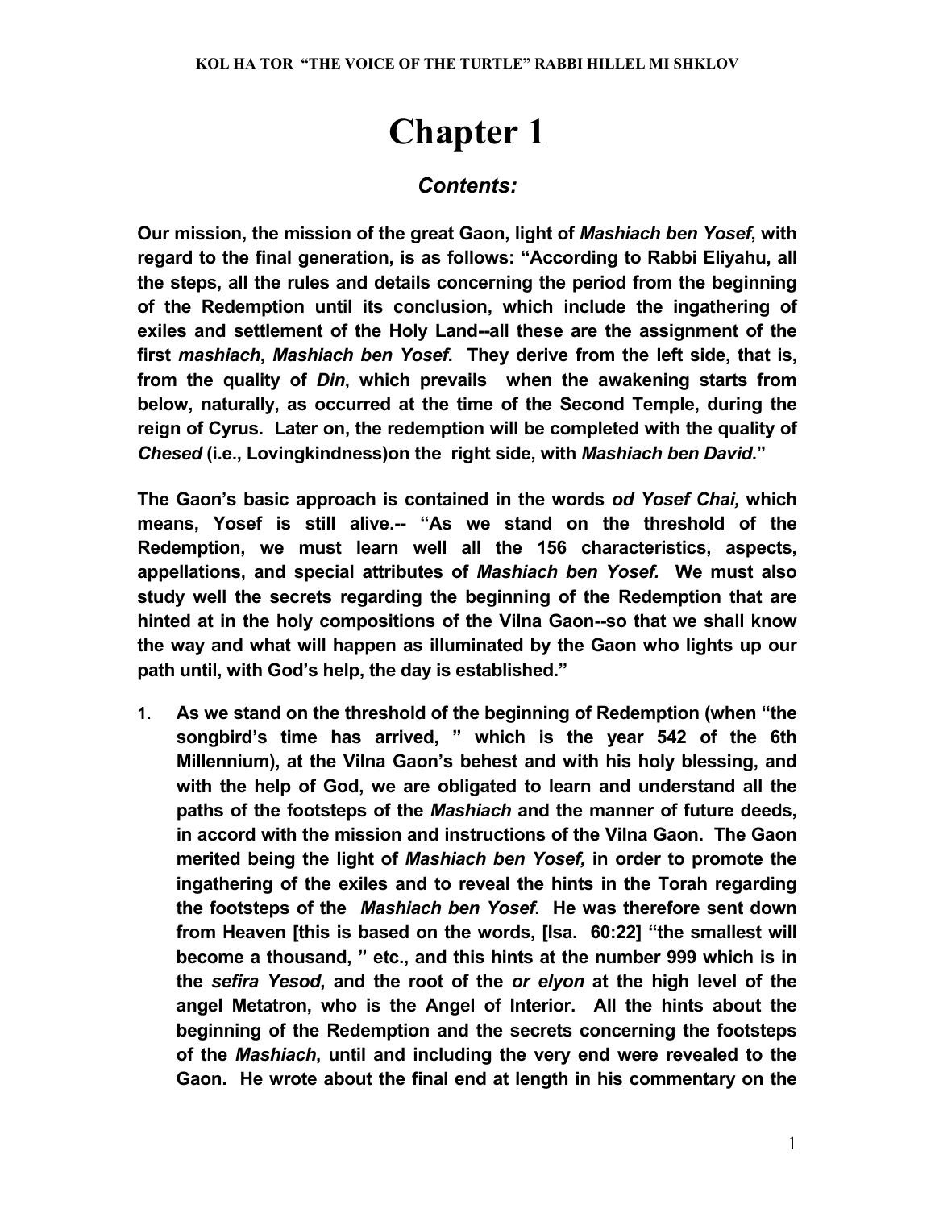# Chapter 1

## *Contents:*

**Our mission, the mission of the great Gaon, light of *Mashiach ben Yosef*, with regard to the final generation, is as follows: "According to Rabbi Eliyahu, all the steps, all the rules and details concerning the period from the beginning of the Redemption until its conclusion, which include the ingathering of exiles and settlement of the Holy Land--all these are the assignment of the first *mashiach*, *Mashiach ben Yosef*. They derive from the left side, that is, from the quality of *Din*, which prevails when the awakening starts from below, naturally, as occurred at the time of the Second Temple, during the reign of Cyrus. Later on, the redemption will be completed with the quality of *Chesed* (i.e., Lovingkindness)on the right side, with *Mashiach ben David*."**

**The Gaon's basic approach is contained in the words *od Yosef Chai,* which means, Yosef is still alive.-- "As we stand on the threshold of the Redemption, we must learn well all the 156 characteristics, aspects, appellations, and special attributes of *Mashiach ben Yosef.* We must also study well the secrets regarding the beginning of the Redemption that are hinted at in the holy compositions of the Vilna Gaon--so that we shall know the way and what will happen as illuminated by the Gaon who lights up our path until, with God's help, the day is established."**

1. **As we stand on the threshold of the beginning of Redemption (when "the songbird's time has arrived, " which is the year 542 of the 6th Millennium), at the Vilna Gaon's behest and with his holy blessing, and with the help of God, we are obligated to learn and understand all the paths of the footsteps of the *Mashiach* and the manner of future deeds, in accord with the mission and instructions of the Vilna Gaon. The Gaon merited being the light of *Mashiach ben Yosef,* in order to promote the ingathering of the exiles and to reveal the hints in the Torah regarding the footsteps of the *Mashiach ben Yosef*. He was therefore sent down from Heaven [this is based on the words, [Isa. 60:22] "the smallest will become a thousand, " etc., and this hints at the number 999 which is in the *sefira Yesod*, and the root of the *or elyon* at the high level of the angel Metatron, who is the Angel of Interior. All the hints about the beginning of the Redemption and the secrets concerning the footsteps of the *Mashiach*, until and including the very end were revealed to the Gaon. He wrote about the final end at length in his commentary on the**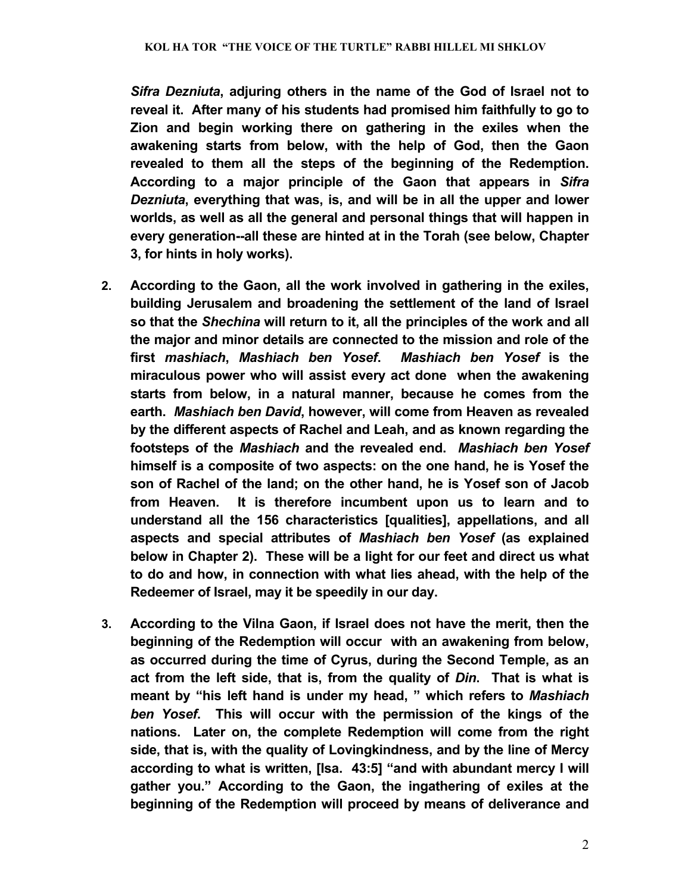***Sifra Dezniuta*, adjuring others in the name of the God of Israel not to reveal it. After many of his students had promised him faithfully to go to Zion and begin working there on gathering in the exiles when the awakening starts from below, with the help of God, then the Gaon revealed to them all the steps of the beginning of the Redemption. According to a major principle of the Gaon that appears in *Sifra Dezniuta*, everything that was, is, and will be in all the upper and lower worlds, as well as all the general and personal things that will happen in every generation--all these are hinted at in the Torah (see below, Chapter 3, for hints in holy works).**

2. **According to the Gaon, all the work involved in gathering in the exiles, building Jerusalem and broadening the settlement of the land of Israel so that the *Shechina* will return to it, all the principles of the work and all the major and minor details are connected to the mission and role of the first *mashiach*, *Mashiach ben Yosef*. *Mashiach ben Yosef* is the miraculous power who will assist every act done when the awakening starts from below, in a natural manner, because he comes from the earth. *Mashiach ben David*, however, will come from Heaven as revealed by the different aspects of Rachel and Leah, and as known regarding the footsteps of the *Mashiach* and the revealed end. *Mashiach ben Yosef* himself is a composite of two aspects: on the one hand, he is Yosef the son of Rachel of the land; on the other hand, he is Yosef son of Jacob from Heaven. It is therefore incumbent upon us to learn and to understand all the 156 characteristics [qualities], appellations, and all aspects and special attributes of *Mashiach ben Yosef* (as explained below in Chapter 2). These will be a light for our feet and direct us what to do and how, in connection with what lies ahead, with the help of the Redeemer of Israel, may it be speedily in our day.**

3. **According to the Vilna Gaon, if Israel does not have the merit, then the beginning of the Redemption will occur with an awakening from below, as occurred during the time of Cyrus, during the Second Temple, as an act from the left side, that is, from the quality of *Din*. That is what is meant by "his left hand is under my head, " which refers to *Mashiach ben Yosef*. This will occur with the permission of the kings of the nations. Later on, the complete Redemption will come from the right side, that is, with the quality of Lovingkindness, and by the line of Mercy according to what is written, [Isa. 43:5] "and with abundant mercy I will gather you." According to the Gaon, the ingathering of exiles at the beginning of the Redemption will proceed by means of deliverance and**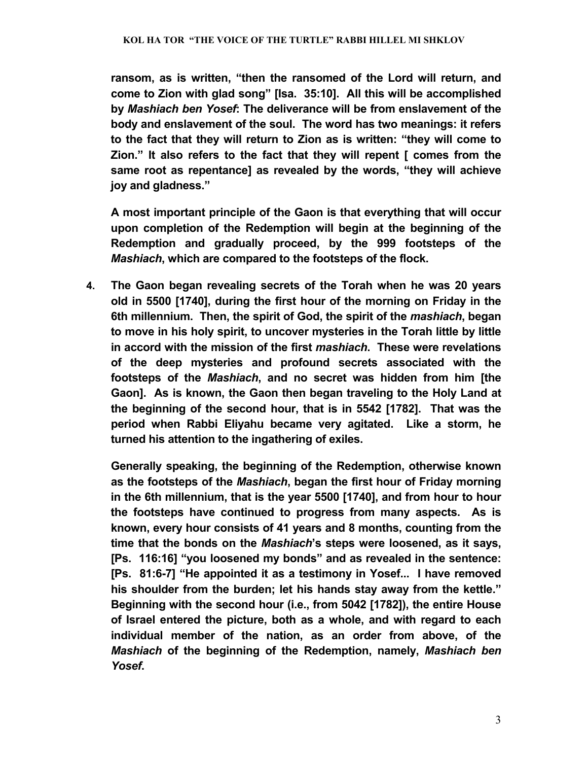**ransom, as is written, "then the ransomed of the Lord will return, and come to Zion with glad song" [Isa. 35:10]. All this will be accomplished by *Mashiach ben Yosef*: The deliverance will be from enslavement of the body and enslavement of the soul. The word has two meanings: it refers to the fact that they will return to Zion as is written: "they will come to Zion." It also refers to the fact that they will repent [ comes from the same root as repentance] as revealed by the words, "they will achieve joy and gladness."**

**A most important principle of the Gaon is that everything that will occur upon completion of the Redemption will begin at the beginning of the Redemption and gradually proceed, by the 999 footsteps of the *Mashiach*, which are compared to the footsteps of the flock.**

4. **The Gaon began revealing secrets of the Torah when he was 20 years old in 5500 [1740], during the first hour of the morning on Friday in the 6th millennium. Then, the spirit of God, the spirit of the *mashiach*, began to move in his holy spirit, to uncover mysteries in the Torah little by little in accord with the mission of the first *mashiach*. These were revelations of the deep mysteries and profound secrets associated with the footsteps of the *Mashiach*, and no secret was hidden from him [the Gaon]. As is known, the Gaon then began traveling to the Holy Land at the beginning of the second hour, that is in 5542 [1782]. That was the period when Rabbi Eliyahu became very agitated. Like a storm, he turned his attention to the ingathering of exiles.**

   **Generally speaking, the beginning of the Redemption, otherwise known as the footsteps of the *Mashiach*, began the first hour of Friday morning in the 6th millennium, that is the year 5500 [1740], and from hour to hour the footsteps have continued to progress from many aspects. As is known, every hour consists of 41 years and 8 months, counting from the time that the bonds on the *Mashiach*'s steps were loosened, as it says, [Ps. 116:16] "you loosened my bonds" and as revealed in the sentence: [Ps. 81:6-7] "He appointed it as a testimony in Yosef... I have removed his shoulder from the burden; let his hands stay away from the kettle." Beginning with the second hour (i.e., from 5042 [1782]), the entire House of Israel entered the picture, both as a whole, and with regard to each individual member of the nation, as an order from above, of the *Mashiach* of the beginning of the Redemption, namely, *Mashiach ben Yosef*.**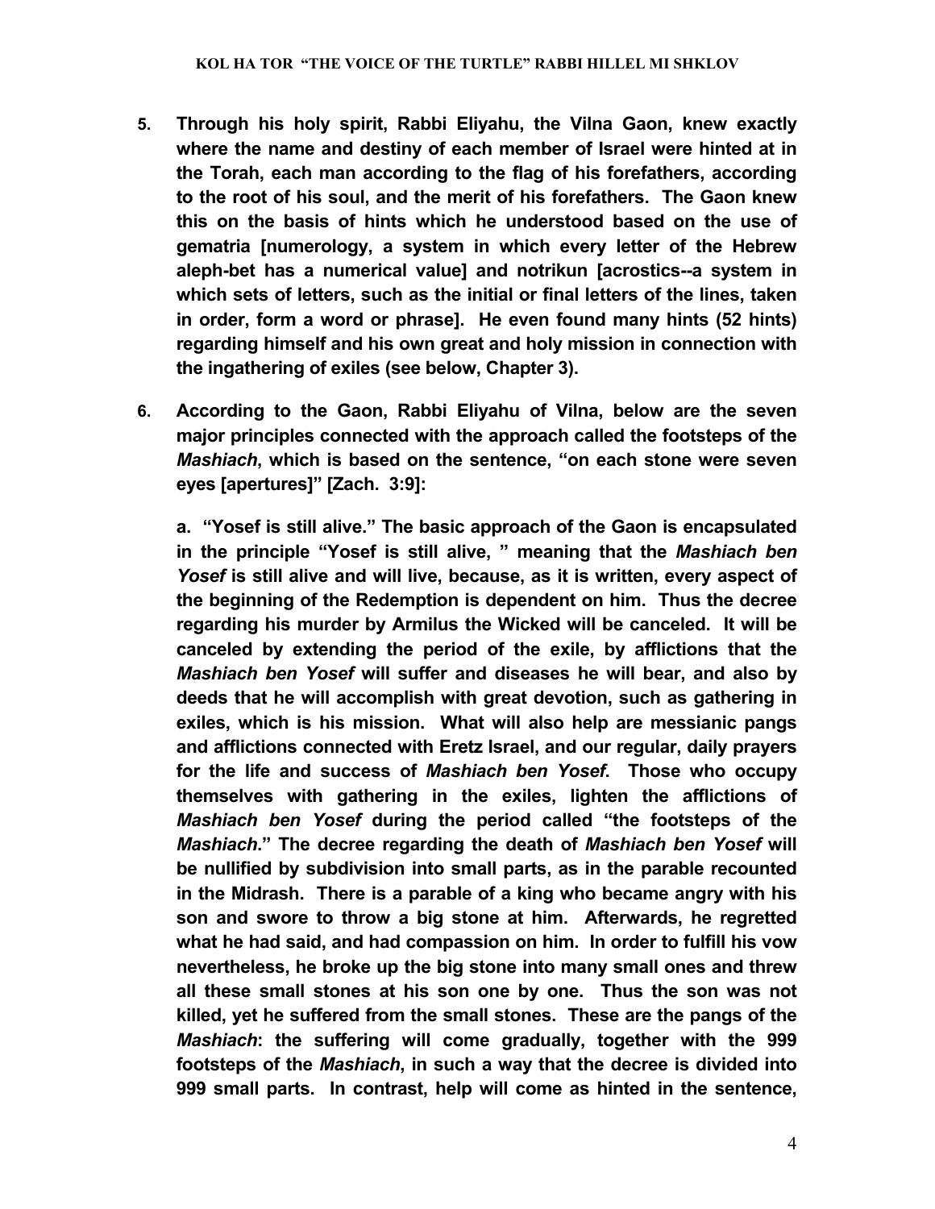**5. Through his holy spirit, Rabbi Eliyahu, the Vilna Gaon, knew exactly where the name and destiny of each member of Israel were hinted at in the Torah, each man according to the flag of his forefathers, according to the root of his soul, and the merit of his forefathers. The Gaon knew this on the basis of hints which he understood based on the use of gematria [numerology, a system in which every letter of the Hebrew aleph-bet has a numerical value] and notrikun [acrostics--a system in which sets of letters, such as the initial or final letters of the lines, taken in order, form a word or phrase]. He even found many hints (52 hints) regarding himself and his own great and holy mission in connection with the ingathering of exiles (see below, Chapter 3).**

**6. According to the Gaon, Rabbi Eliyahu of Vilna, below are the seven major principles connected with the approach called the footsteps of the *Mashiach*, which is based on the sentence, "on each stone were seven eyes [apertures]" [Zach. 3:9]:**

**a. "Yosef is still alive." The basic approach of the Gaon is encapsulated in the principle "Yosef is still alive, " meaning that the *Mashiach ben Yosef* is still alive and will live, because, as it is written, every aspect of the beginning of the Redemption is dependent on him. Thus the decree regarding his murder by Armilus the Wicked will be canceled. It will be canceled by extending the period of the exile, by afflictions that the *Mashiach ben Yosef* will suffer and diseases he will bear, and also by deeds that he will accomplish with great devotion, such as gathering in exiles, which is his mission. What will also help are messianic pangs and afflictions connected with Eretz Israel, and our regular, daily prayers for the life and success of *Mashiach ben Yosef*. Those who occupy themselves with gathering in the exiles, lighten the afflictions of *Mashiach ben Yosef* during the period called "the footsteps of the *Mashiach*." The decree regarding the death of *Mashiach ben Yosef* will be nullified by subdivision into small parts, as in the parable recounted in the Midrash. There is a parable of a king who became angry with his son and swore to throw a big stone at him. Afterwards, he regretted what he had said, and had compassion on him. In order to fulfill his vow nevertheless, he broke up the big stone into many small ones and threw all these small stones at his son one by one. Thus the son was not killed, yet he suffered from the small stones. These are the pangs of the *Mashiach*: the suffering will come gradually, together with the 999 footsteps of the *Mashiach*, in such a way that the decree is divided into 999 small parts. In contrast, help will come as hinted in the sentence,**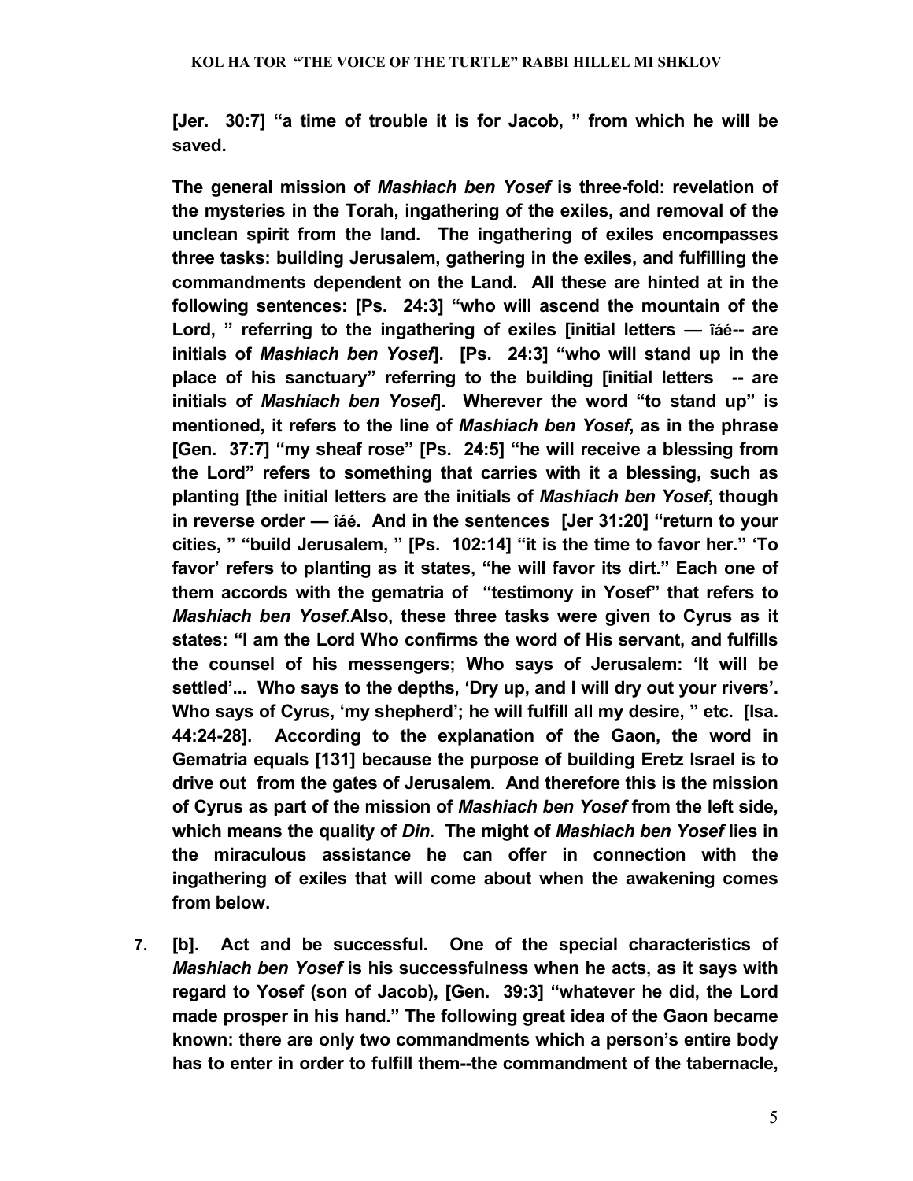**[Jer. 30:7] "a time of trouble it is for Jacob, " from which he will be saved.**

**The general mission of *Mashiach ben Yosef* is three-fold: revelation of the mysteries in the Torah, ingathering of the exiles, and removal of the unclean spirit from the land. The ingathering of exiles encompasses three tasks: building Jerusalem, gathering in the exiles, and fulfilling the commandments dependent on the Land. All these are hinted at in the following sentences: [Ps. 24:3] "who will ascend the mountain of the Lord, " referring to the ingathering of exiles [initial letters — îáé-- are initials of *Mashiach ben Yosef*]. [Ps. 24:3] "who will stand up in the place of his sanctuary" referring to the building [initial letters -- are initials of *Mashiach ben Yosef*]. Wherever the word "to stand up" is mentioned, it refers to the line of *Mashiach ben Yosef*, as in the phrase [Gen. 37:7] "my sheaf rose" [Ps. 24:5] "he will receive a blessing from the Lord" refers to something that carries with it a blessing, such as planting [the initial letters are the initials of *Mashiach ben Yosef*, though in reverse order — îáé. And in the sentences [Jer 31:20] "return to your cities, " "build Jerusalem, " [Ps. 102:14] "it is the time to favor her." 'To favor' refers to planting as it states, "he will favor its dirt." Each one of them accords with the gematria of "testimony in Yosef" that refers to *Mashiach ben Yosef*.Also, these three tasks were given to Cyrus as it states: "I am the Lord Who confirms the word of His servant, and fulfills the counsel of his messengers; Who says of Jerusalem: 'It will be settled'... Who says to the depths, 'Dry up, and I will dry out your rivers'. Who says of Cyrus, 'my shepherd'; he will fulfill all my desire, " etc. [Isa. 44:24-28]. According to the explanation of the Gaon, the word in Gematria equals [131] because the purpose of building Eretz Israel is to drive out from the gates of Jerusalem. And therefore this is the mission of Cyrus as part of the mission of *Mashiach ben Yosef* from the left side, which means the quality of *Din*. The might of *Mashiach ben Yosef* lies in the miraculous assistance he can offer in connection with the ingathering of exiles that will come about when the awakening comes from below.**

7. **[b]. Act and be successful. One of the special characteristics of *Mashiach ben Yosef* is his successfulness when he acts, as it says with regard to Yosef (son of Jacob), [Gen. 39:3] "whatever he did, the Lord made prosper in his hand." The following great idea of the Gaon became known: there are only two commandments which a person's entire body has to enter in order to fulfill them--the commandment of the tabernacle,**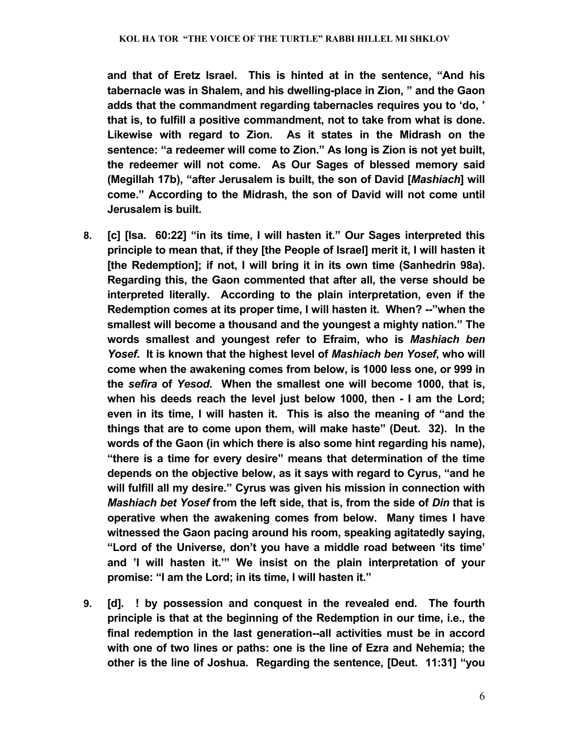**and that of Eretz Israel. This is hinted at in the sentence, "And his tabernacle was in Shalem, and his dwelling-place in Zion, " and the Gaon adds that the commandment regarding tabernacles requires you to 'do, ' that is, to fulfill a positive commandment, not to take from what is done. Likewise with regard to Zion. As it states in the Midrash on the sentence: "a redeemer will come to Zion." As long is Zion is not yet built, the redeemer will not come. As Our Sages of blessed memory said (Megillah 17b), "after Jerusalem is built, the son of David [*Mashiach*] will come." According to the Midrash, the son of David will not come until Jerusalem is built.**

8. **[c] [Isa. 60:22] "in its time, I will hasten it." Our Sages interpreted this principle to mean that, if they [the People of Israel] merit it, I will hasten it [the Redemption]; if not, I will bring it in its own time (Sanhedrin 98a). Regarding this, the Gaon commented that after all, the verse should be interpreted literally. According to the plain interpretation, even if the Redemption comes at its proper time, I will hasten it. When? --"when the smallest will become a thousand and the youngest a mighty nation." The words smallest and youngest refer to Efraim, who is *Mashiach ben Yosef*. It is known that the highest level of *Mashiach ben Yosef*, who will come when the awakening comes from below, is 1000 less one, or 999 in the *sefira* of *Yesod*. When the smallest one will become 1000, that is, when his deeds reach the level just below 1000, then - I am the Lord; even in its time, I will hasten it. This is also the meaning of "and the things that are to come upon them, will make haste" (Deut. 32). In the words of the Gaon (in which there is also some hint regarding his name), "there is a time for every desire" means that determination of the time depends on the objective below, as it says with regard to Cyrus, "and he will fulfill all my desire." Cyrus was given his mission in connection with *Mashiach bet Yosef* from the left side, that is, from the side of *Din* that is operative when the awakening comes from below. Many times I have witnessed the Gaon pacing around his room, speaking agitatedly saying, "Lord of the Universe, don't you have a middle road between 'its time' and 'I will hasten it.'" We insist on the plain interpretation of your promise: "I am the Lord; in its time, I will hasten it."**

9. **[d]. ! by possession and conquest in the revealed end. The fourth principle is that at the beginning of the Redemption in our time, i.e., the final redemption in the last generation--all activities must be in accord with one of two lines or paths: one is the line of Ezra and Nehemia; the other is the line of Joshua. Regarding the sentence, [Deut. 11:31] "you**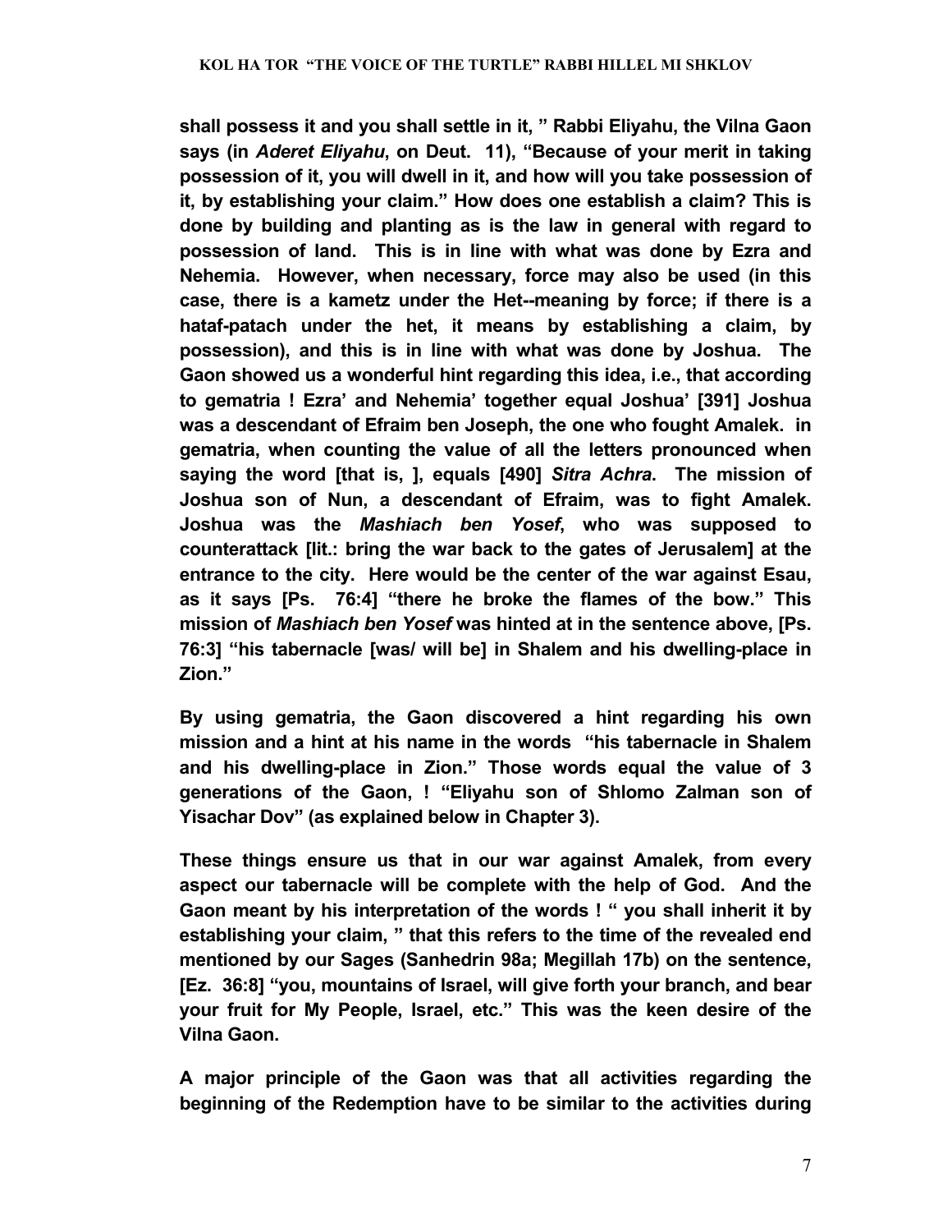**shall possess it and you shall settle in it, " Rabbi Eliyahu, the Vilna Gaon says (in *Aderet Eliyahu*, on Deut. 11), "Because of your merit in taking possession of it, you will dwell in it, and how will you take possession of it, by establishing your claim." How does one establish a claim? This is done by building and planting as is the law in general with regard to possession of land. This is in line with what was done by Ezra and Nehemia. However, when necessary, force may also be used (in this case, there is a kametz under the Het--meaning by force; if there is a hataf-patach under the het, it means by establishing a claim, by possession), and this is in line with what was done by Joshua. The Gaon showed us a wonderful hint regarding this idea, i.e., that according to gematria ! Ezra' and Nehemia' together equal Joshua' [391] Joshua was a descendant of Efraim ben Joseph, the one who fought Amalek. in gematria, when counting the value of all the letters pronounced when saying the word [that is, ], equals [490] *Sitra Achra*. The mission of Joshua son of Nun, a descendant of Efraim, was to fight Amalek. Joshua was the *Mashiach ben Yosef*, who was supposed to counterattack [lit.: bring the war back to the gates of Jerusalem] at the entrance to the city. Here would be the center of the war against Esau, as it says [Ps. 76:4] "there he broke the flames of the bow." This mission of *Mashiach ben Yosef* was hinted at in the sentence above, [Ps. 76:3] "his tabernacle [was/ will be] in Shalem and his dwelling-place in Zion."**

**By using gematria, the Gaon discovered a hint regarding his own mission and a hint at his name in the words "his tabernacle in Shalem and his dwelling-place in Zion." Those words equal the value of 3 generations of the Gaon, ! "Eliyahu son of Shlomo Zalman son of Yisachar Dov" (as explained below in Chapter 3).**

**These things ensure us that in our war against Amalek, from every aspect our tabernacle will be complete with the help of God. And the Gaon meant by his interpretation of the words ! " you shall inherit it by establishing your claim, " that this refers to the time of the revealed end mentioned by our Sages (Sanhedrin 98a; Megillah 17b) on the sentence, [Ez. 36:8] "you, mountains of Israel, will give forth your branch, and bear your fruit for My People, Israel, etc." This was the keen desire of the Vilna Gaon.**

**A major principle of the Gaon was that all activities regarding the beginning of the Redemption have to be similar to the activities during**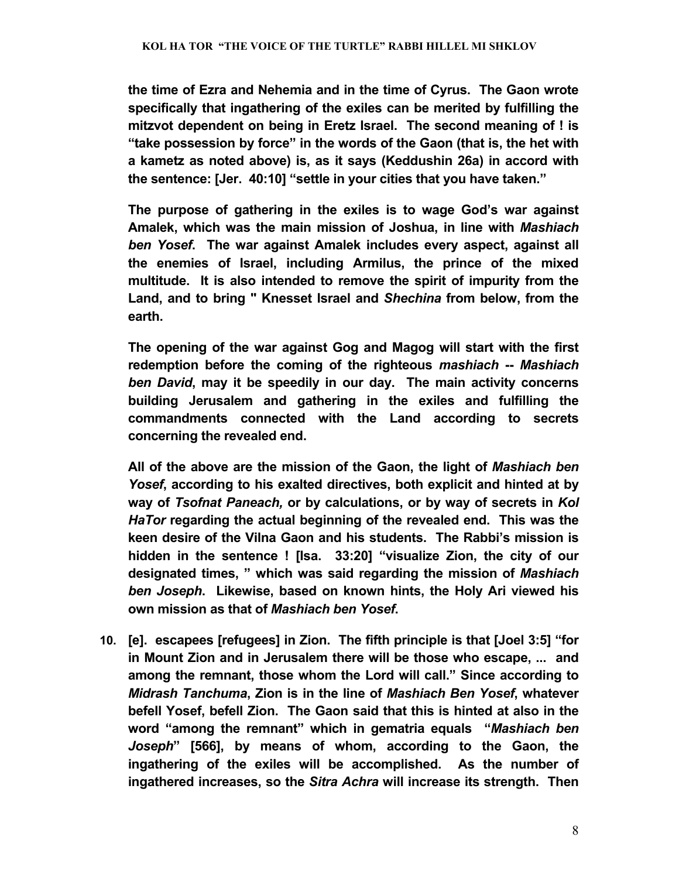**the time of Ezra and Nehemia and in the time of Cyrus. The Gaon wrote specifically that ingathering of the exiles can be merited by fulfilling the mitzvot dependent on being in Eretz Israel. The second meaning of ! is "take possession by force" in the words of the Gaon (that is, the het with a kametz as noted above) is, as it says (Keddushin 26a) in accord with the sentence: [Jer. 40:10] "settle in your cities that you have taken."**

**The purpose of gathering in the exiles is to wage God's war against Amalek, which was the main mission of Joshua, in line with *Mashiach ben Yosef*. The war against Amalek includes every aspect, against all the enemies of Israel, including Armilus, the prince of the mixed multitude. It is also intended to remove the spirit of impurity from the Land, and to bring " Knesset Israel and *Shechina* from below, from the earth.**

**The opening of the war against Gog and Magog will start with the first redemption before the coming of the righteous *mashiach* -- *Mashiach ben David*, may it be speedily in our day. The main activity concerns building Jerusalem and gathering in the exiles and fulfilling the commandments connected with the Land according to secrets concerning the revealed end.**

**All of the above are the mission of the Gaon, the light of *Mashiach ben Yosef*, according to his exalted directives, both explicit and hinted at by way of *Tsofnat Paneach,* or by calculations, or by way of secrets in *Kol HaTor* regarding the actual beginning of the revealed end. This was the keen desire of the Vilna Gaon and his students. The Rabbi's mission is hidden in the sentence ! [Isa. 33:20] "visualize Zion, the city of our designated times, " which was said regarding the mission of *Mashiach ben Joseph*. Likewise, based on known hints, the Holy Ari viewed his own mission as that of *Mashiach ben Yosef*.**

10. **[e]. escapees [refugees] in Zion. The fifth principle is that [Joel 3:5] "for in Mount Zion and in Jerusalem there will be those who escape, ... and among the remnant, those whom the Lord will call." Since according to *Midrash Tanchuma*, Zion is in the line of *Mashiach Ben Yosef*, whatever befell Yosef, befell Zion. The Gaon said that this is hinted at also in the word "among the remnant" which in gematria equals "*Mashiach ben Joseph*" [566], by means of whom, according to the Gaon, the ingathering of the exiles will be accomplished. As the number of ingathered increases, so the *Sitra Achra* will increase its strength. Then**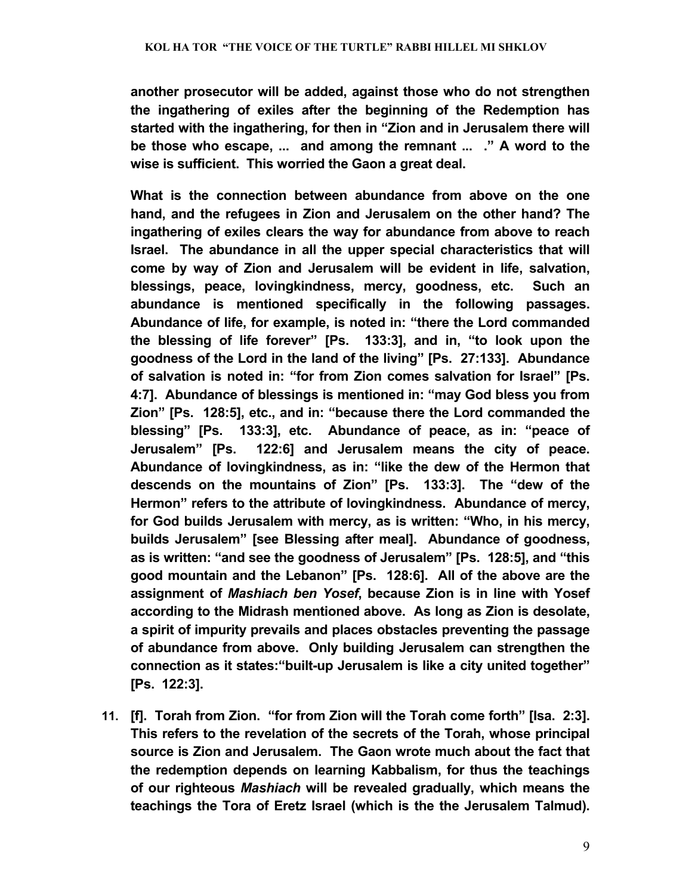**another prosecutor will be added, against those who do not strengthen the ingathering of exiles after the beginning of the Redemption has started with the ingathering, for then in "Zion and in Jerusalem there will be those who escape, ... and among the remnant ... ." A word to the wise is sufficient. This worried the Gaon a great deal.**

**What is the connection between abundance from above on the one hand, and the refugees in Zion and Jerusalem on the other hand? The ingathering of exiles clears the way for abundance from above to reach Israel. The abundance in all the upper special characteristics that will come by way of Zion and Jerusalem will be evident in life, salvation, blessings, peace, lovingkindness, mercy, goodness, etc. Such an abundance is mentioned specifically in the following passages. Abundance of life, for example, is noted in: "there the Lord commanded the blessing of life forever" [Ps. 133:3], and in, "to look upon the goodness of the Lord in the land of the living" [Ps. 27:133]. Abundance of salvation is noted in: "for from Zion comes salvation for Israel" [Ps. 4:7]. Abundance of blessings is mentioned in: "may God bless you from Zion" [Ps. 128:5], etc., and in: "because there the Lord commanded the blessing" [Ps. 133:3], etc. Abundance of peace, as in: "peace of Jerusalem" [Ps. 122:6] and Jerusalem means the city of peace. Abundance of lovingkindness, as in: "like the dew of the Hermon that descends on the mountains of Zion" [Ps. 133:3]. The "dew of the Hermon" refers to the attribute of lovingkindness. Abundance of mercy, for God builds Jerusalem with mercy, as is written: "Who, in his mercy, builds Jerusalem" [see Blessing after meal]. Abundance of goodness, as is written: "and see the goodness of Jerusalem" [Ps. 128:5], and "this good mountain and the Lebanon" [Ps. 128:6]. All of the above are the assignment of *Mashiach ben Yosef*, because Zion is in line with Yosef according to the Midrash mentioned above. As long as Zion is desolate, a spirit of impurity prevails and places obstacles preventing the passage of abundance from above. Only building Jerusalem can strengthen the connection as it states:"built-up Jerusalem is like a city united together" [Ps. 122:3].**

11. **[f]. Torah from Zion. "for from Zion will the Torah come forth" [Isa. 2:3]. This refers to the revelation of the secrets of the Torah, whose principal source is Zion and Jerusalem. The Gaon wrote much about the fact that the redemption depends on learning Kabbalism, for thus the teachings of our righteous *Mashiach* will be revealed gradually, which means the teachings the Tora of Eretz Israel (which is the the Jerusalem Talmud).**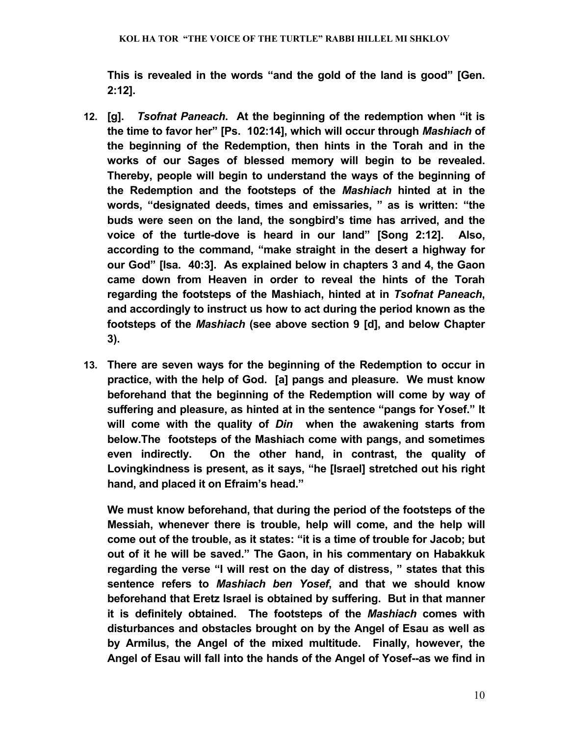**This is revealed in the words "and the gold of the land is good" [Gen. 2:12].**

12. **[g]. *Tsofnat Paneach*. At the beginning of the redemption when "it is the time to favor her" [Ps. 102:14], which will occur through *Mashiach* of the beginning of the Redemption, then hints in the Torah and in the works of our Sages of blessed memory will begin to be revealed. Thereby, people will begin to understand the ways of the beginning of the Redemption and the footsteps of the *Mashiach* hinted at in the words, "designated deeds, times and emissaries, " as is written: "the buds were seen on the land, the songbird's time has arrived, and the voice of the turtle-dove is heard in our land" [Song 2:12]. Also, according to the command, "make straight in the desert a highway for our God" [Isa. 40:3]. As explained below in chapters 3 and 4, the Gaon came down from Heaven in order to reveal the hints of the Torah regarding the footsteps of the Mashiach, hinted at in *Tsofnat Paneach*, and accordingly to instruct us how to act during the period known as the footsteps of the *Mashiach* (see above section 9 [d], and below Chapter 3).**

13. **There are seven ways for the beginning of the Redemption to occur in practice, with the help of God. [a] pangs and pleasure. We must know beforehand that the beginning of the Redemption will come by way of suffering and pleasure, as hinted at in the sentence "pangs for Yosef." It will come with the quality of *Din* when the awakening starts from below.The footsteps of the Mashiach come with pangs, and sometimes even indirectly. On the other hand, in contrast, the quality of Lovingkindness is present, as it says, "he [Israel] stretched out his right hand, and placed it on Efraim's head."**

    **We must know beforehand, that during the period of the footsteps of the Messiah, whenever there is trouble, help will come, and the help will come out of the trouble, as it states: "it is a time of trouble for Jacob; but out of it he will be saved." The Gaon, in his commentary on Habakkuk regarding the verse "I will rest on the day of distress, " states that this sentence refers to *Mashiach ben Yosef*, and that we should know beforehand that Eretz Israel is obtained by suffering. But in that manner it is definitely obtained. The footsteps of the *Mashiach* comes with disturbances and obstacles brought on by the Angel of Esau as well as by Armilus, the Angel of the mixed multitude. Finally, however, the Angel of Esau will fall into the hands of the Angel of Yosef--as we find in**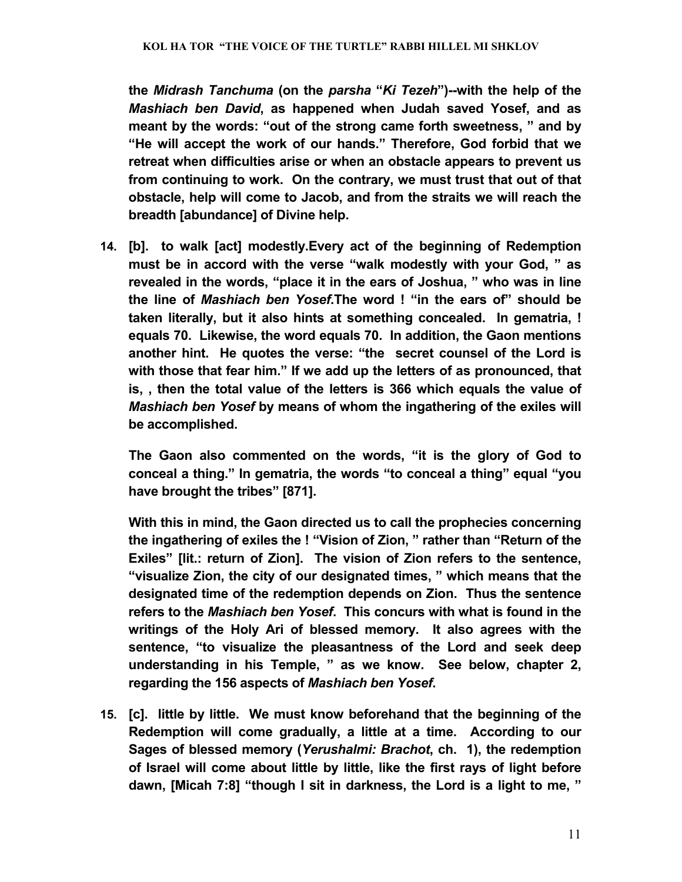**the *Midrash Tanchuma* (on the *parsha* "*Ki Tezeh*")--with the help of the *Mashiach ben David*, as happened when Judah saved Yosef, and as meant by the words: "out of the strong came forth sweetness, " and by "He will accept the work of our hands." Therefore, God forbid that we retreat when difficulties arise or when an obstacle appears to prevent us from continuing to work. On the contrary, we must trust that out of that obstacle, help will come to Jacob, and from the straits we will reach the breadth [abundance] of Divine help.**

14. **[b]. to walk [act] modestly.Every act of the beginning of Redemption must be in accord with the verse "walk modestly with your God, " as revealed in the words, "place it in the ears of Joshua, " who was in line the line of *Mashiach ben Yosef*.The word ! "in the ears of" should be taken literally, but it also hints at something concealed. In gematria, ! equals 70. Likewise, the word equals 70. In addition, the Gaon mentions another hint. He quotes the verse: "the secret counsel of the Lord is with those that fear him." If we add up the letters of as pronounced, that is, , then the total value of the letters is 366 which equals the value of *Mashiach ben Yosef* by means of whom the ingathering of the exiles will be accomplished.**

    **The Gaon also commented on the words, "it is the glory of God to conceal a thing." In gematria, the words "to conceal a thing" equal "you have brought the tribes" [871].**

    **With this in mind, the Gaon directed us to call the prophecies concerning the ingathering of exiles the ! "Vision of Zion, " rather than "Return of the Exiles" [lit.: return of Zion]. The vision of Zion refers to the sentence, "visualize Zion, the city of our designated times, " which means that the designated time of the redemption depends on Zion. Thus the sentence refers to the *Mashiach ben Yosef*. This concurs with what is found in the writings of the Holy Ari of blessed memory. It also agrees with the sentence, "to visualize the pleasantness of the Lord and seek deep understanding in his Temple, " as we know. See below, chapter 2, regarding the 156 aspects of *Mashiach ben Yosef*.**

15. **[c]. little by little. We must know beforehand that the beginning of the Redemption will come gradually, a little at a time. According to our Sages of blessed memory (*Yerushalmi: Brachot*, ch. 1), the redemption of Israel will come about little by little, like the first rays of light before dawn, [Micah 7:8] "though I sit in darkness, the Lord is a light to me, "**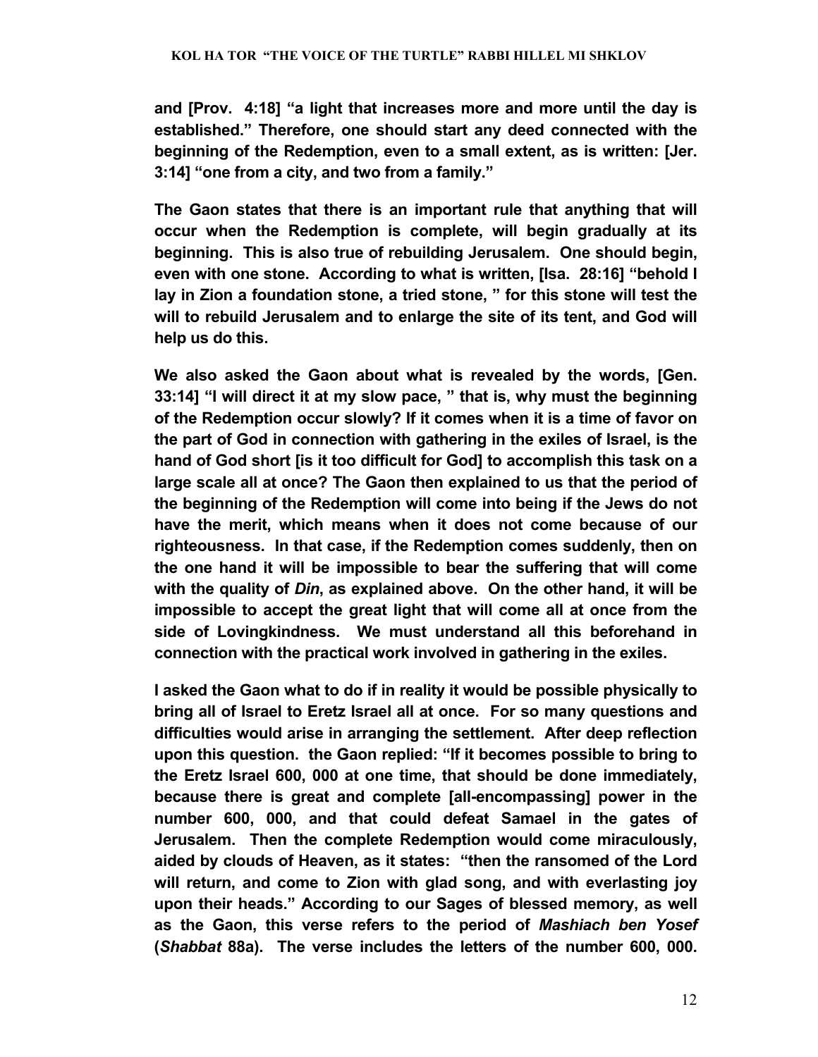**and [Prov. 4:18] "a light that increases more and more until the day is established." Therefore, one should start any deed connected with the beginning of the Redemption, even to a small extent, as is written: [Jer. 3:14] "one from a city, and two from a family."**

**The Gaon states that there is an important rule that anything that will occur when the Redemption is complete, will begin gradually at its beginning. This is also true of rebuilding Jerusalem. One should begin, even with one stone. According to what is written, [Isa. 28:16] "behold I lay in Zion a foundation stone, a tried stone, " for this stone will test the will to rebuild Jerusalem and to enlarge the site of its tent, and God will help us do this.**

**We also asked the Gaon about what is revealed by the words, [Gen. 33:14] "I will direct it at my slow pace, " that is, why must the beginning of the Redemption occur slowly? If it comes when it is a time of favor on the part of God in connection with gathering in the exiles of Israel, is the hand of God short [is it too difficult for God] to accomplish this task on a large scale all at once? The Gaon then explained to us that the period of the beginning of the Redemption will come into being if the Jews do not have the merit, which means when it does not come because of our righteousness. In that case, if the Redemption comes suddenly, then on the one hand it will be impossible to bear the suffering that will come with the quality of *Din*, as explained above. On the other hand, it will be impossible to accept the great light that will come all at once from the side of Lovingkindness. We must understand all this beforehand in connection with the practical work involved in gathering in the exiles.**

**I asked the Gaon what to do if in reality it would be possible physically to bring all of Israel to Eretz Israel all at once. For so many questions and difficulties would arise in arranging the settlement. After deep reflection upon this question. the Gaon replied: "If it becomes possible to bring to the Eretz Israel 600, 000 at one time, that should be done immediately, because there is great and complete [all-encompassing] power in the number 600, 000, and that could defeat Samael in the gates of Jerusalem. Then the complete Redemption would come miraculously, aided by clouds of Heaven, as it states: "then the ransomed of the Lord will return, and come to Zion with glad song, and with everlasting joy upon their heads." According to our Sages of blessed memory, as well as the Gaon, this verse refers to the period of *Mashiach ben Yosef* (*Shabbat* 88a). The verse includes the letters of the number 600, 000.**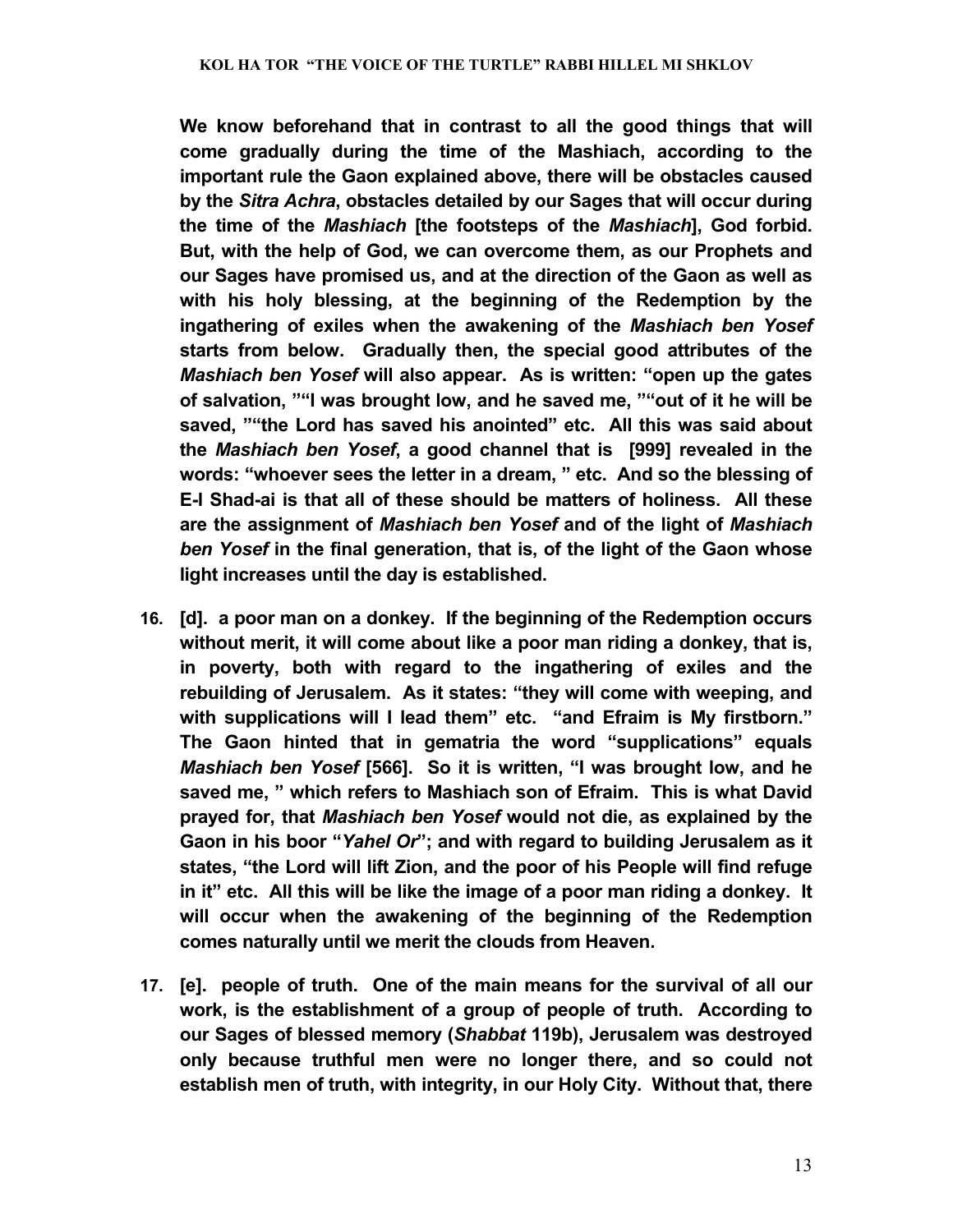**We know beforehand that in contrast to all the good things that will come gradually during the time of the Mashiach, according to the important rule the Gaon explained above, there will be obstacles caused by the *Sitra Achra*, obstacles detailed by our Sages that will occur during the time of the *Mashiach* [the footsteps of the *Mashiach*], God forbid. But, with the help of God, we can overcome them, as our Prophets and our Sages have promised us, and at the direction of the Gaon as well as with his holy blessing, at the beginning of the Redemption by the ingathering of exiles when the awakening of the *Mashiach ben Yosef* starts from below. Gradually then, the special good attributes of the *Mashiach ben Yosef* will also appear. As is written: "open up the gates of salvation, ""I was brought low, and he saved me, ""out of it he will be saved, ""the Lord has saved his anointed" etc. All this was said about the *Mashiach ben Yosef*, a good channel that is [999] revealed in the words: "whoever sees the letter in a dream, " etc. And so the blessing of E-l Shad-ai is that all of these should be matters of holiness. All these are the assignment of *Mashiach ben Yosef* and of the light of *Mashiach ben Yosef* in the final generation, that is, of the light of the Gaon whose light increases until the day is established.**

16. **[d]. a poor man on a donkey. If the beginning of the Redemption occurs without merit, it will come about like a poor man riding a donkey, that is, in poverty, both with regard to the ingathering of exiles and the rebuilding of Jerusalem. As it states: "they will come with weeping, and with supplications will I lead them" etc. "and Efraim is My firstborn." The Gaon hinted that in gematria the word "supplications" equals *Mashiach ben Yosef* [566]. So it is written, "I was brought low, and he saved me, " which refers to Mashiach son of Efraim. This is what David prayed for, that *Mashiach ben Yosef* would not die, as explained by the Gaon in his boor "*Yahel Or*"; and with regard to building Jerusalem as it states, "the Lord will lift Zion, and the poor of his People will find refuge in it" etc. All this will be like the image of a poor man riding a donkey. It will occur when the awakening of the beginning of the Redemption comes naturally until we merit the clouds from Heaven.**

17. **[e]. people of truth. One of the main means for the survival of all our work, is the establishment of a group of people of truth. According to our Sages of blessed memory (*Shabbat* 119b), Jerusalem was destroyed only because truthful men were no longer there, and so could not establish men of truth, with integrity, in our Holy City. Without that, there**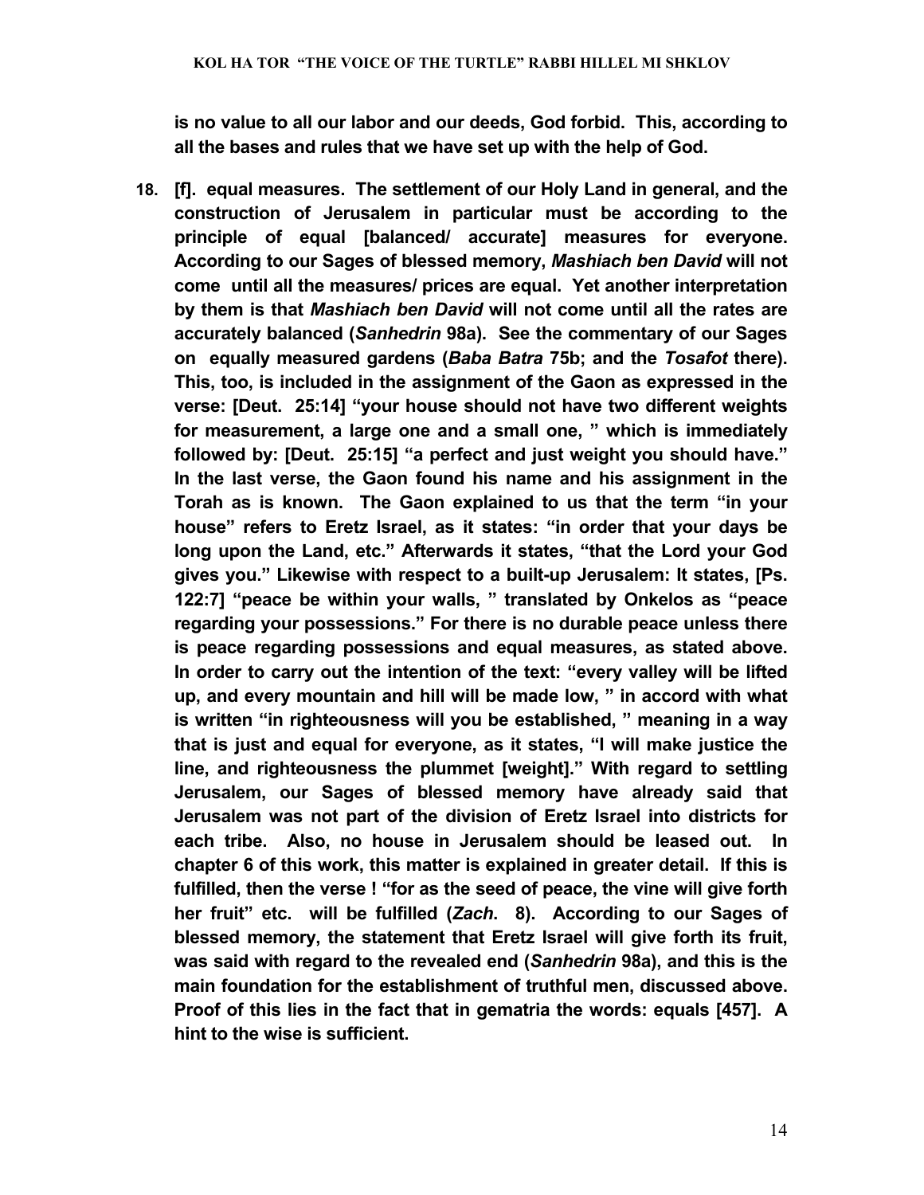**is no value to all our labor and our deeds, God forbid. This, according to all the bases and rules that we have set up with the help of God.**

**18. [f]. equal measures. The settlement of our Holy Land in general, and the construction of Jerusalem in particular must be according to the principle of equal [balanced/ accurate] measures for everyone. According to our Sages of blessed memory, *Mashiach ben David* will not come until all the measures/ prices are equal. Yet another interpretation by them is that *Mashiach ben David* will not come until all the rates are accurately balanced (*Sanhedrin* 98a). See the commentary of our Sages on equally measured gardens (*Baba Batra* 75b; and the *Tosafot* there). This, too, is included in the assignment of the Gaon as expressed in the verse: [Deut. 25:14] "your house should not have two different weights for measurement, a large one and a small one, " which is immediately followed by: [Deut. 25:15] "a perfect and just weight you should have." In the last verse, the Gaon found his name and his assignment in the Torah as is known. The Gaon explained to us that the term "in your house" refers to Eretz Israel, as it states: "in order that your days be long upon the Land, etc." Afterwards it states, "that the Lord your God gives you." Likewise with respect to a built-up Jerusalem: It states, [Ps. 122:7] "peace be within your walls, " translated by Onkelos as "peace regarding your possessions." For there is no durable peace unless there is peace regarding possessions and equal measures, as stated above. In order to carry out the intention of the text: "every valley will be lifted up, and every mountain and hill will be made low, " in accord with what is written "in righteousness will you be established, " meaning in a way that is just and equal for everyone, as it states, "I will make justice the line, and righteousness the plummet [weight]." With regard to settling Jerusalem, our Sages of blessed memory have already said that Jerusalem was not part of the division of Eretz Israel into districts for each tribe. Also, no house in Jerusalem should be leased out. In chapter 6 of this work, this matter is explained in greater detail. If this is fulfilled, then the verse ! "for as the seed of peace, the vine will give forth her fruit" etc. will be fulfilled (*Zach*. 8). According to our Sages of blessed memory, the statement that Eretz Israel will give forth its fruit, was said with regard to the revealed end (*Sanhedrin* 98a), and this is the main foundation for the establishment of truthful men, discussed above. Proof of this lies in the fact that in gematria the words: equals [457]. A hint to the wise is sufficient.**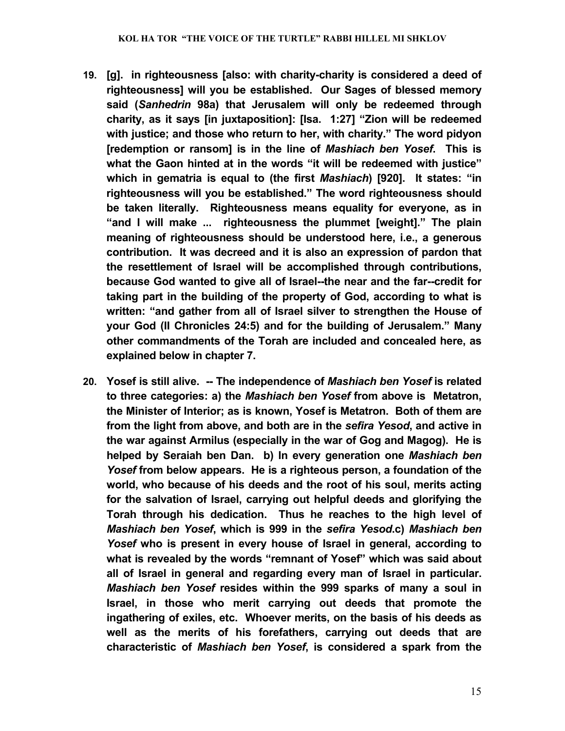**19. [g]. in righteousness [also: with charity-charity is considered a deed of righteousness] will you be established. Our Sages of blessed memory said (*Sanhedrin* 98a) that Jerusalem will only be redeemed through charity, as it says [in juxtaposition]: [Isa. 1:27] "Zion will be redeemed with justice; and those who return to her, with charity." The word pidyon [redemption or ransom] is in the line of *Mashiach ben Yosef*. This is what the Gaon hinted at in the words "it will be redeemed with justice" which in gematria is equal to (the first *Mashiach*) [920]. It states: "in righteousness will you be established." The word righteousness should be taken literally. Righteousness means equality for everyone, as in "and I will make ... righteousness the plummet [weight]." The plain meaning of righteousness should be understood here, i.e., a generous contribution. It was decreed and it is also an expression of pardon that the resettlement of Israel will be accomplished through contributions, because God wanted to give all of Israel--the near and the far--credit for taking part in the building of the property of God, according to what is written: "and gather from all of Israel silver to strengthen the House of your God (II Chronicles 24:5) and for the building of Jerusalem." Many other commandments of the Torah are included and concealed here, as explained below in chapter 7.**

**20. Yosef is still alive. -- The independence of *Mashiach ben Yosef* is related to three categories: a) the *Mashiach ben Yosef* from above is Metatron, the Minister of Interior; as is known, Yosef is Metatron. Both of them are from the light from above, and both are in the *sefira Yesod*, and active in the war against Armilus (especially in the war of Gog and Magog). He is helped by Seraiah ben Dan. b) In every generation one *Mashiach ben Yosef* from below appears. He is a righteous person, a foundation of the world, who because of his deeds and the root of his soul, merits acting for the salvation of Israel, carrying out helpful deeds and glorifying the Torah through his dedication. Thus he reaches to the high level of *Mashiach ben Yosef*, which is 999 in the *sefira Yesod*.c) *Mashiach ben Yosef* who is present in every house of Israel in general, according to what is revealed by the words "remnant of Yosef" which was said about all of Israel in general and regarding every man of Israel in particular. *Mashiach ben Yosef* resides within the 999 sparks of many a soul in Israel, in those who merit carrying out deeds that promote the ingathering of exiles, etc. Whoever merits, on the basis of his deeds as well as the merits of his forefathers, carrying out deeds that are characteristic of *Mashiach ben Yosef*, is considered a spark from the**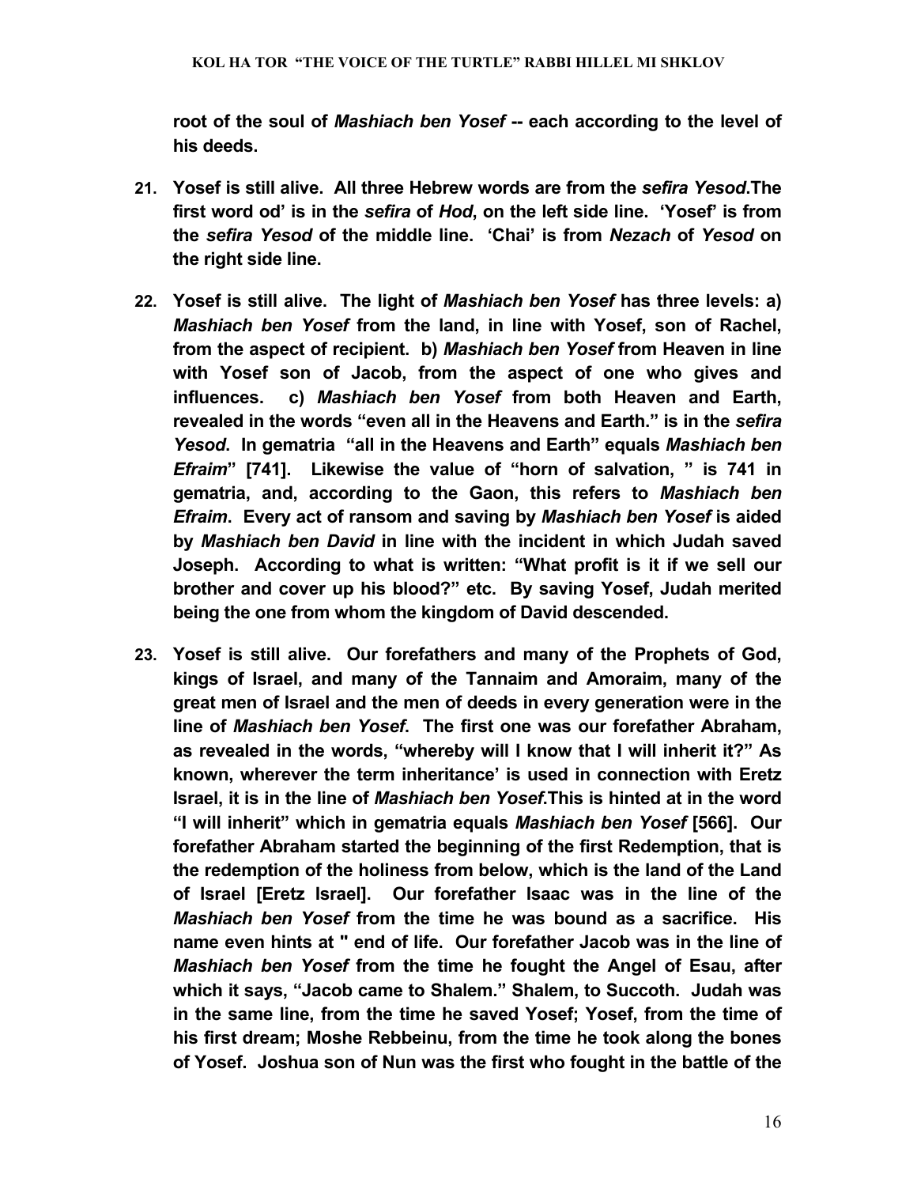**root of the soul of *Mashiach ben Yosef* -- each according to the level of his deeds.**

21. **Yosef is still alive. All three Hebrew words are from the *sefira Yesod*.The first word od' is in the *sefira* of *Hod*, on the left side line. 'Yosef' is from the *sefira Yesod* of the middle line. 'Chai' is from *Nezach* of *Yesod* on the right side line.**

22. **Yosef is still alive. The light of *Mashiach ben Yosef* has three levels: a) *Mashiach ben Yosef* from the land, in line with Yosef, son of Rachel, from the aspect of recipient. b) *Mashiach ben Yosef* from Heaven in line with Yosef son of Jacob, from the aspect of one who gives and influences. c) *Mashiach ben Yosef* from both Heaven and Earth, revealed in the words "even all in the Heavens and Earth." is in the *sefira Yesod*. In gematria "all in the Heavens and Earth" equals *Mashiach ben Efraim*" [741]. Likewise the value of "horn of salvation, " is 741 in gematria, and, according to the Gaon, this refers to *Mashiach ben Efraim*. Every act of ransom and saving by *Mashiach ben Yosef* is aided by *Mashiach ben David* in line with the incident in which Judah saved Joseph. According to what is written: "What profit is it if we sell our brother and cover up his blood?" etc. By saving Yosef, Judah merited being the one from whom the kingdom of David descended.**

23. **Yosef is still alive. Our forefathers and many of the Prophets of God, kings of Israel, and many of the Tannaim and Amoraim, many of the great men of Israel and the men of deeds in every generation were in the line of *Mashiach ben Yosef*. The first one was our forefather Abraham, as revealed in the words, "whereby will I know that I will inherit it?" As known, wherever the term inheritance' is used in connection with Eretz Israel, it is in the line of *Mashiach ben Yosef*.This is hinted at in the word "I will inherit" which in gematria equals *Mashiach ben Yosef* [566]. Our forefather Abraham started the beginning of the first Redemption, that is the redemption of the holiness from below, which is the land of the Land of Israel [Eretz Israel]. Our forefather Isaac was in the line of the *Mashiach ben Yosef* from the time he was bound as a sacrifice. His name even hints at " end of life. Our forefather Jacob was in the line of *Mashiach ben Yosef* from the time he fought the Angel of Esau, after which it says, "Jacob came to Shalem." Shalem, to Succoth. Judah was in the same line, from the time he saved Yosef; Yosef, from the time of his first dream; Moshe Rebbeinu, from the time he took along the bones of Yosef. Joshua son of Nun was the first who fought in the battle of the**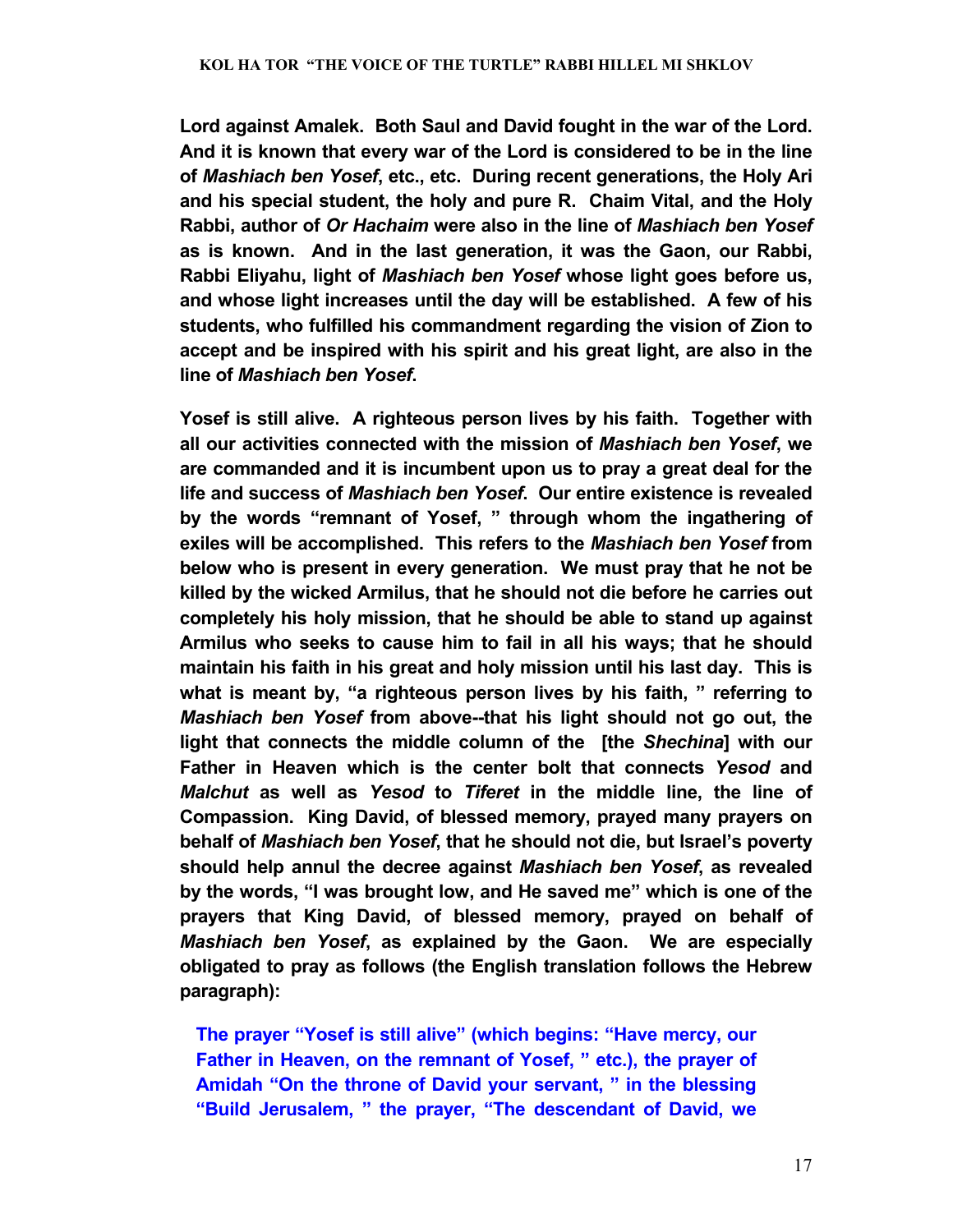**Lord against Amalek. Both Saul and David fought in the war of the Lord. And it is known that every war of the Lord is considered to be in the line of *Mashiach ben Yosef*, etc., etc. During recent generations, the Holy Ari and his special student, the holy and pure R. Chaim Vital, and the Holy Rabbi, author of *Or Hachaim* were also in the line of *Mashiach ben Yosef* as is known. And in the last generation, it was the Gaon, our Rabbi, Rabbi Eliyahu, light of *Mashiach ben Yosef* whose light goes before us, and whose light increases until the day will be established. A few of his students, who fulfilled his commandment regarding the vision of Zion to accept and be inspired with his spirit and his great light, are also in the line of *Mashiach ben Yosef*.**

**Yosef is still alive. A righteous person lives by his faith. Together with all our activities connected with the mission of *Mashiach ben Yosef*, we are commanded and it is incumbent upon us to pray a great deal for the life and success of *Mashiach ben Yosef*. Our entire existence is revealed by the words "remnant of Yosef, " through whom the ingathering of exiles will be accomplished. This refers to the *Mashiach ben Yosef* from below who is present in every generation. We must pray that he not be killed by the wicked Armilus, that he should not die before he carries out completely his holy mission, that he should be able to stand up against Armilus who seeks to cause him to fail in all his ways; that he should maintain his faith in his great and holy mission until his last day. This is what is meant by, "a righteous person lives by his faith, " referring to *Mashiach ben Yosef* from above--that his light should not go out, the light that connects the middle column of the [the *Shechina*] with our Father in Heaven which is the center bolt that connects *Yesod* and *Malchut* as well as *Yesod* to *Tiferet* in the middle line, the line of Compassion. King David, of blessed memory, prayed many prayers on behalf of *Mashiach ben Yosef*, that he should not die, but Israel's poverty should help annul the decree against *Mashiach ben Yosef*, as revealed by the words, "I was brought low, and He saved me" which is one of the prayers that King David, of blessed memory, prayed on behalf of *Mashiach ben Yosef*, as explained by the Gaon. We are especially obligated to pray as follows (the English translation follows the Hebrew paragraph):**

**The prayer "Yosef is still alive" (which begins: "Have mercy, our Father in Heaven, on the remnant of Yosef, " etc.), the prayer of Amidah "On the throne of David your servant, " in the blessing "Build Jerusalem, " the prayer, "The descendant of David, we**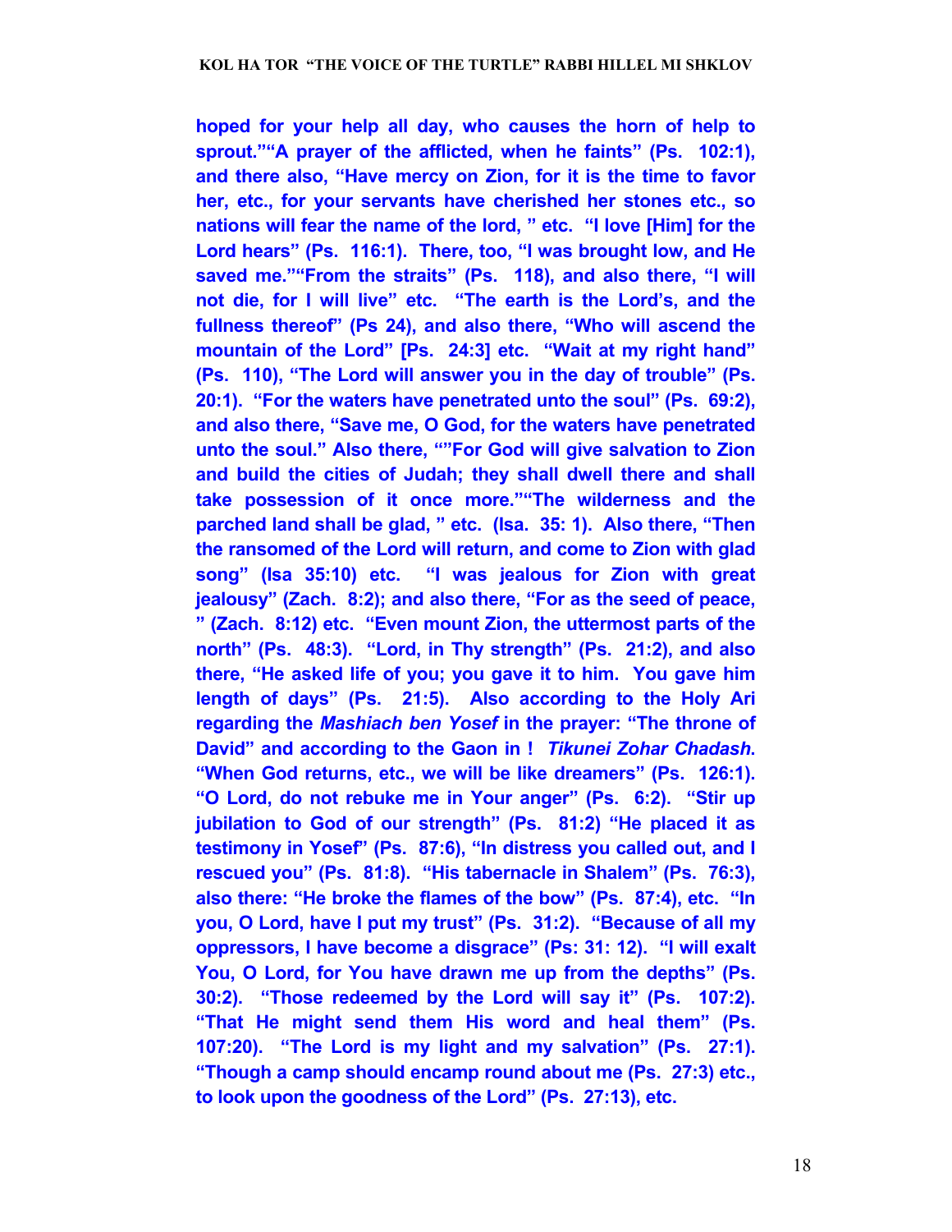**hoped for your help all day, who causes the horn of help to sprout.""A prayer of the afflicted, when he faints" (Ps. 102:1), and there also, "Have mercy on Zion, for it is the time to favor her, etc., for your servants have cherished her stones etc., so nations will fear the name of the lord, " etc. "I love [Him] for the Lord hears" (Ps. 116:1). There, too, "I was brought low, and He saved me.""From the straits" (Ps. 118), and also there, "I will not die, for I will live" etc. "The earth is the Lord's, and the fullness thereof" (Ps 24), and also there, "Who will ascend the mountain of the Lord" [Ps. 24:3] etc. "Wait at my right hand" (Ps. 110), "The Lord will answer you in the day of trouble" (Ps. 20:1). "For the waters have penetrated unto the soul" (Ps. 69:2), and also there, "Save me, O God, for the waters have penetrated unto the soul." Also there, ""For God will give salvation to Zion and build the cities of Judah; they shall dwell there and shall take possession of it once more.""The wilderness and the parched land shall be glad, " etc. (Isa. 35: 1). Also there, "Then the ransomed of the Lord will return, and come to Zion with glad song" (Isa 35:10) etc. "I was jealous for Zion with great jealousy" (Zach. 8:2); and also there, "For as the seed of peace, " (Zach. 8:12) etc. "Even mount Zion, the uttermost parts of the north" (Ps. 48:3). "Lord, in Thy strength" (Ps. 21:2), and also there, "He asked life of you; you gave it to him. You gave him length of days" (Ps. 21:5). Also according to the Holy Ari regarding the *Mashiach ben Yosef* in the prayer: "The throne of David" and according to the Gaon in ! *Tikunei Zohar Chadash*. "When God returns, etc., we will be like dreamers" (Ps. 126:1). "O Lord, do not rebuke me in Your anger" (Ps. 6:2). "Stir up jubilation to God of our strength" (Ps. 81:2) "He placed it as testimony in Yosef" (Ps. 87:6), "In distress you called out, and I rescued you" (Ps. 81:8). "His tabernacle in Shalem" (Ps. 76:3), also there: "He broke the flames of the bow" (Ps. 87:4), etc. "In you, O Lord, have I put my trust" (Ps. 31:2). "Because of all my oppressors, I have become a disgrace" (Ps: 31: 12). "I will exalt You, O Lord, for You have drawn me up from the depths" (Ps. 30:2). "Those redeemed by the Lord will say it" (Ps. 107:2). "That He might send them His word and heal them" (Ps. 107:20). "The Lord is my light and my salvation" (Ps. 27:1). "Though a camp should encamp round about me (Ps. 27:3) etc., to look upon the goodness of the Lord" (Ps. 27:13), etc.**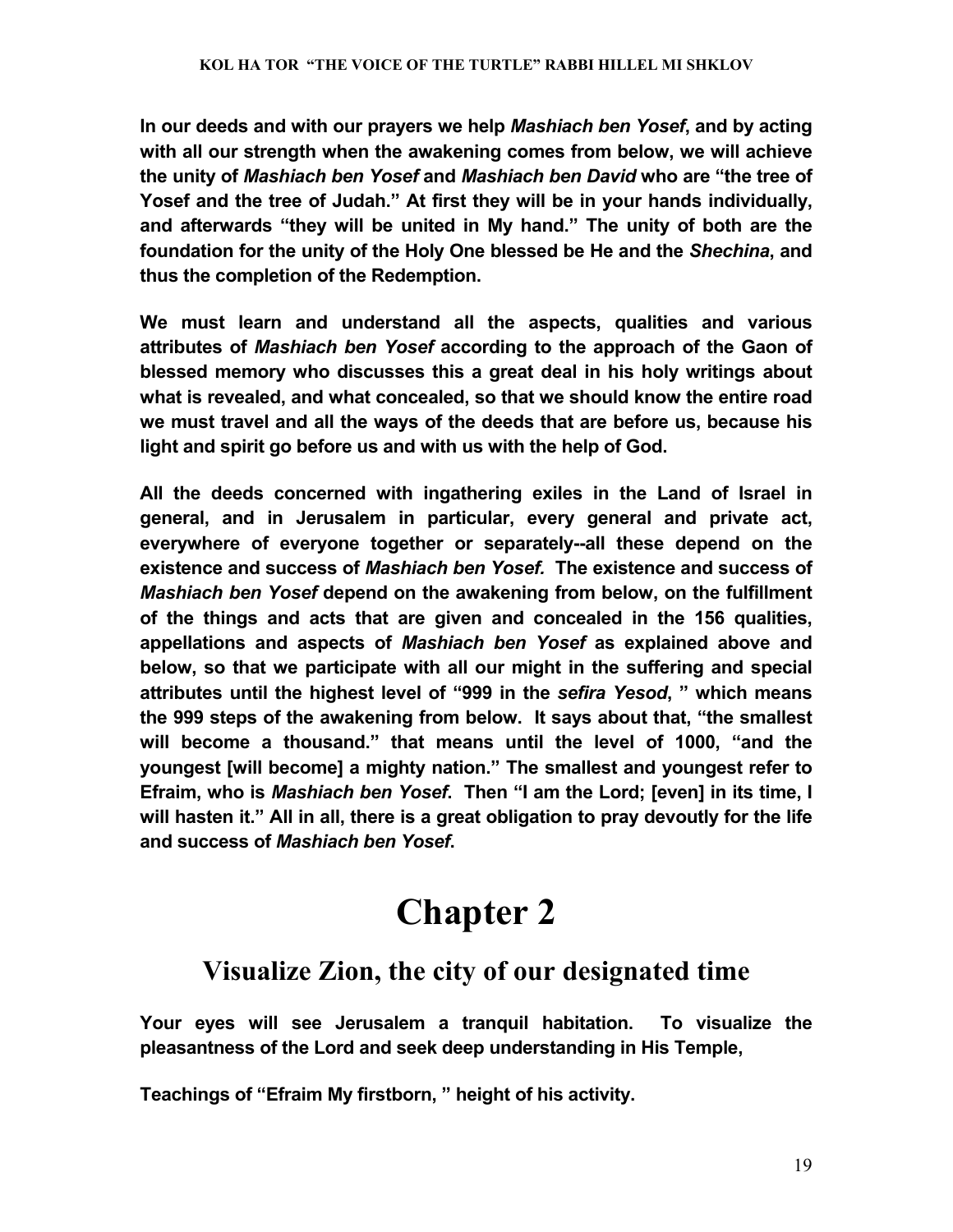**In our deeds and with our prayers we help *Mashiach ben Yosef*, and by acting with all our strength when the awakening comes from below, we will achieve the unity of *Mashiach ben Yosef* and *Mashiach ben David* who are "the tree of Yosef and the tree of Judah." At first they will be in your hands individually, and afterwards "they will be united in My hand." The unity of both are the foundation for the unity of the Holy One blessed be He and the *Shechina*, and thus the completion of the Redemption.**

**We must learn and understand all the aspects, qualities and various attributes of *Mashiach ben Yosef* according to the approach of the Gaon of blessed memory who discusses this a great deal in his holy writings about what is revealed, and what concealed, so that we should know the entire road we must travel and all the ways of the deeds that are before us, because his light and spirit go before us and with us with the help of God.**

**All the deeds concerned with ingathering exiles in the Land of Israel in general, and in Jerusalem in particular, every general and private act, everywhere of everyone together or separately--all these depend on the existence and success of *Mashiach ben Yosef.* The existence and success of *Mashiach ben Yosef* depend on the awakening from below, on the fulfillment of the things and acts that are given and concealed in the 156 qualities, appellations and aspects of *Mashiach ben Yosef* as explained above and below, so that we participate with all our might in the suffering and special attributes until the highest level of "999 in the *sefira Yesod*, " which means the 999 steps of the awakening from below. It says about that, "the smallest will become a thousand." that means until the level of 1000, "and the youngest [will become] a mighty nation." The smallest and youngest refer to Efraim, who is *Mashiach ben Yosef*. Then "I am the Lord; [even] in its time, I will hasten it." All in all, there is a great obligation to pray devoutly for the life and success of *Mashiach ben Yosef*.**

# Chapter 2

## Visualize Zion, the city of our designated time

**Your eyes will see Jerusalem a tranquil habitation. To visualize the pleasantness of the Lord and seek deep understanding in His Temple,**

**Teachings of "Efraim My firstborn, " height of his activity.**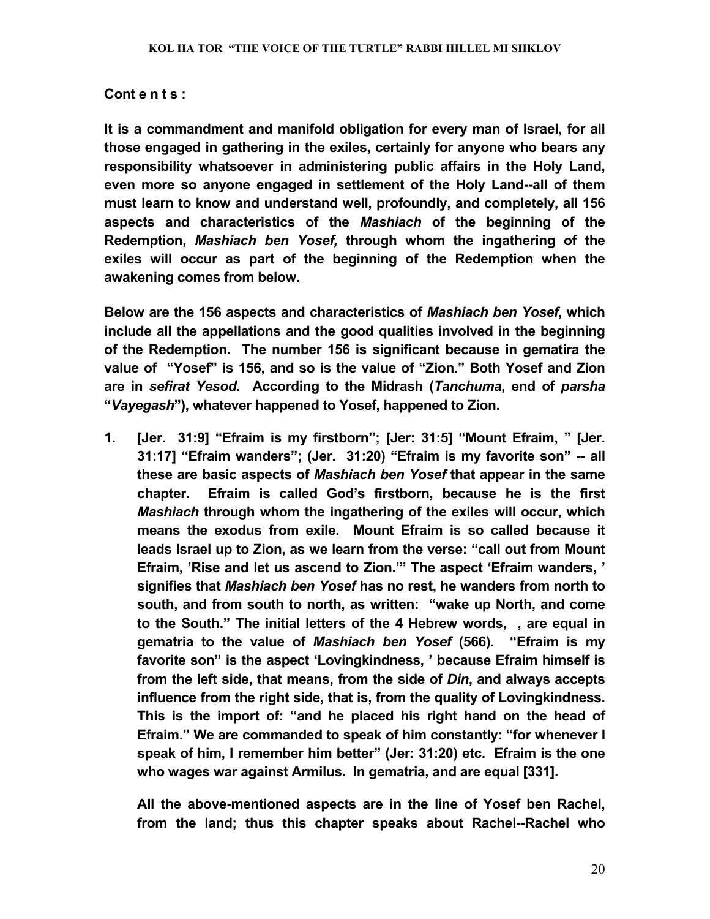**Cont e n t s :**

**It is a commandment and manifold obligation for every man of Israel, for all those engaged in gathering in the exiles, certainly for anyone who bears any responsibility whatsoever in administering public affairs in the Holy Land, even more so anyone engaged in settlement of the Holy Land--all of them must learn to know and understand well, profoundly, and completely, all 156 aspects and characteristics of the *Mashiach* of the beginning of the Redemption, *Mashiach ben Yosef,* through whom the ingathering of the exiles will occur as part of the beginning of the Redemption when the awakening comes from below.**

**Below are the 156 aspects and characteristics of *Mashiach ben Yosef*, which include all the appellations and the good qualities involved in the beginning of the Redemption. The number 156 is significant because in gematira the value of "Yosef" is 156, and so is the value of "Zion." Both Yosef and Zion are in *sefirat Yesod*. According to the Midrash (*Tanchuma*, end of *parsha* "*Vayegash*"), whatever happened to Yosef, happened to Zion.**

1. **[Jer. 31:9] "Efraim is my firstborn"; [Jer: 31:5] "Mount Efraim, " [Jer. 31:17] "Efraim wanders"; (Jer. 31:20) "Efraim is my favorite son" -- all these are basic aspects of *Mashiach ben Yosef* that appear in the same chapter. Efraim is called God's firstborn, because he is the first *Mashiach* through whom the ingathering of the exiles will occur, which means the exodus from exile. Mount Efraim is so called because it leads Israel up to Zion, as we learn from the verse: "call out from Mount Efraim, 'Rise and let us ascend to Zion.'" The aspect 'Efraim wanders, ' signifies that *Mashiach ben Yosef* has no rest, he wanders from north to south, and from south to north, as written: "wake up North, and come to the South." The initial letters of the 4 Hebrew words, , are equal in gematria to the value of *Mashiach ben Yosef* (566). "Efraim is my favorite son" is the aspect 'Lovingkindness, ' because Efraim himself is from the left side, that means, from the side of *Din*, and always accepts influence from the right side, that is, from the quality of Lovingkindness. This is the import of: "and he placed his right hand on the head of Efraim." We are commanded to speak of him constantly: "for whenever I speak of him, I remember him better" (Jer: 31:20) etc. Efraim is the one who wages war against Armilus. In gematria, and are equal [331].**

   **All the above-mentioned aspects are in the line of Yosef ben Rachel, from the land; thus this chapter speaks about Rachel--Rachel who**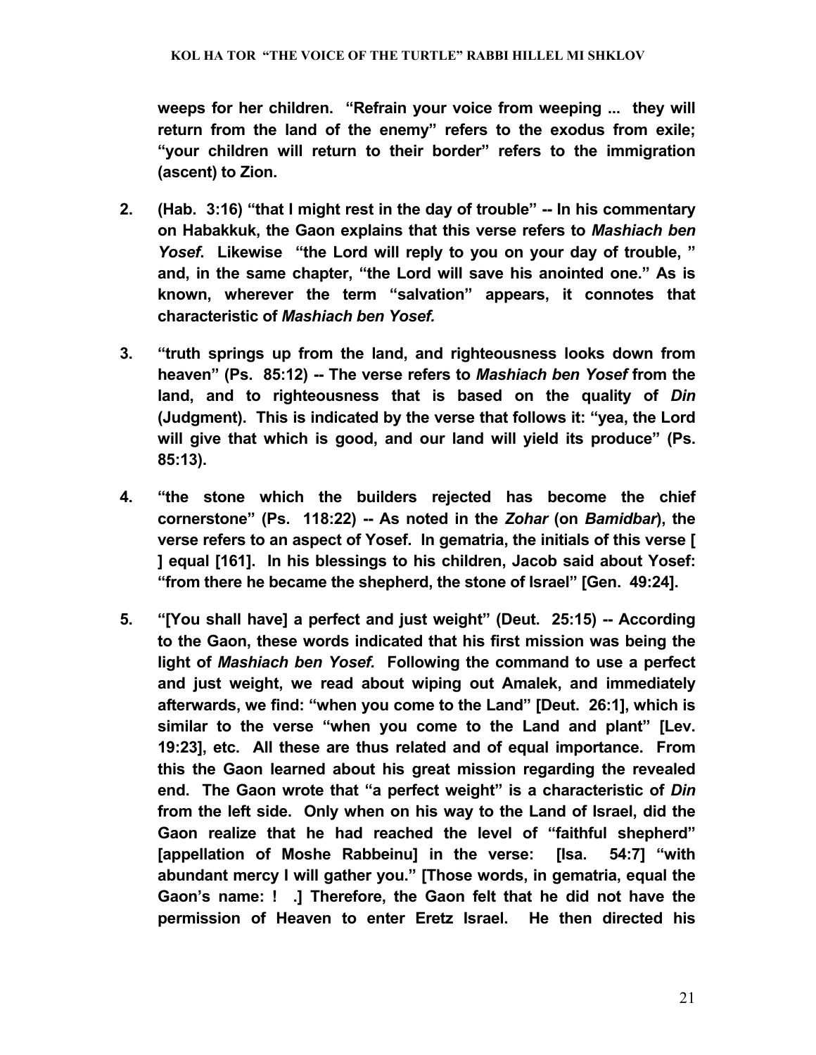**weeps for her children. "Refrain your voice from weeping ... they will return from the land of the enemy" refers to the exodus from exile; "your children will return to their border" refers to the immigration (ascent) to Zion.**

2. **(Hab. 3:16) "that I might rest in the day of trouble" -- In his commentary on Habakkuk, the Gaon explains that this verse refers to *Mashiach ben Yosef*. Likewise "the Lord will reply to you on your day of trouble, " and, in the same chapter, "the Lord will save his anointed one." As is known, wherever the term "salvation" appears, it connotes that characteristic of *Mashiach ben Yosef.***

3. **"truth springs up from the land, and righteousness looks down from heaven" (Ps. 85:12) -- The verse refers to *Mashiach ben Yosef* from the land, and to righteousness that is based on the quality of *Din* (Judgment). This is indicated by the verse that follows it: "yea, the Lord will give that which is good, and our land will yield its produce" (Ps. 85:13).**

4. **"the stone which the builders rejected has become the chief cornerstone" (Ps. 118:22) -- As noted in the *Zohar* (on *Bamidbar*), the verse refers to an aspect of Yosef. In gematria, the initials of this verse [ ] equal [161]. In his blessings to his children, Jacob said about Yosef: "from there he became the shepherd, the stone of Israel" [Gen. 49:24].**

5. **"[You shall have] a perfect and just weight" (Deut. 25:15) -- According to the Gaon, these words indicated that his first mission was being the light of *Mashiach ben Yosef.* Following the command to use a perfect and just weight, we read about wiping out Amalek, and immediately afterwards, we find: "when you come to the Land" [Deut. 26:1], which is similar to the verse "when you come to the Land and plant" [Lev. 19:23], etc. All these are thus related and of equal importance. From this the Gaon learned about his great mission regarding the revealed end. The Gaon wrote that "a perfect weight" is a characteristic of *Din* from the left side. Only when on his way to the Land of Israel, did the Gaon realize that he had reached the level of "faithful shepherd" [appellation of Moshe Rabbeinu] in the verse: [Isa. 54:7] "with abundant mercy I will gather you." [Those words, in gematria, equal the Gaon's name: ! .] Therefore, the Gaon felt that he did not have the permission of Heaven to enter Eretz Israel. He then directed his**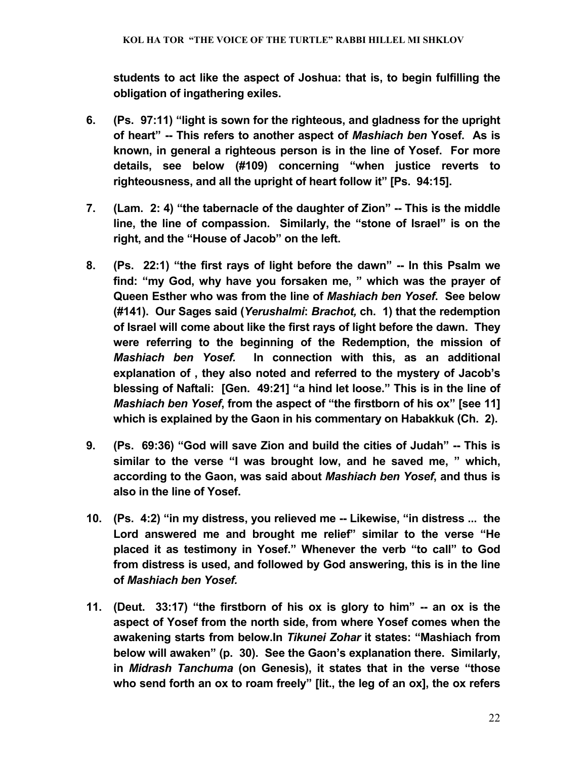**students to act like the aspect of Joshua: that is, to begin fulfilling the obligation of ingathering exiles.**

6. **(Ps. 97:11) "light is sown for the righteous, and gladness for the upright of heart" -- This refers to another aspect of *Mashiach ben* Yosef. As is known, in general a righteous person is in the line of Yosef. For more details, see below (#109) concerning "when justice reverts to righteousness, and all the upright of heart follow it" [Ps. 94:15].**

7. **(Lam. 2: 4) "the tabernacle of the daughter of Zion" -- This is the middle line, the line of compassion. Similarly, the "stone of Israel" is on the right, and the "House of Jacob" on the left.**

8. **(Ps. 22:1) "the first rays of light before the dawn" -- In this Psalm we find: "my God, why have you forsaken me, " which was the prayer of Queen Esther who was from the line of *Mashiach ben Yosef*. See below (#141). Our Sages said (*Yerushalmi*: *Brachot,* ch. 1) that the redemption of Israel will come about like the first rays of light before the dawn. They were referring to the beginning of the Redemption, the mission of *Mashiach ben Yosef.* In connection with this, as an additional explanation of , they also noted and referred to the mystery of Jacob's blessing of Naftali: [Gen. 49:21] "a hind let loose." This is in the line of *Mashiach ben Yosef*, from the aspect of "the firstborn of his ox" [see 11] which is explained by the Gaon in his commentary on Habakkuk (Ch. 2).**

9. **(Ps. 69:36) "God will save Zion and build the cities of Judah" -- This is similar to the verse "I was brought low, and he saved me, " which, according to the Gaon, was said about *Mashiach ben Yosef*, and thus is also in the line of Yosef.**

10. **(Ps. 4:2) "in my distress, you relieved me -- Likewise, "in distress ... the Lord answered me and brought me relief" similar to the verse "He placed it as testimony in Yosef." Whenever the verb "to call" to God from distress is used, and followed by God answering, this is in the line of *Mashiach ben Yosef.***

11. **(Deut. 33:17) "the firstborn of his ox is glory to him" -- an ox is the aspect of Yosef from the north side, from where Yosef comes when the awakening starts from below.In *Tikunei Zohar* it states: "Mashiach from below will awaken" (p. 30). See the Gaon's explanation there. Similarly, in *Midrash Tanchuma* (on Genesis), it states that in the verse "those who send forth an ox to roam freely" [lit., the leg of an ox], the ox refers**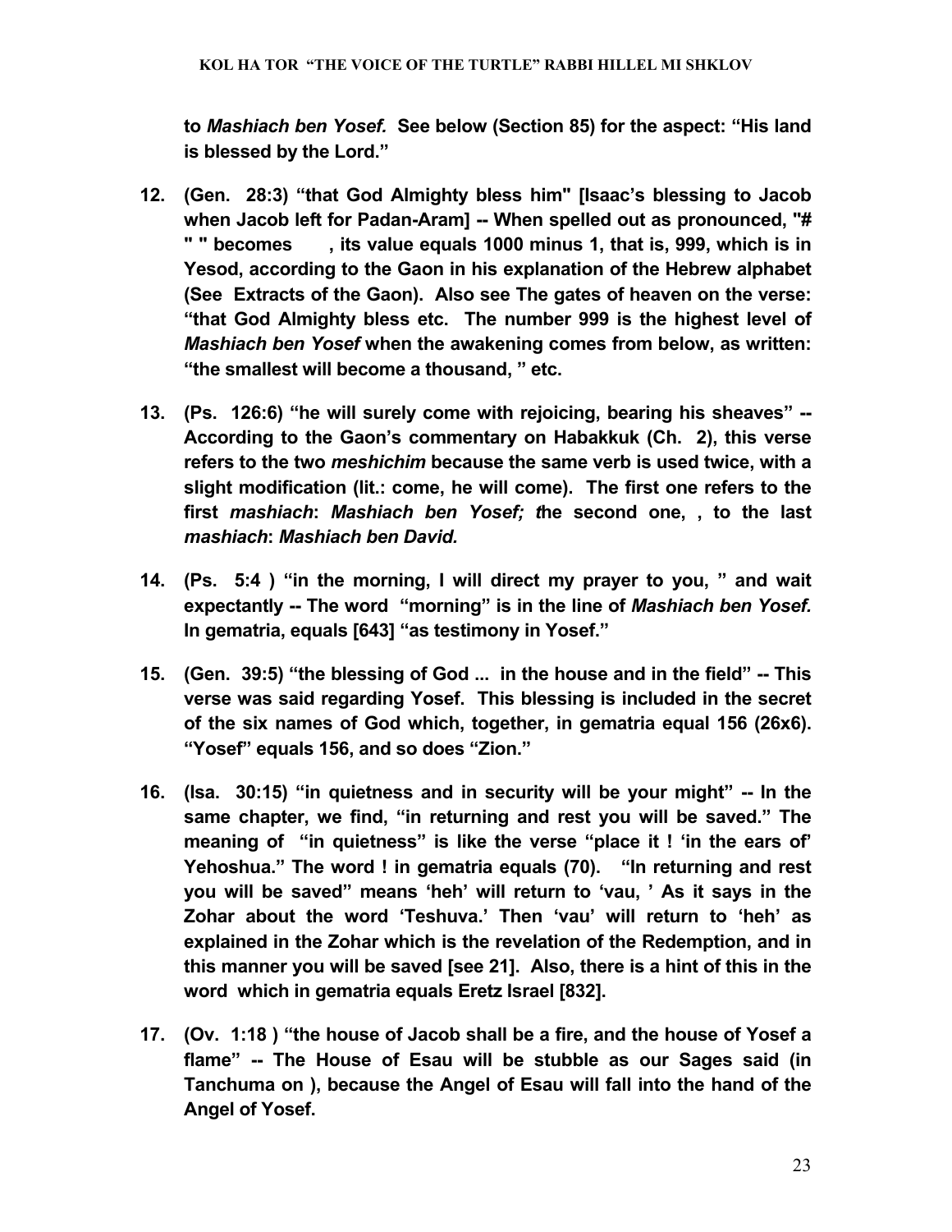**to *Mashiach ben Yosef.* See below (Section 85) for the aspect: "His land is blessed by the Lord."**

12. **(Gen. 28:3) "that God Almighty bless him" [Isaac's blessing to Jacob when Jacob left for Padan-Aram] -- When spelled out as pronounced, "# " " becomes , its value equals 1000 minus 1, that is, 999, which is in Yesod, according to the Gaon in his explanation of the Hebrew alphabet (See Extracts of the Gaon). Also see The gates of heaven on the verse: "that God Almighty bless etc. The number 999 is the highest level of *Mashiach ben Yosef* when the awakening comes from below, as written: "the smallest will become a thousand, " etc.**

13. **(Ps. 126:6) "he will surely come with rejoicing, bearing his sheaves" -- According to the Gaon's commentary on Habakkuk (Ch. 2), this verse refers to the two *meshichim* because the same verb is used twice, with a slight modification (lit.: come, he will come). The first one refers to the first *mashiach*: *Mashiach ben Yosef; t*he second one, , to the last *mashiach*: *Mashiach ben David.***

14. **(Ps. 5:4 ) "in the morning, I will direct my prayer to you, " and wait expectantly -- The word "morning" is in the line of *Mashiach ben Yosef.* In gematria, equals [643] "as testimony in Yosef."**

15. **(Gen. 39:5) "the blessing of God ... in the house and in the field" -- This verse was said regarding Yosef. This blessing is included in the secret of the six names of God which, together, in gematria equal 156 (26x6). "Yosef" equals 156, and so does "Zion."**

16. **(Isa. 30:15) "in quietness and in security will be your might" -- In the same chapter, we find, "in returning and rest you will be saved." The meaning of "in quietness" is like the verse "place it ! 'in the ears of' Yehoshua." The word ! in gematria equals (70). "In returning and rest you will be saved" means 'heh' will return to 'vau, ' As it says in the Zohar about the word 'Teshuva.' Then 'vau' will return to 'heh' as explained in the Zohar which is the revelation of the Redemption, and in this manner you will be saved [see 21]. Also, there is a hint of this in the word which in gematria equals Eretz Israel [832].**

17. **(Ov. 1:18 ) "the house of Jacob shall be a fire, and the house of Yosef a flame" -- The House of Esau will be stubble as our Sages said (in Tanchuma on ), because the Angel of Esau will fall into the hand of the Angel of Yosef.**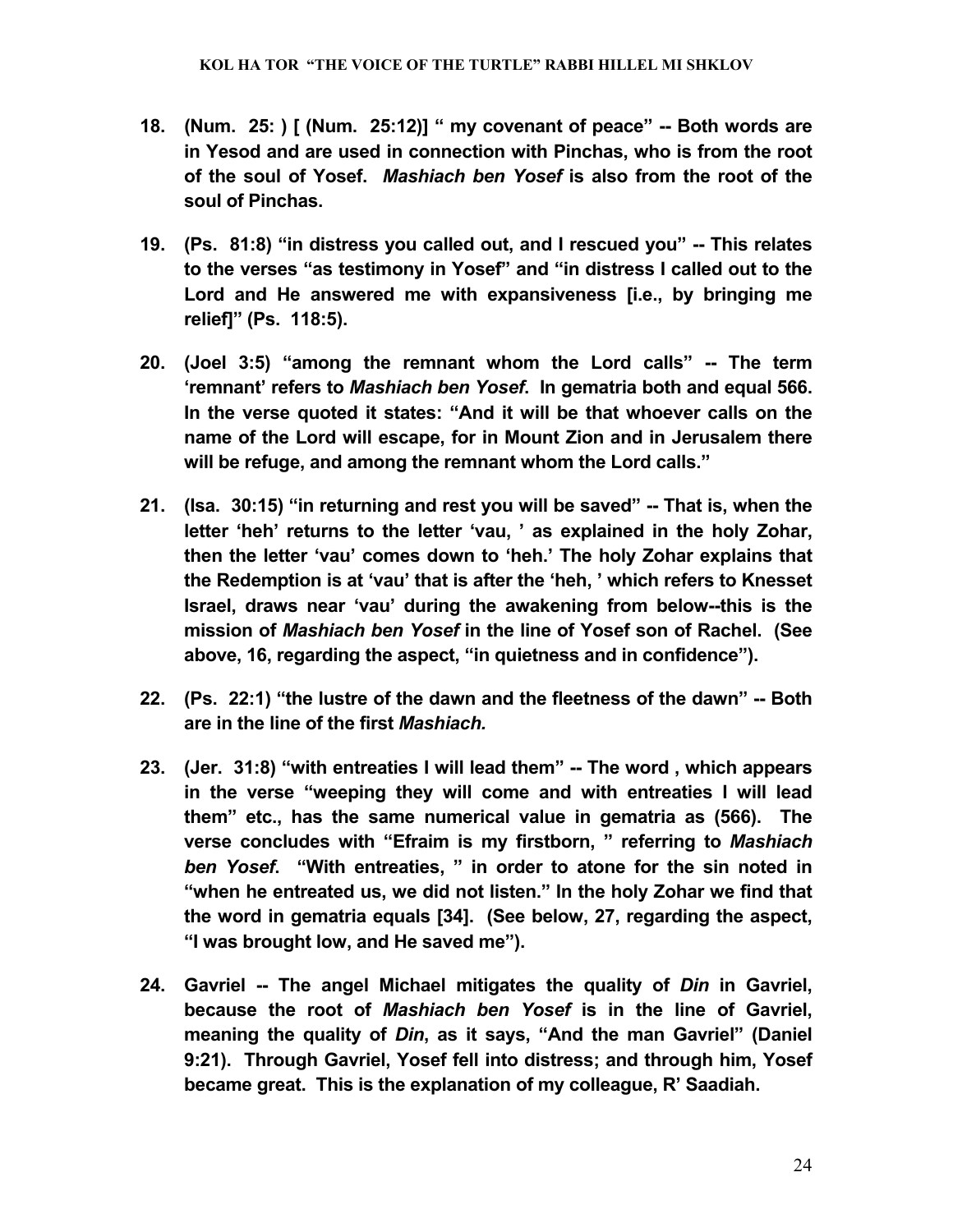18. **(Num. 25: ) [ (Num. 25:12)] " my covenant of peace" -- Both words are in Yesod and are used in connection with Pinchas, who is from the root of the soul of Yosef. *Mashiach ben Yosef* is also from the root of the soul of Pinchas.**

19. **(Ps. 81:8) "in distress you called out, and I rescued you" -- This relates to the verses "as testimony in Yosef" and "in distress I called out to the Lord and He answered me with expansiveness [i.e., by bringing me relief]" (Ps. 118:5).**

20. **(Joel 3:5) "among the remnant whom the Lord calls" -- The term 'remnant' refers to *Mashiach ben Yosef*. In gematria both and equal 566. In the verse quoted it states: "And it will be that whoever calls on the name of the Lord will escape, for in Mount Zion and in Jerusalem there will be refuge, and among the remnant whom the Lord calls."**

21. **(Isa. 30:15) "in returning and rest you will be saved" -- That is, when the letter 'heh' returns to the letter 'vau, ' as explained in the holy Zohar, then the letter 'vau' comes down to 'heh.' The holy Zohar explains that the Redemption is at 'vau' that is after the 'heh, ' which refers to Knesset Israel, draws near 'vau' during the awakening from below--this is the mission of *Mashiach ben Yosef* in the line of Yosef son of Rachel. (See above, 16, regarding the aspect, "in quietness and in confidence").**

22. **(Ps. 22:1) "the lustre of the dawn and the fleetness of the dawn" -- Both are in the line of the first *Mashiach.***

23. **(Jer. 31:8) "with entreaties I will lead them" -- The word , which appears in the verse "weeping they will come and with entreaties I will lead them" etc., has the same numerical value in gematria as (566). The verse concludes with "Efraim is my firstborn, " referring to *Mashiach ben Yosef*. "With entreaties, " in order to atone for the sin noted in "when he entreated us, we did not listen." In the holy Zohar we find that the word in gematria equals [34]. (See below, 27, regarding the aspect, "I was brought low, and He saved me").**

24. **Gavriel -- The angel Michael mitigates the quality of *Din* in Gavriel, because the root of *Mashiach ben Yosef* is in the line of Gavriel, meaning the quality of *Din*, as it says, "And the man Gavriel" (Daniel 9:21). Through Gavriel, Yosef fell into distress; and through him, Yosef became great. This is the explanation of my colleague, R' Saadiah.**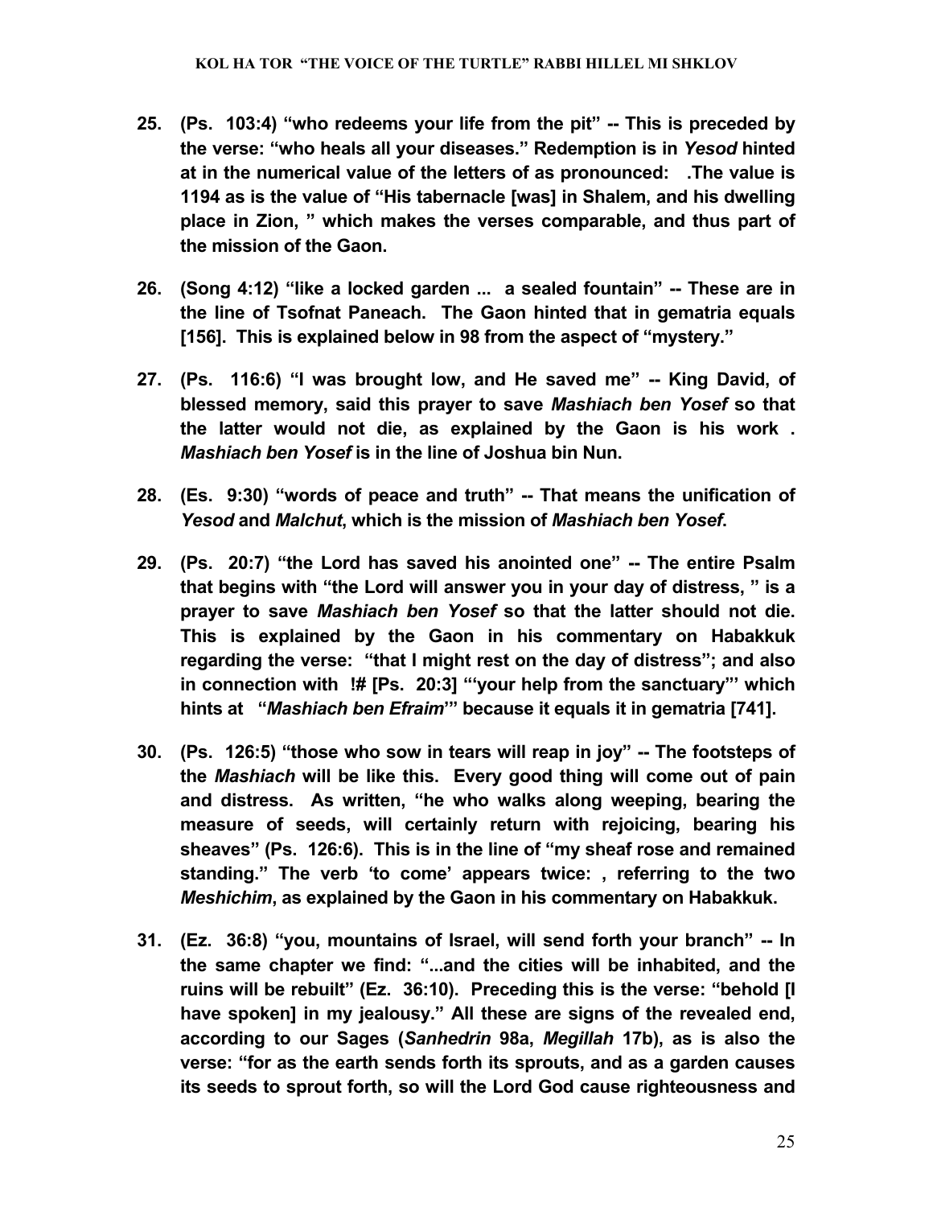25. **(Ps. 103:4) "who redeems your life from the pit" -- This is preceded by the verse: "who heals all your diseases." Redemption is in *Yesod* hinted at in the numerical value of the letters of as pronounced: .The value is 1194 as is the value of "His tabernacle [was] in Shalem, and his dwelling place in Zion, " which makes the verses comparable, and thus part of the mission of the Gaon.**

26. **(Song 4:12) "like a locked garden ... a sealed fountain" -- These are in the line of Tsofnat Paneach. The Gaon hinted that in gematria equals [156]. This is explained below in 98 from the aspect of "mystery."**

27. **(Ps. 116:6) "I was brought low, and He saved me" -- King David, of blessed memory, said this prayer to save *Mashiach ben Yosef* so that the latter would not die, as explained by the Gaon is his work . *Mashiach ben Yosef* is in the line of Joshua bin Nun.**

28. **(Es. 9:30) "words of peace and truth" -- That means the unification of *Yesod* and *Malchut*, which is the mission of *Mashiach ben Yosef*.**

29. **(Ps. 20:7) "the Lord has saved his anointed one" -- The entire Psalm that begins with "the Lord will answer you in your day of distress, " is a prayer to save *Mashiach ben Yosef* so that the latter should not die. This is explained by the Gaon in his commentary on Habakkuk regarding the verse: "that I might rest on the day of distress"; and also in connection with !# [Ps. 20:3] "'your help from the sanctuary"' which hints at "*Mashiach ben Efraim*'" because it equals it in gematria [741].**

30. **(Ps. 126:5) "those who sow in tears will reap in joy" -- The footsteps of the *Mashiach* will be like this. Every good thing will come out of pain and distress. As written, "he who walks along weeping, bearing the measure of seeds, will certainly return with rejoicing, bearing his sheaves" (Ps. 126:6). This is in the line of "my sheaf rose and remained standing." The verb 'to come' appears twice: , referring to the two *Meshichim*, as explained by the Gaon in his commentary on Habakkuk.**

31. **(Ez. 36:8) "you, mountains of Israel, will send forth your branch" -- In the same chapter we find: "...and the cities will be inhabited, and the ruins will be rebuilt" (Ez. 36:10). Preceding this is the verse: "behold [I have spoken] in my jealousy." All these are signs of the revealed end, according to our Sages (*Sanhedrin* 98a, *Megillah* 17b), as is also the verse: "for as the earth sends forth its sprouts, and as a garden causes its seeds to sprout forth, so will the Lord God cause righteousness and**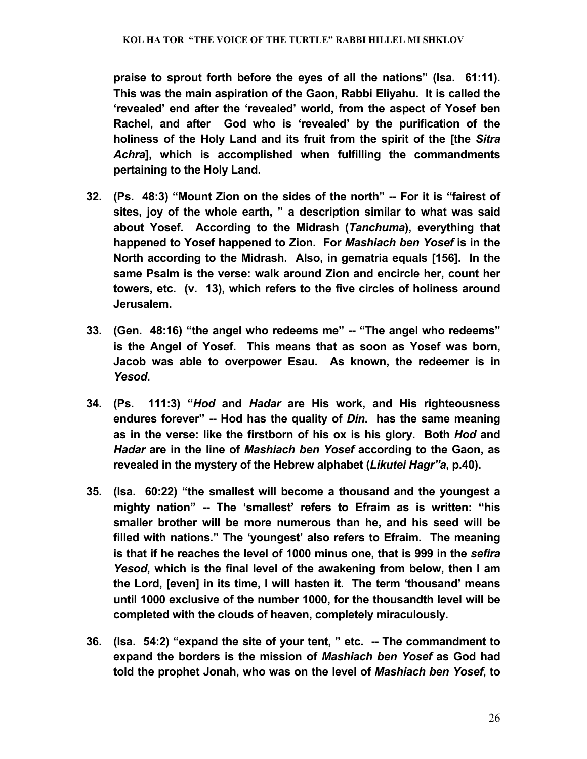**praise to sprout forth before the eyes of all the nations" (Isa. 61:11). This was the main aspiration of the Gaon, Rabbi Eliyahu. It is called the 'revealed' end after the 'revealed' world, from the aspect of Yosef ben Rachel, and after God who is 'revealed' by the purification of the holiness of the Holy Land and its fruit from the spirit of the [the *Sitra Achra*], which is accomplished when fulfilling the commandments pertaining to the Holy Land.**

32. **(Ps. 48:3) "Mount Zion on the sides of the north" -- For it is "fairest of sites, joy of the whole earth, " a description similar to what was said about Yosef. According to the Midrash (*Tanchuma*), everything that happened to Yosef happened to Zion. For *Mashiach ben Yosef* is in the North according to the Midrash. Also, in gematria equals [156]. In the same Psalm is the verse: walk around Zion and encircle her, count her towers, etc. (v. 13), which refers to the five circles of holiness around Jerusalem.**

33. **(Gen. 48:16) "the angel who redeems me" -- "The angel who redeems" is the Angel of Yosef. This means that as soon as Yosef was born, Jacob was able to overpower Esau. As known, the redeemer is in *Yesod*.**

34. **(Ps. 111:3) "*Hod* and *Hadar* are His work, and His righteousness endures forever" -- Hod has the quality of *Din*. has the same meaning as in the verse: like the firstborn of his ox is his glory. Both *Hod* and *Hadar* are in the line of *Mashiach ben Yosef* according to the Gaon, as revealed in the mystery of the Hebrew alphabet (*Likutei Hagr"a*, p.40).**

35. **(Isa. 60:22) "the smallest will become a thousand and the youngest a mighty nation" -- The 'smallest' refers to Efraim as is written: "his smaller brother will be more numerous than he, and his seed will be filled with nations." The 'youngest' also refers to Efraim. The meaning is that if he reaches the level of 1000 minus one, that is 999 in the *sefira Yesod*, which is the final level of the awakening from below, then I am the Lord, [even] in its time, I will hasten it. The term 'thousand' means until 1000 exclusive of the number 1000, for the thousandth level will be completed with the clouds of heaven, completely miraculously.**

36. **(Isa. 54:2) "expand the site of your tent, " etc. -- The commandment to expand the borders is the mission of *Mashiach ben Yosef* as God had told the prophet Jonah, who was on the level of *Mashiach ben Yosef*, to**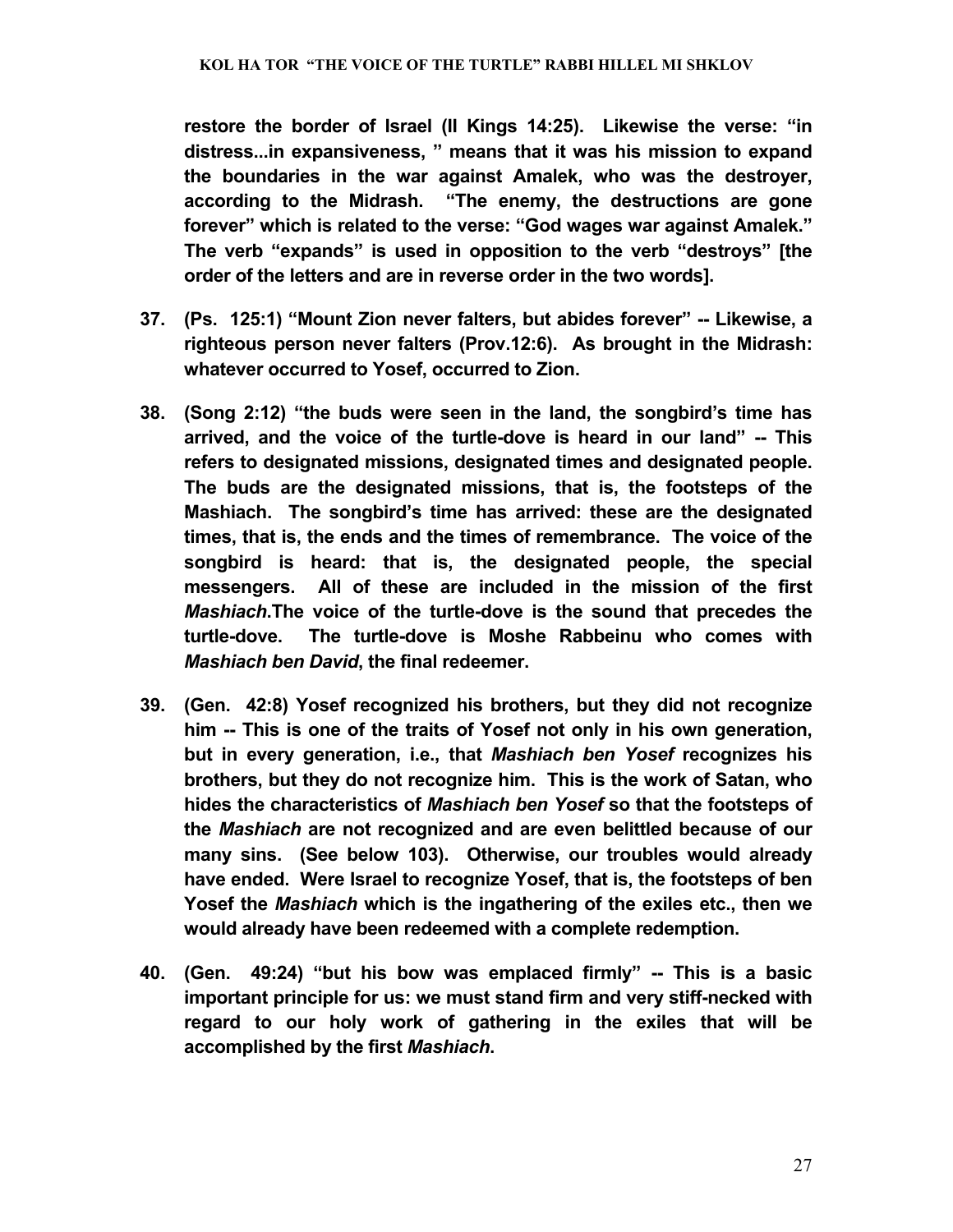**restore the border of Israel (II Kings 14:25). Likewise the verse: "in distress...in expansiveness, " means that it was his mission to expand the boundaries in the war against Amalek, who was the destroyer, according to the Midrash. "The enemy, the destructions are gone forever" which is related to the verse: "God wages war against Amalek." The verb "expands" is used in opposition to the verb "destroys" [the order of the letters and are in reverse order in the two words].**

37. **(Ps. 125:1) "Mount Zion never falters, but abides forever" -- Likewise, a righteous person never falters (Prov.12:6). As brought in the Midrash: whatever occurred to Yosef, occurred to Zion.**

38. **(Song 2:12) "the buds were seen in the land, the songbird's time has arrived, and the voice of the turtle-dove is heard in our land" -- This refers to designated missions, designated times and designated people. The buds are the designated missions, that is, the footsteps of the Mashiach. The songbird's time has arrived: these are the designated times, that is, the ends and the times of remembrance. The voice of the songbird is heard: that is, the designated people, the special messengers. All of these are included in the mission of the first *Mashiach*.The voice of the turtle-dove is the sound that precedes the turtle-dove. The turtle-dove is Moshe Rabbeinu who comes with *Mashiach ben David*, the final redeemer.**

39. **(Gen. 42:8) Yosef recognized his brothers, but they did not recognize him -- This is one of the traits of Yosef not only in his own generation, but in every generation, i.e., that *Mashiach ben Yosef* recognizes his brothers, but they do not recognize him. This is the work of Satan, who hides the characteristics of *Mashiach ben Yosef* so that the footsteps of the *Mashiach* are not recognized and are even belittled because of our many sins. (See below 103). Otherwise, our troubles would already have ended. Were Israel to recognize Yosef, that is, the footsteps of ben Yosef the *Mashiach* which is the ingathering of the exiles etc., then we would already have been redeemed with a complete redemption.**

40. **(Gen. 49:24) "but his bow was emplaced firmly" -- This is a basic important principle for us: we must stand firm and very stiff-necked with regard to our holy work of gathering in the exiles that will be accomplished by the first *Mashiach*.**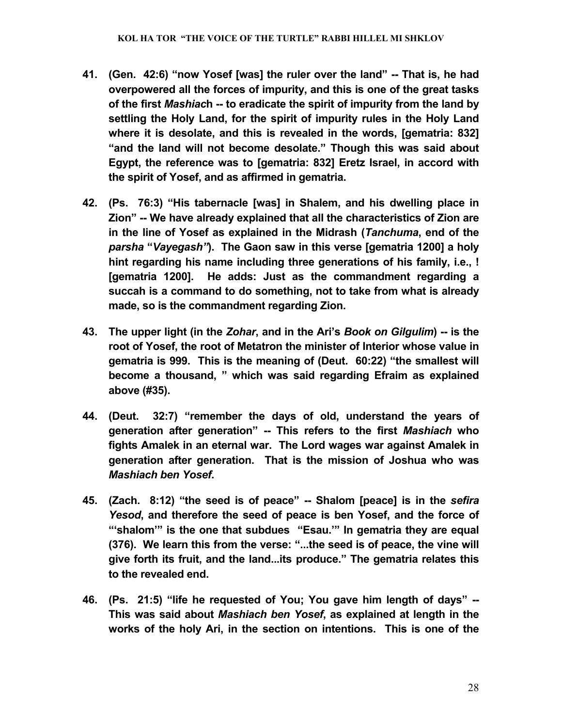**41. (Gen. 42:6) "now Yosef [was] the ruler over the land" -- That is, he had overpowered all the forces of impurity, and this is one of the great tasks of the first *Mashiac*h -- to eradicate the spirit of impurity from the land by settling the Holy Land, for the spirit of impurity rules in the Holy Land where it is desolate, and this is revealed in the words, [gematria: 832] "and the land will not become desolate." Though this was said about Egypt, the reference was to [gematria: 832] Eretz Israel, in accord with the spirit of Yosef, and as affirmed in gematria.**

**42. (Ps. 76:3) "His tabernacle [was] in Shalem, and his dwelling place in Zion" -- We have already explained that all the characteristics of Zion are in the line of Yosef as explained in the Midrash (*Tanchuma*, end of the *parsha* "*Vayegash"*). The Gaon saw in this verse [gematria 1200] a holy hint regarding his name including three generations of his family, i.e., ! [gematria 1200]. He adds: Just as the commandment regarding a succah is a command to do something, not to take from what is already made, so is the commandment regarding Zion.**

**43. The upper light (in the *Zohar*, and in the Ari's *Book on Gilgulim*) -- is the root of Yosef, the root of Metatron the minister of Interior whose value in gematria is 999. This is the meaning of (Deut. 60:22) "the smallest will become a thousand, " which was said regarding Efraim as explained above (#35).**

**44. (Deut. 32:7) "remember the days of old, understand the years of generation after generation" -- This refers to the first *Mashiach* who fights Amalek in an eternal war. The Lord wages war against Amalek in generation after generation. That is the mission of Joshua who was *Mashiach ben Yosef*.**

**45. (Zach. 8:12) "the seed is of peace" -- Shalom [peace] is in the *sefira Yesod*, and therefore the seed of peace is ben Yosef, and the force of "'shalom'" is the one that subdues "Esau.'" In gematria they are equal (376). We learn this from the verse: "...the seed is of peace, the vine will give forth its fruit, and the land...its produce." The gematria relates this to the revealed end.**

**46. (Ps. 21:5) "life he requested of You; You gave him length of days" -- This was said about *Mashiach ben Yosef*, as explained at length in the works of the holy Ari, in the section on intentions. This is one of the**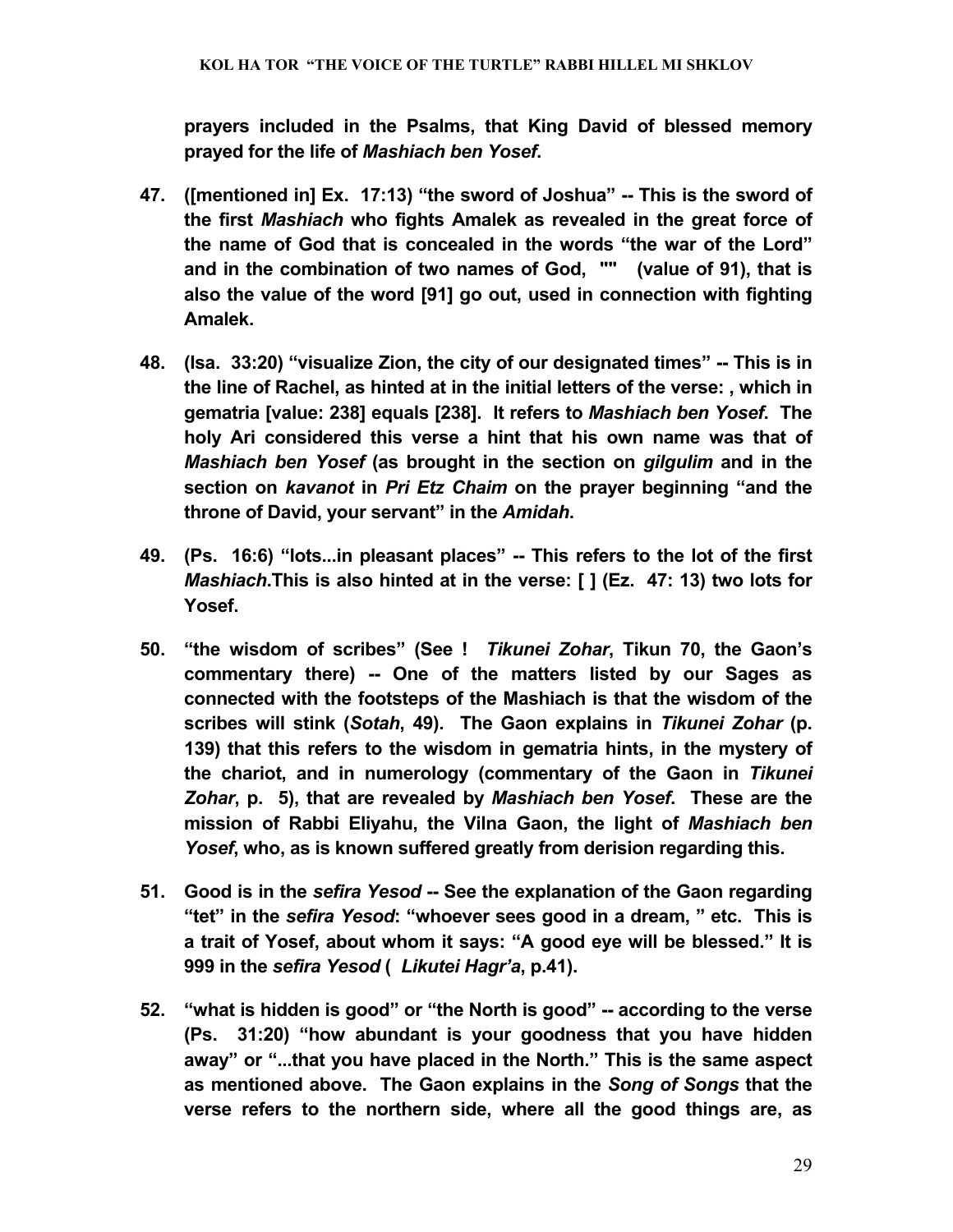**prayers included in the Psalms, that King David of blessed memory prayed for the life of *Mashiach ben Yosef*.**

**47. ([mentioned in] Ex. 17:13) "the sword of Joshua" -- This is the sword of the first *Mashiach* who fights Amalek as revealed in the great force of the name of God that is concealed in the words "the war of the Lord" and in the combination of two names of God, "" (value of 91), that is also the value of the word [91] go out, used in connection with fighting Amalek.**

**48. (Isa. 33:20) "visualize Zion, the city of our designated times" -- This is in the line of Rachel, as hinted at in the initial letters of the verse: , which in gematria [value: 238] equals [238]. It refers to *Mashiach ben Yosef*. The holy Ari considered this verse a hint that his own name was that of *Mashiach ben Yosef* (as brought in the section on *gilgulim* and in the section on *kavanot* in *Pri Etz Chaim* on the prayer beginning "and the throne of David, your servant" in the *Amidah*.**

**49. (Ps. 16:6) "lots...in pleasant places" -- This refers to the lot of the first *Mashiach*.This is also hinted at in the verse: [ ] (Ez. 47: 13) two lots for Yosef.**

**50. "the wisdom of scribes" (See ! *Tikunei Zohar*, Tikun 70, the Gaon's commentary there) -- One of the matters listed by our Sages as connected with the footsteps of the Mashiach is that the wisdom of the scribes will stink (*Sotah*, 49). The Gaon explains in *Tikunei Zohar* (p. 139) that this refers to the wisdom in gematria hints, in the mystery of the chariot, and in numerology (commentary of the Gaon in *Tikunei Zohar*, p. 5), that are revealed by *Mashiach ben Yosef*. These are the mission of Rabbi Eliyahu, the Vilna Gaon, the light of *Mashiach ben Yosef*, who, as is known suffered greatly from derision regarding this.**

**51. Good is in the *sefira Yesod* -- See the explanation of the Gaon regarding "tet" in the *sefira Yesod*: "whoever sees good in a dream, " etc. This is a trait of Yosef, about whom it says: "A good eye will be blessed." It is 999 in the *sefira Yesod* ( *Likutei Hagr'a*, p.41).**

**52. "what is hidden is good" or "the North is good" -- according to the verse (Ps. 31:20) "how abundant is your goodness that you have hidden away" or "...that you have placed in the North." This is the same aspect as mentioned above. The Gaon explains in the *Song of Songs* that the verse refers to the northern side, where all the good things are, as**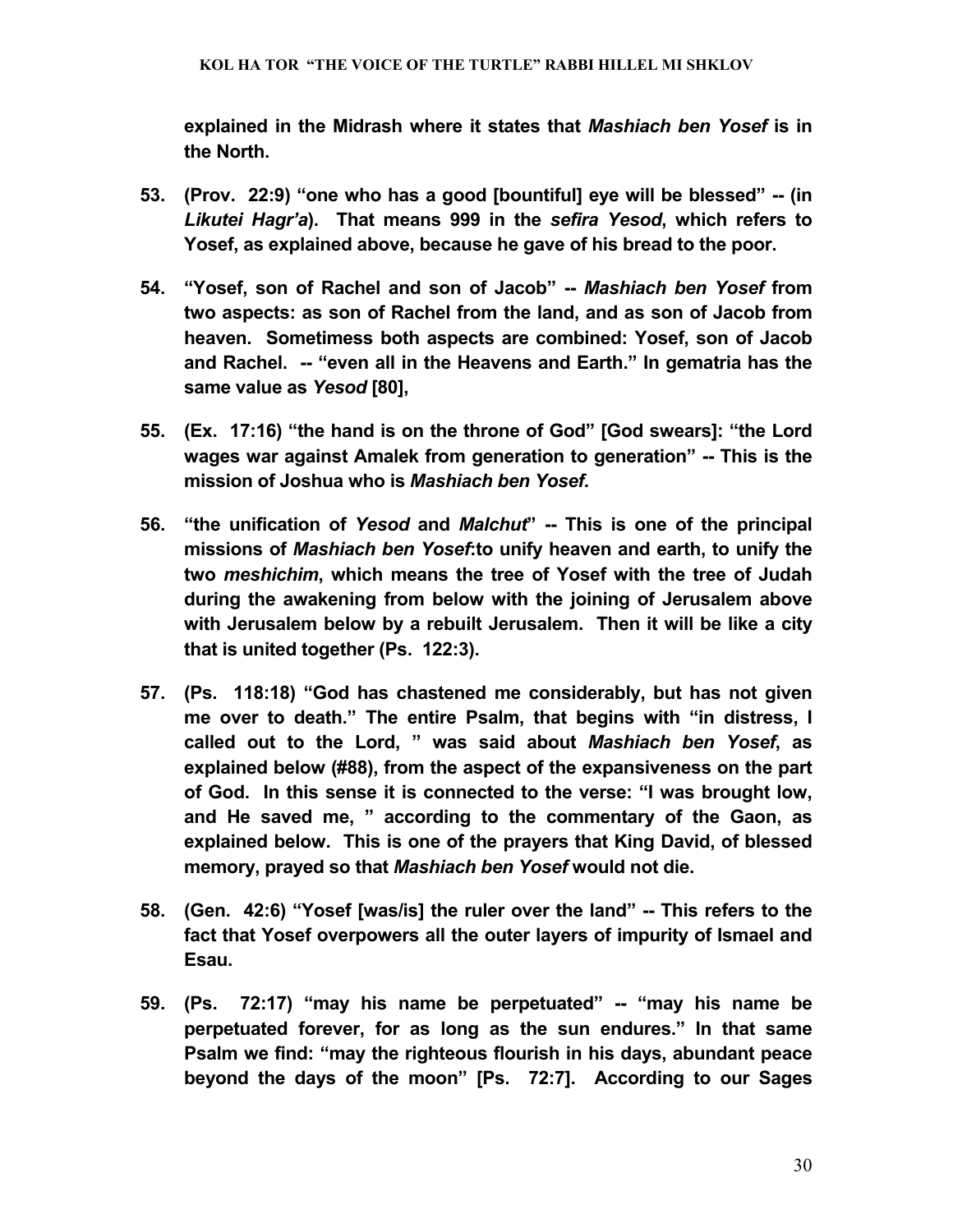**explained in the Midrash where it states that *Mashiach ben Yosef* is in the North.**

53. **(Prov. 22:9) "one who has a good [bountiful] eye will be blessed" -- (in *Likutei Hagr'a*). That means 999 in the *sefira Yesod*, which refers to Yosef, as explained above, because he gave of his bread to the poor.**

54. **"Yosef, son of Rachel and son of Jacob" -- *Mashiach ben Yosef* from two aspects: as son of Rachel from the land, and as son of Jacob from heaven. Sometimess both aspects are combined: Yosef, son of Jacob and Rachel. -- "even all in the Heavens and Earth." In gematria has the same value as *Yesod* [80],**

55. **(Ex. 17:16) "the hand is on the throne of God" [God swears]: "the Lord wages war against Amalek from generation to generation" -- This is the mission of Joshua who is *Mashiach ben Yosef*.**

56. **"the unification of *Yesod* and *Malchut*" -- This is one of the principal missions of *Mashiach ben Yosef*:to unify heaven and earth, to unify the two *meshichim*, which means the tree of Yosef with the tree of Judah during the awakening from below with the joining of Jerusalem above with Jerusalem below by a rebuilt Jerusalem. Then it will be like a city that is united together (Ps. 122:3).**

57. **(Ps. 118:18) "God has chastened me considerably, but has not given me over to death." The entire Psalm, that begins with "in distress, I called out to the Lord, " was said about *Mashiach ben Yosef*, as explained below (#88), from the aspect of the expansiveness on the part of God. In this sense it is connected to the verse: "I was brought low, and He saved me, " according to the commentary of the Gaon, as explained below. This is one of the prayers that King David, of blessed memory, prayed so that *Mashiach ben Yosef* would not die.**

58. **(Gen. 42:6) "Yosef [was/is] the ruler over the land" -- This refers to the fact that Yosef overpowers all the outer layers of impurity of Ismael and Esau.**

59. **(Ps. 72:17) "may his name be perpetuated" -- "may his name be perpetuated forever, for as long as the sun endures." In that same Psalm we find: "may the righteous flourish in his days, abundant peace beyond the days of the moon" [Ps. 72:7]. According to our Sages**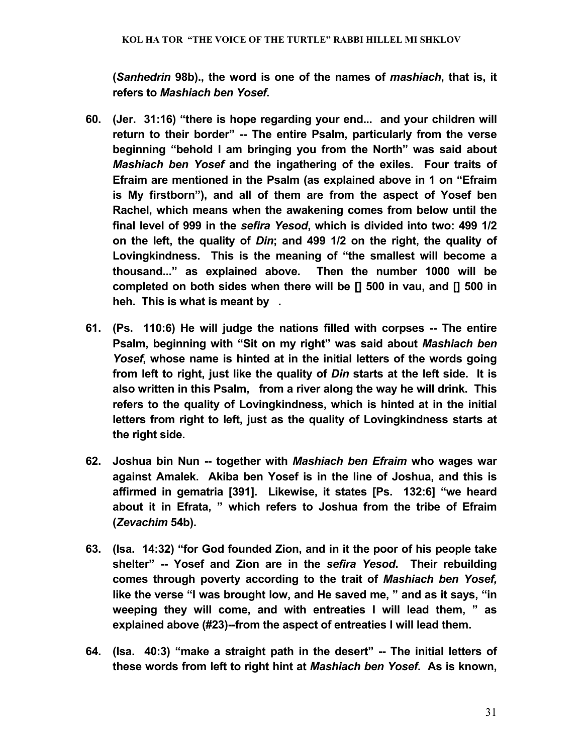**(*Sanhedrin* 98b)., the word is one of the names of *mashiach*, that is, it refers to *Mashiach ben Yosef*.**

**60. (Jer. 31:16) "there is hope regarding your end... and your children will return to their border" -- The entire Psalm, particularly from the verse beginning "behold I am bringing you from the North" was said about *Mashiach ben Yosef* and the ingathering of the exiles. Four traits of Efraim are mentioned in the Psalm (as explained above in 1 on "Efraim is My firstborn"), and all of them are from the aspect of Yosef ben Rachel, which means when the awakening comes from below until the final level of 999 in the *sefira Yesod*, which is divided into two: 499 1/2 on the left, the quality of *Din*; and 499 1/2 on the right, the quality of Lovingkindness. This is the meaning of "the smallest will become a thousand..." as explained above. Then the number 1000 will be completed on both sides when there will be [] 500 in vau, and [] 500 in heh. This is what is meant by .**

**61. (Ps. 110:6) He will judge the nations filled with corpses -- The entire Psalm, beginning with "Sit on my right" was said about *Mashiach ben Yosef*, whose name is hinted at in the initial letters of the words going from left to right, just like the quality of *Din* starts at the left side. It is also written in this Psalm, from a river along the way he will drink. This refers to the quality of Lovingkindness, which is hinted at in the initial letters from right to left, just as the quality of Lovingkindness starts at the right side.**

**62. Joshua bin Nun -- together with *Mashiach ben Efraim* who wages war against Amalek. Akiba ben Yosef is in the line of Joshua, and this is affirmed in gematria [391]. Likewise, it states [Ps. 132:6] "we heard about it in Efrata, " which refers to Joshua from the tribe of Efraim (*Zevachim* 54b).**

**63. (Isa. 14:32) "for God founded Zion, and in it the poor of his people take shelter" -- Yosef and Zion are in the *sefira Yesod*. Their rebuilding comes through poverty according to the trait of *Mashiach ben Yosef,* like the verse "I was brought low, and He saved me, " and as it says, "in weeping they will come, and with entreaties I will lead them, " as explained above (#23)--from the aspect of entreaties I will lead them.**

**64. (Isa. 40:3) "make a straight path in the desert" -- The initial letters of these words from left to right hint at *Mashiach ben Yosef*. As is known,**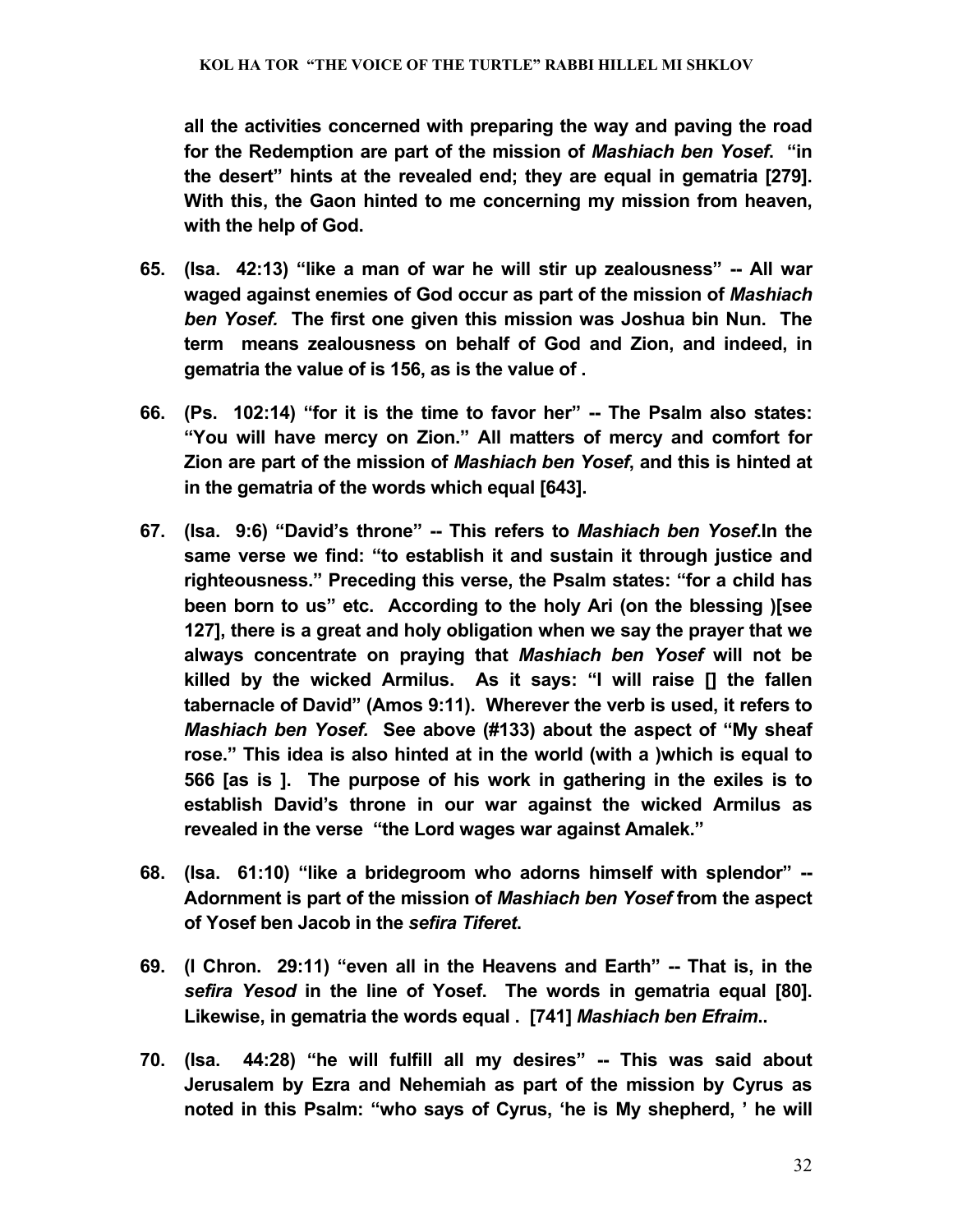**all the activities concerned with preparing the way and paving the road for the Redemption are part of the mission of *Mashiach ben Yosef.* "in the desert" hints at the revealed end; they are equal in gematria [279]. With this, the Gaon hinted to me concerning my mission from heaven, with the help of God.**

**65. (Isa. 42:13) "like a man of war he will stir up zealousness" -- All war waged against enemies of God occur as part of the mission of *Mashiach ben Yosef.* The first one given this mission was Joshua bin Nun. The term means zealousness on behalf of God and Zion, and indeed, in gematria the value of is 156, as is the value of .**

**66. (Ps. 102:14) "for it is the time to favor her" -- The Psalm also states: "You will have mercy on Zion." All matters of mercy and comfort for Zion are part of the mission of *Mashiach ben Yosef,* and this is hinted at in the gematria of the words which equal [643].**

**67. (Isa. 9:6) "David's throne" -- This refers to *Mashiach ben Yosef.*In the same verse we find: "to establish it and sustain it through justice and righteousness." Preceding this verse, the Psalm states: "for a child has been born to us" etc. According to the holy Ari (on the blessing )[see 127], there is a great and holy obligation when we say the prayer that we always concentrate on praying that *Mashiach ben Yosef* will not be killed by the wicked Armilus. As it says: "I will raise [] the fallen tabernacle of David" (Amos 9:11). Wherever the verb is used, it refers to *Mashiach ben Yosef.* See above (#133) about the aspect of "My sheaf rose." This idea is also hinted at in the world (with a )which is equal to 566 [as is ]. The purpose of his work in gathering in the exiles is to establish David's throne in our war against the wicked Armilus as revealed in the verse "the Lord wages war against Amalek."**

**68. (Isa. 61:10) "like a bridegroom who adorns himself with splendor" -- Adornment is part of the mission of *Mashiach ben Yosef* from the aspect of Yosef ben Jacob in the *sefira Tiferet.***

**69. (I Chron. 29:11) "even all in the Heavens and Earth" -- That is, in the *sefira Yesod* in the line of Yosef. The words in gematria equal [80]. Likewise, in gematria the words equal . [741] *Mashiach ben Efraim*..**

**70. (Isa. 44:28) "he will fulfill all my desires" -- This was said about Jerusalem by Ezra and Nehemiah as part of the mission by Cyrus as noted in this Psalm: "who says of Cyrus, 'he is My shepherd, ' he will**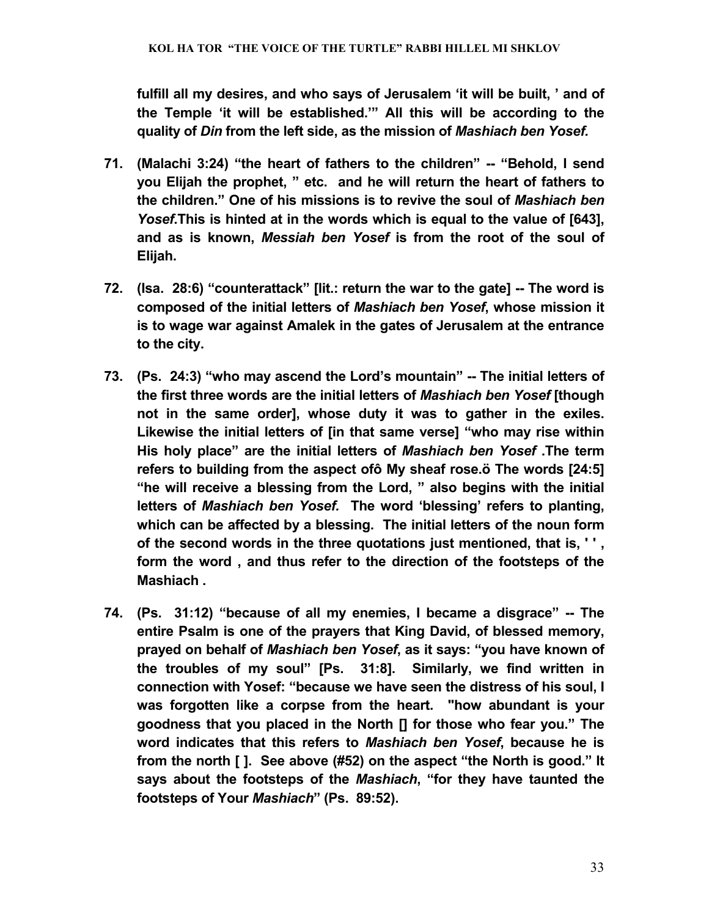**fulfill all my desires, and who says of Jerusalem 'it will be built, ' and of the Temple 'it will be established.'" All this will be according to the quality of *Din* from the left side, as the mission of *Mashiach ben Yosef.***

71. **(Malachi 3:24) "the heart of fathers to the children" -- "Behold, I send you Elijah the prophet, " etc. and he will return the heart of fathers to the children." One of his missions is to revive the soul of *Mashiach ben Yosef*.This is hinted at in the words which is equal to the value of [643], and as is known, *Messiah ben Yosef* is from the root of the soul of Elijah.**

72. **(Isa. 28:6) "counterattack" [lit.: return the war to the gate] -- The word is composed of the initial letters of *Mashiach ben Yosef*, whose mission it is to wage war against Amalek in the gates of Jerusalem at the entrance to the city.**

73. **(Ps. 24:3) "who may ascend the Lord's mountain" -- The initial letters of the first three words are the initial letters of *Mashiach ben Yosef* [though not in the same order], whose duty it was to gather in the exiles. Likewise the initial letters of [in that same verse] "who may rise within His holy place" are the initial letters of *Mashiach ben Yosef* .The term refers to building from the aspect ofô My sheaf rose.ö The words [24:5] "he will receive a blessing from the Lord, " also begins with the initial letters of *Mashiach ben Yosef.* The word 'blessing' refers to planting, which can be affected by a blessing. The initial letters of the noun form of the second words in the three quotations just mentioned, that is, ' ' , form the word , and thus refer to the direction of the footsteps of the Mashiach .**

74. **(Ps. 31:12) "because of all my enemies, I became a disgrace" -- The entire Psalm is one of the prayers that King David, of blessed memory, prayed on behalf of *Mashiach ben Yosef*, as it says: "you have known of the troubles of my soul" [Ps. 31:8]. Similarly, we find written in connection with Yosef: "because we have seen the distress of his soul, I was forgotten like a corpse from the heart. "how abundant is your goodness that you placed in the North [] for those who fear you." The word indicates that this refers to *Mashiach ben Yosef*, because he is from the north [ ]. See above (#52) on the aspect "the North is good." It says about the footsteps of the *Mashiach*, "for they have taunted the footsteps of Your *Mashiach*" (Ps. 89:52).**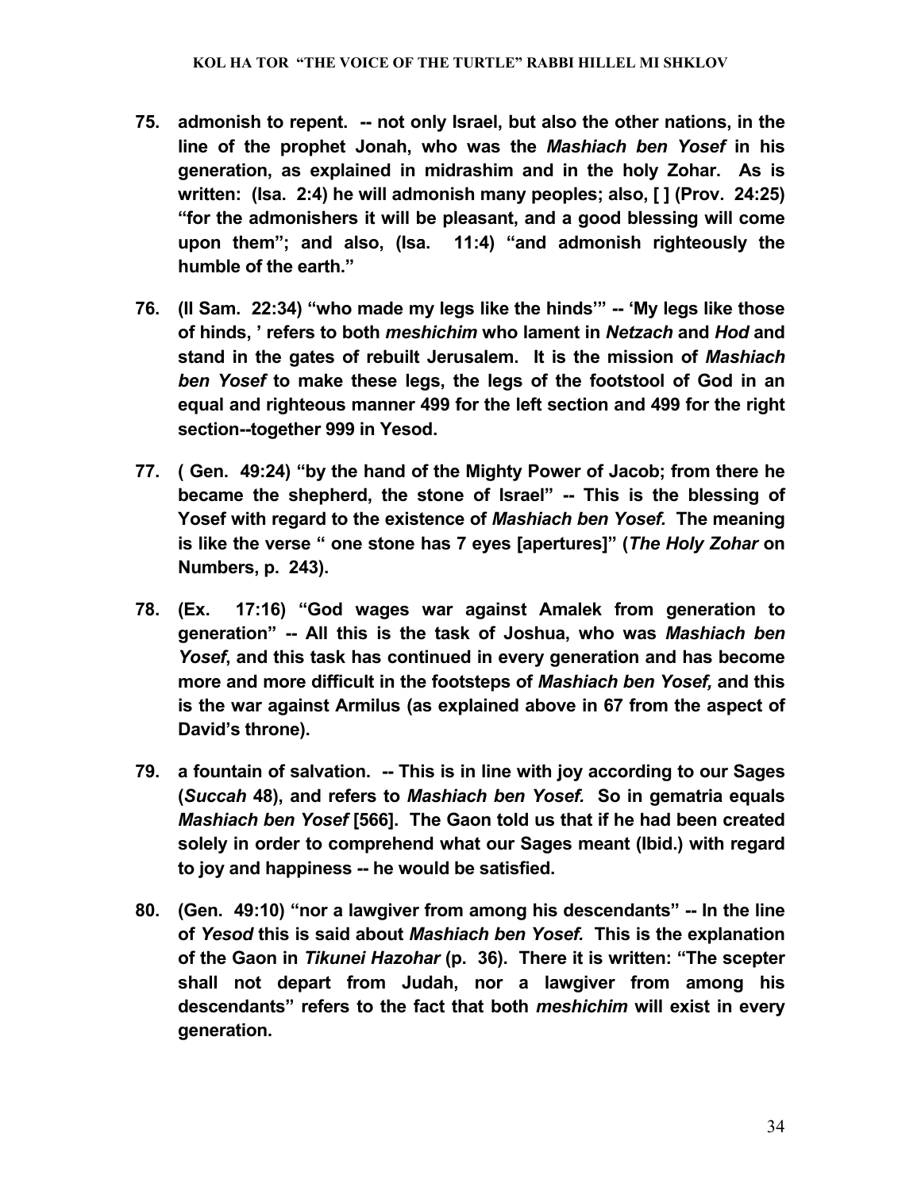**75. admonish to repent. -- not only Israel, but also the other nations, in the line of the prophet Jonah, who was the *Mashiach ben Yosef* in his generation, as explained in midrashim and in the holy Zohar. As is written: (Isa. 2:4) he will admonish many peoples; also, [ ] (Prov. 24:25) "for the admonishers it will be pleasant, and a good blessing will come upon them"; and also, (Isa. 11:4) "and admonish righteously the humble of the earth."**

**76. (II Sam. 22:34) "who made my legs like the hinds'" -- 'My legs like those of hinds, ' refers to both *meshichim* who lament in *Netzach* and *Hod* and stand in the gates of rebuilt Jerusalem. It is the mission of *Mashiach ben Yosef* to make these legs, the legs of the footstool of God in an equal and righteous manner 499 for the left section and 499 for the right section--together 999 in Yesod.**

**77. ( Gen. 49:24) "by the hand of the Mighty Power of Jacob; from there he became the shepherd, the stone of Israel" -- This is the blessing of Yosef with regard to the existence of *Mashiach ben Yosef.* The meaning is like the verse " one stone has 7 eyes [apertures]" (*The Holy Zohar* on Numbers, p. 243).**

**78. (Ex. 17:16) "God wages war against Amalek from generation to generation" -- All this is the task of Joshua, who was *Mashiach ben Yosef*, and this task has continued in every generation and has become more and more difficult in the footsteps of *Mashiach ben Yosef,* and this is the war against Armilus (as explained above in 67 from the aspect of David's throne).**

**79. a fountain of salvation. -- This is in line with joy according to our Sages (*Succah* 48), and refers to *Mashiach ben Yosef.* So in gematria equals *Mashiach ben Yosef* [566]. The Gaon told us that if he had been created solely in order to comprehend what our Sages meant (Ibid.) with regard to joy and happiness -- he would be satisfied.**

**80. (Gen. 49:10) "nor a lawgiver from among his descendants" -- In the line of *Yesod* this is said about *Mashiach ben Yosef.* This is the explanation of the Gaon in *Tikunei Hazohar* (p. 36). There it is written: "The scepter shall not depart from Judah, nor a lawgiver from among his descendants" refers to the fact that both *meshichim* will exist in every generation.**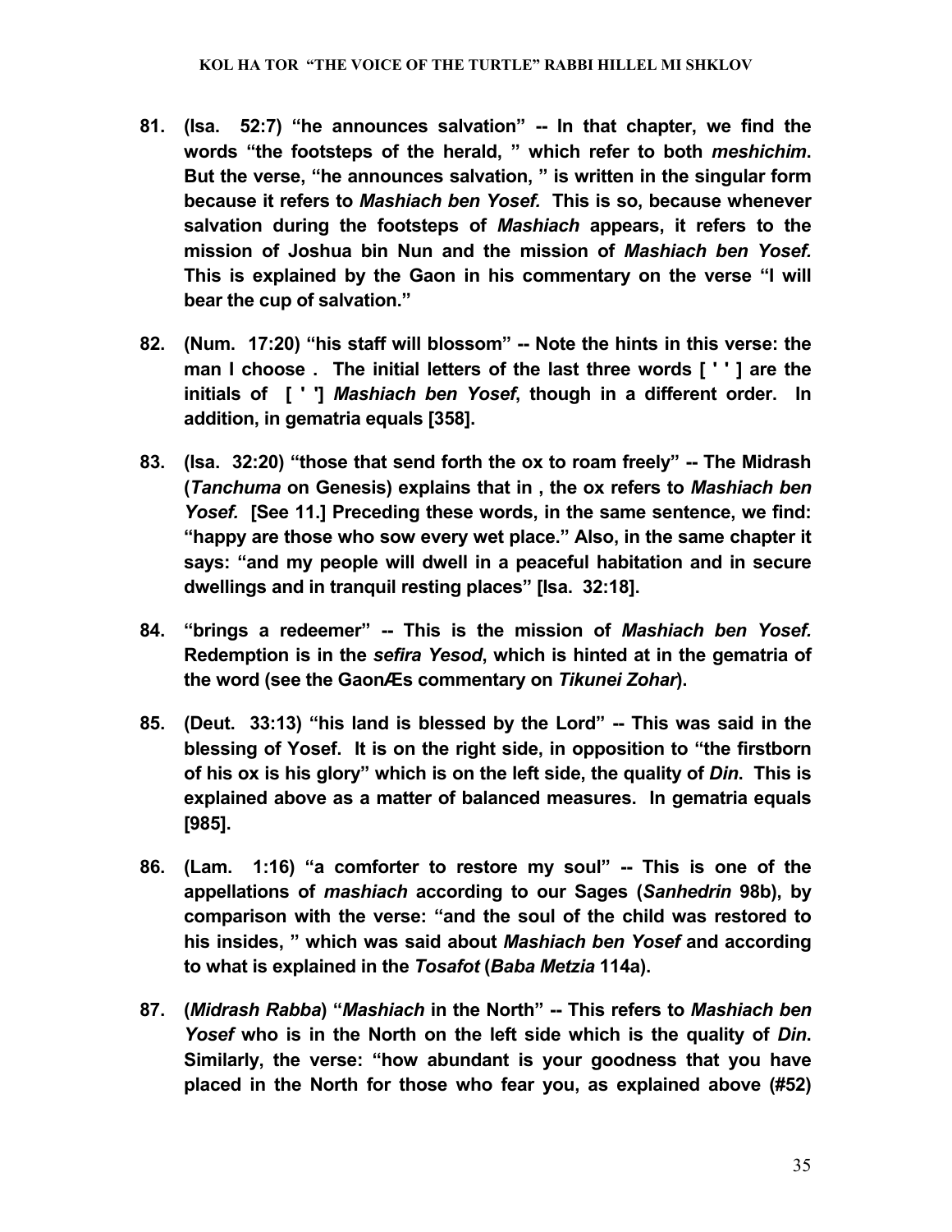**81. (Isa. 52:7) "he announces salvation" -- In that chapter, we find the words "the footsteps of the herald, " which refer to both *meshichim*. But the verse, "he announces salvation, " is written in the singular form because it refers to *Mashiach ben Yosef.* This is so, because whenever salvation during the footsteps of *Mashiach* appears, it refers to the mission of Joshua bin Nun and the mission of *Mashiach ben Yosef.* This is explained by the Gaon in his commentary on the verse "I will bear the cup of salvation."**

**82. (Num. 17:20) "his staff will blossom" -- Note the hints in this verse: the man I choose . The initial letters of the last three words [ ' ' ] are the initials of [ ' '] *Mashiach ben Yosef*, though in a different order. In addition, in gematria equals [358].**

**83. (Isa. 32:20) "those that send forth the ox to roam freely" -- The Midrash (*Tanchuma* on Genesis) explains that in , the ox refers to *Mashiach ben Yosef.* [See 11.] Preceding these words, in the same sentence, we find: "happy are those who sow every wet place." Also, in the same chapter it says: "and my people will dwell in a peaceful habitation and in secure dwellings and in tranquil resting places" [Isa. 32:18].**

**84. "brings a redeemer" -- This is the mission of *Mashiach ben Yosef.* Redemption is in the *sefira Yesod*, which is hinted at in the gematria of the word (see the GaonÆs commentary on *Tikunei Zohar*).**

**85. (Deut. 33:13) "his land is blessed by the Lord" -- This was said in the blessing of Yosef. It is on the right side, in opposition to "the firstborn of his ox is his glory" which is on the left side, the quality of *Din*. This is explained above as a matter of balanced measures. In gematria equals [985].**

**86. (Lam. 1:16) "a comforter to restore my soul" -- This is one of the appellations of *mashiach* according to our Sages (*Sanhedrin* 98b), by comparison with the verse: "and the soul of the child was restored to his insides, " which was said about *Mashiach ben Yosef* and according to what is explained in the *Tosafot* (*Baba Metzia* 114a).**

**87. (*Midrash Rabba*) "*Mashiach* in the North" -- This refers to *Mashiach ben Yosef* who is in the North on the left side which is the quality of *Din*. Similarly, the verse: "how abundant is your goodness that you have placed in the North for those who fear you, as explained above (#52)**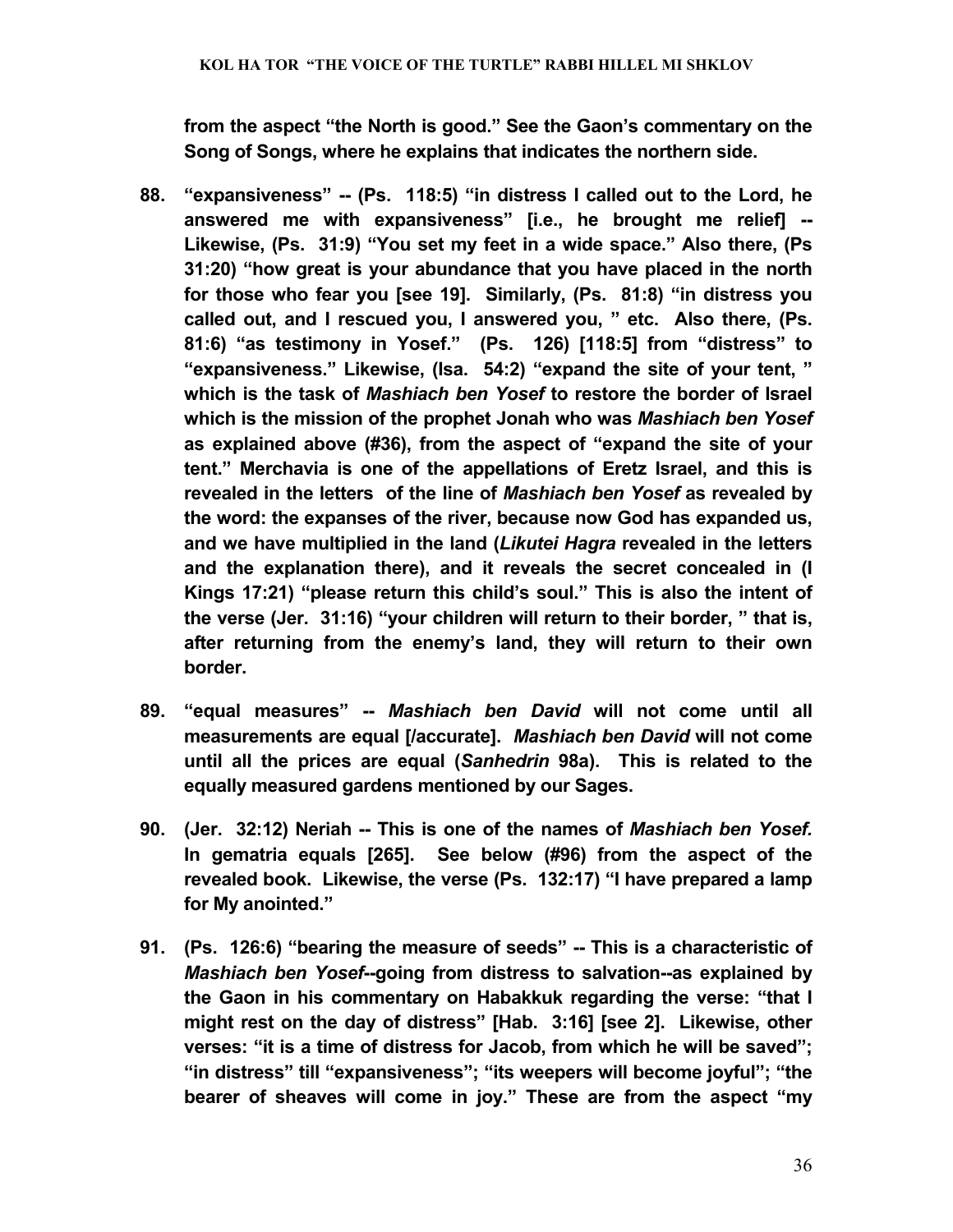**from the aspect "the North is good." See the Gaon's commentary on the Song of Songs, where he explains that indicates the northern side.**

88. **"expansiveness" -- (Ps. 118:5) "in distress I called out to the Lord, he answered me with expansiveness" [i.e., he brought me relief] -- Likewise, (Ps. 31:9) "You set my feet in a wide space." Also there, (Ps 31:20) "how great is your abundance that you have placed in the north for those who fear you [see 19]. Similarly, (Ps. 81:8) "in distress you called out, and I rescued you, I answered you, " etc. Also there, (Ps. 81:6) "as testimony in Yosef." (Ps. 126) [118:5] from "distress" to "expansiveness." Likewise, (Isa. 54:2) "expand the site of your tent, " which is the task of *Mashiach ben Yosef* to restore the border of Israel which is the mission of the prophet Jonah who was *Mashiach ben Yosef* as explained above (#36), from the aspect of "expand the site of your tent." Merchavia is one of the appellations of Eretz Israel, and this is revealed in the letters of the line of *Mashiach ben Yosef* as revealed by the word: the expanses of the river, because now God has expanded us, and we have multiplied in the land (*Likutei Hagra* revealed in the letters and the explanation there), and it reveals the secret concealed in (I Kings 17:21) "please return this child's soul." This is also the intent of the verse (Jer. 31:16) "your children will return to their border, " that is, after returning from the enemy's land, they will return to their own border.**

89. **"equal measures" -- *Mashiach ben David* will not come until all measurements are equal [/accurate]. *Mashiach ben David* will not come until all the prices are equal (*Sanhedrin* 98a). This is related to the equally measured gardens mentioned by our Sages.**

90. **(Jer. 32:12) Neriah -- This is one of the names of *Mashiach ben Yosef.* In gematria equals [265]. See below (#96) from the aspect of the revealed book. Likewise, the verse (Ps. 132:17) "I have prepared a lamp for My anointed."**

91. **(Ps. 126:6) "bearing the measure of seeds" -- This is a characteristic of *Mashiach ben Yosef*--going from distress to salvation--as explained by the Gaon in his commentary on Habakkuk regarding the verse: "that I might rest on the day of distress" [Hab. 3:16] [see 2]. Likewise, other verses: "it is a time of distress for Jacob, from which he will be saved"; "in distress" till "expansiveness"; "its weepers will become joyful"; "the bearer of sheaves will come in joy." These are from the aspect "my**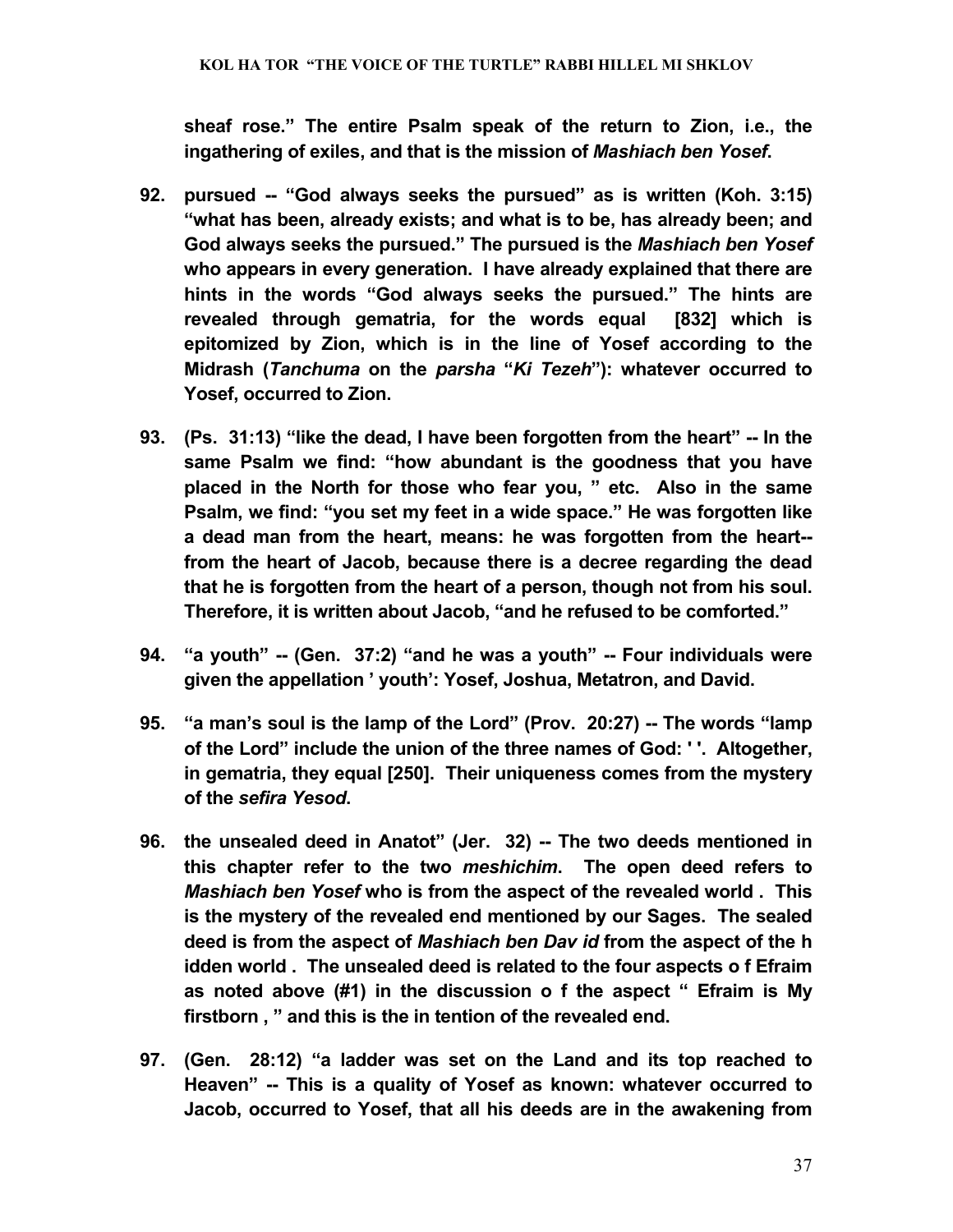**sheaf rose." The entire Psalm speak of the return to Zion, i.e., the ingathering of exiles, and that is the mission of *Mashiach ben Yosef*.**

92. **pursued -- "God always seeks the pursued" as is written (Koh. 3:15) "what has been, already exists; and what is to be, has already been; and God always seeks the pursued." The pursued is the *Mashiach ben Yosef* who appears in every generation. I have already explained that there are hints in the words "God always seeks the pursued." The hints are revealed through gematria, for the words equal [832] which is epitomized by Zion, which is in the line of Yosef according to the Midrash (*Tanchuma* on the *parsha* "*Ki Tezeh*"): whatever occurred to Yosef, occurred to Zion.**

93. **(Ps. 31:13) "like the dead, I have been forgotten from the heart" -- In the same Psalm we find: "how abundant is the goodness that you have placed in the North for those who fear you, " etc. Also in the same Psalm, we find: "you set my feet in a wide space." He was forgotten like a dead man from the heart, means: he was forgotten from the heart-- from the heart of Jacob, because there is a decree regarding the dead that he is forgotten from the heart of a person, though not from his soul. Therefore, it is written about Jacob, "and he refused to be comforted."**

94. **"a youth" -- (Gen. 37:2) "and he was a youth" -- Four individuals were given the appellation ' youth': Yosef, Joshua, Metatron, and David.**

95. **"a man's soul is the lamp of the Lord" (Prov. 20:27) -- The words "lamp of the Lord" include the union of the three names of God: ' '. Altogether, in gematria, they equal [250]. Their uniqueness comes from the mystery of the *sefira Yesod*.**

96. **the unsealed deed in Anatot" (Jer. 32) -- The two deeds mentioned in this chapter refer to the two *meshichim*. The open deed refers to *Mashiach ben Yosef* who is from the aspect of the revealed world . This is the mystery of the revealed end mentioned by our Sages. The sealed deed is from the aspect of *Mashiach ben Dav id* from the aspect of the h idden world . The unsealed deed is related to the four aspects o f Efraim as noted above (#1) in the discussion o f the aspect " Efraim is My firstborn , " and this is the in tention of the revealed end.**

97. **(Gen. 28:12) "a ladder was set on the Land and its top reached to Heaven" -- This is a quality of Yosef as known: whatever occurred to Jacob, occurred to Yosef, that all his deeds are in the awakening from**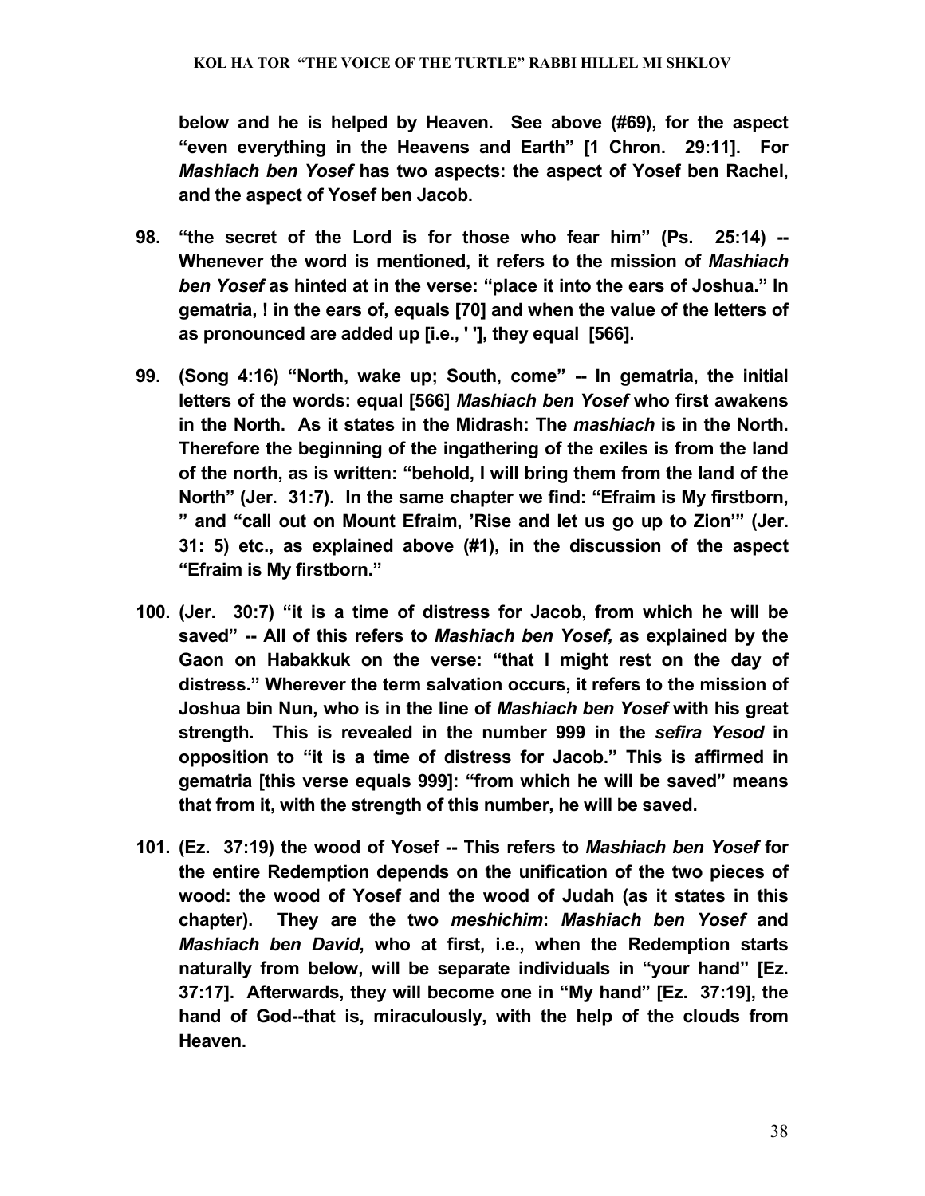**below and he is helped by Heaven. See above (#69), for the aspect "even everything in the Heavens and Earth" [1 Chron. 29:11]. For *Mashiach ben Yosef* has two aspects: the aspect of Yosef ben Rachel, and the aspect of Yosef ben Jacob.**

**98. "the secret of the Lord is for those who fear him" (Ps. 25:14) -- Whenever the word is mentioned, it refers to the mission of *Mashiach ben Yosef* as hinted at in the verse: "place it into the ears of Joshua." In gematria, ! in the ears of, equals [70] and when the value of the letters of as pronounced are added up [i.e., ' '], they equal [566].**

**99. (Song 4:16) "North, wake up; South, come" -- In gematria, the initial letters of the words: equal [566] *Mashiach ben Yosef* who first awakens in the North. As it states in the Midrash: The *mashiach* is in the North. Therefore the beginning of the ingathering of the exiles is from the land of the north, as is written: "behold, I will bring them from the land of the North" (Jer. 31:7). In the same chapter we find: "Efraim is My firstborn, " and "call out on Mount Efraim, 'Rise and let us go up to Zion'" (Jer. 31: 5) etc., as explained above (#1), in the discussion of the aspect "Efraim is My firstborn."**

**100. (Jer. 30:7) "it is a time of distress for Jacob, from which he will be saved" -- All of this refers to *Mashiach ben Yosef,* as explained by the Gaon on Habakkuk on the verse: "that I might rest on the day of distress." Wherever the term salvation occurs, it refers to the mission of Joshua bin Nun, who is in the line of *Mashiach ben Yosef* with his great strength. This is revealed in the number 999 in the *sefira Yesod* in opposition to "it is a time of distress for Jacob." This is affirmed in gematria [this verse equals 999]: "from which he will be saved" means that from it, with the strength of this number, he will be saved.**

**101. (Ez. 37:19) the wood of Yosef -- This refers to *Mashiach ben Yosef* for the entire Redemption depends on the unification of the two pieces of wood: the wood of Yosef and the wood of Judah (as it states in this chapter). They are the two *meshichim*: *Mashiach ben Yosef* and *Mashiach ben David*, who at first, i.e., when the Redemption starts naturally from below, will be separate individuals in "your hand" [Ez. 37:17]. Afterwards, they will become one in "My hand" [Ez. 37:19], the hand of God--that is, miraculously, with the help of the clouds from Heaven.**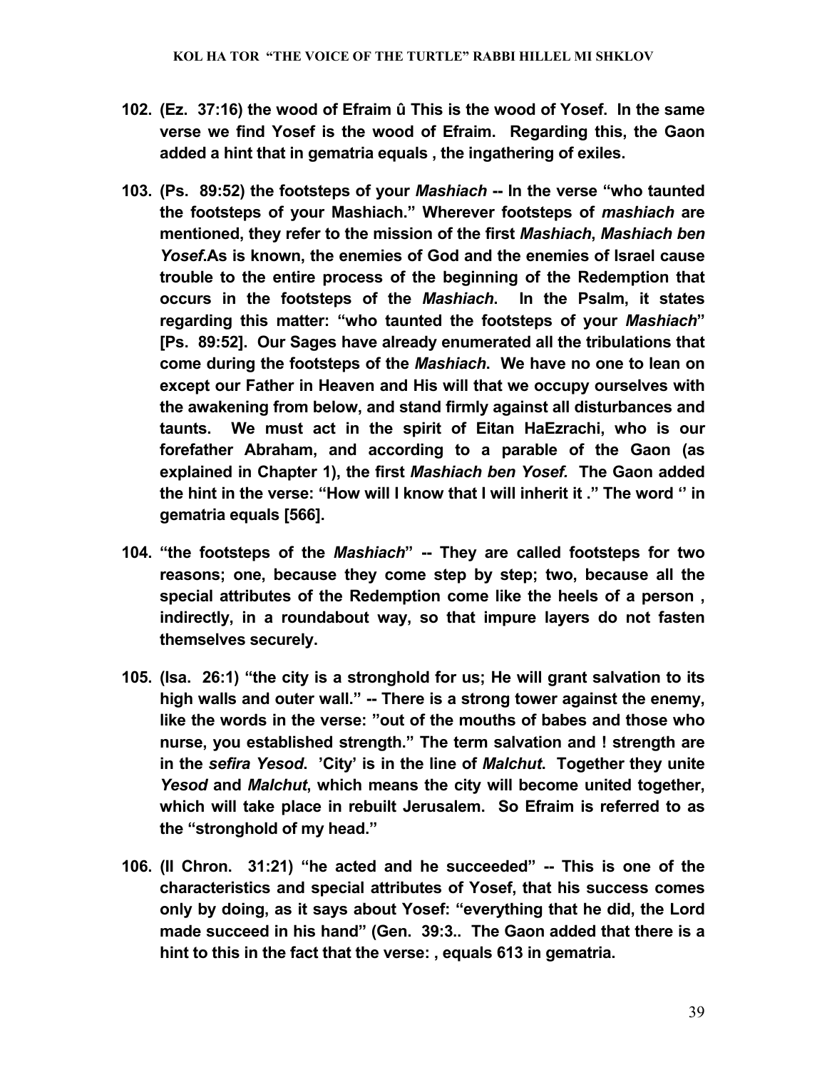**102. (Ez. 37:16) the wood of Efraim û This is the wood of Yosef. In the same verse we find Yosef is the wood of Efraim. Regarding this, the Gaon added a hint that in gematria equals , the ingathering of exiles.**

**103. (Ps. 89:52) the footsteps of your *Mashiach* -- In the verse "who taunted the footsteps of your Mashiach." Wherever footsteps of *mashiach* are mentioned, they refer to the mission of the first *Mashiach*, *Mashiach ben Yosef*.As is known, the enemies of God and the enemies of Israel cause trouble to the entire process of the beginning of the Redemption that occurs in the footsteps of the *Mashiach*. In the Psalm, it states regarding this matter: "who taunted the footsteps of your *Mashiach*" [Ps. 89:52]. Our Sages have already enumerated all the tribulations that come during the footsteps of the *Mashiach*. We have no one to lean on except our Father in Heaven and His will that we occupy ourselves with the awakening from below, and stand firmly against all disturbances and taunts. We must act in the spirit of Eitan HaEzrachi, who is our forefather Abraham, and according to a parable of the Gaon (as explained in Chapter 1), the first *Mashiach ben Yosef.* The Gaon added the hint in the verse: "How will I know that I will inherit it ." The word '' in gematria equals [566].**

**104. "the footsteps of the *Mashiach*" -- They are called footsteps for two reasons; one, because they come step by step; two, because all the special attributes of the Redemption come like the heels of a person , indirectly, in a roundabout way, so that impure layers do not fasten themselves securely.**

**105. (Isa. 26:1) "the city is a stronghold for us; He will grant salvation to its high walls and outer wall." -- There is a strong tower against the enemy, like the words in the verse: "out of the mouths of babes and those who nurse, you established strength." The term salvation and ! strength are in the *sefira Yesod*. 'City' is in the line of *Malchut*. Together they unite *Yesod* and *Malchut*, which means the city will become united together, which will take place in rebuilt Jerusalem. So Efraim is referred to as the "stronghold of my head."**

**106. (II Chron. 31:21) "he acted and he succeeded" -- This is one of the characteristics and special attributes of Yosef, that his success comes only by doing, as it says about Yosef: "everything that he did, the Lord made succeed in his hand" (Gen. 39:3.. The Gaon added that there is a hint to this in the fact that the verse: , equals 613 in gematria.**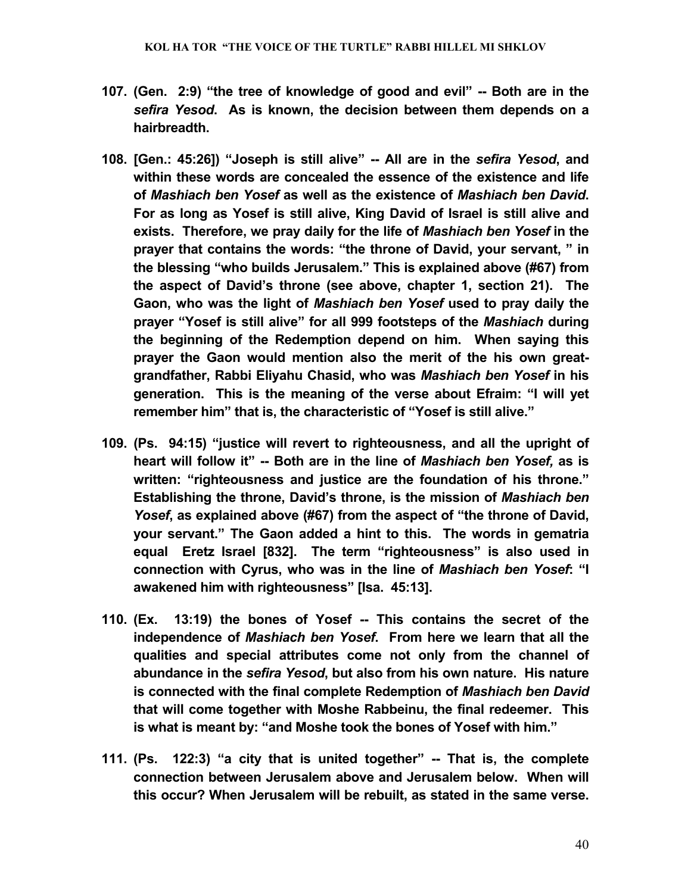**107. (Gen. 2:9) "the tree of knowledge of good and evil" -- Both are in the *sefira Yesod*. As is known, the decision between them depends on a hairbreadth.**

**108. [Gen.: 45:26]) "Joseph is still alive" -- All are in the *sefira Yesod*, and within these words are concealed the essence of the existence and life of *Mashiach ben Yosef* as well as the existence of *Mashiach ben David*. For as long as Yosef is still alive, King David of Israel is still alive and exists. Therefore, we pray daily for the life of *Mashiach ben Yosef* in the prayer that contains the words: "the throne of David, your servant, " in the blessing "who builds Jerusalem." This is explained above (#67) from the aspect of David's throne (see above, chapter 1, section 21). The Gaon, who was the light of *Mashiach ben Yosef* used to pray daily the prayer "Yosef is still alive" for all 999 footsteps of the *Mashiach* during the beginning of the Redemption depend on him. When saying this prayer the Gaon would mention also the merit of the his own great-grandfather, Rabbi Eliyahu Chasid, who was *Mashiach ben Yosef* in his generation. This is the meaning of the verse about Efraim: "I will yet remember him" that is, the characteristic of "Yosef is still alive."**

**109. (Ps. 94:15) "justice will revert to righteousness, and all the upright of heart will follow it" -- Both are in the line of *Mashiach ben Yosef,* as is written: "righteousness and justice are the foundation of his throne." Establishing the throne, David's throne, is the mission of *Mashiach ben Yosef*, as explained above (#67) from the aspect of "the throne of David, your servant." The Gaon added a hint to this. The words in gematria equal Eretz Israel [832]. The term "righteousness" is also used in connection with Cyrus, who was in the line of *Mashiach ben Yosef*: "I awakened him with righteousness" [Isa. 45:13].**

**110. (Ex. 13:19) the bones of Yosef -- This contains the secret of the independence of *Mashiach ben Yosef*. From here we learn that all the qualities and special attributes come not only from the channel of abundance in the *sefira Yesod*, but also from his own nature. His nature is connected with the final complete Redemption of *Mashiach ben David* that will come together with Moshe Rabbeinu, the final redeemer. This is what is meant by: "and Moshe took the bones of Yosef with him."**

**111. (Ps. 122:3) "a city that is united together" -- That is, the complete connection between Jerusalem above and Jerusalem below. When will this occur? When Jerusalem will be rebuilt, as stated in the same verse.**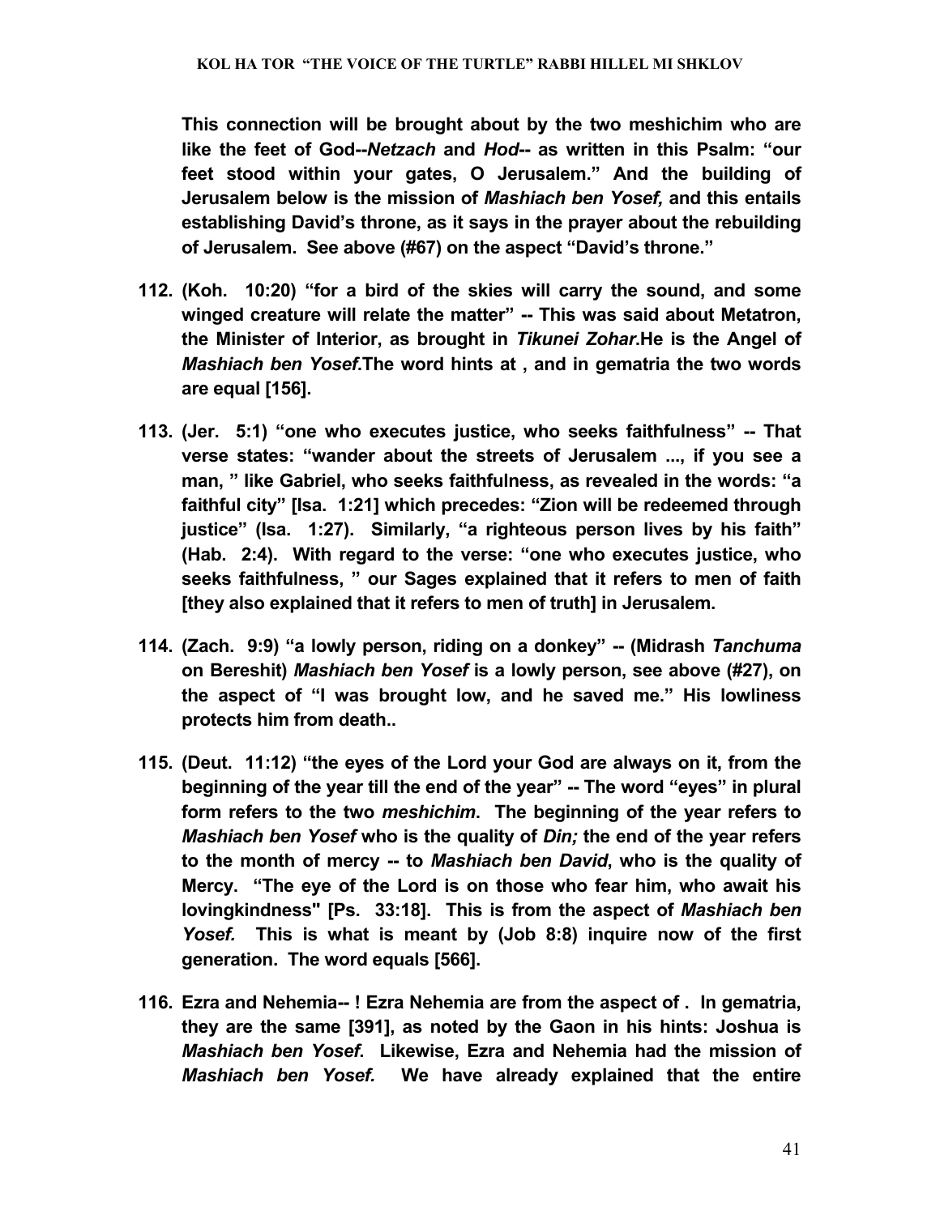**This connection will be brought about by the two meshichim who are like the feet of God--*Netzach* and *Hod*-- as written in this Psalm: "our feet stood within your gates, O Jerusalem." And the building of Jerusalem below is the mission of *Mashiach ben Yosef,* and this entails establishing David's throne, as it says in the prayer about the rebuilding of Jerusalem. See above (#67) on the aspect "David's throne."**

112. **(Koh. 10:20) "for a bird of the skies will carry the sound, and some winged creature will relate the matter" -- This was said about Metatron, the Minister of Interior, as brought in *Tikunei Zohar*.He is the Angel of *Mashiach ben Yosef*.The word hints at , and in gematria the two words are equal [156].**

113. **(Jer. 5:1) "one who executes justice, who seeks faithfulness" -- That verse states: "wander about the streets of Jerusalem ..., if you see a man, " like Gabriel, who seeks faithfulness, as revealed in the words: "a faithful city" [Isa. 1:21] which precedes: "Zion will be redeemed through justice" (Isa. 1:27). Similarly, "a righteous person lives by his faith" (Hab. 2:4). With regard to the verse: "one who executes justice, who seeks faithfulness, " our Sages explained that it refers to men of faith [they also explained that it refers to men of truth] in Jerusalem.**

114. **(Zach. 9:9) "a lowly person, riding on a donkey" -- (Midrash *Tanchuma* on Bereshit) *Mashiach ben Yosef* is a lowly person, see above (#27), on the aspect of "I was brought low, and he saved me." His lowliness protects him from death..**

115. **(Deut. 11:12) "the eyes of the Lord your God are always on it, from the beginning of the year till the end of the year" -- The word "eyes" in plural form refers to the two *meshichim*. The beginning of the year refers to *Mashiach ben Yosef* who is the quality of *Din;* the end of the year refers to the month of mercy -- to *Mashiach ben David*, who is the quality of Mercy. "The eye of the Lord is on those who fear him, who await his lovingkindness" [Ps. 33:18]. This is from the aspect of *Mashiach ben Yosef.* This is what is meant by (Job 8:8) inquire now of the first generation. The word equals [566].**

116. **Ezra and Nehemia-- ! Ezra Nehemia are from the aspect of . In gematria, they are the same [391], as noted by the Gaon in his hints: Joshua is *Mashiach ben Yosef*. Likewise, Ezra and Nehemia had the mission of *Mashiach ben Yosef.* We have already explained that the entire**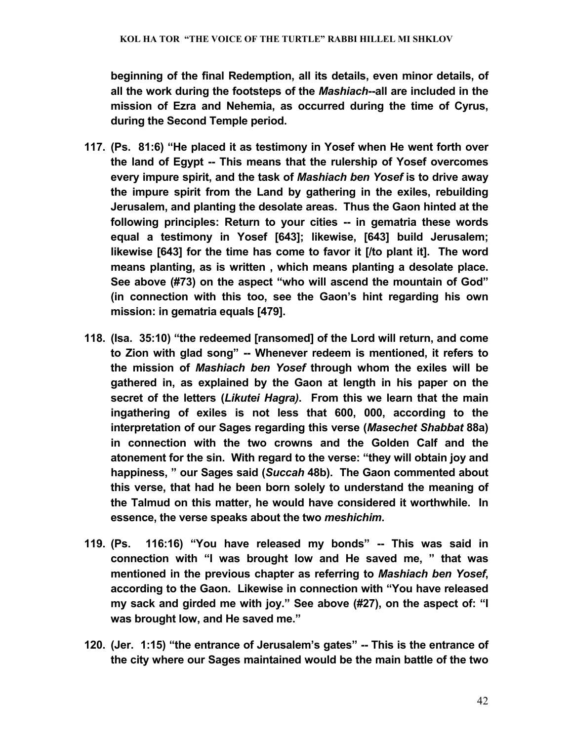**beginning of the final Redemption, all its details, even minor details, of all the work during the footsteps of the *Mashiach*--all are included in the mission of Ezra and Nehemia, as occurred during the time of Cyrus, during the Second Temple period.**

**117. (Ps. 81:6) "He placed it as testimony in Yosef when He went forth over the land of Egypt -- This means that the rulership of Yosef overcomes every impure spirit, and the task of *Mashiach ben Yosef* is to drive away the impure spirit from the Land by gathering in the exiles, rebuilding Jerusalem, and planting the desolate areas. Thus the Gaon hinted at the following principles: Return to your cities -- in gematria these words equal a testimony in Yosef [643]; likewise, [643] build Jerusalem; likewise [643] for the time has come to favor it [/to plant it]. The word means planting, as is written , which means planting a desolate place. See above (#73) on the aspect "who will ascend the mountain of God" (in connection with this too, see the Gaon's hint regarding his own mission: in gematria equals [479].**

**118. (Isa. 35:10) "the redeemed [ransomed] of the Lord will return, and come to Zion with glad song" -- Whenever redeem is mentioned, it refers to the mission of *Mashiach ben Yosef* through whom the exiles will be gathered in, as explained by the Gaon at length in his paper on the secret of the letters (*Likutei Hagra)*. From this we learn that the main ingathering of exiles is not less that 600, 000, according to the interpretation of our Sages regarding this verse (*Masechet Shabbat* 88a) in connection with the two crowns and the Golden Calf and the atonement for the sin. With regard to the verse: "they will obtain joy and happiness, " our Sages said (*Succah* 48b). The Gaon commented about this verse, that had he been born solely to understand the meaning of the Talmud on this matter, he would have considered it worthwhile. In essence, the verse speaks about the two *meshichim*.**

**119. (Ps. 116:16) "You have released my bonds" -- This was said in connection with "I was brought low and He saved me, " that was mentioned in the previous chapter as referring to *Mashiach ben Yosef*, according to the Gaon. Likewise in connection with "You have released my sack and girded me with joy." See above (#27), on the aspect of: "I was brought low, and He saved me."**

**120. (Jer. 1:15) "the entrance of Jerusalem's gates" -- This is the entrance of the city where our Sages maintained would be the main battle of the two**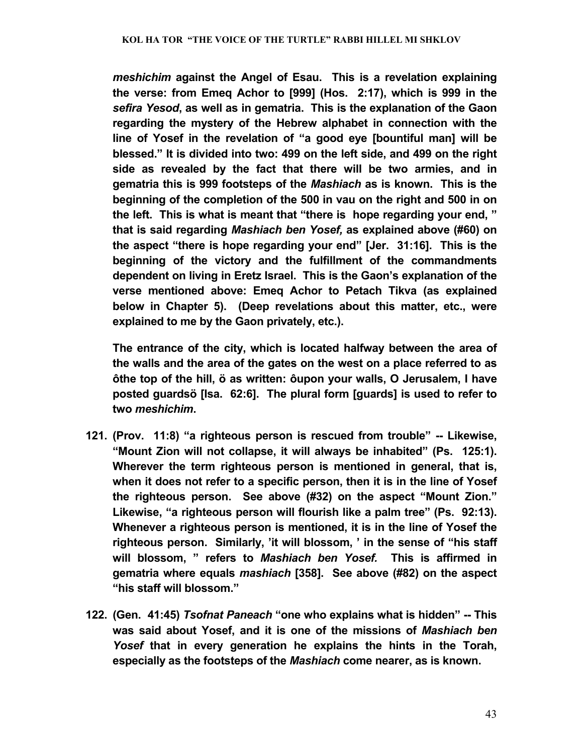***meshichim*** **against the Angel of Esau. This is a revelation explaining the verse: from Emeq Achor to [999] (Hos. 2:17), which is 999 in the** ***sefira Yesod*****, as well as in gematria. This is the explanation of the Gaon regarding the mystery of the Hebrew alphabet in connection with the line of Yosef in the revelation of "a good eye [bountiful man] will be blessed." It is divided into two: 499 on the left side, and 499 on the right side as revealed by the fact that there will be two armies, and in gematria this is 999 footsteps of the** ***Mashiach*** **as is known. This is the beginning of the completion of the 500 in vau on the right and 500 in on the left. This is what is meant that "there is hope regarding your end, " that is said regarding** ***Mashiach ben Yosef,*** **as explained above (#60) on the aspect "there is hope regarding your end" [Jer. 31:16]. This is the beginning of the victory and the fulfillment of the commandments dependent on living in Eretz Israel. This is the Gaon's explanation of the verse mentioned above: Emeq Achor to Petach Tikva (as explained below in Chapter 5). (Deep revelations about this matter, etc., were explained to me by the Gaon privately, etc.).**

**The entrance of the city, which is located halfway between the area of the walls and the area of the gates on the west on a place referred to as ôthe top of the hill, ö as written: ôupon your walls, O Jerusalem, I have posted guardsö [Isa. 62:6]. The plural form [guards] is used to refer to two** ***meshichim*****.**

121. **(Prov. 11:8) "a righteous person is rescued from trouble" -- Likewise, "Mount Zion will not collapse, it will always be inhabited" (Ps. 125:1). Wherever the term righteous person is mentioned in general, that is, when it does not refer to a specific person, then it is in the line of Yosef the righteous person. See above (#32) on the aspect "Mount Zion." Likewise, "a righteous person will flourish like a palm tree" (Ps. 92:13). Whenever a righteous person is mentioned, it is in the line of Yosef the righteous person. Similarly, 'it will blossom, ' in the sense of "his staff will blossom, " refers to** ***Mashiach ben Yosef.*** **This is affirmed in gematria where equals** ***mashiach*** **[358]. See above (#82) on the aspect "his staff will blossom."**

122. **(Gen. 41:45)** ***Tsofnat Paneach*** **"one who explains what is hidden" -- This was said about Yosef, and it is one of the missions of** ***Mashiach ben Yosef*** **that in every generation he explains the hints in the Torah, especially as the footsteps of the** ***Mashiach*** **come nearer, as is known.**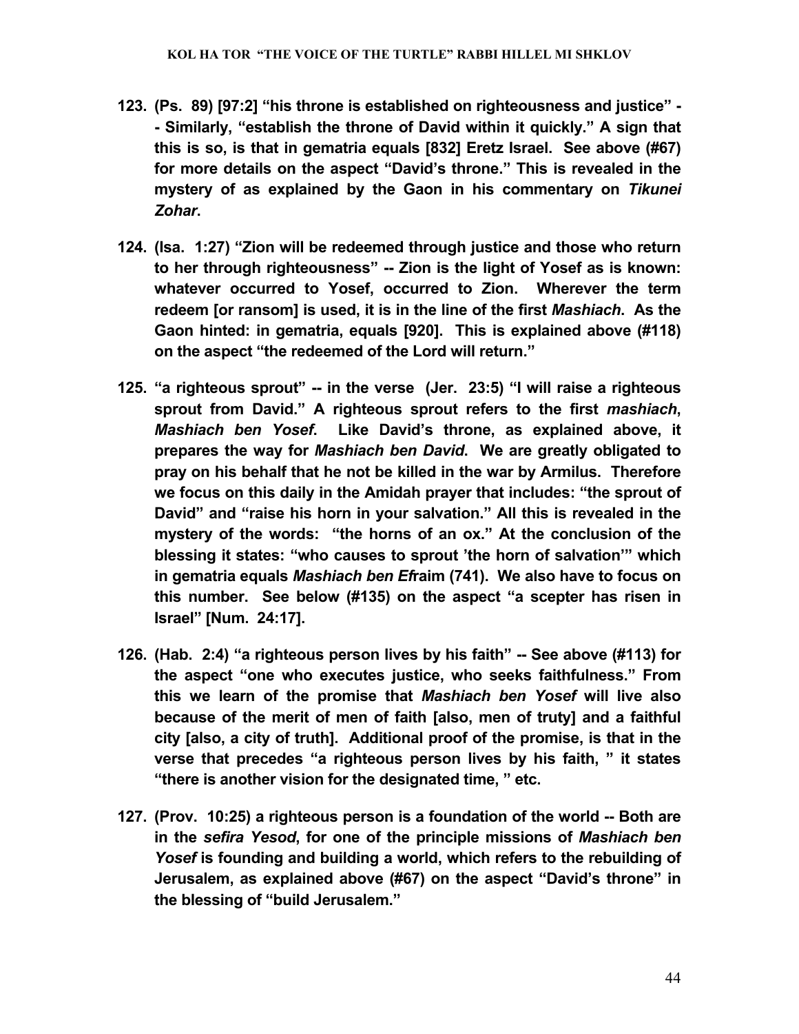**123. (Ps. 89) [97:2] "his throne is established on righteousness and justice" -- Similarly, "establish the throne of David within it quickly." A sign that this is so, is that in gematria equals [832] Eretz Israel. See above (#67) for more details on the aspect "David's throne." This is revealed in the mystery of as explained by the Gaon in his commentary on *Tikunei Zohar*.**

**124. (Isa. 1:27) "Zion will be redeemed through justice and those who return to her through righteousness" -- Zion is the light of Yosef as is known: whatever occurred to Yosef, occurred to Zion. Wherever the term redeem [or ransom] is used, it is in the line of the first *Mashiach*. As the Gaon hinted: in gematria, equals [920]. This is explained above (#118) on the aspect "the redeemed of the Lord will return."**

**125. "a righteous sprout" -- in the verse (Jer. 23:5) "I will raise a righteous sprout from David." A righteous sprout refers to the first *mashiach*, *Mashiach ben Yosef*. Like David's throne, as explained above, it prepares the way for *Mashiach ben David*. We are greatly obligated to pray on his behalf that he not be killed in the war by Armilus. Therefore we focus on this daily in the Amidah prayer that includes: "the sprout of David" and "raise his horn in your salvation." All this is revealed in the mystery of the words: "the horns of an ox." At the conclusion of the blessing it states: "who causes to sprout 'the horn of salvation'" which in gematria equals *Mashiach ben Ef*raim (741). We also have to focus on this number. See below (#135) on the aspect "a scepter has risen in Israel" [Num. 24:17].**

**126. (Hab. 2:4) "a righteous person lives by his faith" -- See above (#113) for the aspect "one who executes justice, who seeks faithfulness." From this we learn of the promise that *Mashiach ben Yosef* will live also because of the merit of men of faith [also, men of truty] and a faithful city [also, a city of truth]. Additional proof of the promise, is that in the verse that precedes "a righteous person lives by his faith, " it states "there is another vision for the designated time, " etc.**

**127. (Prov. 10:25) a righteous person is a foundation of the world -- Both are in the *sefira Yesod*, for one of the principle missions of *Mashiach ben Yosef* is founding and building a world, which refers to the rebuilding of Jerusalem, as explained above (#67) on the aspect "David's throne" in the blessing of "build Jerusalem."**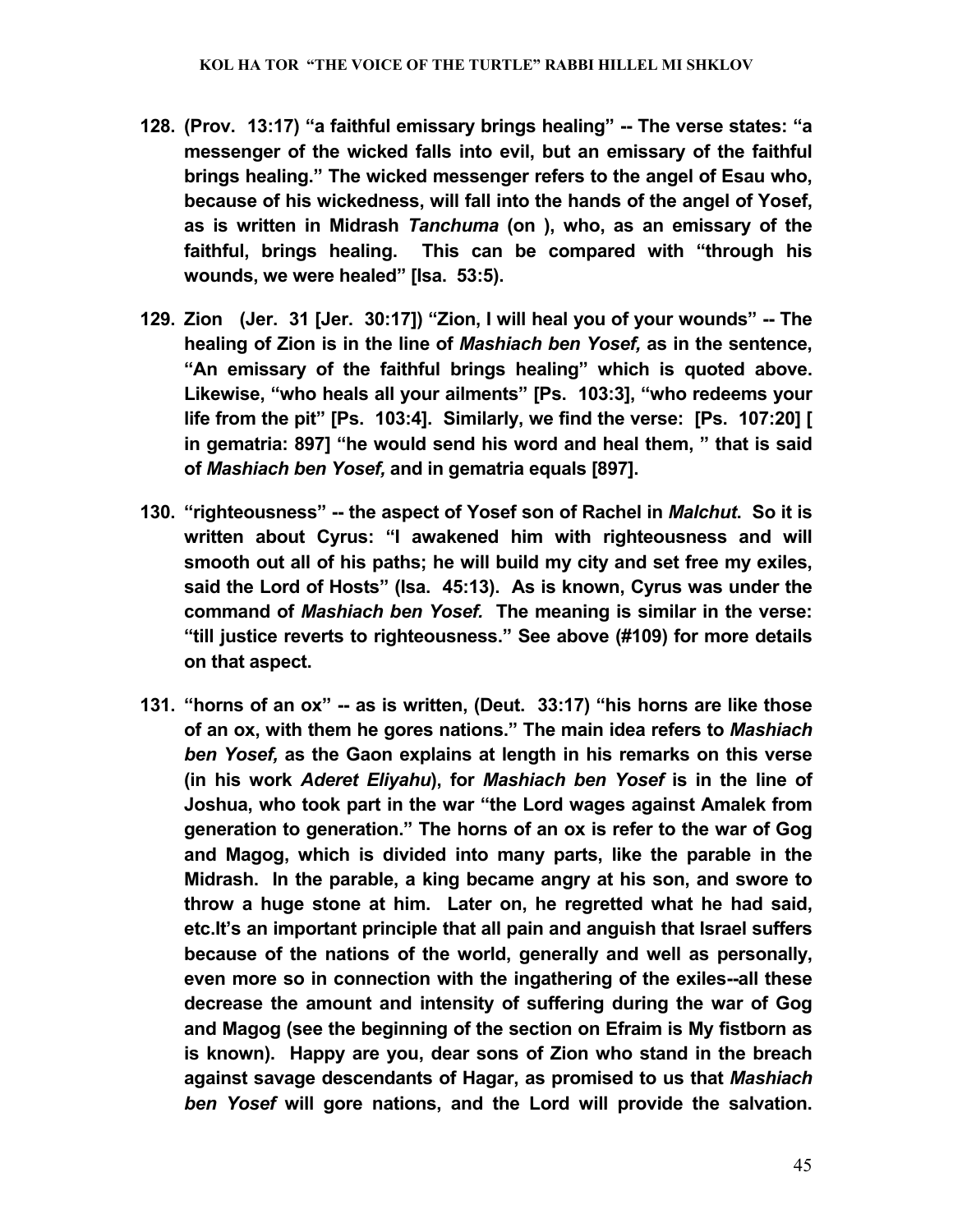**128. (Prov. 13:17) "a faithful emissary brings healing" -- The verse states: "a messenger of the wicked falls into evil, but an emissary of the faithful brings healing." The wicked messenger refers to the angel of Esau who, because of his wickedness, will fall into the hands of the angel of Yosef, as is written in Midrash *Tanchuma* (on ), who, as an emissary of the faithful, brings healing. This can be compared with "through his wounds, we were healed" [Isa. 53:5).**

**129. Zion (Jer. 31 [Jer. 30:17]) "Zion, I will heal you of your wounds" -- The healing of Zion is in the line of *Mashiach ben Yosef,* as in the sentence, "An emissary of the faithful brings healing" which is quoted above. Likewise, "who heals all your ailments" [Ps. 103:3], "who redeems your life from the pit" [Ps. 103:4]. Similarly, we find the verse: [Ps. 107:20] [ in gematria: 897] "he would send his word and heal them, " that is said of *Mashiach ben Yosef,* and in gematria equals [897].**

**130. "righteousness" -- the aspect of Yosef son of Rachel in *Malchut*. So it is written about Cyrus: "I awakened him with righteousness and will smooth out all of his paths; he will build my city and set free my exiles, said the Lord of Hosts" (Isa. 45:13). As is known, Cyrus was under the command of *Mashiach ben Yosef.* The meaning is similar in the verse: "till justice reverts to righteousness." See above (#109) for more details on that aspect.**

**131. "horns of an ox" -- as is written, (Deut. 33:17) "his horns are like those of an ox, with them he gores nations." The main idea refers to *Mashiach ben Yosef,* as the Gaon explains at length in his remarks on this verse (in his work *Aderet Eliyahu*), for *Mashiach ben Yosef* is in the line of Joshua, who took part in the war "the Lord wages against Amalek from generation to generation." The horns of an ox is refer to the war of Gog and Magog, which is divided into many parts, like the parable in the Midrash. In the parable, a king became angry at his son, and swore to throw a huge stone at him. Later on, he regretted what he had said, etc.It's an important principle that all pain and anguish that Israel suffers because of the nations of the world, generally and well as personally, even more so in connection with the ingathering of the exiles--all these decrease the amount and intensity of suffering during the war of Gog and Magog (see the beginning of the section on Efraim is My fistborn as is known). Happy are you, dear sons of Zion who stand in the breach against savage descendants of Hagar, as promised to us that *Mashiach ben Yosef* will gore nations, and the Lord will provide the salvation.**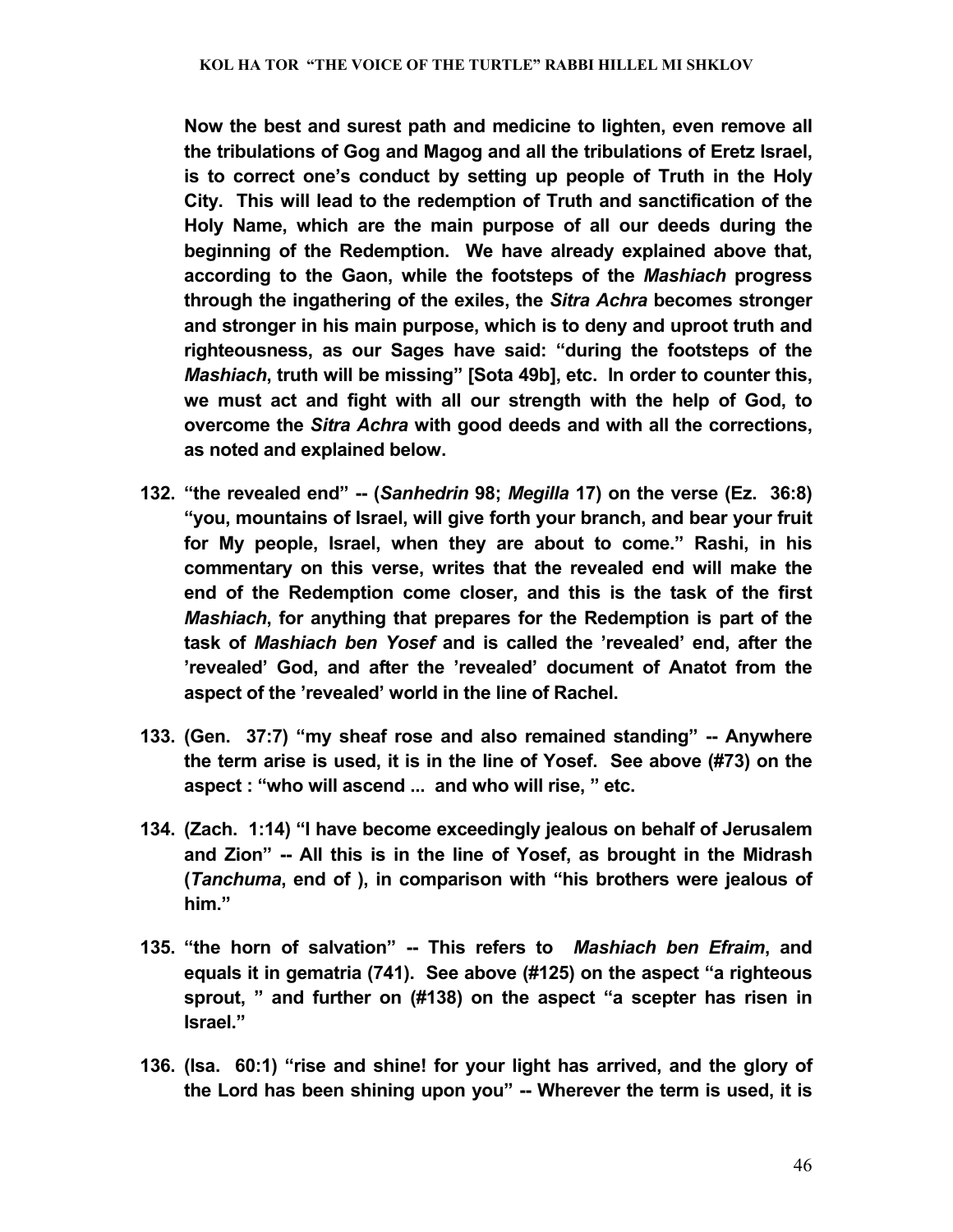**Now the best and surest path and medicine to lighten, even remove all the tribulations of Gog and Magog and all the tribulations of Eretz Israel, is to correct one's conduct by setting up people of Truth in the Holy City. This will lead to the redemption of Truth and sanctification of the Holy Name, which are the main purpose of all our deeds during the beginning of the Redemption. We have already explained above that, according to the Gaon, while the footsteps of the *Mashiach* progress through the ingathering of the exiles, the *Sitra Achra* becomes stronger and stronger in his main purpose, which is to deny and uproot truth and righteousness, as our Sages have said: "during the footsteps of the *Mashiach*, truth will be missing" [Sota 49b], etc. In order to counter this, we must act and fight with all our strength with the help of God, to overcome the *Sitra Achra* with good deeds and with all the corrections, as noted and explained below.**

**132. "the revealed end" -- (*Sanhedrin* 98; *Megilla* 17) on the verse (Ez. 36:8) "you, mountains of Israel, will give forth your branch, and bear your fruit for My people, Israel, when they are about to come." Rashi, in his commentary on this verse, writes that the revealed end will make the end of the Redemption come closer, and this is the task of the first *Mashiach*, for anything that prepares for the Redemption is part of the task of *Mashiach ben Yosef* and is called the 'revealed' end, after the 'revealed' God, and after the 'revealed' document of Anatot from the aspect of the 'revealed' world in the line of Rachel.**

**133. (Gen. 37:7) "my sheaf rose and also remained standing" -- Anywhere the term arise is used, it is in the line of Yosef. See above (#73) on the aspect : "who will ascend ... and who will rise, " etc.**

**134. (Zach. 1:14) "I have become exceedingly jealous on behalf of Jerusalem and Zion" -- All this is in the line of Yosef, as brought in the Midrash (*Tanchuma*, end of ), in comparison with "his brothers were jealous of him."**

**135. "the horn of salvation" -- This refers to *Mashiach ben Efraim*, and equals it in gematria (741). See above (#125) on the aspect "a righteous sprout, " and further on (#138) on the aspect "a scepter has risen in Israel."**

**136. (Isa. 60:1) "rise and shine! for your light has arrived, and the glory of the Lord has been shining upon you" -- Wherever the term is used, it is**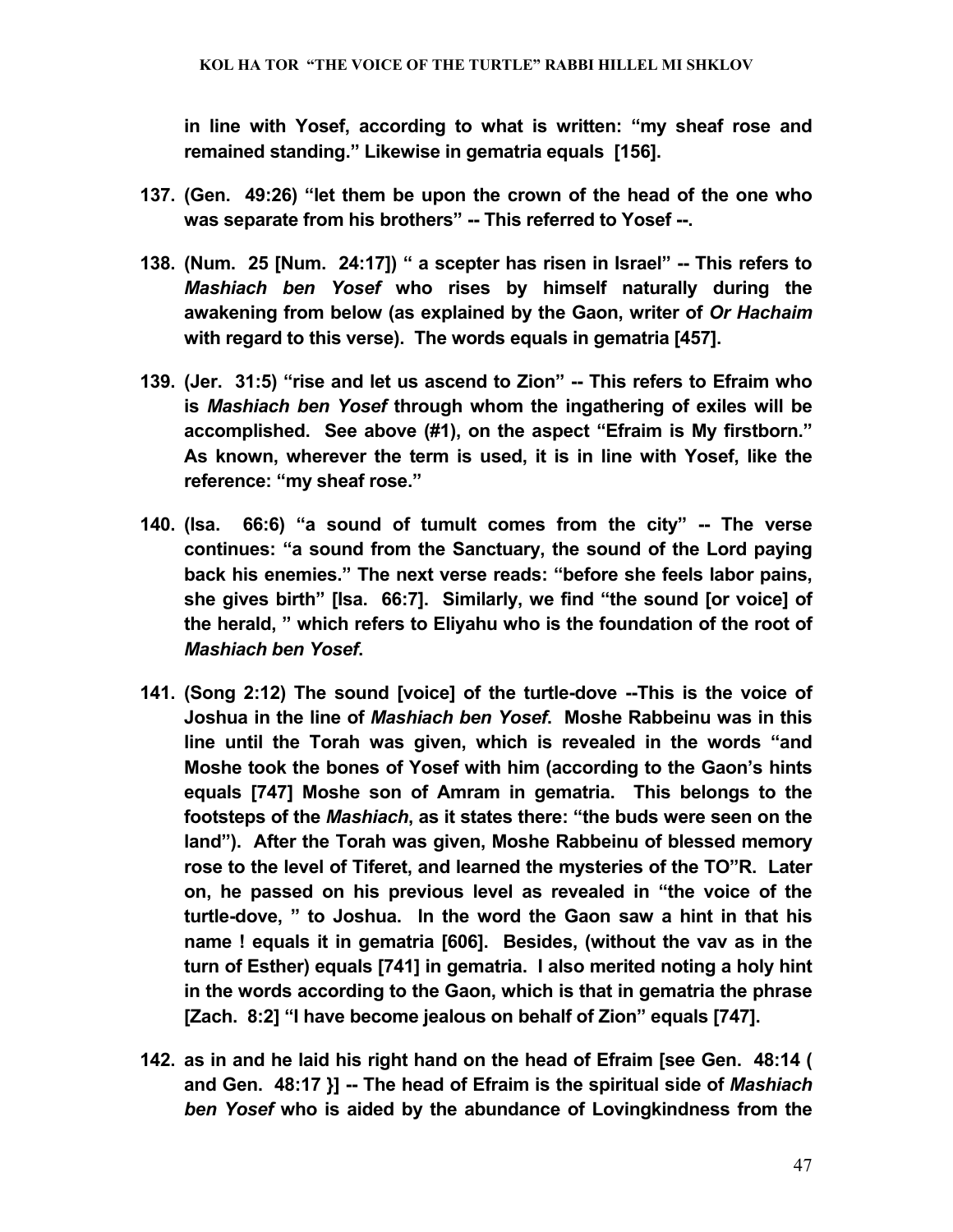**in line with Yosef, according to what is written: "my sheaf rose and remained standing." Likewise in gematria equals [156].**

**137. (Gen. 49:26) "let them be upon the crown of the head of the one who was separate from his brothers" -- This referred to Yosef --.**

**138. (Num. 25 [Num. 24:17]) " a scepter has risen in Israel" -- This refers to *Mashiach ben Yosef* who rises by himself naturally during the awakening from below (as explained by the Gaon, writer of *Or Hachaim* with regard to this verse). The words equals in gematria [457].**

**139. (Jer. 31:5) "rise and let us ascend to Zion" -- This refers to Efraim who is *Mashiach ben Yosef* through whom the ingathering of exiles will be accomplished. See above (#1), on the aspect "Efraim is My firstborn." As known, wherever the term is used, it is in line with Yosef, like the reference: "my sheaf rose."**

**140. (Isa. 66:6) "a sound of tumult comes from the city" -- The verse continues: "a sound from the Sanctuary, the sound of the Lord paying back his enemies." The next verse reads: "before she feels labor pains, she gives birth" [Isa. 66:7]. Similarly, we find "the sound [or voice] of the herald, " which refers to Eliyahu who is the foundation of the root of *Mashiach ben Yosef*.**

**141. (Song 2:12) The sound [voice] of the turtle-dove --This is the voice of Joshua in the line of *Mashiach ben Yosef*. Moshe Rabbeinu was in this line until the Torah was given, which is revealed in the words "and Moshe took the bones of Yosef with him (according to the Gaon's hints equals [747] Moshe son of Amram in gematria. This belongs to the footsteps of the *Mashiach*, as it states there: "the buds were seen on the land"). After the Torah was given, Moshe Rabbeinu of blessed memory rose to the level of Tiferet, and learned the mysteries of the TO"R. Later on, he passed on his previous level as revealed in "the voice of the turtle-dove, " to Joshua. In the word the Gaon saw a hint in that his name ! equals it in gematria [606]. Besides, (without the vav as in the turn of Esther) equals [741] in gematria. I also merited noting a holy hint in the words according to the Gaon, which is that in gematria the phrase [Zach. 8:2] "I have become jealous on behalf of Zion" equals [747].**

**142. as in and he laid his right hand on the head of Efraim [see Gen. 48:14 ( and Gen. 48:17 }] -- The head of Efraim is the spiritual side of *Mashiach ben Yosef* who is aided by the abundance of Lovingkindness from the**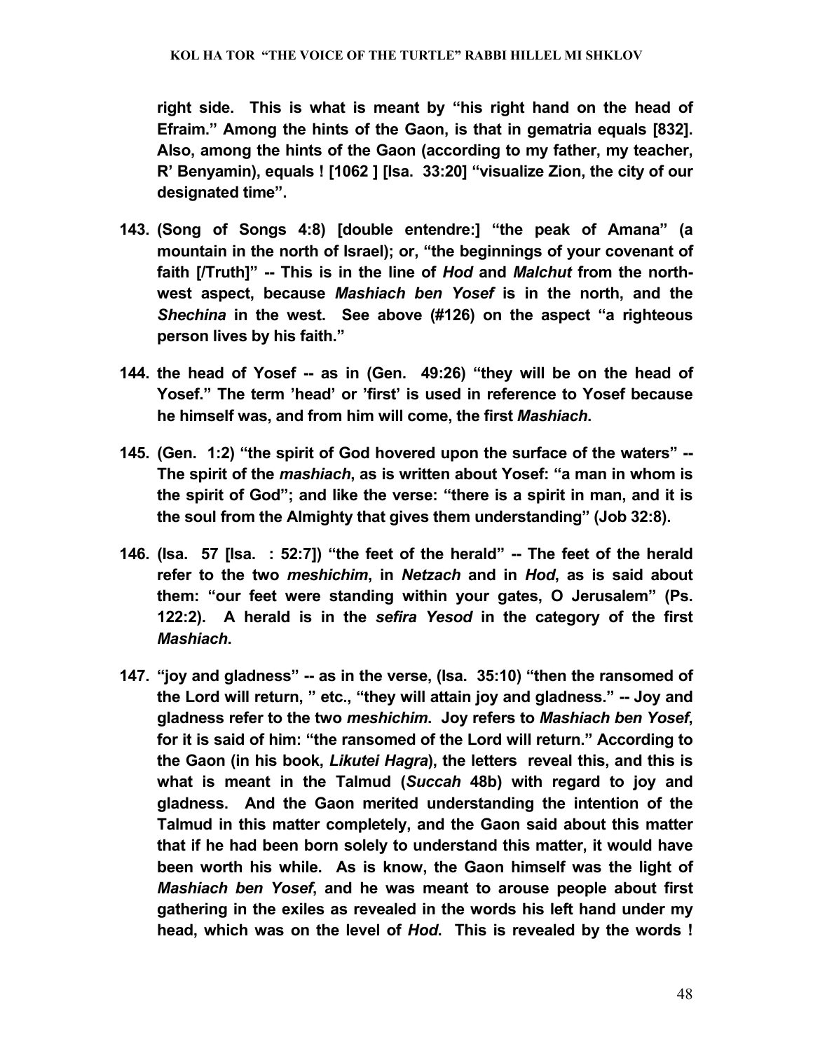**right side. This is what is meant by "his right hand on the head of Efraim." Among the hints of the Gaon, is that in gematria equals [832]. Also, among the hints of the Gaon (according to my father, my teacher, R' Benyamin), equals ! [1062 ] [Isa. 33:20] "visualize Zion, the city of our designated time".**

143. **(Song of Songs 4:8) [double entendre:] "the peak of Amana" (a mountain in the north of Israel); or, "the beginnings of your covenant of faith [/Truth]" -- This is in the line of *Hod* and *Malchut* from the north-west aspect, because *Mashiach ben Yosef* is in the north, and the *Shechina* in the west. See above (#126) on the aspect "a righteous person lives by his faith."**

144. **the head of Yosef -- as in (Gen. 49:26) "they will be on the head of Yosef." The term 'head' or 'first' is used in reference to Yosef because he himself was, and from him will come, the first *Mashiach*.**

145. **(Gen. 1:2) "the spirit of God hovered upon the surface of the waters" -- The spirit of the *mashiach*, as is written about Yosef: "a man in whom is the spirit of God"; and like the verse: "there is a spirit in man, and it is the soul from the Almighty that gives them understanding" (Job 32:8).**

146. **(Isa. 57 [Isa. : 52:7]) "the feet of the herald" -- The feet of the herald refer to the two *meshichim*, in *Netzach* and in *Hod*, as is said about them: "our feet were standing within your gates, O Jerusalem" (Ps. 122:2). A herald is in the *sefira Yesod* in the category of the first *Mashiach*.**

147. **"joy and gladness" -- as in the verse, (Isa. 35:10) "then the ransomed of the Lord will return, " etc., "they will attain joy and gladness." -- Joy and gladness refer to the two *meshichim*. Joy refers to *Mashiach ben Yosef*, for it is said of him: "the ransomed of the Lord will return." According to the Gaon (in his book, *Likutei Hagra*), the letters reveal this, and this is what is meant in the Talmud (*Succah* 48b) with regard to joy and gladness. And the Gaon merited understanding the intention of the Talmud in this matter completely, and the Gaon said about this matter that if he had been born solely to understand this matter, it would have been worth his while. As is know, the Gaon himself was the light of *Mashiach ben Yosef*, and he was meant to arouse people about first gathering in the exiles as revealed in the words his left hand under my head, which was on the level of *Hod*. This is revealed by the words !**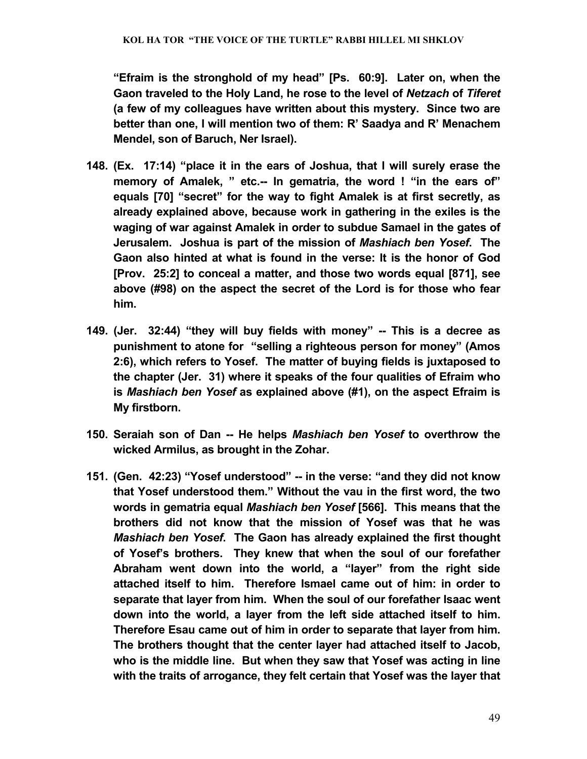**"Efraim is the stronghold of my head" [Ps. 60:9]. Later on, when the Gaon traveled to the Holy Land, he rose to the level of *Netzach* of *Tiferet* (a few of my colleagues have written about this mystery. Since two are better than one, I will mention two of them: R' Saadya and R' Menachem Mendel, son of Baruch, Ner Israel).**

148. **(Ex. 17:14) "place it in the ears of Joshua, that I will surely erase the memory of Amalek, " etc.-- In gematria, the word ! "in the ears of" equals [70] "secret" for the way to fight Amalek is at first secretly, as already explained above, because work in gathering in the exiles is the waging of war against Amalek in order to subdue Samael in the gates of Jerusalem. Joshua is part of the mission of *Mashiach ben Yosef*. The Gaon also hinted at what is found in the verse: It is the honor of God [Prov. 25:2] to conceal a matter, and those two words equal [871], see above (#98) on the aspect the secret of the Lord is for those who fear him.**

149. **(Jer. 32:44) "they will buy fields with money" -- This is a decree as punishment to atone for "selling a righteous person for money" (Amos 2:6), which refers to Yosef. The matter of buying fields is juxtaposed to the chapter (Jer. 31) where it speaks of the four qualities of Efraim who is *Mashiach ben Yosef* as explained above (#1), on the aspect Efraim is My firstborn.**

150. **Seraiah son of Dan -- He helps *Mashiach ben Yosef* to overthrow the wicked Armilus, as brought in the Zohar.**

151. **(Gen. 42:23) "Yosef understood" -- in the verse: "and they did not know that Yosef understood them." Without the vau in the first word, the two words in gematria equal *Mashiach ben Yosef* [566]. This means that the brothers did not know that the mission of Yosef was that he was *Mashiach ben Yosef*. The Gaon has already explained the first thought of Yosef's brothers. They knew that when the soul of our forefather Abraham went down into the world, a "layer" from the right side attached itself to him. Therefore Ismael came out of him: in order to separate that layer from him. When the soul of our forefather Isaac went down into the world, a layer from the left side attached itself to him. Therefore Esau came out of him in order to separate that layer from him. The brothers thought that the center layer had attached itself to Jacob, who is the middle line. But when they saw that Yosef was acting in line with the traits of arrogance, they felt certain that Yosef was the layer that**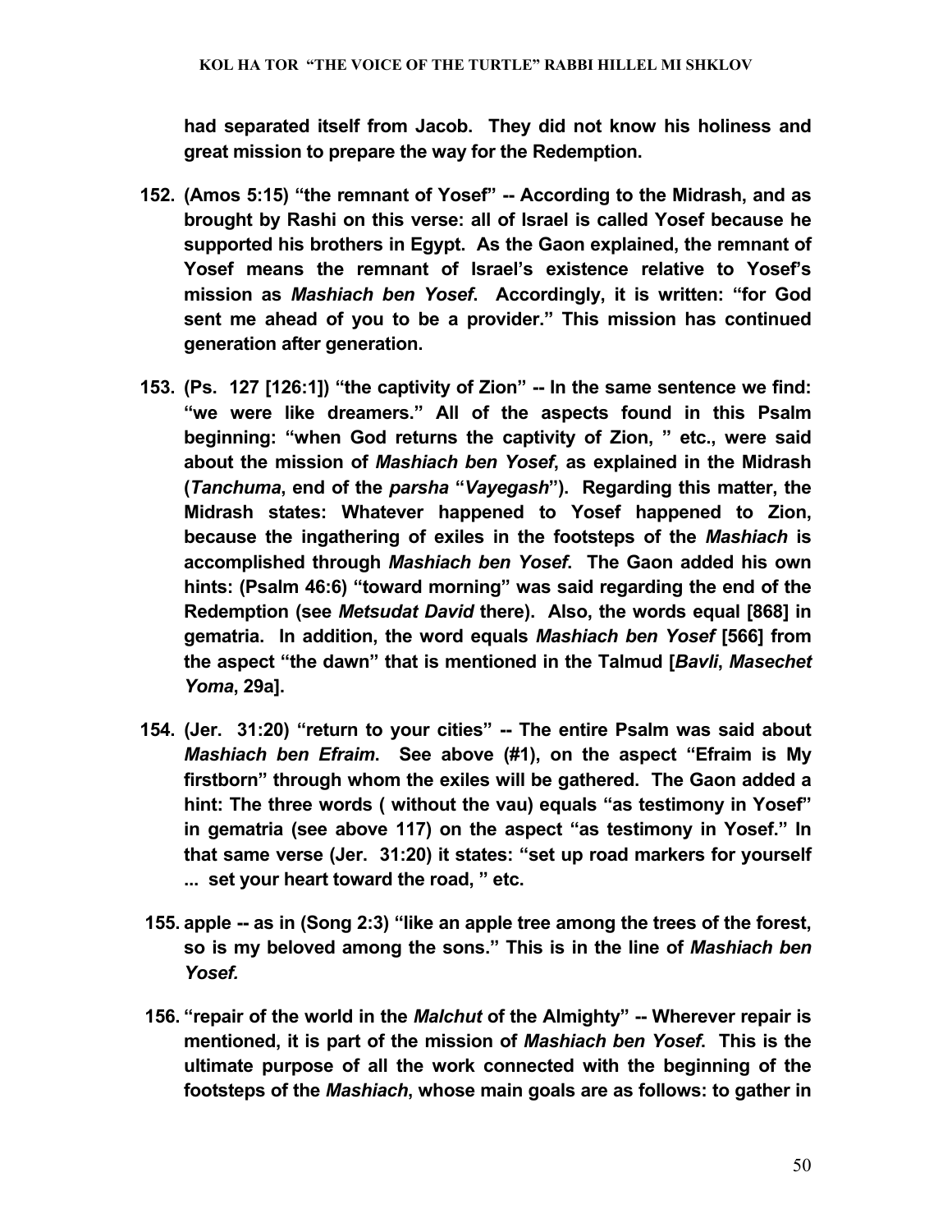**had separated itself from Jacob. They did not know his holiness and great mission to prepare the way for the Redemption.**

152. **(Amos 5:15) "the remnant of Yosef" -- According to the Midrash, and as brought by Rashi on this verse: all of Israel is called Yosef because he supported his brothers in Egypt. As the Gaon explained, the remnant of Yosef means the remnant of Israel's existence relative to Yosef's mission as *Mashiach ben Yosef*. Accordingly, it is written: "for God sent me ahead of you to be a provider." This mission has continued generation after generation.**

153. **(Ps. 127 [126:1]) "the captivity of Zion" -- In the same sentence we find: "we were like dreamers." All of the aspects found in this Psalm beginning: "when God returns the captivity of Zion, " etc., were said about the mission of *Mashiach ben Yosef*, as explained in the Midrash (*Tanchuma*, end of the *parsha* "*Vayegash*"). Regarding this matter, the Midrash states: Whatever happened to Yosef happened to Zion, because the ingathering of exiles in the footsteps of the *Mashiach* is accomplished through *Mashiach ben Yosef*. The Gaon added his own hints: (Psalm 46:6) "toward morning" was said regarding the end of the Redemption (see *Metsudat David* there). Also, the words equal [868] in gematria. In addition, the word equals *Mashiach ben Yosef* [566] from the aspect "the dawn" that is mentioned in the Talmud [*Bavli*, *Masechet Yoma*, 29a].**

154. **(Jer. 31:20) "return to your cities" -- The entire Psalm was said about *Mashiach ben Efraim*. See above (#1), on the aspect "Efraim is My firstborn" through whom the exiles will be gathered. The Gaon added a hint: The three words ( without the vau) equals "as testimony in Yosef" in gematria (see above 117) on the aspect "as testimony in Yosef." In that same verse (Jer. 31:20) it states: "set up road markers for yourself ... set your heart toward the road, " etc.**

155. **apple -- as in (Song 2:3) "like an apple tree among the trees of the forest, so is my beloved among the sons." This is in the line of *Mashiach ben Yosef.***

156. **"repair of the world in the *Malchut* of the Almighty" -- Wherever repair is mentioned, it is part of the mission of *Mashiach ben Yosef*. This is the ultimate purpose of all the work connected with the beginning of the footsteps of the *Mashiach*, whose main goals are as follows: to gather in**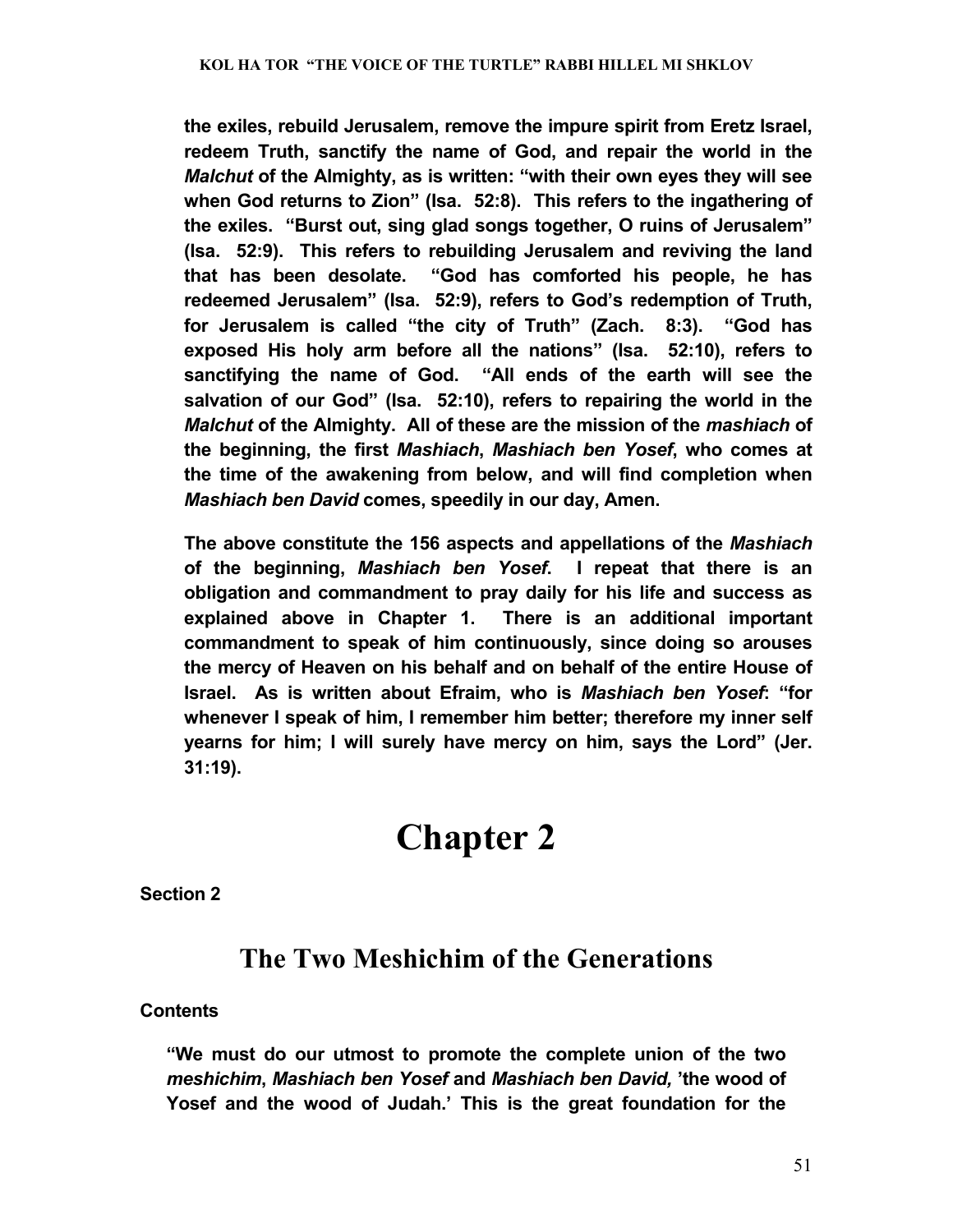**the exiles, rebuild Jerusalem, remove the impure spirit from Eretz Israel, redeem Truth, sanctify the name of God, and repair the world in the *Malchut* of the Almighty, as is written: "with their own eyes they will see when God returns to Zion" (Isa. 52:8). This refers to the ingathering of the exiles. "Burst out, sing glad songs together, O ruins of Jerusalem" (Isa. 52:9). This refers to rebuilding Jerusalem and reviving the land that has been desolate. "God has comforted his people, he has redeemed Jerusalem" (Isa. 52:9), refers to God's redemption of Truth, for Jerusalem is called "the city of Truth" (Zach. 8:3). "God has exposed His holy arm before all the nations" (Isa. 52:10), refers to sanctifying the name of God. "All ends of the earth will see the salvation of our God" (Isa. 52:10), refers to repairing the world in the *Malchut* of the Almighty. All of these are the mission of the *mashiach* of the beginning, the first *Mashiach*, *Mashiach ben Yosef*, who comes at the time of the awakening from below, and will find completion when *Mashiach ben David* comes, speedily in our day, Amen.**

**The above constitute the 156 aspects and appellations of the *Mashiach* of the beginning, *Mashiach ben Yosef*. I repeat that there is an obligation and commandment to pray daily for his life and success as explained above in Chapter 1. There is an additional important commandment to speak of him continuously, since doing so arouses the mercy of Heaven on his behalf and on behalf of the entire House of Israel. As is written about Efraim, who is *Mashiach ben Yosef*: "for whenever I speak of him, I remember him better; therefore my inner self yearns for him; I will surely have mercy on him, says the Lord" (Jer. 31:19).**

# Chapter 2

**Section 2**

## The Two Meshichim of the Generations

**Contents**

**"We must do our utmost to promote the complete union of the two *meshichim*, *Mashiach ben Yosef* and *Mashiach ben David,* 'the wood of Yosef and the wood of Judah.' This is the great foundation for the**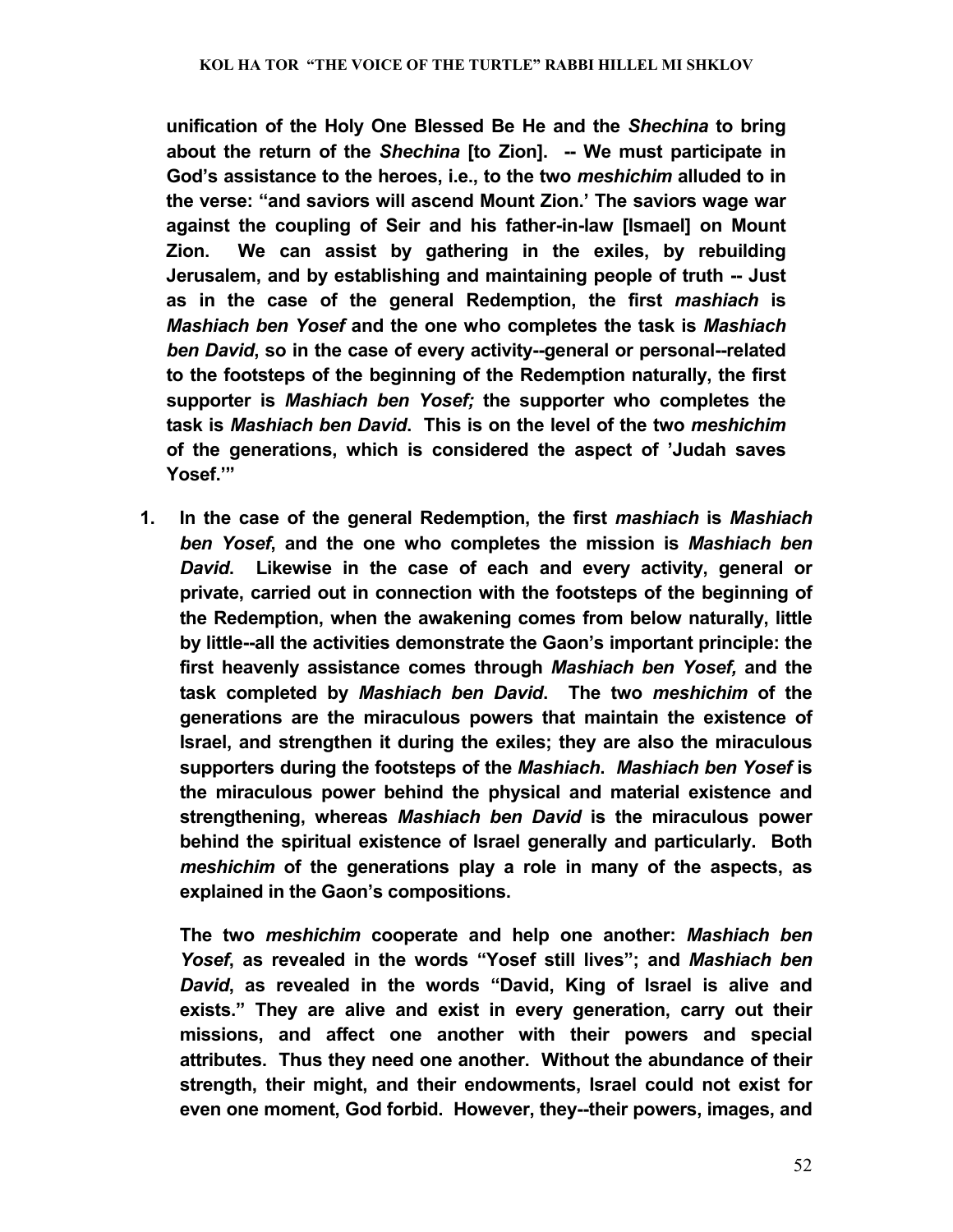**unification of the Holy One Blessed Be He and the *Shechina* to bring about the return of the *Shechina* [to Zion]. -- We must participate in God's assistance to the heroes, i.e., to the two *meshichim* alluded to in the verse: "and saviors will ascend Mount Zion.' The saviors wage war against the coupling of Seir and his father-in-law [Ismael] on Mount Zion. We can assist by gathering in the exiles, by rebuilding Jerusalem, and by establishing and maintaining people of truth -- Just as in the case of the general Redemption, the first *mashiach* is *Mashiach ben Yosef* and the one who completes the task is *Mashiach ben David*, so in the case of every activity--general or personal--related to the footsteps of the beginning of the Redemption naturally, the first supporter is *Mashiach ben Yosef;* the supporter who completes the task is *Mashiach ben David*. This is on the level of the two *meshichim* of the generations, which is considered the aspect of 'Judah saves Yosef.'"**

1. **In the case of the general Redemption, the first *mashiach* is *Mashiach ben Yosef*, and the one who completes the mission is *Mashiach ben David*. Likewise in the case of each and every activity, general or private, carried out in connection with the footsteps of the beginning of the Redemption, when the awakening comes from below naturally, little by little--all the activities demonstrate the Gaon's important principle: the first heavenly assistance comes through *Mashiach ben Yosef,* and the task completed by *Mashiach ben David*. The two *meshichim* of the generations are the miraculous powers that maintain the existence of Israel, and strengthen it during the exiles; they are also the miraculous supporters during the footsteps of the *Mashiach*. *Mashiach ben Yosef* is the miraculous power behind the physical and material existence and strengthening, whereas *Mashiach ben David* is the miraculous power behind the spiritual existence of Israel generally and particularly. Both *meshichim* of the generations play a role in many of the aspects, as explained in the Gaon's compositions.**

   **The two *meshichim* cooperate and help one another: *Mashiach ben Yosef*, as revealed in the words "Yosef still lives"; and *Mashiach ben David*, as revealed in the words "David, King of Israel is alive and exists." They are alive and exist in every generation, carry out their missions, and affect one another with their powers and special attributes. Thus they need one another. Without the abundance of their strength, their might, and their endowments, Israel could not exist for even one moment, God forbid. However, they--their powers, images, and**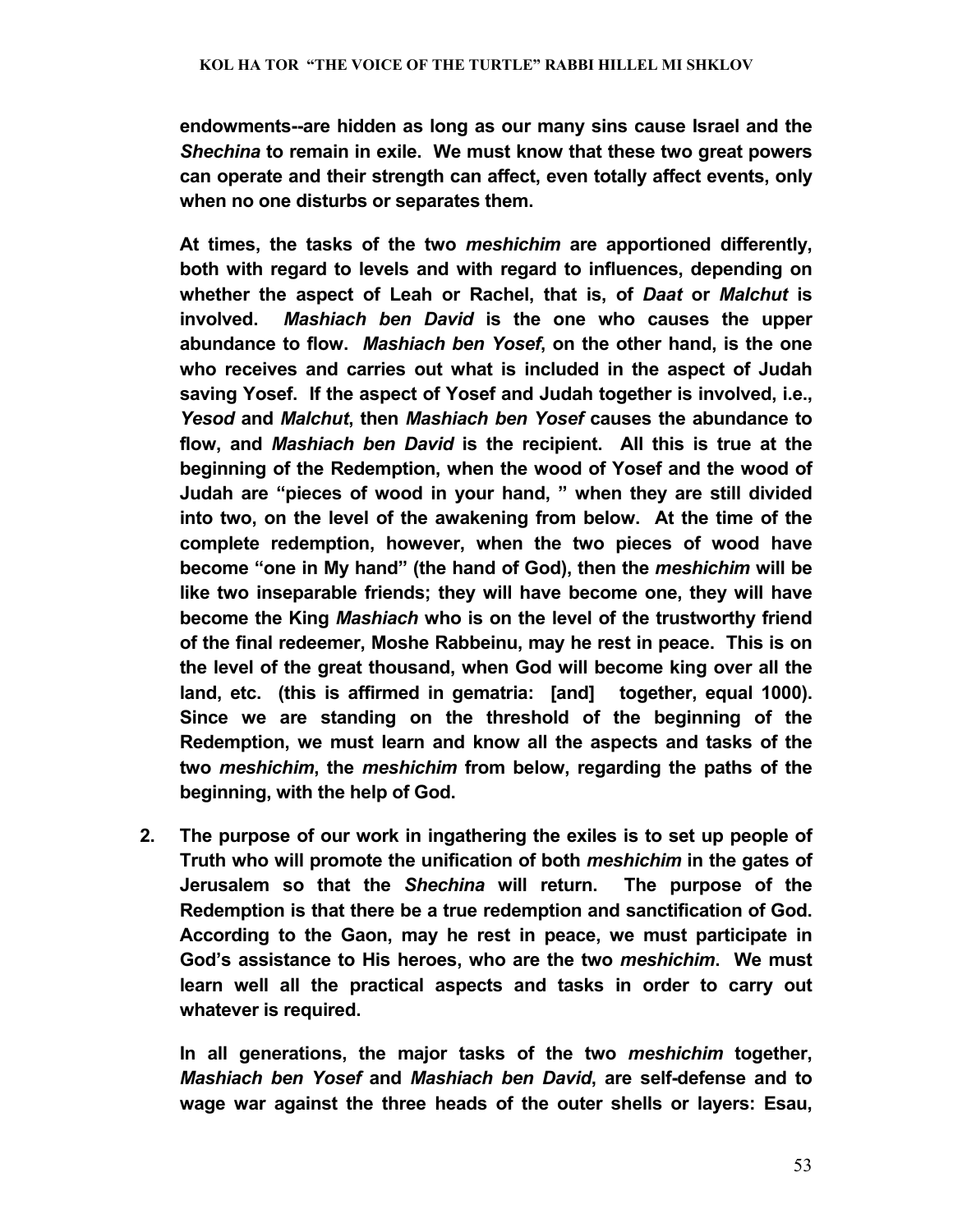**endowments--are hidden as long as our many sins cause Israel and the *Shechina* to remain in exile. We must know that these two great powers can operate and their strength can affect, even totally affect events, only when no one disturbs or separates them.**

**At times, the tasks of the two *meshichim* are apportioned differently, both with regard to levels and with regard to influences, depending on whether the aspect of Leah or Rachel, that is, of *Daat* or *Malchut* is involved. *Mashiach ben David* is the one who causes the upper abundance to flow. *Mashiach ben Yosef*, on the other hand, is the one who receives and carries out what is included in the aspect of Judah saving Yosef. If the aspect of Yosef and Judah together is involved, i.e., *Yesod* and *Malchut*, then *Mashiach ben Yosef* causes the abundance to flow, and *Mashiach ben David* is the recipient. All this is true at the beginning of the Redemption, when the wood of Yosef and the wood of Judah are "pieces of wood in your hand, " when they are still divided into two, on the level of the awakening from below. At the time of the complete redemption, however, when the two pieces of wood have become "one in My hand" (the hand of God), then the *meshichim* will be like two inseparable friends; they will have become one, they will have become the King *Mashiach* who is on the level of the trustworthy friend of the final redeemer, Moshe Rabbeinu, may he rest in peace. This is on the level of the great thousand, when God will become king over all the land, etc. (this is affirmed in gematria: [and] together, equal 1000). Since we are standing on the threshold of the beginning of the Redemption, we must learn and know all the aspects and tasks of the two *meshichim*, the *meshichim* from below, regarding the paths of the beginning, with the help of God.**

2. **The purpose of our work in ingathering the exiles is to set up people of Truth who will promote the unification of both *meshichim* in the gates of Jerusalem so that the *Shechina* will return. The purpose of the Redemption is that there be a true redemption and sanctification of God. According to the Gaon, may he rest in peace, we must participate in God's assistance to His heroes, who are the two *meshichim*. We must learn well all the practical aspects and tasks in order to carry out whatever is required.**

   **In all generations, the major tasks of the two *meshichim* together, *Mashiach ben Yosef* and *Mashiach ben David*, are self-defense and to wage war against the three heads of the outer shells or layers: Esau,**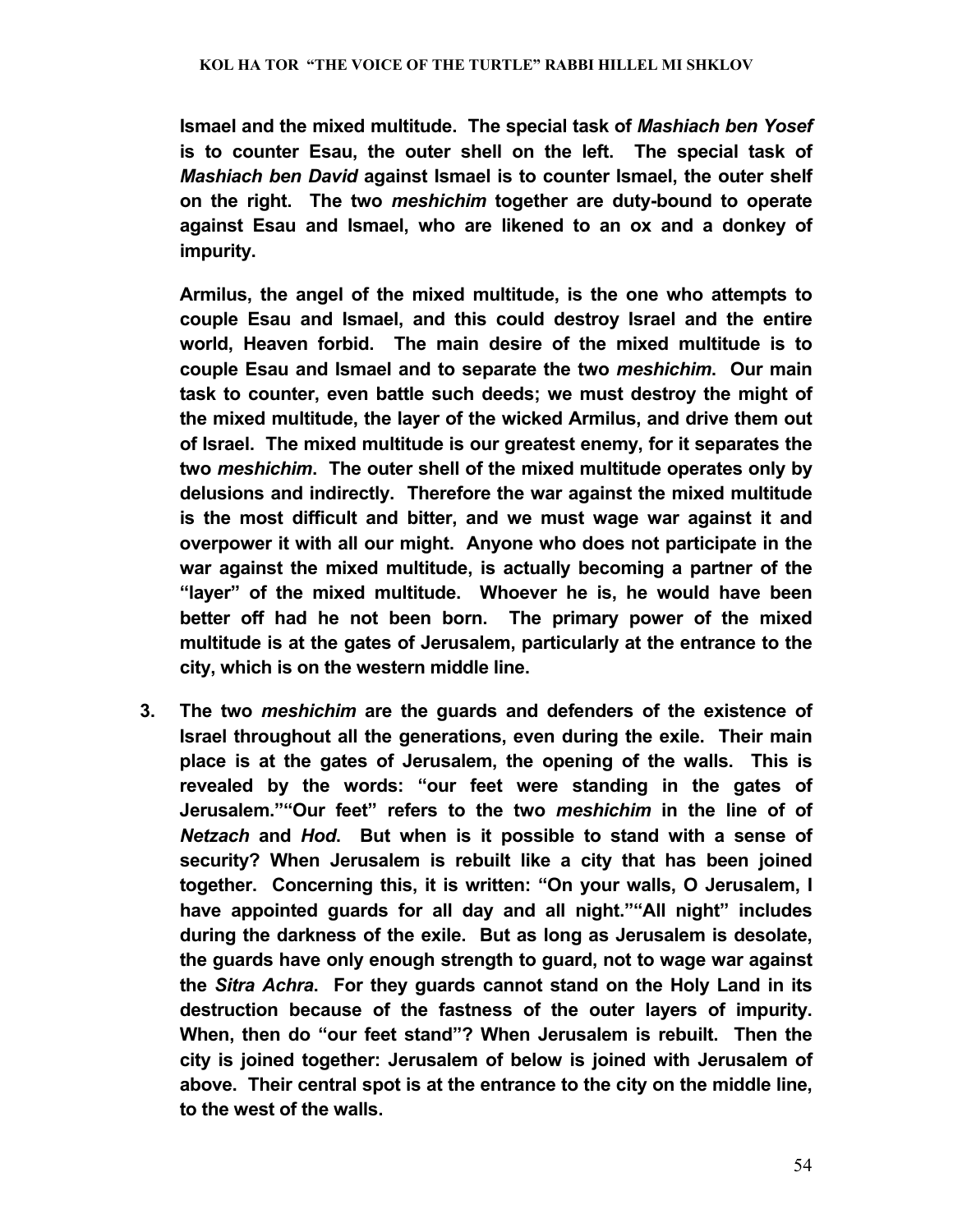**Ismael and the mixed multitude. The special task of *Mashiach ben Yosef* is to counter Esau, the outer shell on the left. The special task of *Mashiach ben David* against Ismael is to counter Ismael, the outer shelf on the right. The two *meshichim* together are duty-bound to operate against Esau and Ismael, who are likened to an ox and a donkey of impurity.**

**Armilus, the angel of the mixed multitude, is the one who attempts to couple Esau and Ismael, and this could destroy Israel and the entire world, Heaven forbid. The main desire of the mixed multitude is to couple Esau and Ismael and to separate the two *meshichim*. Our main task to counter, even battle such deeds; we must destroy the might of the mixed multitude, the layer of the wicked Armilus, and drive them out of Israel. The mixed multitude is our greatest enemy, for it separates the two *meshichim*. The outer shell of the mixed multitude operates only by delusions and indirectly. Therefore the war against the mixed multitude is the most difficult and bitter, and we must wage war against it and overpower it with all our might. Anyone who does not participate in the war against the mixed multitude, is actually becoming a partner of the "layer" of the mixed multitude. Whoever he is, he would have been better off had he not been born. The primary power of the mixed multitude is at the gates of Jerusalem, particularly at the entrance to the city, which is on the western middle line.**

3. **The two *meshichim* are the guards and defenders of the existence of Israel throughout all the generations, even during the exile. Their main place is at the gates of Jerusalem, the opening of the walls. This is revealed by the words: "our feet were standing in the gates of Jerusalem.""Our feet" refers to the two *meshichim* in the line of of *Netzach* and *Hod*. But when is it possible to stand with a sense of security? When Jerusalem is rebuilt like a city that has been joined together. Concerning this, it is written: "On your walls, O Jerusalem, I have appointed guards for all day and all night.""All night" includes during the darkness of the exile. But as long as Jerusalem is desolate, the guards have only enough strength to guard, not to wage war against the *Sitra Achra*. For they guards cannot stand on the Holy Land in its destruction because of the fastness of the outer layers of impurity. When, then do "our feet stand"? When Jerusalem is rebuilt. Then the city is joined together: Jerusalem of below is joined with Jerusalem of above. Their central spot is at the entrance to the city on the middle line, to the west of the walls.**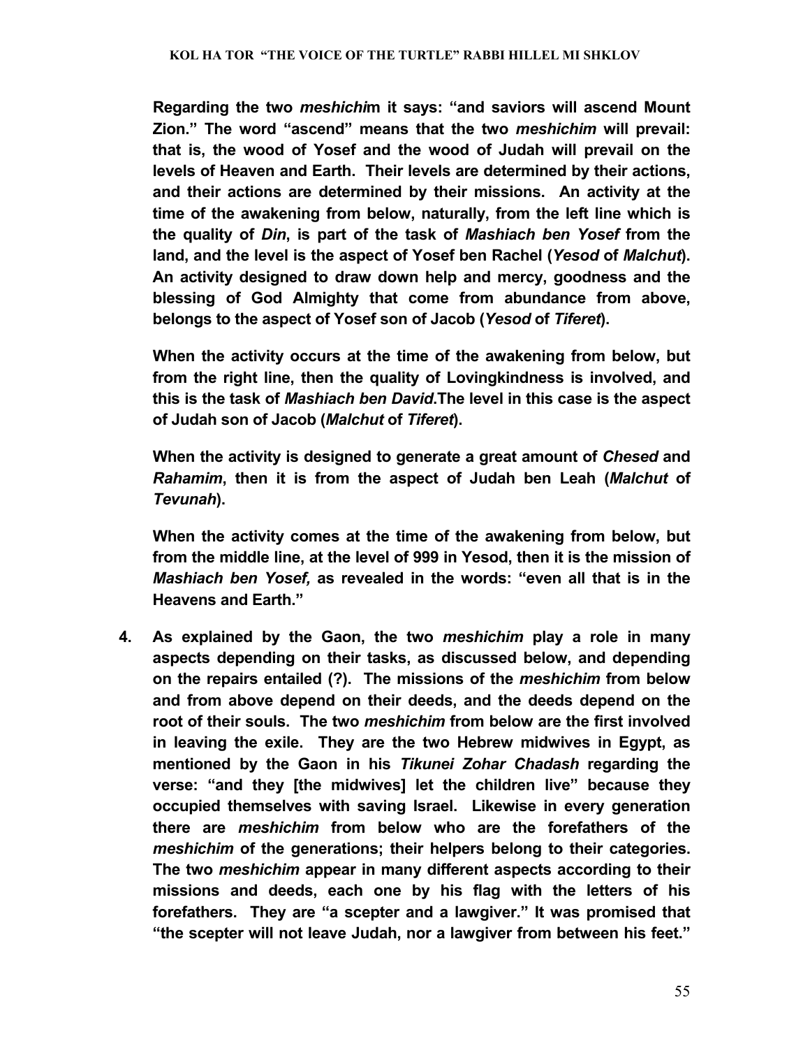**Regarding the two *meshichi*m it says: "and saviors will ascend Mount Zion." The word "ascend" means that the two *meshichim* will prevail: that is, the wood of Yosef and the wood of Judah will prevail on the levels of Heaven and Earth. Their levels are determined by their actions, and their actions are determined by their missions. An activity at the time of the awakening from below, naturally, from the left line which is the quality of *Din*, is part of the task of *Mashiach ben Yosef* from the land, and the level is the aspect of Yosef ben Rachel (*Yesod* of *Malchut*). An activity designed to draw down help and mercy, goodness and the blessing of God Almighty that come from abundance from above, belongs to the aspect of Yosef son of Jacob (*Yesod* of *Tiferet*).**

**When the activity occurs at the time of the awakening from below, but from the right line, then the quality of Lovingkindness is involved, and this is the task of *Mashiach ben David*.The level in this case is the aspect of Judah son of Jacob (*Malchut* of *Tiferet*).**

**When the activity is designed to generate a great amount of *Chesed* and *Rahamim*, then it is from the aspect of Judah ben Leah (*Malchut* of *Tevunah*).**

**When the activity comes at the time of the awakening from below, but from the middle line, at the level of 999 in Yesod, then it is the mission of *Mashiach ben Yosef,* as revealed in the words: "even all that is in the Heavens and Earth."**

4. **As explained by the Gaon, the two *meshichim* play a role in many aspects depending on their tasks, as discussed below, and depending on the repairs entailed (?). The missions of the *meshichim* from below and from above depend on their deeds, and the deeds depend on the root of their souls. The two *meshichim* from below are the first involved in leaving the exile. They are the two Hebrew midwives in Egypt, as mentioned by the Gaon in his *Tikunei Zohar Chadash* regarding the verse: "and they [the midwives] let the children live" because they occupied themselves with saving Israel. Likewise in every generation there are *meshichim* from below who are the forefathers of the *meshichim* of the generations; their helpers belong to their categories. The two *meshichim* appear in many different aspects according to their missions and deeds, each one by his flag with the letters of his forefathers. They are "a scepter and a lawgiver." It was promised that "the scepter will not leave Judah, nor a lawgiver from between his feet."**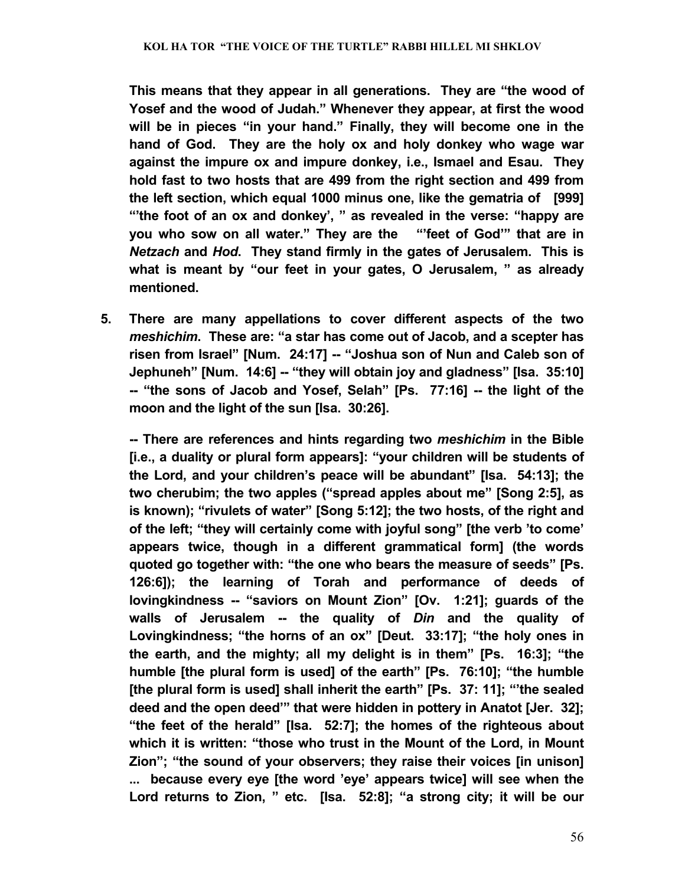**This means that they appear in all generations. They are "the wood of Yosef and the wood of Judah." Whenever they appear, at first the wood will be in pieces "in your hand." Finally, they will become one in the hand of God. They are the holy ox and holy donkey who wage war against the impure ox and impure donkey, i.e., Ismael and Esau. They hold fast to two hosts that are 499 from the right section and 499 from the left section, which equal 1000 minus one, like the gematria of [999] "'the foot of an ox and donkey', " as revealed in the verse: "happy are you who sow on all water." They are the "'feet of God'" that are in *Netzach* and *Hod*. They stand firmly in the gates of Jerusalem. This is what is meant by "our feet in your gates, O Jerusalem, " as already mentioned.**

**5. There are many appellations to cover different aspects of the two *meshichim*. These are: "a star has come out of Jacob, and a scepter has risen from Israel" [Num. 24:17] -- "Joshua son of Nun and Caleb son of Jephuneh" [Num. 14:6] -- "they will obtain joy and gladness" [Isa. 35:10] -- "the sons of Jacob and Yosef, Selah" [Ps. 77:16] -- the light of the moon and the light of the sun [Isa. 30:26].**

**-- There are references and hints regarding two *meshichim* in the Bible [i.e., a duality or plural form appears]: "your children will be students of the Lord, and your children's peace will be abundant" [Isa. 54:13]; the two cherubim; the two apples ("spread apples about me" [Song 2:5], as is known); "rivulets of water" [Song 5:12]; the two hosts, of the right and of the left; "they will certainly come with joyful song" [the verb 'to come' appears twice, though in a different grammatical form] (the words quoted go together with: "the one who bears the measure of seeds" [Ps. 126:6]); the learning of Torah and performance of deeds of lovingkindness -- "saviors on Mount Zion" [Ov. 1:21]; guards of the walls of Jerusalem -- the quality of *Din* and the quality of Lovingkindness; "the horns of an ox" [Deut. 33:17]; "the holy ones in the earth, and the mighty; all my delight is in them" [Ps. 16:3]; "the humble [the plural form is used] of the earth" [Ps. 76:10]; "the humble [the plural form is used] shall inherit the earth" [Ps. 37: 11]; "'the sealed deed and the open deed'" that were hidden in pottery in Anatot [Jer. 32]; "the feet of the herald" [Isa. 52:7]; the homes of the righteous about which it is written: "those who trust in the Mount of the Lord, in Mount Zion"; "the sound of your observers; they raise their voices [in unison] ... because every eye [the word 'eye' appears twice] will see when the Lord returns to Zion, " etc. [Isa. 52:8]; "a strong city; it will be our**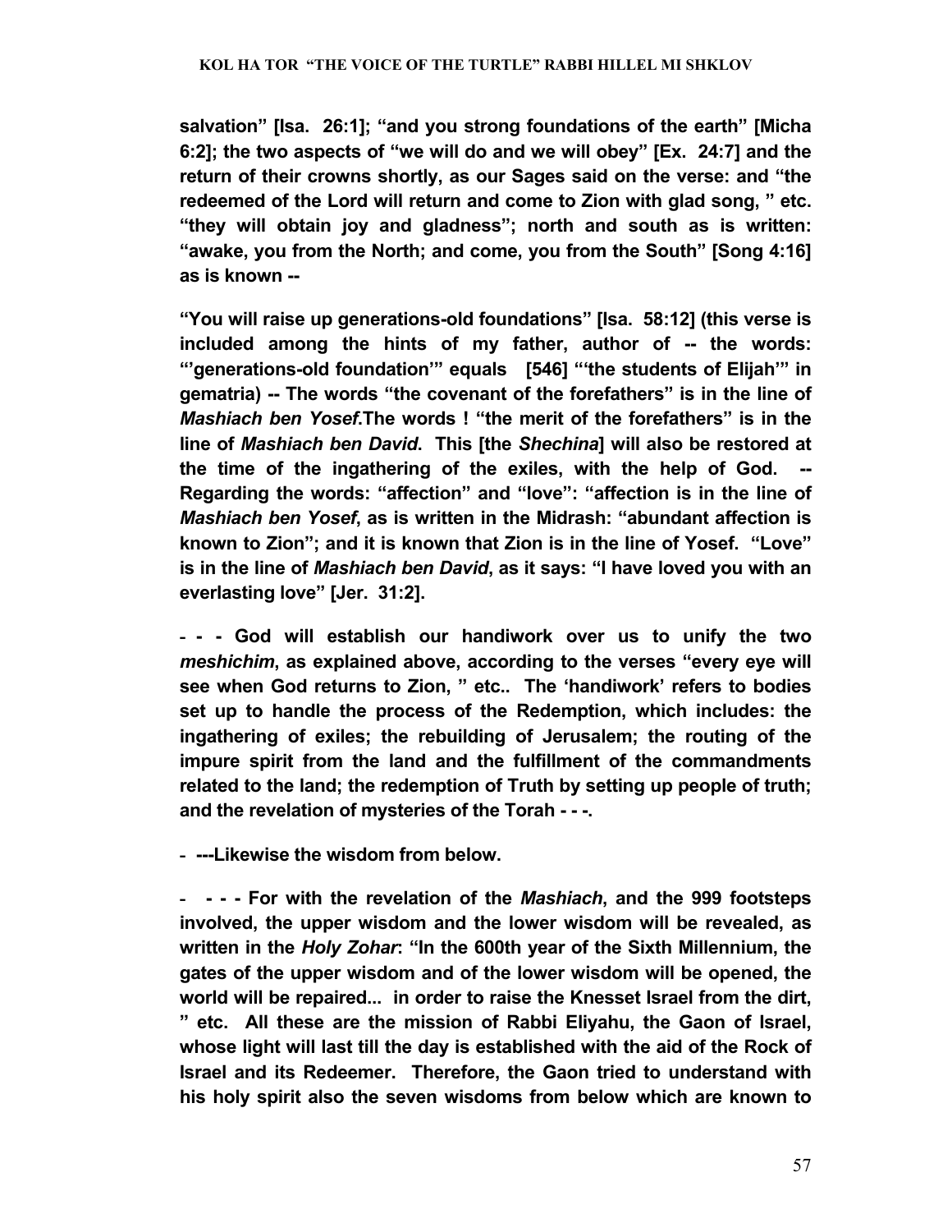**salvation" [Isa. 26:1]; "and you strong foundations of the earth" [Micha 6:2]; the two aspects of "we will do and we will obey" [Ex. 24:7] and the return of their crowns shortly, as our Sages said on the verse: and "the redeemed of the Lord will return and come to Zion with glad song, " etc. "they will obtain joy and gladness"; north and south as is written: "awake, you from the North; and come, you from the South" [Song 4:16] as is known --**

**"You will raise up generations-old foundations" [Isa. 58:12] (this verse is included among the hints of my father, author of -- the words: "'generations-old foundation'" equals [546] "'the students of Elijah'" in gematria) -- The words "the covenant of the forefathers" is in the line of *Mashiach ben Yosef*.The words ! "the merit of the forefathers" is in the line of *Mashiach ben David*. This [the *Shechina*] will also be restored at the time of the ingathering of the exiles, with the help of God. -- Regarding the words: "affection" and "love": "affection is in the line of *Mashiach ben Yosef*, as is written in the Midrash: "abundant affection is known to Zion"; and it is known that Zion is in the line of Yosef. "Love" is in the line of *Mashiach ben David*, as it says: "I have loved you with an everlasting love" [Jer. 31:2].**

**- - - God will establish our handiwork over us to unify the two *meshichim*, as explained above, according to the verses "every eye will see when God returns to Zion, " etc.. The 'handiwork' refers to bodies set up to handle the process of the Redemption, which includes: the ingathering of exiles; the rebuilding of Jerusalem; the routing of the impure spirit from the land and the fulfillment of the commandments related to the land; the redemption of Truth by setting up people of truth; and the revelation of mysteries of the Torah - - -.**

**- ---Likewise the wisdom from below.**

**- - - - For with the revelation of the *Mashiach*, and the 999 footsteps involved, the upper wisdom and the lower wisdom will be revealed, as written in the *Holy Zohar*: "In the 600th year of the Sixth Millennium, the gates of the upper wisdom and of the lower wisdom will be opened, the world will be repaired... in order to raise the Knesset Israel from the dirt, " etc. All these are the mission of Rabbi Eliyahu, the Gaon of Israel, whose light will last till the day is established with the aid of the Rock of Israel and its Redeemer. Therefore, the Gaon tried to understand with his holy spirit also the seven wisdoms from below which are known to**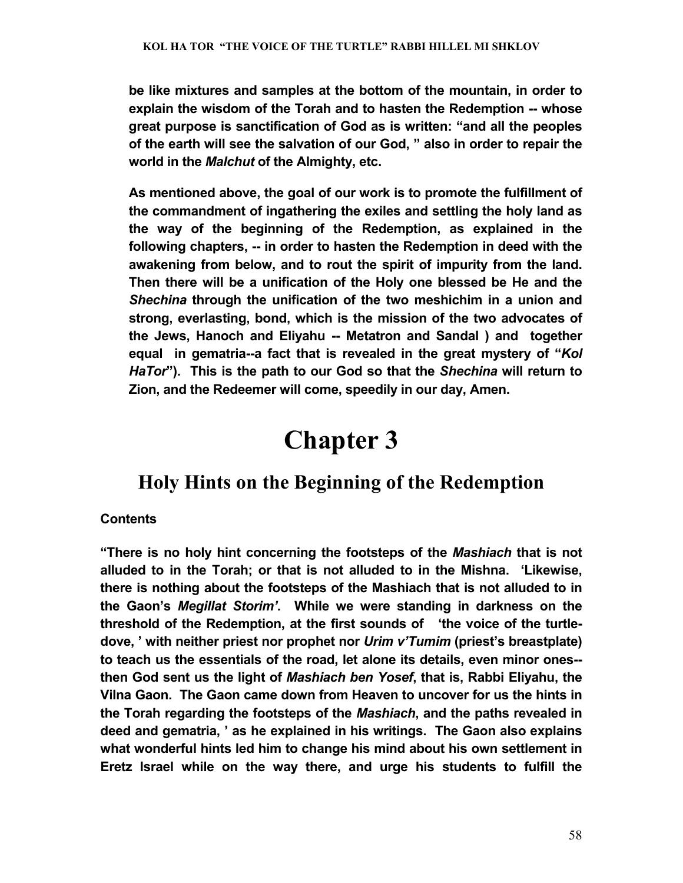**be like mixtures and samples at the bottom of the mountain, in order to explain the wisdom of the Torah and to hasten the Redemption -- whose great purpose is sanctification of God as is written: "and all the peoples of the earth will see the salvation of our God, " also in order to repair the world in the *Malchut* of the Almighty, etc.**

**As mentioned above, the goal of our work is to promote the fulfillment of the commandment of ingathering the exiles and settling the holy land as the way of the beginning of the Redemption, as explained in the following chapters, -- in order to hasten the Redemption in deed with the awakening from below, and to rout the spirit of impurity from the land. Then there will be a unification of the Holy one blessed be He and the *Shechina* through the unification of the two meshichim in a union and strong, everlasting, bond, which is the mission of the two advocates of the Jews, Hanoch and Eliyahu -- Metatron and Sandal ) and together equal in gematria--a fact that is revealed in the great mystery of "*Kol HaTor*"). This is the path to our God so that the *Shechina* will return to Zion, and the Redeemer will come, speedily in our day, Amen.**

# Chapter 3

## Holy Hints on the Beginning of the Redemption

**Contents**

**"There is no holy hint concerning the footsteps of the *Mashiach* that is not alluded to in the Torah; or that is not alluded to in the Mishna. 'Likewise, there is nothing about the footsteps of the Mashiach that is not alluded to in the Gaon's *Megillat Storim'.* While we were standing in darkness on the threshold of the Redemption, at the first sounds of 'the voice of the turtle-dove, ' with neither priest nor prophet nor *Urim v'Tumim* (priest's breastplate) to teach us the essentials of the road, let alone its details, even minor ones--then God sent us the light of *Mashiach ben Yosef*, that is, Rabbi Eliyahu, the Vilna Gaon. The Gaon came down from Heaven to uncover for us the hints in the Torah regarding the footsteps of the *Mashiach*, and the paths revealed in deed and gematria, ' as he explained in his writings. The Gaon also explains what wonderful hints led him to change his mind about his own settlement in Eretz Israel while on the way there, and urge his students to fulfill the**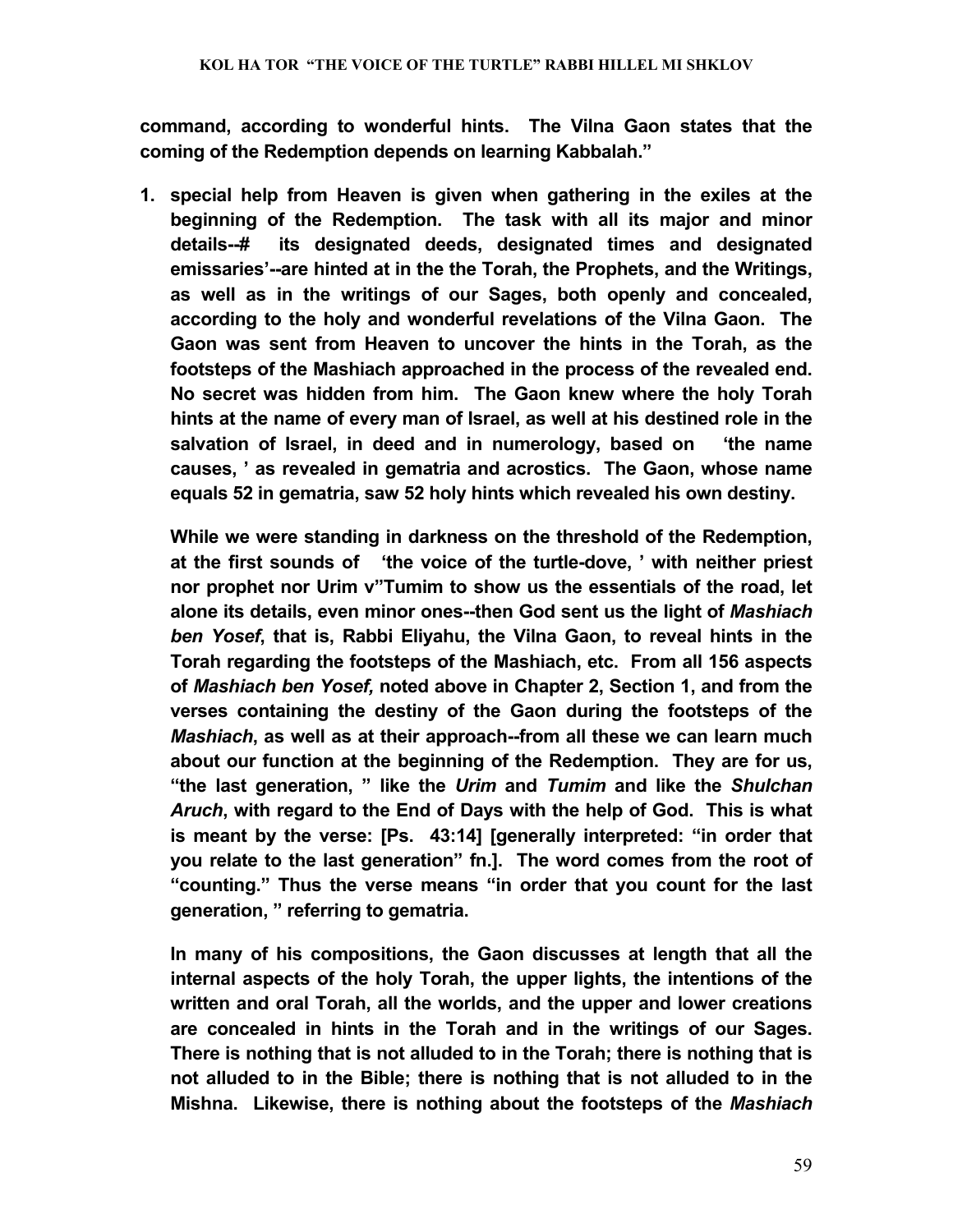**command, according to wonderful hints. The Vilna Gaon states that the coming of the Redemption depends on learning Kabbalah."**

1. **special help from Heaven is given when gathering in the exiles at the beginning of the Redemption. The task with all its major and minor details--# its designated deeds, designated times and designated emissaries'--are hinted at in the the Torah, the Prophets, and the Writings, as well as in the writings of our Sages, both openly and concealed, according to the holy and wonderful revelations of the Vilna Gaon. The Gaon was sent from Heaven to uncover the hints in the Torah, as the footsteps of the Mashiach approached in the process of the revealed end. No secret was hidden from him. The Gaon knew where the holy Torah hints at the name of every man of Israel, as well at his destined role in the salvation of Israel, in deed and in numerology, based on 'the name causes, ' as revealed in gematria and acrostics. The Gaon, whose name equals 52 in gematria, saw 52 holy hints which revealed his own destiny.**

   **While we were standing in darkness on the threshold of the Redemption, at the first sounds of 'the voice of the turtle-dove, ' with neither priest nor prophet nor Urim v"Tumim to show us the essentials of the road, let alone its details, even minor ones--then God sent us the light of *Mashiach ben Yosef*, that is, Rabbi Eliyahu, the Vilna Gaon, to reveal hints in the Torah regarding the footsteps of the Mashiach, etc. From all 156 aspects of *Mashiach ben Yosef,* noted above in Chapter 2, Section 1, and from the verses containing the destiny of the Gaon during the footsteps of the *Mashiach*, as well as at their approach--from all these we can learn much about our function at the beginning of the Redemption. They are for us, "the last generation, " like the *Urim* and *Tumim* and like the *Shulchan Aruch*, with regard to the End of Days with the help of God. This is what is meant by the verse: [Ps. 43:14] [generally interpreted: "in order that you relate to the last generation" fn.]. The word comes from the root of "counting." Thus the verse means "in order that you count for the last generation, " referring to gematria.**

   **In many of his compositions, the Gaon discusses at length that all the internal aspects of the holy Torah, the upper lights, the intentions of the written and oral Torah, all the worlds, and the upper and lower creations are concealed in hints in the Torah and in the writings of our Sages. There is nothing that is not alluded to in the Torah; there is nothing that is not alluded to in the Bible; there is nothing that is not alluded to in the Mishna. Likewise, there is nothing about the footsteps of the *Mashiach***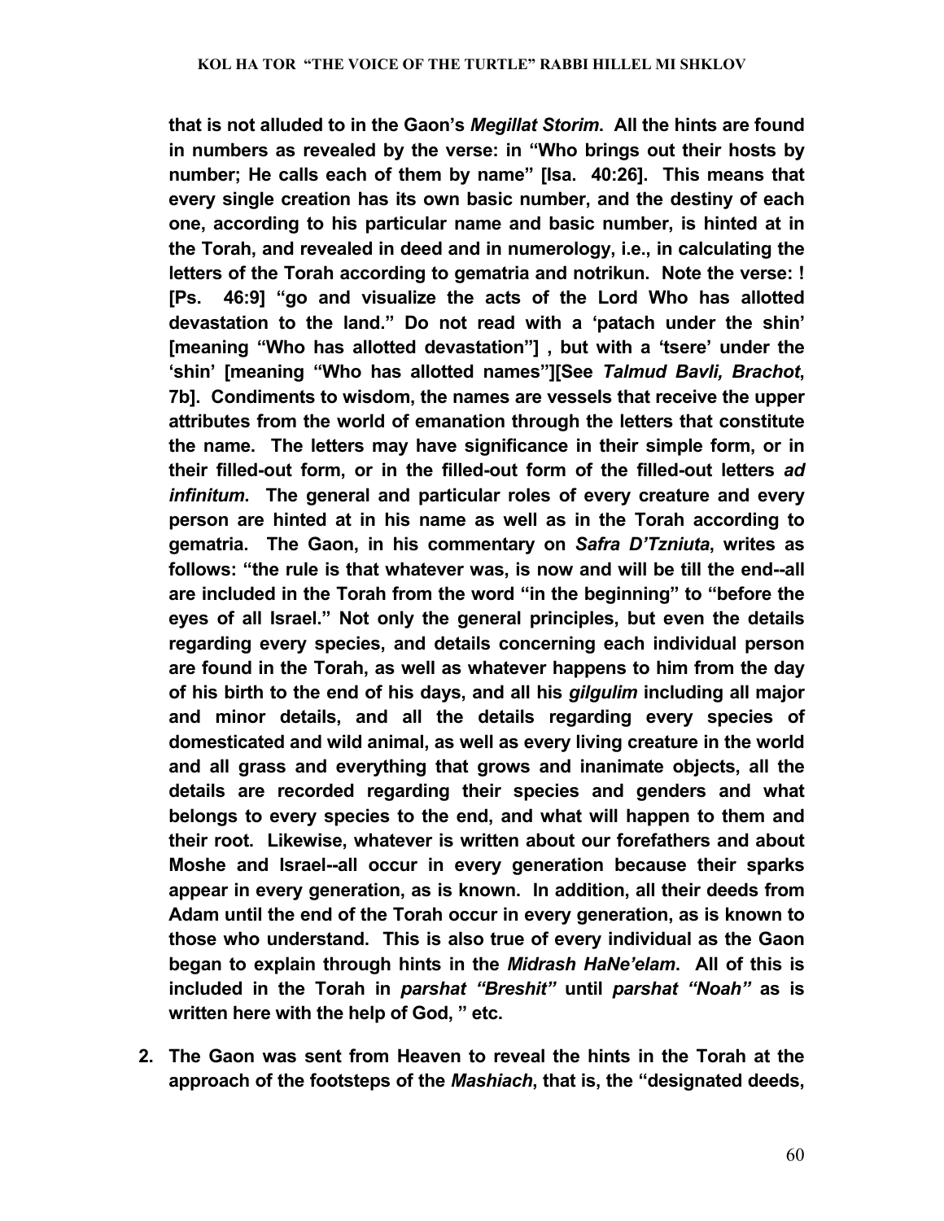**that is not alluded to in the Gaon's *Megillat Storim*. All the hints are found in numbers as revealed by the verse: in "Who brings out their hosts by number; He calls each of them by name" [Isa. 40:26]. This means that every single creation has its own basic number, and the destiny of each one, according to his particular name and basic number, is hinted at in the Torah, and revealed in deed and in numerology, i.e., in calculating the letters of the Torah according to gematria and notrikun. Note the verse: ! [Ps. 46:9] "go and visualize the acts of the Lord Who has allotted devastation to the land." Do not read with a 'patach under the shin' [meaning "Who has allotted devastation"] , but with a 'tsere' under the 'shin' [meaning "Who has allotted names"][See *Talmud Bavli, Brachot*, 7b]. Condiments to wisdom, the names are vessels that receive the upper attributes from the world of emanation through the letters that constitute the name. The letters may have significance in their simple form, or in their filled-out form, or in the filled-out form of the filled-out letters *ad infinitum*. The general and particular roles of every creature and every person are hinted at in his name as well as in the Torah according to gematria. The Gaon, in his commentary on *Safra D'Tzniuta*, writes as follows: "the rule is that whatever was, is now and will be till the end--all are included in the Torah from the word "in the beginning" to "before the eyes of all Israel." Not only the general principles, but even the details regarding every species, and details concerning each individual person are found in the Torah, as well as whatever happens to him from the day of his birth to the end of his days, and all his *gilgulim* including all major and minor details, and all the details regarding every species of domesticated and wild animal, as well as every living creature in the world and all grass and everything that grows and inanimate objects, all the details are recorded regarding their species and genders and what belongs to every species to the end, and what will happen to them and their root. Likewise, whatever is written about our forefathers and about Moshe and Israel--all occur in every generation because their sparks appear in every generation, as is known. In addition, all their deeds from Adam until the end of the Torah occur in every generation, as is known to those who understand. This is also true of every individual as the Gaon began to explain through hints in the *Midrash HaNe'elam*. All of this is included in the Torah in *parshat "Breshit"* until *parshat "Noah"* as is written here with the help of God, " etc.**

2. **The Gaon was sent from Heaven to reveal the hints in the Torah at the approach of the footsteps of the *Mashiach*, that is, the "designated deeds,**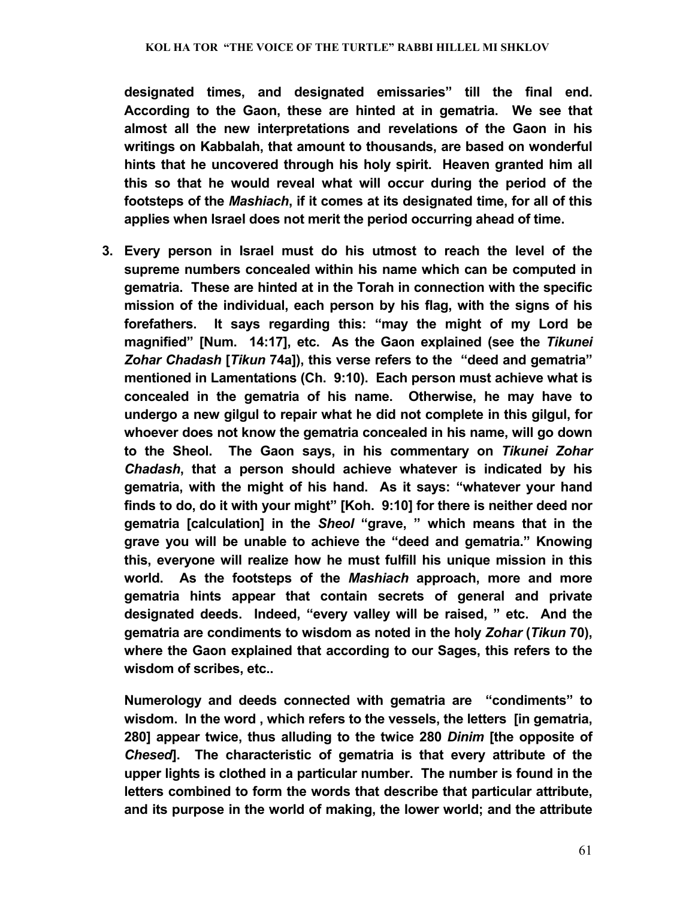**designated times, and designated emissaries" till the final end. According to the Gaon, these are hinted at in gematria. We see that almost all the new interpretations and revelations of the Gaon in his writings on Kabbalah, that amount to thousands, are based on wonderful hints that he uncovered through his holy spirit. Heaven granted him all this so that he would reveal what will occur during the period of the footsteps of the *Mashiach*, if it comes at its designated time, for all of this applies when Israel does not merit the period occurring ahead of time.**

3. **Every person in Israel must do his utmost to reach the level of the supreme numbers concealed within his name which can be computed in gematria. These are hinted at in the Torah in connection with the specific mission of the individual, each person by his flag, with the signs of his forefathers. It says regarding this: "may the might of my Lord be magnified" [Num. 14:17], etc. As the Gaon explained (see the *Tikunei Zohar Chadash* [*Tikun* 74a]), this verse refers to the "deed and gematria" mentioned in Lamentations (Ch. 9:10). Each person must achieve what is concealed in the gematria of his name. Otherwise, he may have to undergo a new gilgul to repair what he did not complete in this gilgul, for whoever does not know the gematria concealed in his name, will go down to the Sheol. The Gaon says, in his commentary on *Tikunei Zohar Chadash*, that a person should achieve whatever is indicated by his gematria, with the might of his hand. As it says: "whatever your hand finds to do, do it with your might" [Koh. 9:10] for there is neither deed nor gematria [calculation] in the *Sheol* "grave, " which means that in the grave you will be unable to achieve the "deed and gematria." Knowing this, everyone will realize how he must fulfill his unique mission in this world. As the footsteps of the *Mashiach* approach, more and more gematria hints appear that contain secrets of general and private designated deeds. Indeed, "every valley will be raised, " etc. And the gematria are condiments to wisdom as noted in the holy *Zohar* (*Tikun* 70), where the Gaon explained that according to our Sages, this refers to the wisdom of scribes, etc..**

   **Numerology and deeds connected with gematria are "condiments" to wisdom. In the word , which refers to the vessels, the letters [in gematria, 280] appear twice, thus alluding to the twice 280 *Dinim* [the opposite of *Chesed*]. The characteristic of gematria is that every attribute of the upper lights is clothed in a particular number. The number is found in the letters combined to form the words that describe that particular attribute, and its purpose in the world of making, the lower world; and the attribute**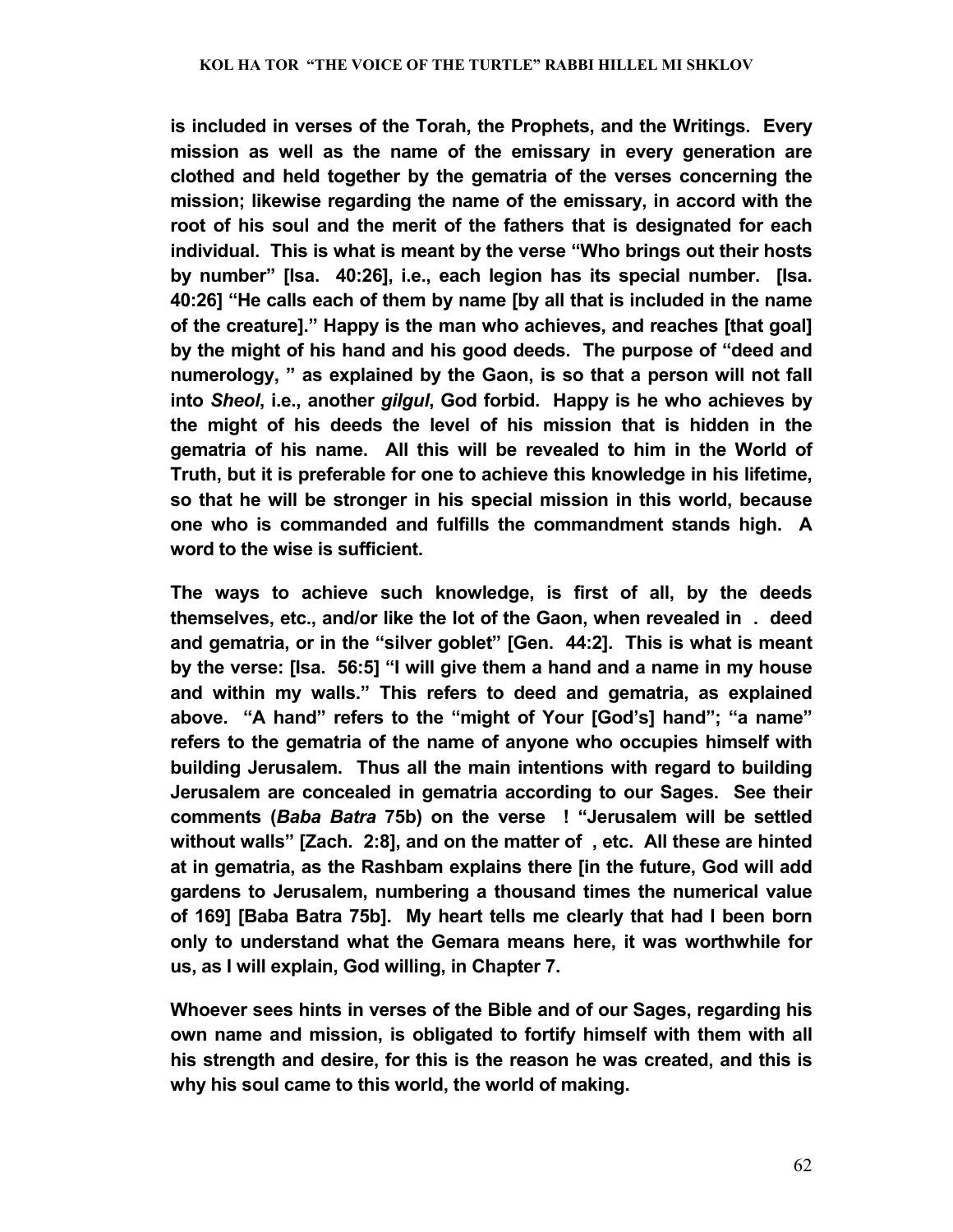**is included in verses of the Torah, the Prophets, and the Writings. Every mission as well as the name of the emissary in every generation are clothed and held together by the gematria of the verses concerning the mission; likewise regarding the name of the emissary, in accord with the root of his soul and the merit of the fathers that is designated for each individual. This is what is meant by the verse "Who brings out their hosts by number" [Isa. 40:26], i.e., each legion has its special number. [Isa. 40:26] "He calls each of them by name [by all that is included in the name of the creature]." Happy is the man who achieves, and reaches [that goal] by the might of his hand and his good deeds. The purpose of "deed and numerology, " as explained by the Gaon, is so that a person will not fall into *Sheol*, i.e., another *gilgul*, God forbid. Happy is he who achieves by the might of his deeds the level of his mission that is hidden in the gematria of his name. All this will be revealed to him in the World of Truth, but it is preferable for one to achieve this knowledge in his lifetime, so that he will be stronger in his special mission in this world, because one who is commanded and fulfills the commandment stands high. A word to the wise is sufficient.**

**The ways to achieve such knowledge, is first of all, by the deeds themselves, etc., and/or like the lot of the Gaon, when revealed in . deed and gematria, or in the "silver goblet" [Gen. 44:2]. This is what is meant by the verse: [Isa. 56:5] "I will give them a hand and a name in my house and within my walls." This refers to deed and gematria, as explained above. "A hand" refers to the "might of Your [God's] hand"; "a name" refers to the gematria of the name of anyone who occupies himself with building Jerusalem. Thus all the main intentions with regard to building Jerusalem are concealed in gematria according to our Sages. See their comments (*Baba Batra* 75b) on the verse ! "Jerusalem will be settled without walls" [Zach. 2:8], and on the matter of , etc. All these are hinted at in gematria, as the Rashbam explains there [in the future, God will add gardens to Jerusalem, numbering a thousand times the numerical value of 169] [Baba Batra 75b]. My heart tells me clearly that had I been born only to understand what the Gemara means here, it was worthwhile for us, as I will explain, God willing, in Chapter 7.**

**Whoever sees hints in verses of the Bible and of our Sages, regarding his own name and mission, is obligated to fortify himself with them with all his strength and desire, for this is the reason he was created, and this is why his soul came to this world, the world of making.**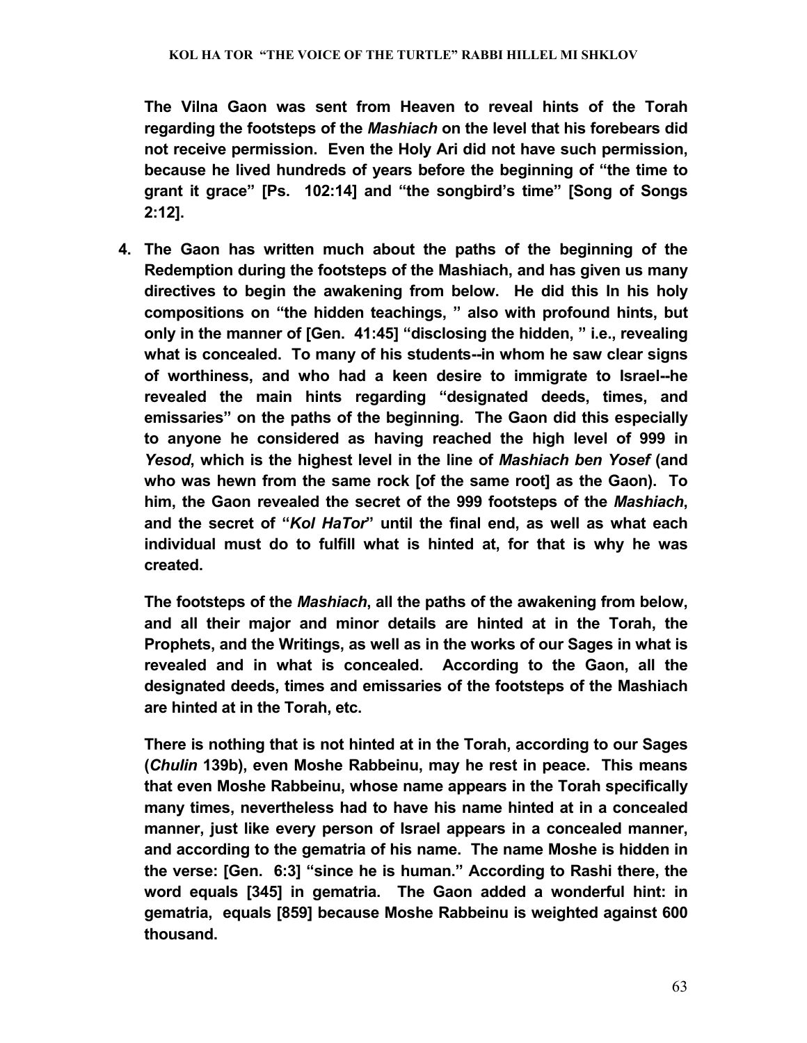**The Vilna Gaon was sent from Heaven to reveal hints of the Torah regarding the footsteps of the *Mashiach* on the level that his forebears did not receive permission. Even the Holy Ari did not have such permission, because he lived hundreds of years before the beginning of "the time to grant it grace" [Ps. 102:14] and "the songbird's time" [Song of Songs 2:12].**

4. **The Gaon has written much about the paths of the beginning of the Redemption during the footsteps of the Mashiach, and has given us many directives to begin the awakening from below. He did this In his holy compositions on "the hidden teachings, " also with profound hints, but only in the manner of [Gen. 41:45] "disclosing the hidden, " i.e., revealing what is concealed. To many of his students--in whom he saw clear signs of worthiness, and who had a keen desire to immigrate to Israel--he revealed the main hints regarding "designated deeds, times, and emissaries" on the paths of the beginning. The Gaon did this especially to anyone he considered as having reached the high level of 999 in *Yesod*, which is the highest level in the line of *Mashiach ben Yosef* (and who was hewn from the same rock [of the same root] as the Gaon). To him, the Gaon revealed the secret of the 999 footsteps of the *Mashiach*, and the secret of "*Kol HaTor*" until the final end, as well as what each individual must do to fulfill what is hinted at, for that is why he was created.**

   **The footsteps of the *Mashiach*, all the paths of the awakening from below, and all their major and minor details are hinted at in the Torah, the Prophets, and the Writings, as well as in the works of our Sages in what is revealed and in what is concealed. According to the Gaon, all the designated deeds, times and emissaries of the footsteps of the Mashiach are hinted at in the Torah, etc.**

   **There is nothing that is not hinted at in the Torah, according to our Sages (*Chulin* 139b), even Moshe Rabbeinu, may he rest in peace. This means that even Moshe Rabbeinu, whose name appears in the Torah specifically many times, nevertheless had to have his name hinted at in a concealed manner, just like every person of Israel appears in a concealed manner, and according to the gematria of his name. The name Moshe is hidden in the verse: [Gen. 6:3] "since he is human." According to Rashi there, the word equals [345] in gematria. The Gaon added a wonderful hint: in gematria, equals [859] because Moshe Rabbeinu is weighted against 600 thousand.**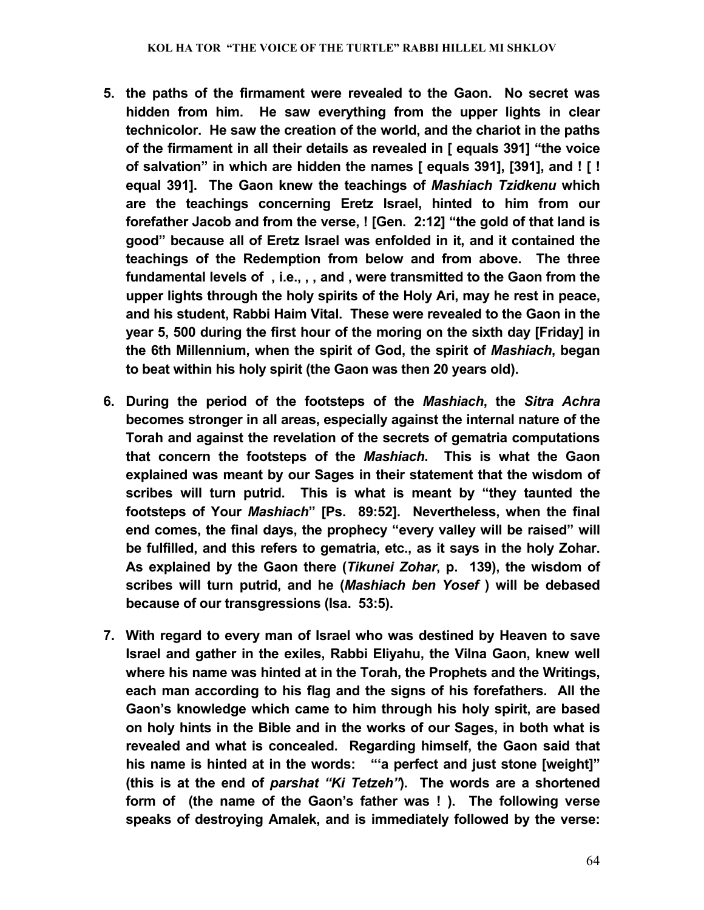5. **the paths of the firmament were revealed to the Gaon. No secret was hidden from him. He saw everything from the upper lights in clear technicolor. He saw the creation of the world, and the chariot in the paths of the firmament in all their details as revealed in [ equals 391] "the voice of salvation" in which are hidden the names [ equals 391], [391], and ! [ ! equal 391]. The Gaon knew the teachings of *Mashiach Tzidkenu* which are the teachings concerning Eretz Israel, hinted to him from our forefather Jacob and from the verse, ! [Gen. 2:12] "the gold of that land is good" because all of Eretz Israel was enfolded in it, and it contained the teachings of the Redemption from below and from above. The three fundamental levels of , i.e., , , and , were transmitted to the Gaon from the upper lights through the holy spirits of the Holy Ari, may he rest in peace, and his student, Rabbi Haim Vital. These were revealed to the Gaon in the year 5, 500 during the first hour of the moring on the sixth day [Friday] in the 6th Millennium, when the spirit of God, the spirit of *Mashiach*, began to beat within his holy spirit (the Gaon was then 20 years old).**

6. **During the period of the footsteps of the *Mashiach*, the *Sitra Achra* becomes stronger in all areas, especially against the internal nature of the Torah and against the revelation of the secrets of gematria computations that concern the footsteps of the *Mashiach*. This is what the Gaon explained was meant by our Sages in their statement that the wisdom of scribes will turn putrid. This is what is meant by "they taunted the footsteps of Your *Mashiach*" [Ps. 89:52]. Nevertheless, when the final end comes, the final days, the prophecy "every valley will be raised" will be fulfilled, and this refers to gematria, etc., as it says in the holy Zohar. As explained by the Gaon there (*Tikunei Zohar*, p. 139), the wisdom of scribes will turn putrid, and he (*Mashiach ben Yosef* ) will be debased because of our transgressions (Isa. 53:5).**

7. **With regard to every man of Israel who was destined by Heaven to save Israel and gather in the exiles, Rabbi Eliyahu, the Vilna Gaon, knew well where his name was hinted at in the Torah, the Prophets and the Writings, each man according to his flag and the signs of his forefathers. All the Gaon's knowledge which came to him through his holy spirit, are based on holy hints in the Bible and in the works of our Sages, in both what is revealed and what is concealed. Regarding himself, the Gaon said that his name is hinted at in the words: "'a perfect and just stone [weight]" (this is at the end of *parshat "Ki Tetzeh"*). The words are a shortened form of (the name of the Gaon's father was ! ). The following verse speaks of destroying Amalek, and is immediately followed by the verse:**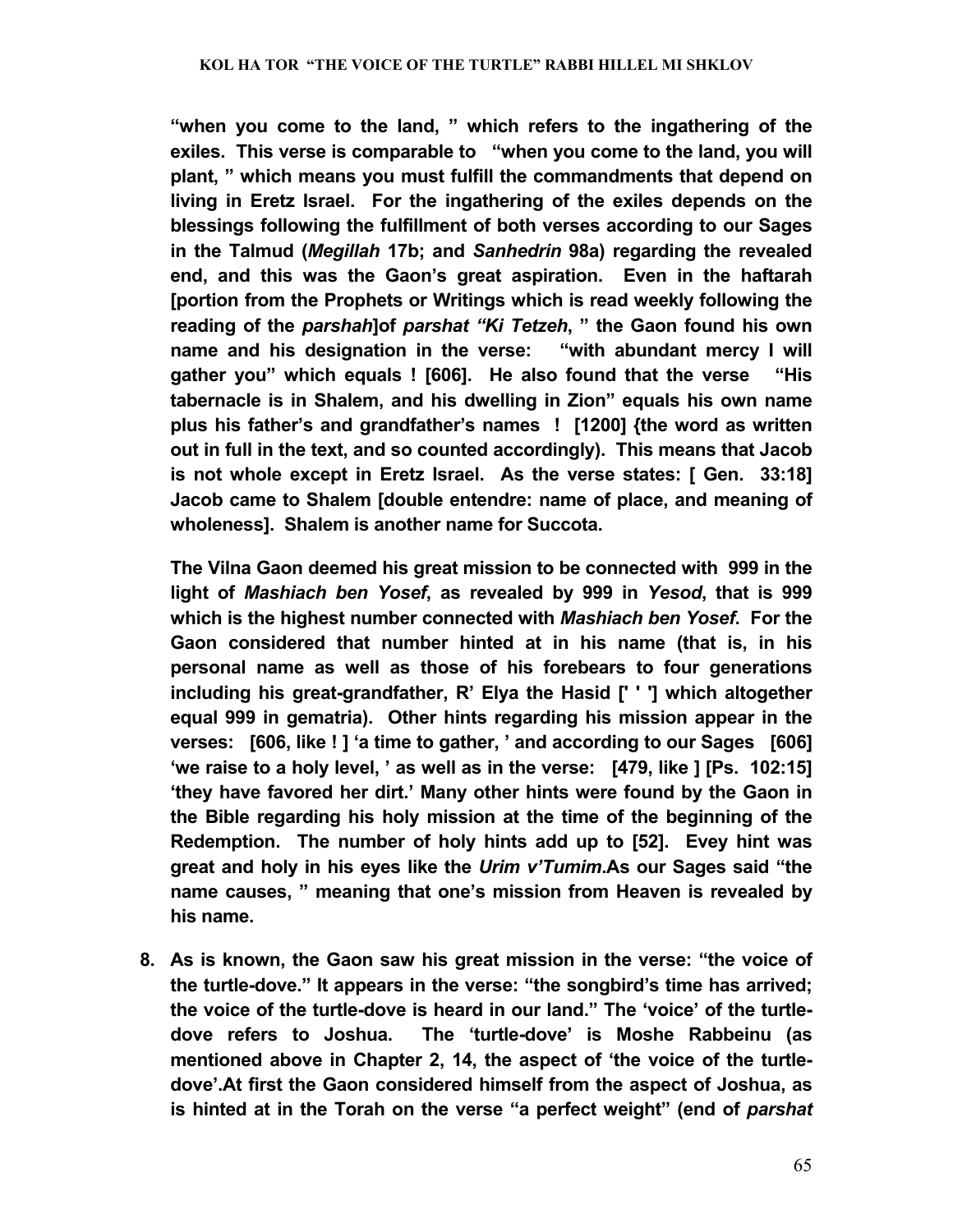**"when you come to the land, " which refers to the ingathering of the exiles. This verse is comparable to "when you come to the land, you will plant, " which means you must fulfill the commandments that depend on living in Eretz Israel. For the ingathering of the exiles depends on the blessings following the fulfillment of both verses according to our Sages in the Talmud (*Megillah* 17b; and *Sanhedrin* 98a) regarding the revealed end, and this was the Gaon's great aspiration. Even in the haftarah [portion from the Prophets or Writings which is read weekly following the reading of the *parshah*]of *parshat "Ki Tetzeh*, " the Gaon found his own name and his designation in the verse: "with abundant mercy I will gather you" which equals ! [606]. He also found that the verse "His tabernacle is in Shalem, and his dwelling in Zion" equals his own name plus his father's and grandfather's names ! [1200] {the word as written out in full in the text, and so counted accordingly). This means that Jacob is not whole except in Eretz Israel. As the verse states: [ Gen. 33:18] Jacob came to Shalem [double entendre: name of place, and meaning of wholeness]. Shalem is another name for Succota.**

**The Vilna Gaon deemed his great mission to be connected with 999 in the light of *Mashiach ben Yosef*, as revealed by 999 in *Yesod*, that is 999 which is the highest number connected with *Mashiach ben Yosef*. For the Gaon considered that number hinted at in his name (that is, in his personal name as well as those of his forebears to four generations including his great-grandfather, R' Elya the Hasid [' ' '] which altogether equal 999 in gematria). Other hints regarding his mission appear in the verses: [606, like ! ] 'a time to gather, ' and according to our Sages [606] 'we raise to a holy level, ' as well as in the verse: [479, like ] [Ps. 102:15] 'they have favored her dirt.' Many other hints were found by the Gaon in the Bible regarding his holy mission at the time of the beginning of the Redemption. The number of holy hints add up to [52]. Evey hint was great and holy in his eyes like the *Urim v'Tumim*.As our Sages said "the name causes, " meaning that one's mission from Heaven is revealed by his name.**

8. **As is known, the Gaon saw his great mission in the verse: "the voice of the turtle-dove." It appears in the verse: "the songbird's time has arrived; the voice of the turtle-dove is heard in our land." The 'voice' of the turtle-dove refers to Joshua. The 'turtle-dove' is Moshe Rabbeinu (as mentioned above in Chapter 2, 14, the aspect of 'the voice of the turtle-dove'.At first the Gaon considered himself from the aspect of Joshua, as is hinted at in the Torah on the verse "a perfect weight" (end of *parshat***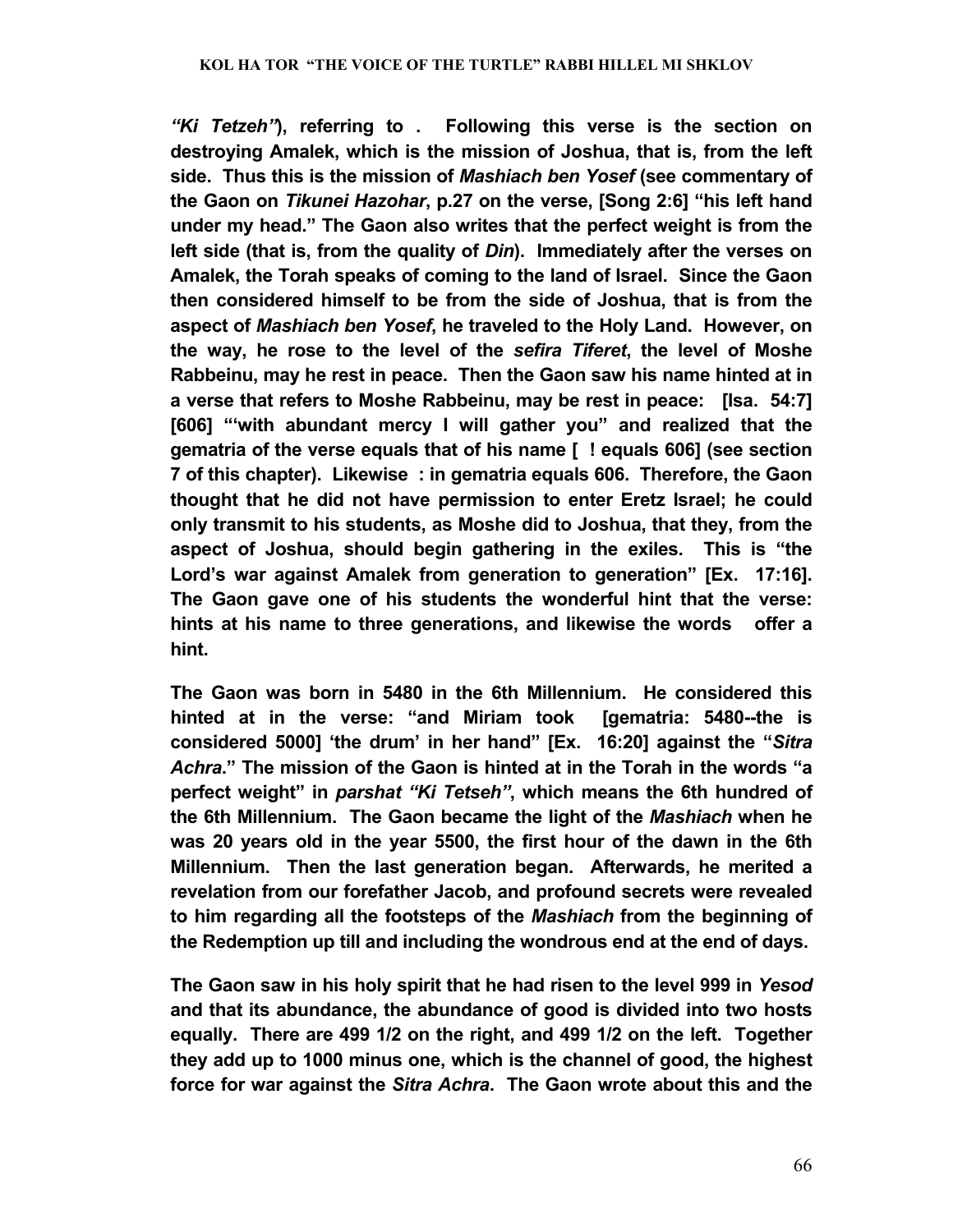***"Ki Tetzeh"*), referring to . Following this verse is the section on destroying Amalek, which is the mission of Joshua, that is, from the left side. Thus this is the mission of *Mashiach ben Yosef* (see commentary of the Gaon on *Tikunei Hazohar*, p.27 on the verse, [Song 2:6] "his left hand under my head." The Gaon also writes that the perfect weight is from the left side (that is, from the quality of *Din*). Immediately after the verses on Amalek, the Torah speaks of coming to the land of Israel. Since the Gaon then considered himself to be from the side of Joshua, that is from the aspect of *Mashiach ben Yosef*, he traveled to the Holy Land. However, on the way, he rose to the level of the *sefira Tiferet*, the level of Moshe Rabbeinu, may he rest in peace. Then the Gaon saw his name hinted at in a verse that refers to Moshe Rabbeinu, may be rest in peace: [Isa. 54:7] [606] "'with abundant mercy I will gather you" and realized that the gematria of the verse equals that of his name [ ! equals 606] (see section 7 of this chapter). Likewise : in gematria equals 606. Therefore, the Gaon thought that he did not have permission to enter Eretz Israel; he could only transmit to his students, as Moshe did to Joshua, that they, from the aspect of Joshua, should begin gathering in the exiles. This is "the Lord's war against Amalek from generation to generation" [Ex. 17:16]. The Gaon gave one of his students the wonderful hint that the verse: hints at his name to three generations, and likewise the words offer a hint.**

**The Gaon was born in 5480 in the 6th Millennium. He considered this hinted at in the verse: "and Miriam took [gematria: 5480--the is considered 5000] 'the drum' in her hand" [Ex. 16:20] against the "*Sitra Achra*." The mission of the Gaon is hinted at in the Torah in the words "a perfect weight" in *parshat "Ki Tetseh"*, which means the 6th hundred of the 6th Millennium. The Gaon became the light of the *Mashiach* when he was 20 years old in the year 5500, the first hour of the dawn in the 6th Millennium. Then the last generation began. Afterwards, he merited a revelation from our forefather Jacob, and profound secrets were revealed to him regarding all the footsteps of the *Mashiach* from the beginning of the Redemption up till and including the wondrous end at the end of days.**

**The Gaon saw in his holy spirit that he had risen to the level 999 in *Yesod* and that its abundance, the abundance of good is divided into two hosts equally. There are 499 1/2 on the right, and 499 1/2 on the left. Together they add up to 1000 minus one, which is the channel of good, the highest force for war against the *Sitra Achra*. The Gaon wrote about this and the**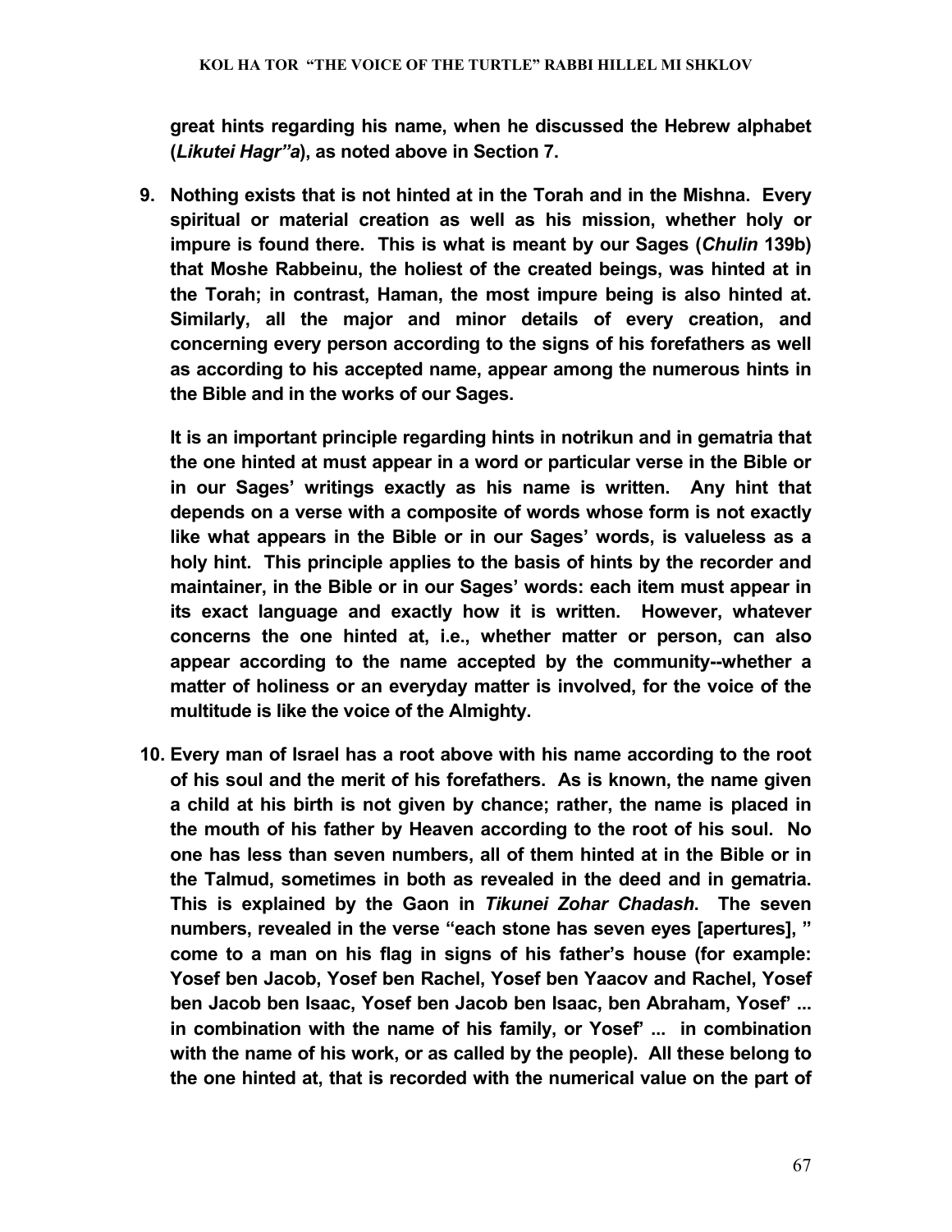**great hints regarding his name, when he discussed the Hebrew alphabet (*Likutei Hagr"a*), as noted above in Section 7.**

**9. Nothing exists that is not hinted at in the Torah and in the Mishna. Every spiritual or material creation as well as his mission, whether holy or impure is found there. This is what is meant by our Sages (*Chulin* 139b) that Moshe Rabbeinu, the holiest of the created beings, was hinted at in the Torah; in contrast, Haman, the most impure being is also hinted at. Similarly, all the major and minor details of every creation, and concerning every person according to the signs of his forefathers as well as according to his accepted name, appear among the numerous hints in the Bible and in the works of our Sages.**

**It is an important principle regarding hints in notrikun and in gematria that the one hinted at must appear in a word or particular verse in the Bible or in our Sages' writings exactly as his name is written. Any hint that depends on a verse with a composite of words whose form is not exactly like what appears in the Bible or in our Sages' words, is valueless as a holy hint. This principle applies to the basis of hints by the recorder and maintainer, in the Bible or in our Sages' words: each item must appear in its exact language and exactly how it is written. However, whatever concerns the one hinted at, i.e., whether matter or person, can also appear according to the name accepted by the community--whether a matter of holiness or an everyday matter is involved, for the voice of the multitude is like the voice of the Almighty.**

**10. Every man of Israel has a root above with his name according to the root of his soul and the merit of his forefathers. As is known, the name given a child at his birth is not given by chance; rather, the name is placed in the mouth of his father by Heaven according to the root of his soul. No one has less than seven numbers, all of them hinted at in the Bible or in the Talmud, sometimes in both as revealed in the deed and in gematria. This is explained by the Gaon in *Tikunei Zohar Chadash*. The seven numbers, revealed in the verse "each stone has seven eyes [apertures], " come to a man on his flag in signs of his father's house (for example: Yosef ben Jacob, Yosef ben Rachel, Yosef ben Yaacov and Rachel, Yosef ben Jacob ben Isaac, Yosef ben Jacob ben Isaac, ben Abraham, Yosef' ... in combination with the name of his family, or Yosef' ... in combination with the name of his work, or as called by the people). All these belong to the one hinted at, that is recorded with the numerical value on the part of**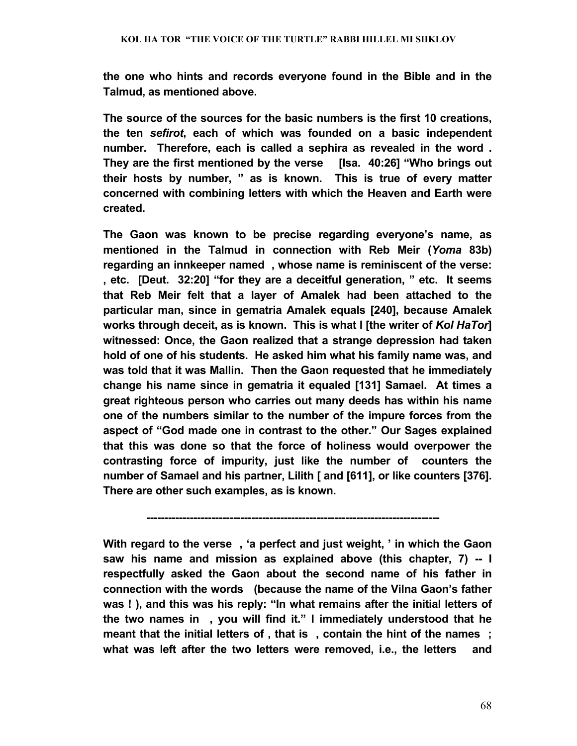**the one who hints and records everyone found in the Bible and in the Talmud, as mentioned above.**

**The source of the sources for the basic numbers is the first 10 creations, the ten *sefirot*, each of which was founded on a basic independent number. Therefore, each is called a sephira as revealed in the word . They are the first mentioned by the verse [Isa. 40:26] "Who brings out their hosts by number, " as is known. This is true of every matter concerned with combining letters with which the Heaven and Earth were created.**

**The Gaon was known to be precise regarding everyone's name, as mentioned in the Talmud in connection with Reb Meir (*Yoma* 83b) regarding an innkeeper named , whose name is reminiscent of the verse: , etc. [Deut. 32:20] "for they are a deceitful generation, " etc. It seems that Reb Meir felt that a layer of Amalek had been attached to the particular man, since in gematria Amalek equals [240], because Amalek works through deceit, as is known. This is what I [the writer of *Kol HaTor*] witnessed: Once, the Gaon realized that a strange depression had taken hold of one of his students. He asked him what his family name was, and was told that it was Mallin. Then the Gaon requested that he immediately change his name since in gematria it equaled [131] Samael. At times a great righteous person who carries out many deeds has within his name one of the numbers similar to the number of the impure forces from the aspect of "God made one in contrast to the other." Our Sages explained that this was done so that the force of holiness would overpower the contrasting force of impurity, just like the number of counters the number of Samael and his partner, Lilith [ and [611], or like counters [376]. There are other such examples, as is known.**

**-------------------------------------------------------------------------------**

**With regard to the verse , 'a perfect and just weight, ' in which the Gaon saw his name and mission as explained above (this chapter, 7) -- I respectfully asked the Gaon about the second name of his father in connection with the words (because the name of the Vilna Gaon's father was ! ), and this was his reply: "In what remains after the initial letters of the two names in , you will find it." I immediately understood that he meant that the initial letters of , that is , contain the hint of the names ; what was left after the two letters were removed, i.e., the letters and**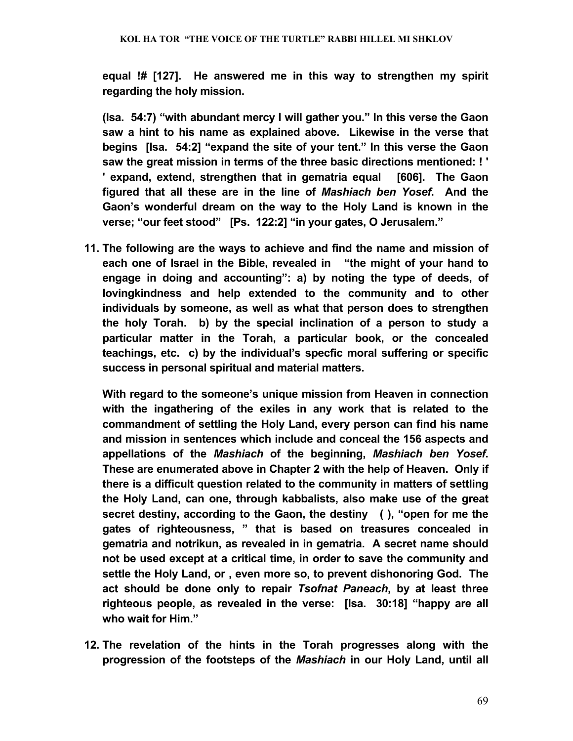**equal !# [127]. He answered me in this way to strengthen my spirit regarding the holy mission.**

**(Isa. 54:7) "with abundant mercy I will gather you." In this verse the Gaon saw a hint to his name as explained above. Likewise in the verse that begins [Isa. 54:2] "expand the site of your tent." In this verse the Gaon saw the great mission in terms of the three basic directions mentioned: ! ' ' expand, extend, strengthen that in gematria equal [606]. The Gaon figured that all these are in the line of *Mashiach ben Yosef*. And the Gaon's wonderful dream on the way to the Holy Land is known in the verse; "our feet stood" [Ps. 122:2] "in your gates, O Jerusalem."**

11. **The following are the ways to achieve and find the name and mission of each one of Israel in the Bible, revealed in "the might of your hand to engage in doing and accounting": a) by noting the type of deeds, of lovingkindness and help extended to the community and to other individuals by someone, as well as what that person does to strengthen the holy Torah. b) by the special inclination of a person to study a particular matter in the Torah, a particular book, or the concealed teachings, etc. c) by the individual's specfic moral suffering or specific success in personal spiritual and material matters.**

    **With regard to the someone's unique mission from Heaven in connection with the ingathering of the exiles in any work that is related to the commandment of settling the Holy Land, every person can find his name and mission in sentences which include and conceal the 156 aspects and appellations of the *Mashiach* of the beginning, *Mashiach ben Yosef*. These are enumerated above in Chapter 2 with the help of Heaven. Only if there is a difficult question related to the community in matters of settling the Holy Land, can one, through kabbalists, also make use of the great secret destiny, according to the Gaon, the destiny ( ), "open for me the gates of righteousness, " that is based on treasures concealed in gematria and notrikun, as revealed in in gematria. A secret name should not be used except at a critical time, in order to save the community and settle the Holy Land, or , even more so, to prevent dishonoring God. The act should be done only to repair *Tsofnat Paneach*, by at least three righteous people, as revealed in the verse: [Isa. 30:18] "happy are all who wait for Him."**

12. **The revelation of the hints in the Torah progresses along with the progression of the footsteps of the *Mashiach* in our Holy Land, until all**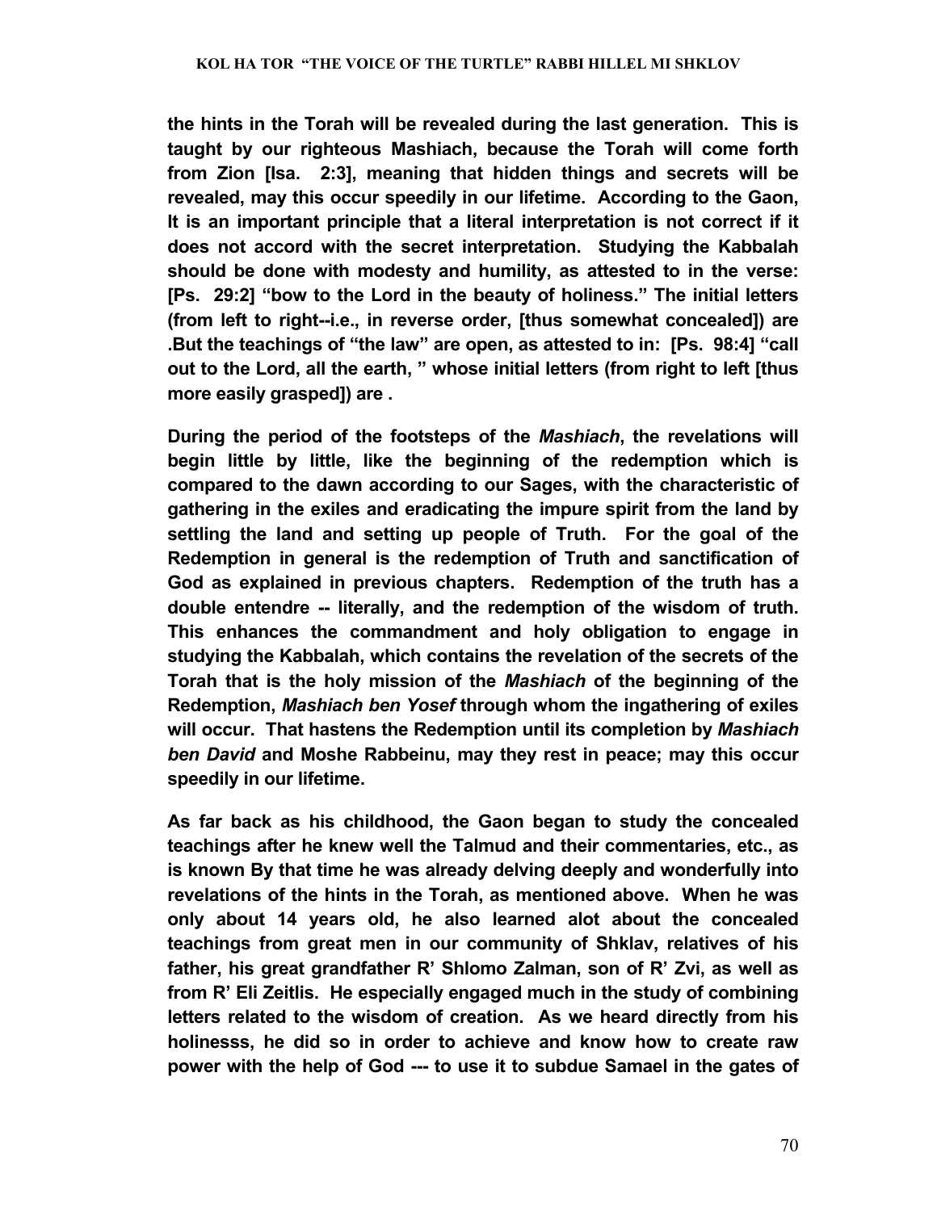**the hints in the Torah will be revealed during the last generation. This is taught by our righteous Mashiach, because the Torah will come forth from Zion [Isa. 2:3], meaning that hidden things and secrets will be revealed, may this occur speedily in our lifetime. According to the Gaon, It is an important principle that a literal interpretation is not correct if it does not accord with the secret interpretation. Studying the Kabbalah should be done with modesty and humility, as attested to in the verse: [Ps. 29:2] "bow to the Lord in the beauty of holiness." The initial letters (from left to right--i.e., in reverse order, [thus somewhat concealed]) are .But the teachings of "the law" are open, as attested to in: [Ps. 98:4] "call out to the Lord, all the earth, " whose initial letters (from right to left [thus more easily grasped]) are .**

**During the period of the footsteps of the *Mashiach*, the revelations will begin little by little, like the beginning of the redemption which is compared to the dawn according to our Sages, with the characteristic of gathering in the exiles and eradicating the impure spirit from the land by settling the land and setting up people of Truth. For the goal of the Redemption in general is the redemption of Truth and sanctification of God as explained in previous chapters. Redemption of the truth has a double entendre -- literally, and the redemption of the wisdom of truth. This enhances the commandment and holy obligation to engage in studying the Kabbalah, which contains the revelation of the secrets of the Torah that is the holy mission of the *Mashiach* of the beginning of the Redemption, *Mashiach ben Yosef* through whom the ingathering of exiles will occur. That hastens the Redemption until its completion by *Mashiach ben David* and Moshe Rabbeinu, may they rest in peace; may this occur speedily in our lifetime.**

**As far back as his childhood, the Gaon began to study the concealed teachings after he knew well the Talmud and their commentaries, etc., as is known By that time he was already delving deeply and wonderfully into revelations of the hints in the Torah, as mentioned above. When he was only about 14 years old, he also learned alot about the concealed teachings from great men in our community of Shklav, relatives of his father, his great grandfather R' Shlomo Zalman, son of R' Zvi, as well as from R' Eli Zeitlis. He especially engaged much in the study of combining letters related to the wisdom of creation. As we heard directly from his holinesss, he did so in order to achieve and know how to create raw power with the help of God --- to use it to subdue Samael in the gates of**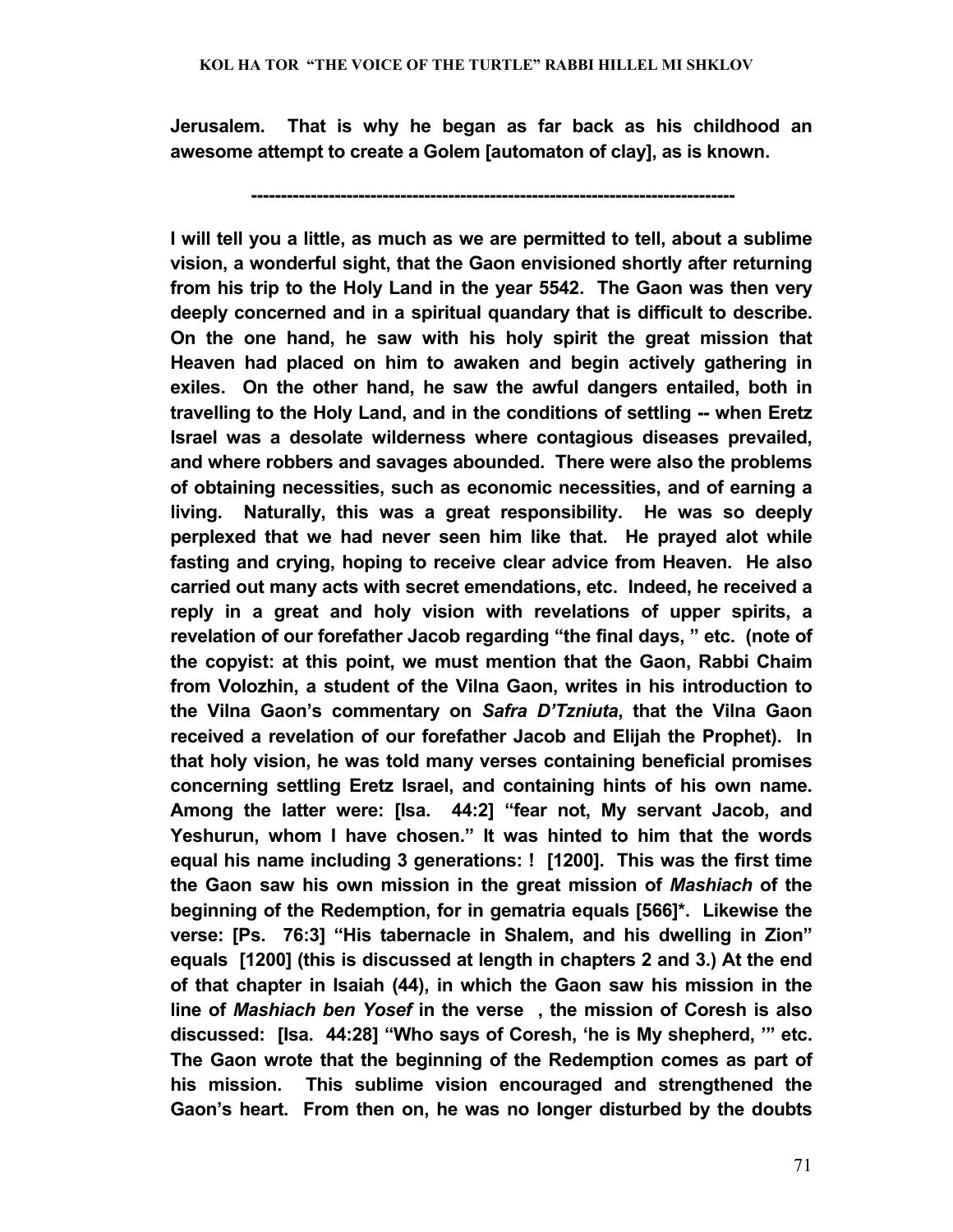**Jerusalem. That is why he began as far back as his childhood an awesome attempt to create a Golem [automaton of clay], as is known.**

**--------------------------------------------------------------------------------**

**I will tell you a little, as much as we are permitted to tell, about a sublime vision, a wonderful sight, that the Gaon envisioned shortly after returning from his trip to the Holy Land in the year 5542. The Gaon was then very deeply concerned and in a spiritual quandary that is difficult to describe. On the one hand, he saw with his holy spirit the great mission that Heaven had placed on him to awaken and begin actively gathering in exiles. On the other hand, he saw the awful dangers entailed, both in travelling to the Holy Land, and in the conditions of settling -- when Eretz Israel was a desolate wilderness where contagious diseases prevailed, and where robbers and savages abounded. There were also the problems of obtaining necessities, such as economic necessities, and of earning a living. Naturally, this was a great responsibility. He was so deeply perplexed that we had never seen him like that. He prayed alot while fasting and crying, hoping to receive clear advice from Heaven. He also carried out many acts with secret emendations, etc. Indeed, he received a reply in a great and holy vision with revelations of upper spirits, a revelation of our forefather Jacob regarding "the final days, " etc. (note of the copyist: at this point, we must mention that the Gaon, Rabbi Chaim from Volozhin, a student of the Vilna Gaon, writes in his introduction to the Vilna Gaon's commentary on *Safra D'Tzniuta*, that the Vilna Gaon received a revelation of our forefather Jacob and Elijah the Prophet). In that holy vision, he was told many verses containing beneficial promises concerning settling Eretz Israel, and containing hints of his own name. Among the latter were: [Isa. 44:2] "fear not, My servant Jacob, and Yeshurun, whom I have chosen." It was hinted to him that the words equal his name including 3 generations: ! [1200]. This was the first time the Gaon saw his own mission in the great mission of *Mashiach* of the beginning of the Redemption, for in gematria equals [566]\*. Likewise the verse: [Ps. 76:3] "His tabernacle in Shalem, and his dwelling in Zion" equals [1200] (this is discussed at length in chapters 2 and 3.) At the end of that chapter in Isaiah (44), in which the Gaon saw his mission in the line of *Mashiach ben Yosef* in the verse , the mission of Coresh is also discussed: [Isa. 44:28] "Who says of Coresh, 'he is My shepherd, '" etc. The Gaon wrote that the beginning of the Redemption comes as part of his mission. This sublime vision encouraged and strengthened the Gaon's heart. From then on, he was no longer disturbed by the doubts**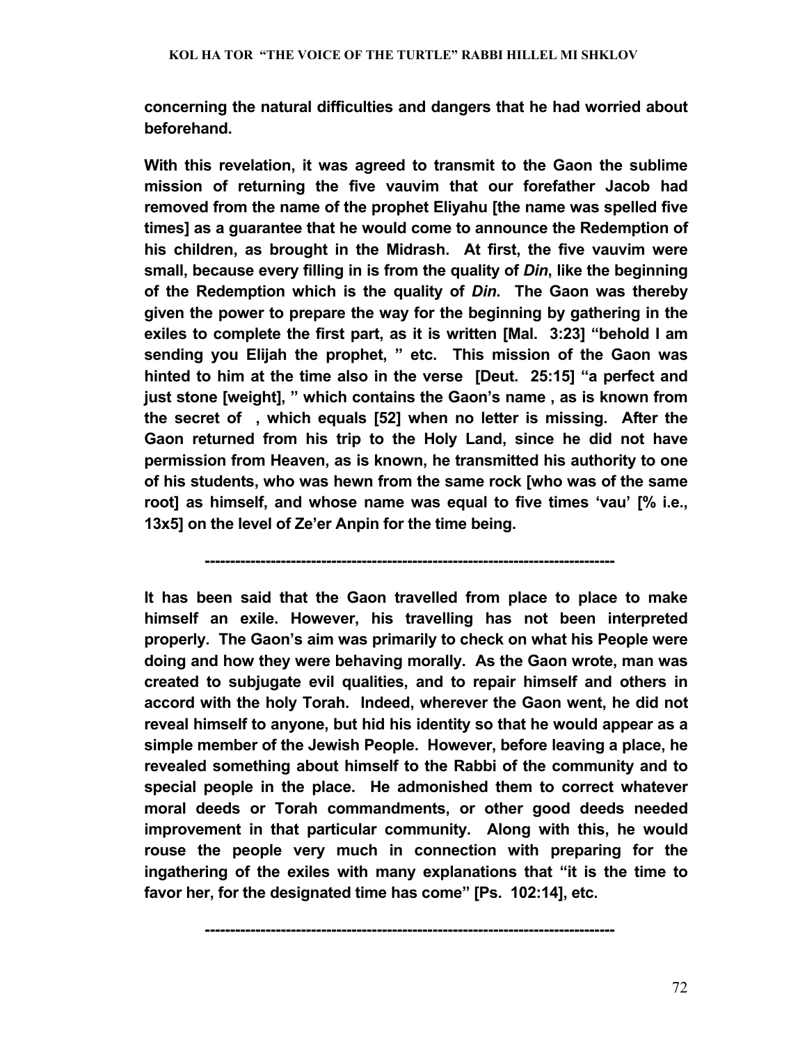**concerning the natural difficulties and dangers that he had worried about beforehand.**

**With this revelation, it was agreed to transmit to the Gaon the sublime mission of returning the five vauvim that our forefather Jacob had removed from the name of the prophet Eliyahu [the name was spelled five times] as a guarantee that he would come to announce the Redemption of his children, as brought in the Midrash. At first, the five vauvim were small, because every filling in is from the quality of *Din*, like the beginning of the Redemption which is the quality of *Din*. The Gaon was thereby given the power to prepare the way for the beginning by gathering in the exiles to complete the first part, as it is written [Mal. 3:23] "behold I am sending you Elijah the prophet, " etc. This mission of the Gaon was hinted to him at the time also in the verse [Deut. 25:15] "a perfect and just stone [weight], " which contains the Gaon's name , as is known from the secret of , which equals [52] when no letter is missing. After the Gaon returned from his trip to the Holy Land, since he did not have permission from Heaven, as is known, he transmitted his authority to one of his students, who was hewn from the same rock [who was of the same root] as himself, and whose name was equal to five times 'vau' [% i.e., 13x5] on the level of Ze'er Anpin for the time being.**

**--------------------------------------------------------------------------------**

**It has been said that the Gaon travelled from place to place to make himself an exile. However, his travelling has not been interpreted properly. The Gaon's aim was primarily to check on what his People were doing and how they were behaving morally. As the Gaon wrote, man was created to subjugate evil qualities, and to repair himself and others in accord with the holy Torah. Indeed, wherever the Gaon went, he did not reveal himself to anyone, but hid his identity so that he would appear as a simple member of the Jewish People. However, before leaving a place, he revealed something about himself to the Rabbi of the community and to special people in the place. He admonished them to correct whatever moral deeds or Torah commandments, or other good deeds needed improvement in that particular community. Along with this, he would rouse the people very much in connection with preparing for the ingathering of the exiles with many explanations that "it is the time to favor her, for the designated time has come" [Ps. 102:14], etc.**

**--------------------------------------------------------------------------------**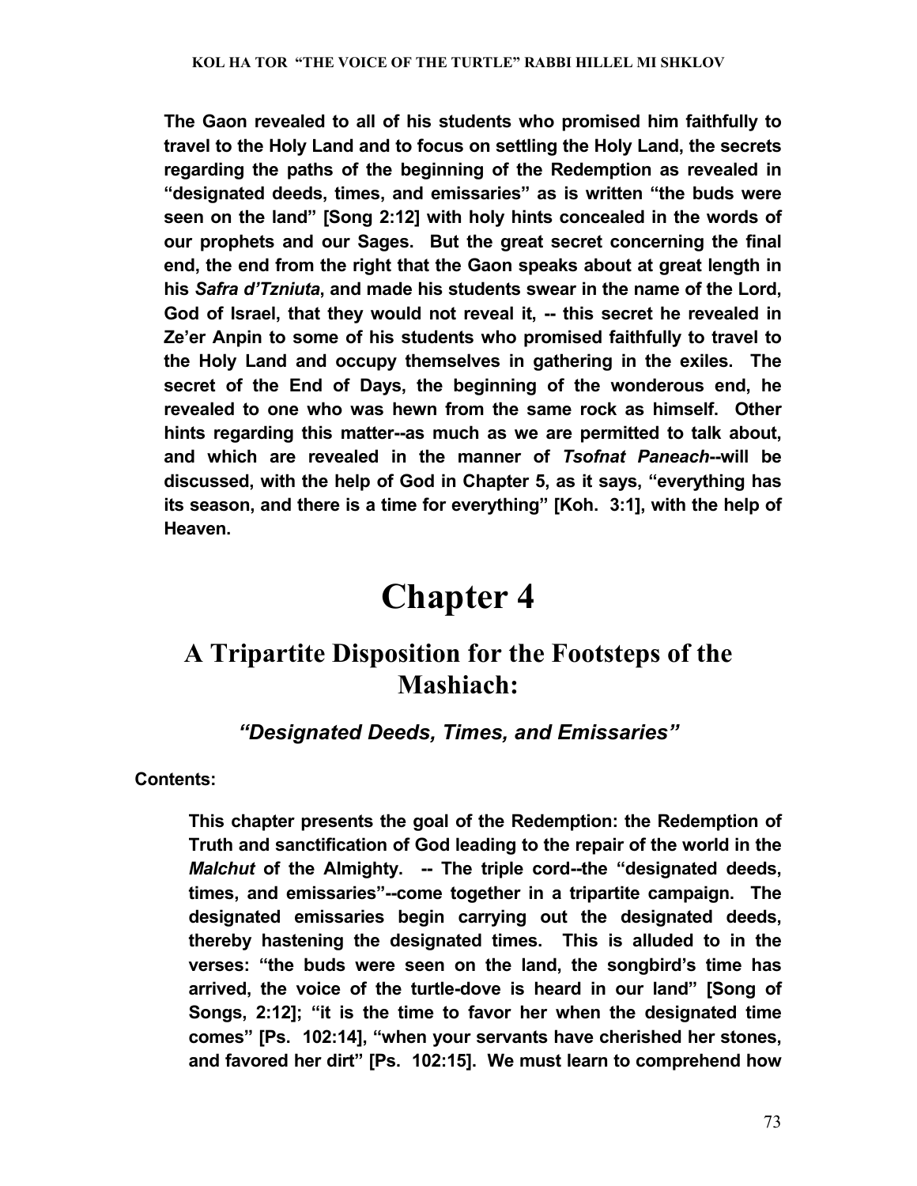**The Gaon revealed to all of his students who promised him faithfully to travel to the Holy Land and to focus on settling the Holy Land, the secrets regarding the paths of the beginning of the Redemption as revealed in "designated deeds, times, and emissaries" as is written "the buds were seen on the land" [Song 2:12] with holy hints concealed in the words of our prophets and our Sages. But the great secret concerning the final end, the end from the right that the Gaon speaks about at great length in his *Safra d'Tzniuta*, and made his students swear in the name of the Lord, God of Israel, that they would not reveal it, -- this secret he revealed in Ze'er Anpin to some of his students who promised faithfully to travel to the Holy Land and occupy themselves in gathering in the exiles. The secret of the End of Days, the beginning of the wonderous end, he revealed to one who was hewn from the same rock as himself. Other hints regarding this matter--as much as we are permitted to talk about, and which are revealed in the manner of *Tsofnat Paneach*--will be discussed, with the help of God in Chapter 5, as it says, "everything has its season, and there is a time for everything" [Koh. 3:1], with the help of Heaven.**

# Chapter 4

## A Tripartite Disposition for the Footsteps of the Mashiach:

### *"Designated Deeds, Times, and Emissaries"*

**Contents:**

**This chapter presents the goal of the Redemption: the Redemption of Truth and sanctification of God leading to the repair of the world in the *Malchut* of the Almighty. -- The triple cord--the "designated deeds, times, and emissaries"--come together in a tripartite campaign. The designated emissaries begin carrying out the designated deeds, thereby hastening the designated times. This is alluded to in the verses: "the buds were seen on the land, the songbird's time has arrived, the voice of the turtle-dove is heard in our land" [Song of Songs, 2:12]; "it is the time to favor her when the designated time comes" [Ps. 102:14], "when your servants have cherished her stones, and favored her dirt" [Ps. 102:15]. We must learn to comprehend how**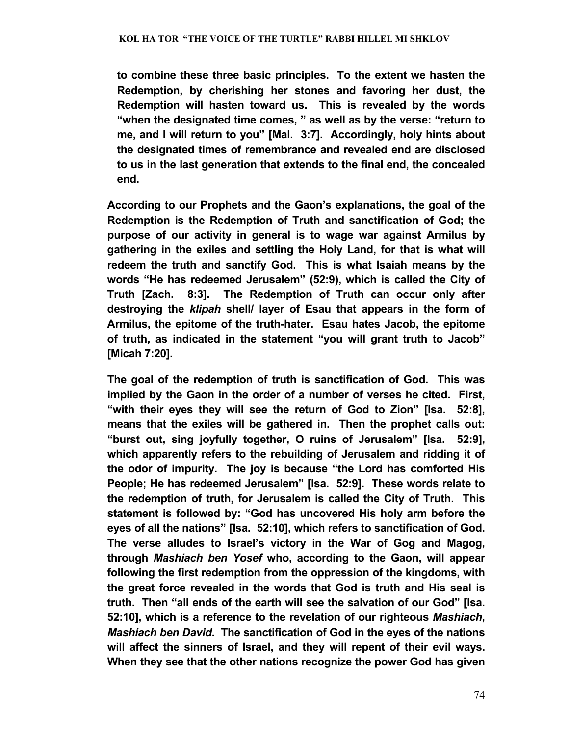**to combine these three basic principles. To the extent we hasten the Redemption, by cherishing her stones and favoring her dust, the Redemption will hasten toward us. This is revealed by the words "when the designated time comes, " as well as by the verse: "return to me, and I will return to you" [Mal. 3:7]. Accordingly, holy hints about the designated times of remembrance and revealed end are disclosed to us in the last generation that extends to the final end, the concealed end.**

**According to our Prophets and the Gaon's explanations, the goal of the Redemption is the Redemption of Truth and sanctification of God; the purpose of our activity in general is to wage war against Armilus by gathering in the exiles and settling the Holy Land, for that is what will redeem the truth and sanctify God. This is what Isaiah means by the words "He has redeemed Jerusalem" (52:9), which is called the City of Truth [Zach. 8:3]. The Redemption of Truth can occur only after destroying the *klipah* shell/ layer of Esau that appears in the form of Armilus, the epitome of the truth-hater. Esau hates Jacob, the epitome of truth, as indicated in the statement "you will grant truth to Jacob" [Micah 7:20].**

**The goal of the redemption of truth is sanctification of God. This was implied by the Gaon in the order of a number of verses he cited. First, "with their eyes they will see the return of God to Zion" [Isa. 52:8], means that the exiles will be gathered in. Then the prophet calls out: "burst out, sing joyfully together, O ruins of Jerusalem" [Isa. 52:9], which apparently refers to the rebuilding of Jerusalem and ridding it of the odor of impurity. The joy is because "the Lord has comforted His People; He has redeemed Jerusalem" [Isa. 52:9]. These words relate to the redemption of truth, for Jerusalem is called the City of Truth. This statement is followed by: "God has uncovered His holy arm before the eyes of all the nations" [Isa. 52:10], which refers to sanctification of God. The verse alludes to Israel's victory in the War of Gog and Magog, through *Mashiach ben Yosef* who, according to the Gaon, will appear following the first redemption from the oppression of the kingdoms, with the great force revealed in the words that God is truth and His seal is truth. Then "all ends of the earth will see the salvation of our God" [Isa. 52:10], which is a reference to the revelation of our righteous *Mashiach*, *Mashiach ben David*. The sanctification of God in the eyes of the nations will affect the sinners of Israel, and they will repent of their evil ways. When they see that the other nations recognize the power God has given**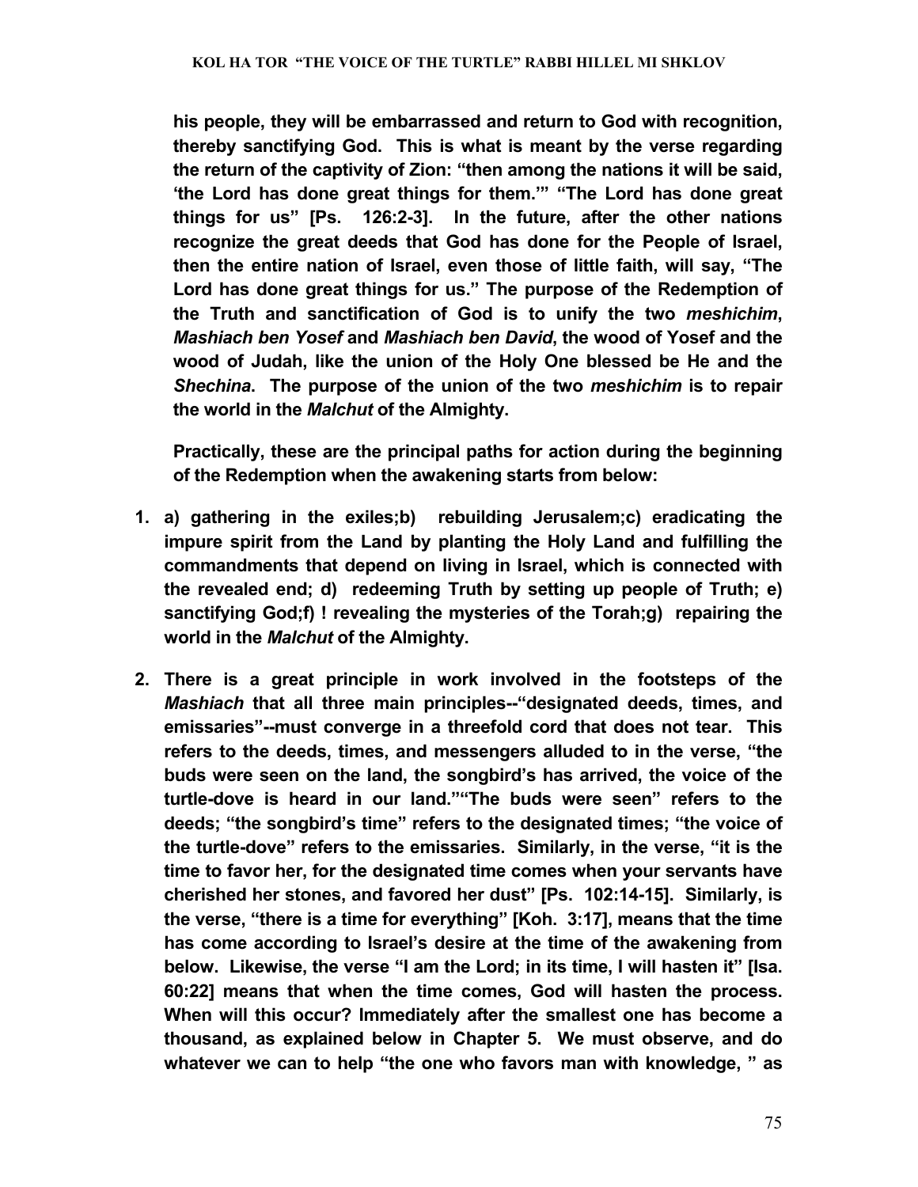**his people, they will be embarrassed and return to God with recognition, thereby sanctifying God. This is what is meant by the verse regarding the return of the captivity of Zion: "then among the nations it will be said, 'the Lord has done great things for them.'" "The Lord has done great things for us" [Ps. 126:2-3]. In the future, after the other nations recognize the great deeds that God has done for the People of Israel, then the entire nation of Israel, even those of little faith, will say, "The Lord has done great things for us." The purpose of the Redemption of the Truth and sanctification of God is to unify the two *meshichim*, *Mashiach ben Yosef* and *Mashiach ben David*, the wood of Yosef and the wood of Judah, like the union of the Holy One blessed be He and the *Shechina*. The purpose of the union of the two *meshichim* is to repair the world in the *Malchut* of the Almighty.**

**Practically, these are the principal paths for action during the beginning of the Redemption when the awakening starts from below:**

1. **a) gathering in the exiles;b) rebuilding Jerusalem;c) eradicating the impure spirit from the Land by planting the Holy Land and fulfilling the commandments that depend on living in Israel, which is connected with the revealed end; d) redeeming Truth by setting up people of Truth; e) sanctifying God;f) ! revealing the mysteries of the Torah;g) repairing the world in the *Malchut* of the Almighty.**

2. **There is a great principle in work involved in the footsteps of the *Mashiach* that all three main principles--"designated deeds, times, and emissaries"--must converge in a threefold cord that does not tear. This refers to the deeds, times, and messengers alluded to in the verse, "the buds were seen on the land, the songbird's has arrived, the voice of the turtle-dove is heard in our land.""The buds were seen" refers to the deeds; "the songbird's time" refers to the designated times; "the voice of the turtle-dove" refers to the emissaries. Similarly, in the verse, "it is the time to favor her, for the designated time comes when your servants have cherished her stones, and favored her dust" [Ps. 102:14-15]. Similarly, is the verse, "there is a time for everything" [Koh. 3:17], means that the time has come according to Israel's desire at the time of the awakening from below. Likewise, the verse "I am the Lord; in its time, I will hasten it" [Isa. 60:22] means that when the time comes, God will hasten the process. When will this occur? Immediately after the smallest one has become a thousand, as explained below in Chapter 5. We must observe, and do whatever we can to help "the one who favors man with knowledge, " as**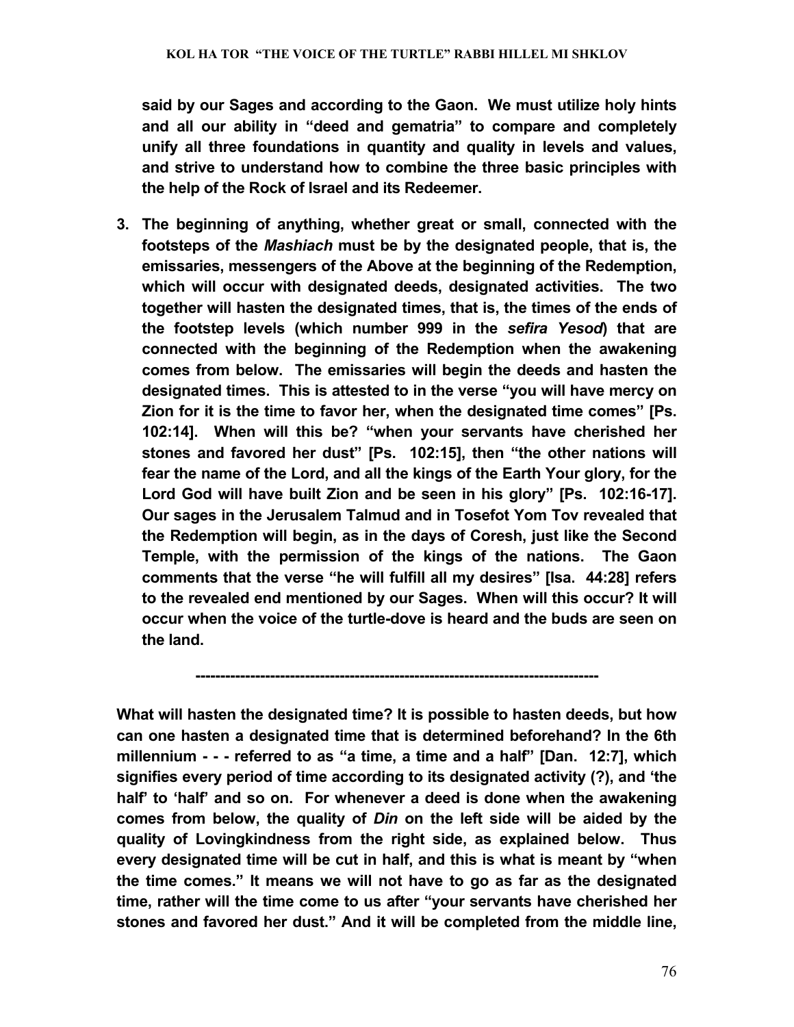**said by our Sages and according to the Gaon. We must utilize holy hints and all our ability in "deed and gematria" to compare and completely unify all three foundations in quantity and quality in levels and values, and strive to understand how to combine the three basic principles with the help of the Rock of Israel and its Redeemer.**

3. **The beginning of anything, whether great or small, connected with the footsteps of the *Mashiach* must be by the designated people, that is, the emissaries, messengers of the Above at the beginning of the Redemption, which will occur with designated deeds, designated activities. The two together will hasten the designated times, that is, the times of the ends of the footstep levels (which number 999 in the *sefira Yesod*) that are connected with the beginning of the Redemption when the awakening comes from below. The emissaries will begin the deeds and hasten the designated times. This is attested to in the verse "you will have mercy on Zion for it is the time to favor her, when the designated time comes" [Ps. 102:14]. When will this be? "when your servants have cherished her stones and favored her dust" [Ps. 102:15], then "the other nations will fear the name of the Lord, and all the kings of the Earth Your glory, for the Lord God will have built Zion and be seen in his glory" [Ps. 102:16-17]. Our sages in the Jerusalem Talmud and in Tosefot Yom Tov revealed that the Redemption will begin, as in the days of Coresh, just like the Second Temple, with the permission of the kings of the nations. The Gaon comments that the verse "he will fulfill all my desires" [Isa. 44:28] refers to the revealed end mentioned by our Sages. When will this occur? It will occur when the voice of the turtle-dove is heard and the buds are seen on the land.**

---

**What will hasten the designated time? It is possible to hasten deeds, but how can one hasten a designated time that is determined beforehand? In the 6th millennium - - - referred to as "a time, a time and a half" [Dan. 12:7], which signifies every period of time according to its designated activity (?), and 'the half' to 'half' and so on. For whenever a deed is done when the awakening comes from below, the quality of *Din* on the left side will be aided by the quality of Lovingkindness from the right side, as explained below. Thus every designated time will be cut in half, and this is what is meant by "when the time comes." It means we will not have to go as far as the designated time, rather will the time come to us after "your servants have cherished her stones and favored her dust." And it will be completed from the middle line,**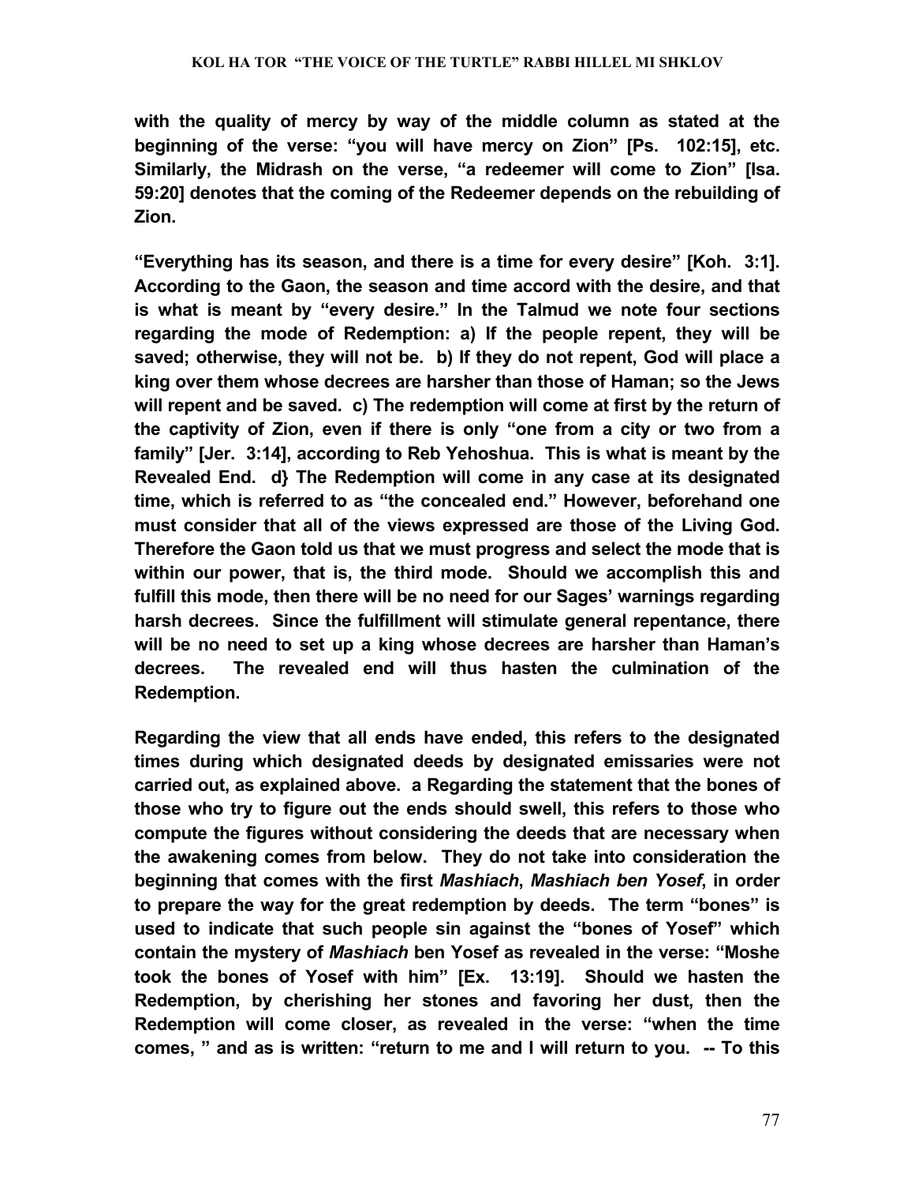**with the quality of mercy by way of the middle column as stated at the beginning of the verse: "you will have mercy on Zion" [Ps. 102:15], etc. Similarly, the Midrash on the verse, "a redeemer will come to Zion" [Isa. 59:20] denotes that the coming of the Redeemer depends on the rebuilding of Zion.**

**"Everything has its season, and there is a time for every desire" [Koh. 3:1]. According to the Gaon, the season and time accord with the desire, and that is what is meant by "every desire." In the Talmud we note four sections regarding the mode of Redemption: a) If the people repent, they will be saved; otherwise, they will not be. b) If they do not repent, God will place a king over them whose decrees are harsher than those of Haman; so the Jews will repent and be saved. c) The redemption will come at first by the return of the captivity of Zion, even if there is only "one from a city or two from a family" [Jer. 3:14], according to Reb Yehoshua. This is what is meant by the Revealed End. d} The Redemption will come in any case at its designated time, which is referred to as "the concealed end." However, beforehand one must consider that all of the views expressed are those of the Living God. Therefore the Gaon told us that we must progress and select the mode that is within our power, that is, the third mode. Should we accomplish this and fulfill this mode, then there will be no need for our Sages' warnings regarding harsh decrees. Since the fulfillment will stimulate general repentance, there will be no need to set up a king whose decrees are harsher than Haman's decrees. The revealed end will thus hasten the culmination of the Redemption.**

**Regarding the view that all ends have ended, this refers to the designated times during which designated deeds by designated emissaries were not carried out, as explained above. a Regarding the statement that the bones of those who try to figure out the ends should swell, this refers to those who compute the figures without considering the deeds that are necessary when the awakening comes from below. They do not take into consideration the beginning that comes with the first *Mashiach*, *Mashiach ben Yosef*, in order to prepare the way for the great redemption by deeds. The term "bones" is used to indicate that such people sin against the "bones of Yosef" which contain the mystery of *Mashiach* ben Yosef as revealed in the verse: "Moshe took the bones of Yosef with him" [Ex. 13:19]. Should we hasten the Redemption, by cherishing her stones and favoring her dust, then the Redemption will come closer, as revealed in the verse: "when the time comes, " and as is written: "return to me and I will return to you. -- To this**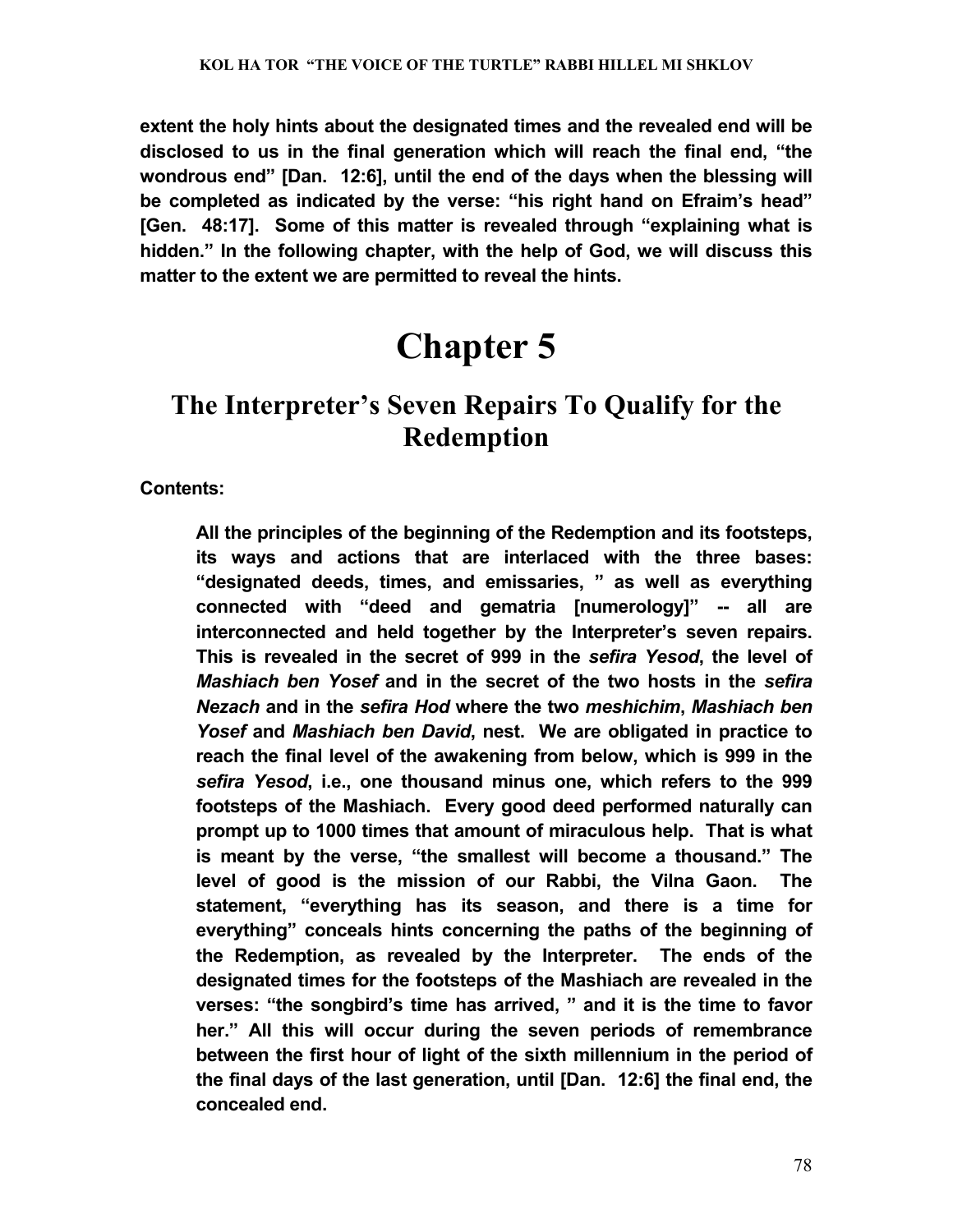**extent the holy hints about the designated times and the revealed end will be disclosed to us in the final generation which will reach the final end, "the wondrous end" [Dan. 12:6], until the end of the days when the blessing will be completed as indicated by the verse: "his right hand on Efraim's head" [Gen. 48:17]. Some of this matter is revealed through "explaining what is hidden." In the following chapter, with the help of God, we will discuss this matter to the extent we are permitted to reveal the hints.**

# Chapter 5

## The Interpreter's Seven Repairs To Qualify for the Redemption

**Contents:**

> **All the principles of the beginning of the Redemption and its footsteps, its ways and actions that are interlaced with the three bases: "designated deeds, times, and emissaries, " as well as everything connected with "deed and gematria [numerology]" -- all are interconnected and held together by the Interpreter's seven repairs. This is revealed in the secret of 999 in the *sefira Yesod*, the level of *Mashiach ben Yosef* and in the secret of the two hosts in the *sefira Nezach* and in the *sefira Hod* where the two *meshichim*, *Mashiach ben Yosef* and *Mashiach ben David*, nest. We are obligated in practice to reach the final level of the awakening from below, which is 999 in the *sefira Yesod*, i.e., one thousand minus one, which refers to the 999 footsteps of the Mashiach. Every good deed performed naturally can prompt up to 1000 times that amount of miraculous help. That is what is meant by the verse, "the smallest will become a thousand." The level of good is the mission of our Rabbi, the Vilna Gaon. The statement, "everything has its season, and there is a time for everything" conceals hints concerning the paths of the beginning of the Redemption, as revealed by the Interpreter. The ends of the designated times for the footsteps of the Mashiach are revealed in the verses: "the songbird's time has arrived, " and it is the time to favor her." All this will occur during the seven periods of remembrance between the first hour of light of the sixth millennium in the period of the final days of the last generation, until [Dan. 12:6] the final end, the concealed end.**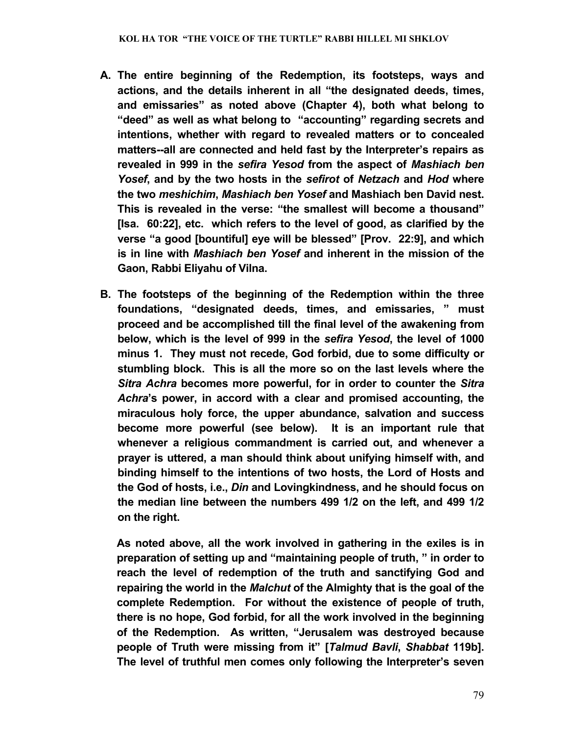**A. The entire beginning of the Redemption, its footsteps, ways and actions, and the details inherent in all "the designated deeds, times, and emissaries" as noted above (Chapter 4), both what belong to "deed" as well as what belong to "accounting" regarding secrets and intentions, whether with regard to revealed matters or to concealed matters--all are connected and held fast by the Interpreter's repairs as revealed in 999 in the *sefira Yesod* from the aspect of *Mashiach ben Yosef*, and by the two hosts in the *sefirot* of *Netzach* and *Hod* where the two *meshichim*, *Mashiach ben Yosef* and Mashiach ben David nest. This is revealed in the verse: "the smallest will become a thousand" [Isa. 60:22], etc. which refers to the level of good, as clarified by the verse "a good [bountiful] eye will be blessed" [Prov. 22:9], and which is in line with *Mashiach ben Yosef* and inherent in the mission of the Gaon, Rabbi Eliyahu of Vilna.**

**B. The footsteps of the beginning of the Redemption within the three foundations, "designated deeds, times, and emissaries, " must proceed and be accomplished till the final level of the awakening from below, which is the level of 999 in the *sefira Yesod*, the level of 1000 minus 1. They must not recede, God forbid, due to some difficulty or stumbling block. This is all the more so on the last levels where the *Sitra Achra* becomes more powerful, for in order to counter the *Sitra Achra*'s power, in accord with a clear and promised accounting, the miraculous holy force, the upper abundance, salvation and success become more powerful (see below). It is an important rule that whenever a religious commandment is carried out, and whenever a prayer is uttered, a man should think about unifying himself with, and binding himself to the intentions of two hosts, the Lord of Hosts and the God of hosts, i.e., *Din* and Lovingkindness, and he should focus on the median line between the numbers 499 1/2 on the left, and 499 1/2 on the right.**

**As noted above, all the work involved in gathering in the exiles is in preparation of setting up and "maintaining people of truth, " in order to reach the level of redemption of the truth and sanctifying God and repairing the world in the *Malchut* of the Almighty that is the goal of the complete Redemption. For without the existence of people of truth, there is no hope, God forbid, for all the work involved in the beginning of the Redemption. As written, "Jerusalem was destroyed because people of Truth were missing from it" [*Talmud Bavli*, *Shabbat* 119b]. The level of truthful men comes only following the Interpreter's seven**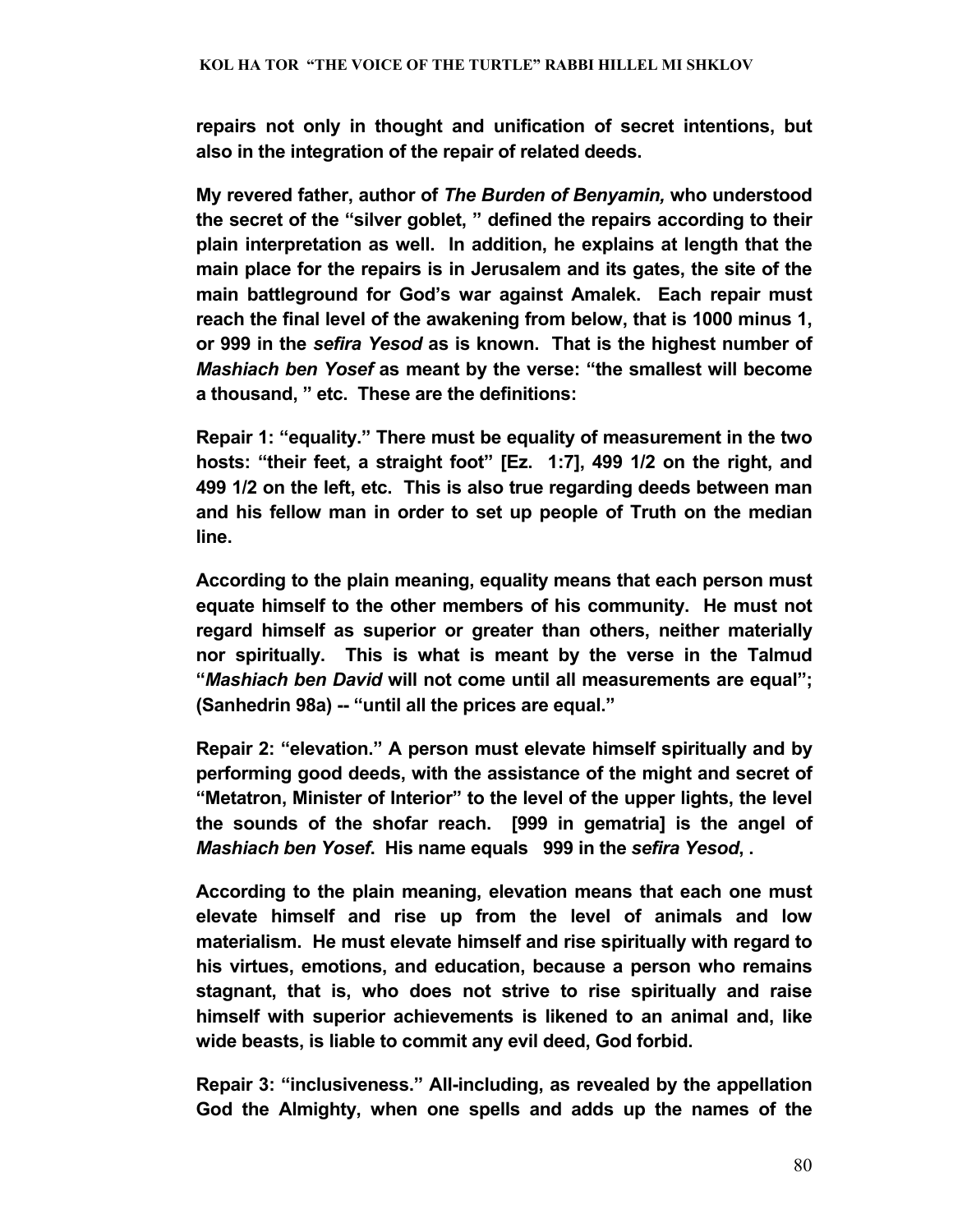**repairs not only in thought and unification of secret intentions, but also in the integration of the repair of related deeds.**

**My revered father, author of *The Burden of Benyamin,* who understood the secret of the "silver goblet, " defined the repairs according to their plain interpretation as well. In addition, he explains at length that the main place for the repairs is in Jerusalem and its gates, the site of the main battleground for God's war against Amalek. Each repair must reach the final level of the awakening from below, that is 1000 minus 1, or 999 in the *sefira Yesod* as is known. That is the highest number of *Mashiach ben Yosef* as meant by the verse: "the smallest will become a thousand, " etc. These are the definitions:**

**Repair 1: "equality." There must be equality of measurement in the two hosts: "their feet, a straight foot" [Ez. 1:7], 499 1/2 on the right, and 499 1/2 on the left, etc. This is also true regarding deeds between man and his fellow man in order to set up people of Truth on the median line.**

**According to the plain meaning, equality means that each person must equate himself to the other members of his community. He must not regard himself as superior or greater than others, neither materially nor spiritually. This is what is meant by the verse in the Talmud "*Mashiach ben David* will not come until all measurements are equal"; (Sanhedrin 98a) -- "until all the prices are equal."**

**Repair 2: "elevation." A person must elevate himself spiritually and by performing good deeds, with the assistance of the might and secret of "Metatron, Minister of Interior" to the level of the upper lights, the level the sounds of the shofar reach. [999 in gematria] is the angel of *Mashiach ben Yosef*. His name equals 999 in the *sefira Yesod*, .**

**According to the plain meaning, elevation means that each one must elevate himself and rise up from the level of animals and low materialism. He must elevate himself and rise spiritually with regard to his virtues, emotions, and education, because a person who remains stagnant, that is, who does not strive to rise spiritually and raise himself with superior achievements is likened to an animal and, like wide beasts, is liable to commit any evil deed, God forbid.**

**Repair 3: "inclusiveness." All-including, as revealed by the appellation God the Almighty, when one spells and adds up the names of the**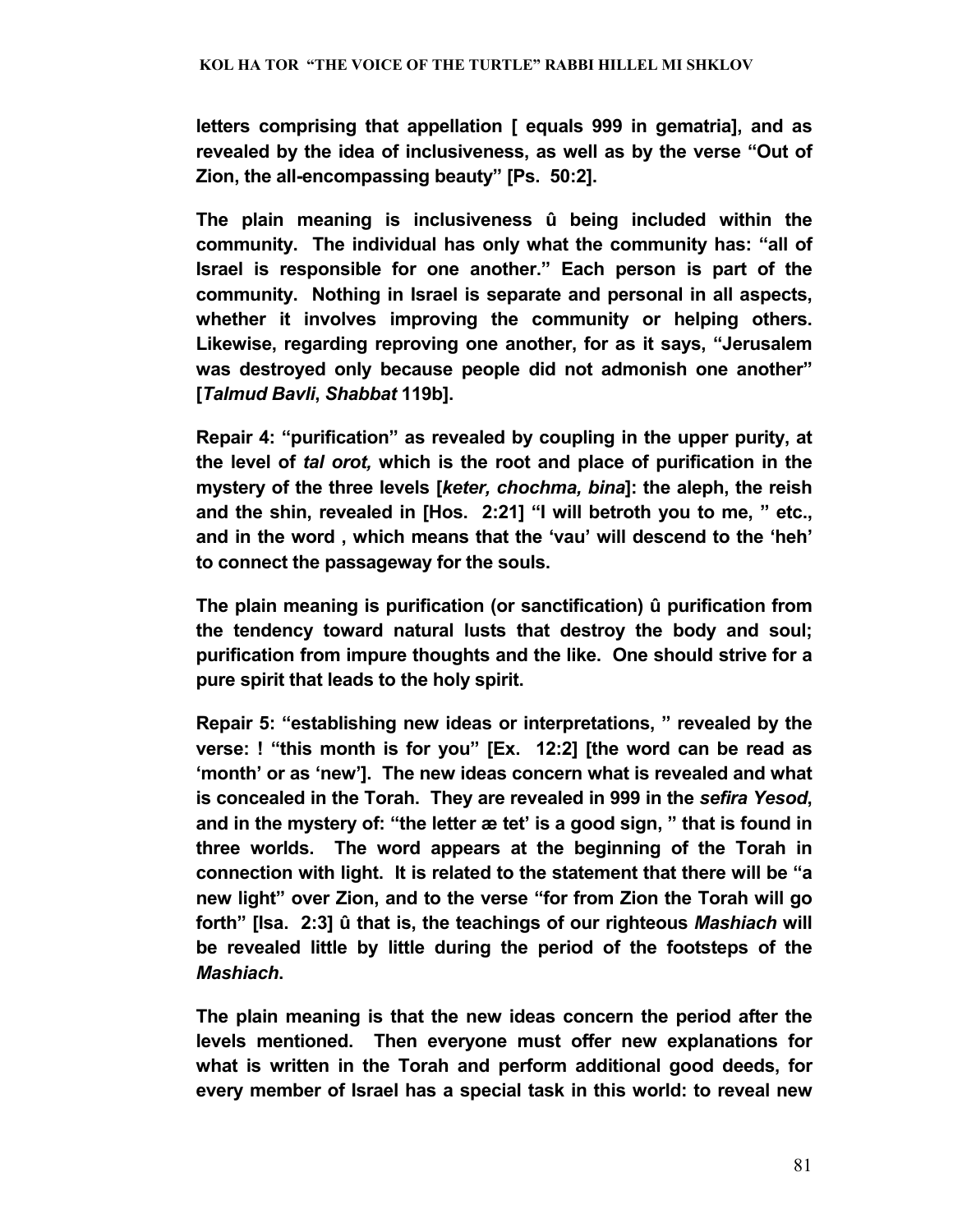**letters comprising that appellation [ equals 999 in gematria], and as revealed by the idea of inclusiveness, as well as by the verse "Out of Zion, the all-encompassing beauty" [Ps. 50:2].**

**The plain meaning is inclusiveness û being included within the community. The individual has only what the community has: "all of Israel is responsible for one another." Each person is part of the community. Nothing in Israel is separate and personal in all aspects, whether it involves improving the community or helping others. Likewise, regarding reproving one another, for as it says, "Jerusalem was destroyed only because people did not admonish one another" [*Talmud Bavli, Shabbat* 119b].**

**Repair 4: "purification" as revealed by coupling in the upper purity, at the level of *tal orot,* which is the root and place of purification in the mystery of the three levels [*keter, chochma, bina*]: the aleph, the reish and the shin, revealed in [Hos. 2:21] "I will betroth you to me, " etc., and in the word , which means that the 'vau' will descend to the 'heh' to connect the passageway for the souls.**

**The plain meaning is purification (or sanctification) û purification from the tendency toward natural lusts that destroy the body and soul; purification from impure thoughts and the like. One should strive for a pure spirit that leads to the holy spirit.**

**Repair 5: "establishing new ideas or interpretations, " revealed by the verse: ! "this month is for you" [Ex. 12:2] [the word can be read as 'month' or as 'new']. The new ideas concern what is revealed and what is concealed in the Torah. They are revealed in 999 in the *sefira Yesod*, and in the mystery of: "the letter æ tet' is a good sign, " that is found in three worlds. The word appears at the beginning of the Torah in connection with light. It is related to the statement that there will be "a new light" over Zion, and to the verse "for from Zion the Torah will go forth" [Isa. 2:3] û that is, the teachings of our righteous *Mashiach* will be revealed little by little during the period of the footsteps of the *Mashiach*.**

**The plain meaning is that the new ideas concern the period after the levels mentioned. Then everyone must offer new explanations for what is written in the Torah and perform additional good deeds, for every member of Israel has a special task in this world: to reveal new**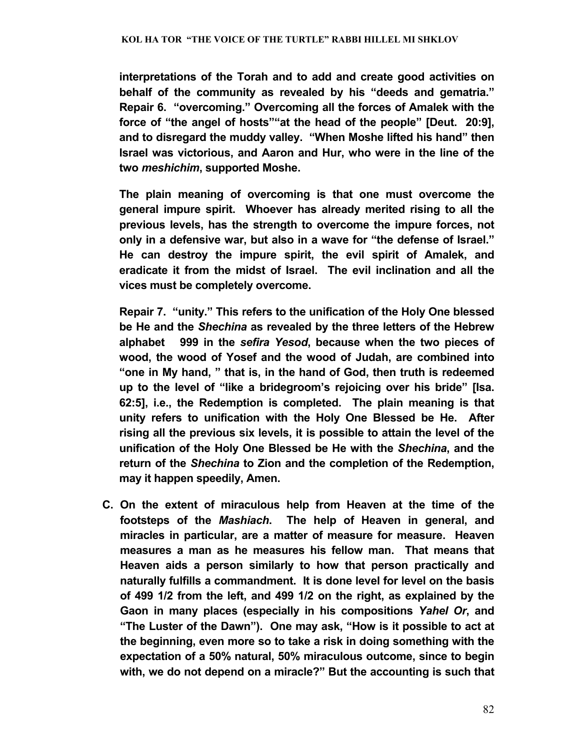**interpretations of the Torah and to add and create good activities on behalf of the community as revealed by his "deeds and gematria." Repair 6. "overcoming." Overcoming all the forces of Amalek with the force of "the angel of hosts""at the head of the people" [Deut. 20:9], and to disregard the muddy valley. "When Moshe lifted his hand" then Israel was victorious, and Aaron and Hur, who were in the line of the two *meshichim*, supported Moshe.**

**The plain meaning of overcoming is that one must overcome the general impure spirit. Whoever has already merited rising to all the previous levels, has the strength to overcome the impure forces, not only in a defensive war, but also in a wave for "the defense of Israel." He can destroy the impure spirit, the evil spirit of Amalek, and eradicate it from the midst of Israel. The evil inclination and all the vices must be completely overcome.**

**Repair 7. "unity." This refers to the unification of the Holy One blessed be He and the *Shechina* as revealed by the three letters of the Hebrew alphabet 999 in the *sefira Yesod*, because when the two pieces of wood, the wood of Yosef and the wood of Judah, are combined into "one in My hand, " that is, in the hand of God, then truth is redeemed up to the level of "like a bridegroom's rejoicing over his bride" [Isa. 62:5], i.e., the Redemption is completed. The plain meaning is that unity refers to unification with the Holy One Blessed be He. After rising all the previous six levels, it is possible to attain the level of the unification of the Holy One Blessed be He with the *Shechina*, and the return of the *Shechina* to Zion and the completion of the Redemption, may it happen speedily, Amen.**

**C. On the extent of miraculous help from Heaven at the time of the footsteps of the *Mashiach*. The help of Heaven in general, and miracles in particular, are a matter of measure for measure. Heaven measures a man as he measures his fellow man. That means that Heaven aids a person similarly to how that person practically and naturally fulfills a commandment. It is done level for level on the basis of 499 1/2 from the left, and 499 1/2 on the right, as explained by the Gaon in many places (especially in his compositions *Yahel Or*, and "The Luster of the Dawn"). One may ask, "How is it possible to act at the beginning, even more so to take a risk in doing something with the expectation of a 50% natural, 50% miraculous outcome, since to begin with, we do not depend on a miracle?" But the accounting is such that**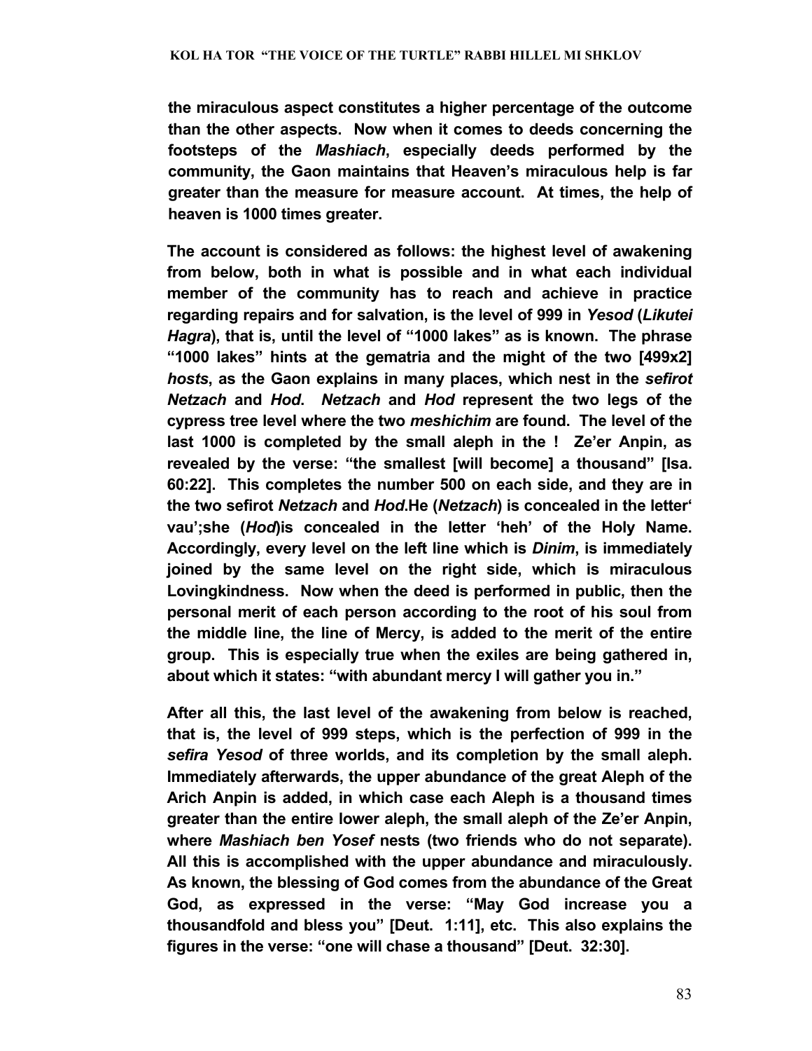**the miraculous aspect constitutes a higher percentage of the outcome than the other aspects. Now when it comes to deeds concerning the footsteps of the *Mashiach*, especially deeds performed by the community, the Gaon maintains that Heaven's miraculous help is far greater than the measure for measure account. At times, the help of heaven is 1000 times greater.**

**The account is considered as follows: the highest level of awakening from below, both in what is possible and in what each individual member of the community has to reach and achieve in practice regarding repairs and for salvation, is the level of 999 in *Yesod* (*Likutei Hagra*), that is, until the level of "1000 lakes" as is known. The phrase "1000 lakes" hints at the gematria and the might of the two [499x2] *hosts*, as the Gaon explains in many places, which nest in the *sefirot Netzach* and *Hod*. *Netzach* and *Hod* represent the two legs of the cypress tree level where the two *meshichim* are found. The level of the last 1000 is completed by the small aleph in the ! Ze'er Anpin, as revealed by the verse: "the smallest [will become] a thousand" [Isa. 60:22]. This completes the number 500 on each side, and they are in the two sefirot *Netzach* and *Hod*.He (*Netzach*) is concealed in the letter' vau';she (*Hod*)is concealed in the letter 'heh' of the Holy Name. Accordingly, every level on the left line which is *Dinim*, is immediately joined by the same level on the right side, which is miraculous Lovingkindness. Now when the deed is performed in public, then the personal merit of each person according to the root of his soul from the middle line, the line of Mercy, is added to the merit of the entire group. This is especially true when the exiles are being gathered in, about which it states: "with abundant mercy I will gather you in."**

**After all this, the last level of the awakening from below is reached, that is, the level of 999 steps, which is the perfection of 999 in the *sefira Yesod* of three worlds, and its completion by the small aleph. Immediately afterwards, the upper abundance of the great Aleph of the Arich Anpin is added, in which case each Aleph is a thousand times greater than the entire lower aleph, the small aleph of the Ze'er Anpin, where *Mashiach ben Yosef* nests (two friends who do not separate). All this is accomplished with the upper abundance and miraculously. As known, the blessing of God comes from the abundance of the Great God, as expressed in the verse: "May God increase you a thousandfold and bless you" [Deut. 1:11], etc. This also explains the figures in the verse: "one will chase a thousand" [Deut. 32:30].**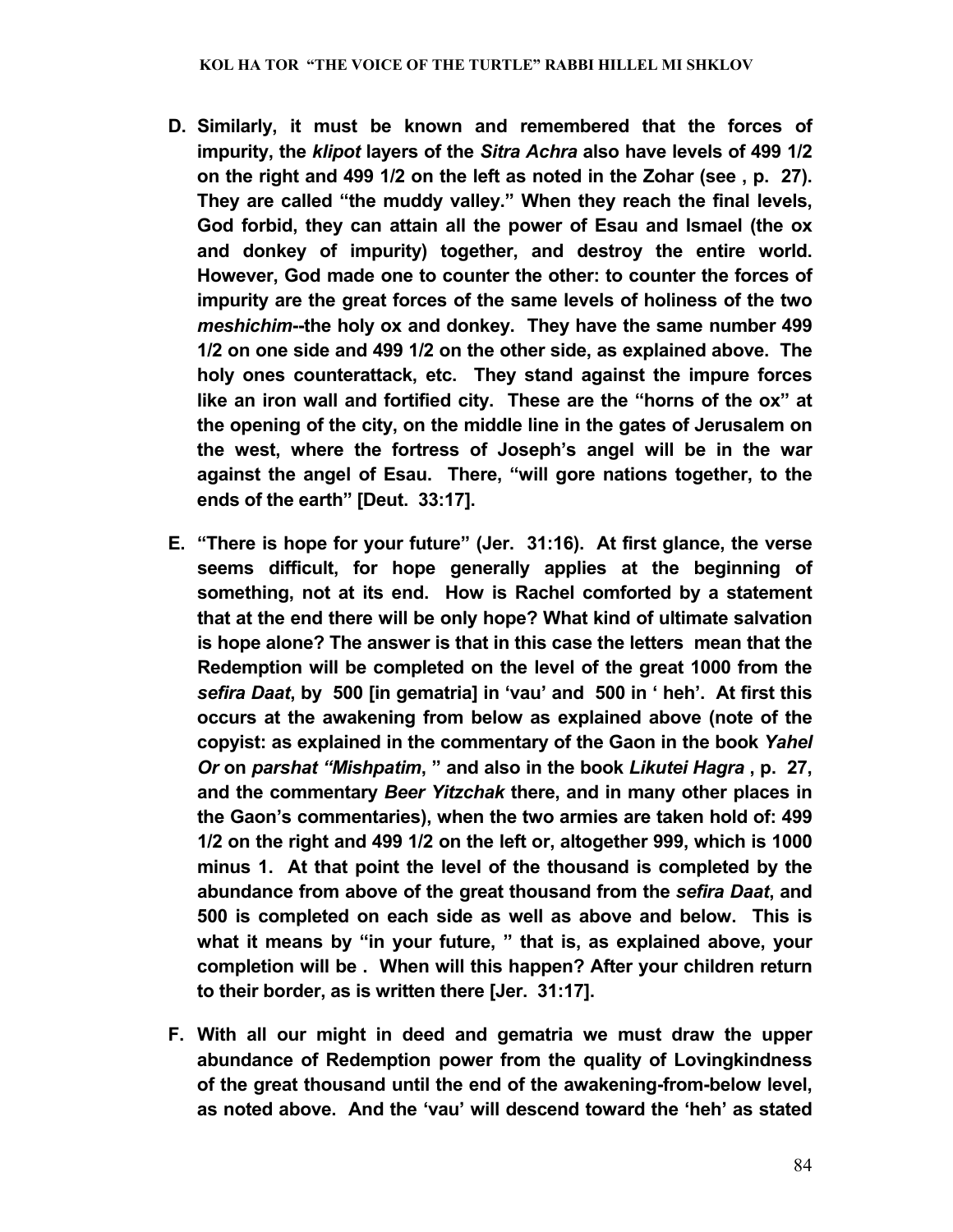**D. Similarly, it must be known and remembered that the forces of impurity, the *klipot* layers of the *Sitra Achra* also have levels of 499 1/2 on the right and 499 1/2 on the left as noted in the Zohar (see , p. 27). They are called "the muddy valley." When they reach the final levels, God forbid, they can attain all the power of Esau and Ismael (the ox and donkey of impurity) together, and destroy the entire world. However, God made one to counter the other: to counter the forces of impurity are the great forces of the same levels of holiness of the two *meshichim*--the holy ox and donkey. They have the same number 499 1/2 on one side and 499 1/2 on the other side, as explained above. The holy ones counterattack, etc. They stand against the impure forces like an iron wall and fortified city. These are the "horns of the ox" at the opening of the city, on the middle line in the gates of Jerusalem on the west, where the fortress of Joseph's angel will be in the war against the angel of Esau. There, "will gore nations together, to the ends of the earth" [Deut. 33:17].**

**E. "There is hope for your future" (Jer. 31:16). At first glance, the verse seems difficult, for hope generally applies at the beginning of something, not at its end. How is Rachel comforted by a statement that at the end there will be only hope? What kind of ultimate salvation is hope alone? The answer is that in this case the letters mean that the Redemption will be completed on the level of the great 1000 from the *sefira Daat*, by 500 [in gematria] in 'vau' and 500 in ' heh'. At first this occurs at the awakening from below as explained above (note of the copyist: as explained in the commentary of the Gaon in the book *Yahel Or* on *parshat "Mishpatim*, " and also in the book *Likutei Hagra* , p. 27, and the commentary *Beer Yitzchak* there, and in many other places in the Gaon's commentaries), when the two armies are taken hold of: 499 1/2 on the right and 499 1/2 on the left or, altogether 999, which is 1000 minus 1. At that point the level of the thousand is completed by the abundance from above of the great thousand from the *sefira Daat*, and 500 is completed on each side as well as above and below. This is what it means by "in your future, " that is, as explained above, your completion will be . When will this happen? After your children return to their border, as is written there [Jer. 31:17].**

**F. With all our might in deed and gematria we must draw the upper abundance of Redemption power from the quality of Lovingkindness of the great thousand until the end of the awakening-from-below level, as noted above. And the 'vau' will descend toward the 'heh' as stated**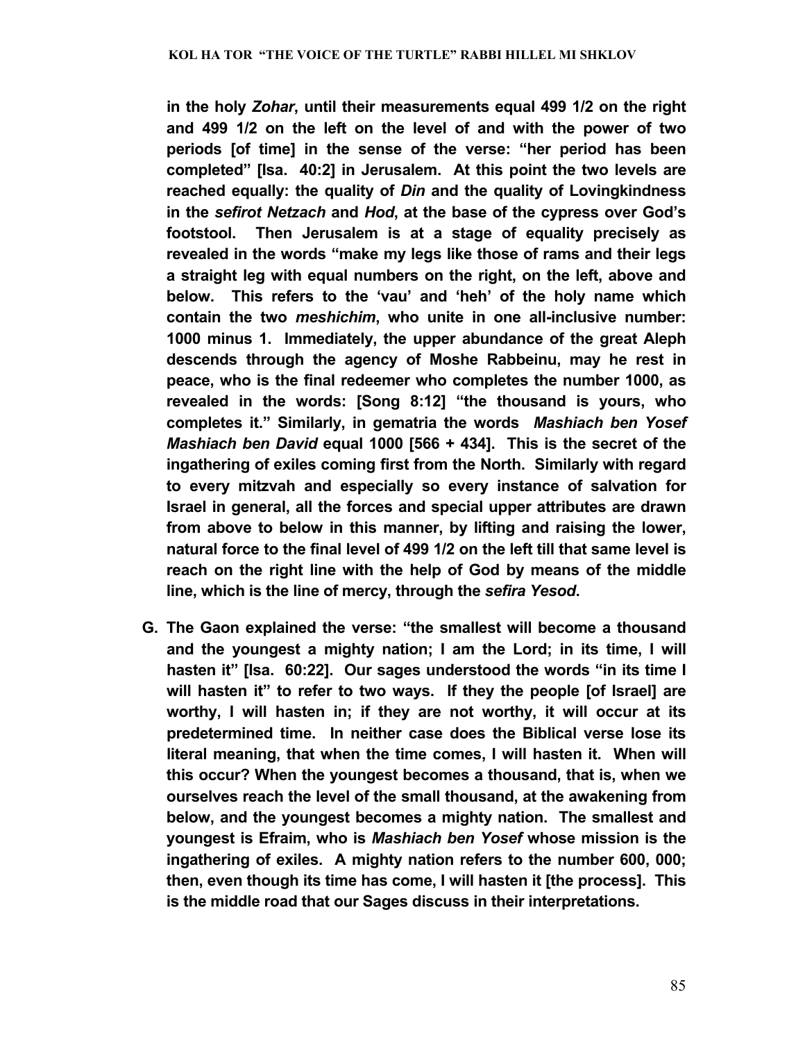**in the holy *Zohar*, until their measurements equal 499 1/2 on the right and 499 1/2 on the left on the level of and with the power of two periods [of time] in the sense of the verse: "her period has been completed" [Isa. 40:2] in Jerusalem. At this point the two levels are reached equally: the quality of *Din* and the quality of Lovingkindness in the *sefirot Netzach* and *Hod*, at the base of the cypress over God's footstool. Then Jerusalem is at a stage of equality precisely as revealed in the words "make my legs like those of rams and their legs a straight leg with equal numbers on the right, on the left, above and below. This refers to the 'vau' and 'heh' of the holy name which contain the two *meshichim*, who unite in one all-inclusive number: 1000 minus 1. Immediately, the upper abundance of the great Aleph descends through the agency of Moshe Rabbeinu, may he rest in peace, who is the final redeemer who completes the number 1000, as revealed in the words: [Song 8:12] "the thousand is yours, who completes it." Similarly, in gematria the words *Mashiach ben Yosef Mashiach ben David* equal 1000 [566 + 434]. This is the secret of the ingathering of exiles coming first from the North. Similarly with regard to every mitzvah and especially so every instance of salvation for Israel in general, all the forces and special upper attributes are drawn from above to below in this manner, by lifting and raising the lower, natural force to the final level of 499 1/2 on the left till that same level is reach on the right line with the help of God by means of the middle line, which is the line of mercy, through the *sefira Yesod*.**

**G. The Gaon explained the verse: "the smallest will become a thousand and the youngest a mighty nation; I am the Lord; in its time, I will hasten it" [Isa. 60:22]. Our sages understood the words "in its time I will hasten it" to refer to two ways. If they the people [of Israel] are worthy, I will hasten in; if they are not worthy, it will occur at its predetermined time. In neither case does the Biblical verse lose its literal meaning, that when the time comes, I will hasten it. When will this occur? When the youngest becomes a thousand, that is, when we ourselves reach the level of the small thousand, at the awakening from below, and the youngest becomes a mighty nation. The smallest and youngest is Efraim, who is *Mashiach ben Yosef* whose mission is the ingathering of exiles. A mighty nation refers to the number 600, 000; then, even though its time has come, I will hasten it [the process]. This is the middle road that our Sages discuss in their interpretations.**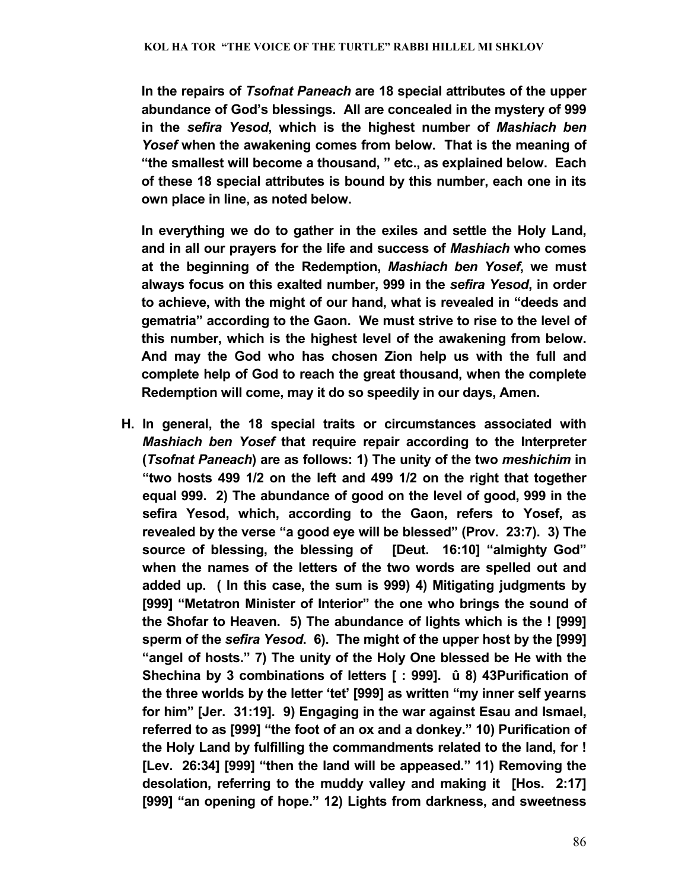**In the repairs of *Tsofnat Paneach* are 18 special attributes of the upper abundance of God's blessings. All are concealed in the mystery of 999 in the *sefira Yesod*, which is the highest number of *Mashiach ben Yosef* when the awakening comes from below. That is the meaning of "the smallest will become a thousand, " etc., as explained below. Each of these 18 special attributes is bound by this number, each one in its own place in line, as noted below.**

**In everything we do to gather in the exiles and settle the Holy Land, and in all our prayers for the life and success of *Mashiach* who comes at the beginning of the Redemption, *Mashiach ben Yosef*, we must always focus on this exalted number, 999 in the *sefira Yesod*, in order to achieve, with the might of our hand, what is revealed in "deeds and gematria" according to the Gaon. We must strive to rise to the level of this number, which is the highest level of the awakening from below. And may the God who has chosen Zion help us with the full and complete help of God to reach the great thousand, when the complete Redemption will come, may it do so speedily in our days, Amen.**

**H. In general, the 18 special traits or circumstances associated with *Mashiach ben Yosef* that require repair according to the Interpreter (*Tsofnat Paneach*) are as follows: 1) The unity of the two *meshichim* in "two hosts 499 1/2 on the left and 499 1/2 on the right that together equal 999. 2) The abundance of good on the level of good, 999 in the sefira Yesod, which, according to the Gaon, refers to Yosef, as revealed by the verse "a good eye will be blessed" (Prov. 23:7). 3) The source of blessing, the blessing of [Deut. 16:10] "almighty God" when the names of the letters of the two words are spelled out and added up. ( In this case, the sum is 999) 4) Mitigating judgments by [999] "Metatron Minister of Interior" the one who brings the sound of the Shofar to Heaven. 5) The abundance of lights which is the ! [999] sperm of the *sefira Yesod*. 6). The might of the upper host by the [999] "angel of hosts." 7) The unity of the Holy One blessed be He with the Shechina by 3 combinations of letters [ : 999]. û 8) 43Purification of the three worlds by the letter 'tet' [999] as written "my inner self yearns for him" [Jer. 31:19]. 9) Engaging in the war against Esau and Ismael, referred to as [999] "the foot of an ox and a donkey." 10) Purification of the Holy Land by fulfilling the commandments related to the land, for ! [Lev. 26:34] [999] "then the land will be appeased." 11) Removing the desolation, referring to the muddy valley and making it [Hos. 2:17] [999] "an opening of hope." 12) Lights from darkness, and sweetness**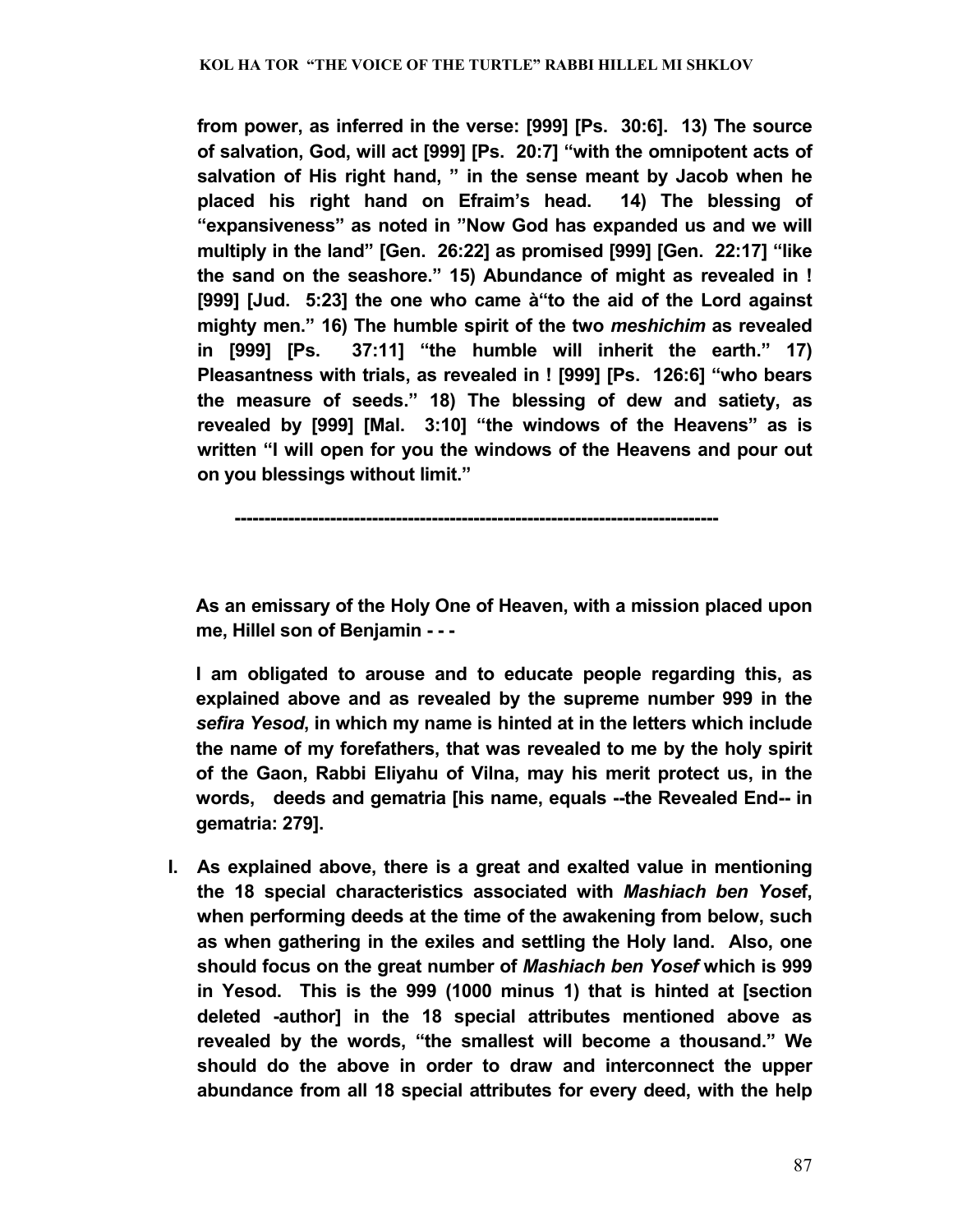**from power, as inferred in the verse: [999] [Ps. 30:6]. 13) The source of salvation, God, will act [999] [Ps. 20:7] "with the omnipotent acts of salvation of His right hand, " in the sense meant by Jacob when he placed his right hand on Efraim's head. 14) The blessing of "expansiveness" as noted in "Now God has expanded us and we will multiply in the land" [Gen. 26:22] as promised [999] [Gen. 22:17] "like the sand on the seashore." 15) Abundance of might as revealed in ! [999] [Jud. 5:23] the one who came à"to the aid of the Lord against mighty men." 16) The humble spirit of the two *meshichim* as revealed in [999] [Ps. 37:11] "the humble will inherit the earth." 17) Pleasantness with trials, as revealed in ! [999] [Ps. 126:6] "who bears the measure of seeds." 18) The blessing of dew and satiety, as revealed by [999] [Mal. 3:10] "the windows of the Heavens" as is written "I will open for you the windows of the Heavens and pour out on you blessings without limit."**

**--------------------------------------------------------------------------------**

**As an emissary of the Holy One of Heaven, with a mission placed upon me, Hillel son of Benjamin - - -**

**I am obligated to arouse and to educate people regarding this, as explained above and as revealed by the supreme number 999 in the *sefira Yesod*, in which my name is hinted at in the letters which include the name of my forefathers, that was revealed to me by the holy spirit of the Gaon, Rabbi Eliyahu of Vilna, may his merit protect us, in the words, deeds and gematria [his name, equals --the Revealed End-- in gematria: 279].**

**I. As explained above, there is a great and exalted value in mentioning the 18 special characteristics associated with *Mashiach ben Yosef*, when performing deeds at the time of the awakening from below, such as when gathering in the exiles and settling the Holy land. Also, one should focus on the great number of *Mashiach ben Yosef* which is 999 in Yesod. This is the 999 (1000 minus 1) that is hinted at [section deleted -author] in the 18 special attributes mentioned above as revealed by the words, "the smallest will become a thousand." We should do the above in order to draw and interconnect the upper abundance from all 18 special attributes for every deed, with the help**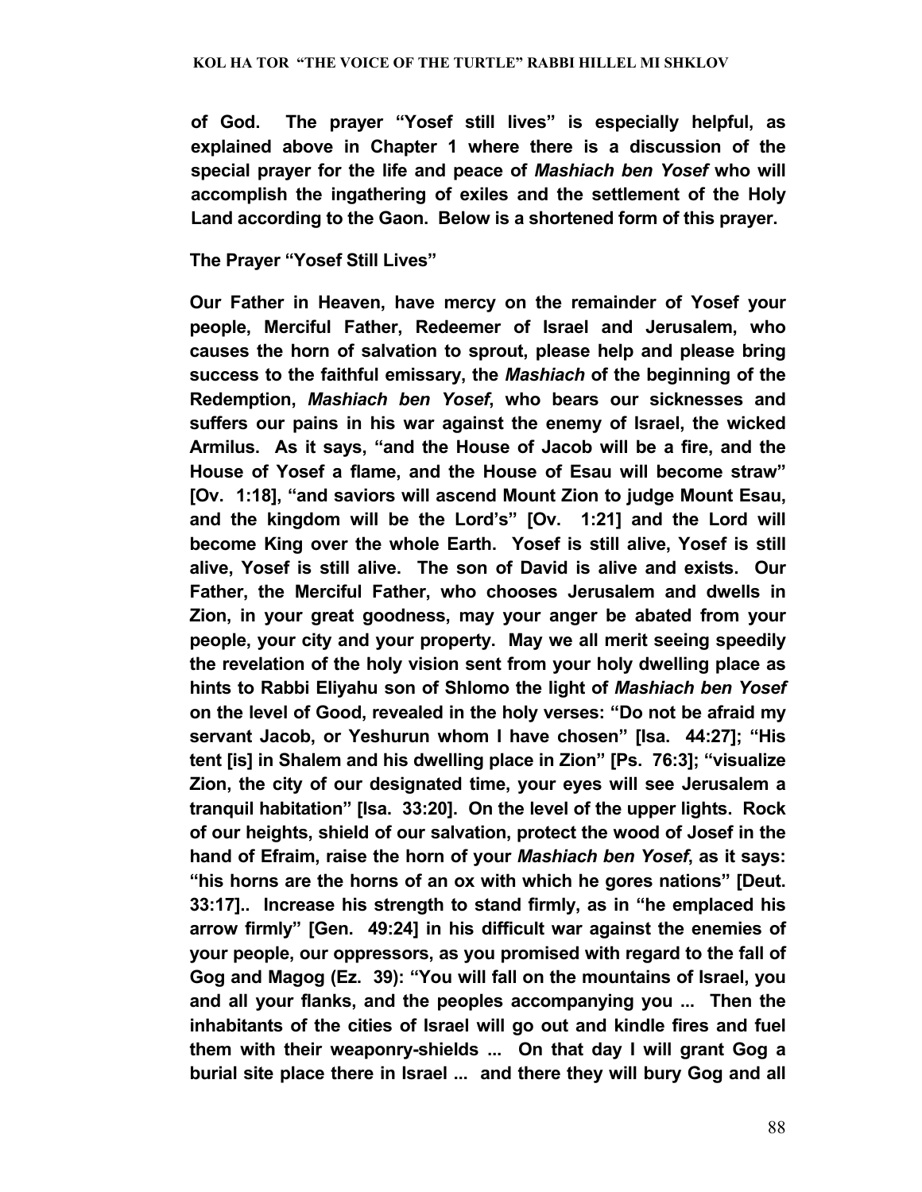**of God. The prayer "Yosef still lives" is especially helpful, as explained above in Chapter 1 where there is a discussion of the special prayer for the life and peace of *Mashiach ben Yosef* who will accomplish the ingathering of exiles and the settlement of the Holy Land according to the Gaon. Below is a shortened form of this prayer.**

**The Prayer "Yosef Still Lives"**

**Our Father in Heaven, have mercy on the remainder of Yosef your people, Merciful Father, Redeemer of Israel and Jerusalem, who causes the horn of salvation to sprout, please help and please bring success to the faithful emissary, the *Mashiach* of the beginning of the Redemption, *Mashiach ben Yosef*, who bears our sicknesses and suffers our pains in his war against the enemy of Israel, the wicked Armilus. As it says, "and the House of Jacob will be a fire, and the House of Yosef a flame, and the House of Esau will become straw" [Ov. 1:18], "and saviors will ascend Mount Zion to judge Mount Esau, and the kingdom will be the Lord's" [Ov. 1:21] and the Lord will become King over the whole Earth. Yosef is still alive, Yosef is still alive, Yosef is still alive. The son of David is alive and exists. Our Father, the Merciful Father, who chooses Jerusalem and dwells in Zion, in your great goodness, may your anger be abated from your people, your city and your property. May we all merit seeing speedily the revelation of the holy vision sent from your holy dwelling place as hints to Rabbi Eliyahu son of Shlomo the light of *Mashiach ben Yosef* on the level of Good, revealed in the holy verses: "Do not be afraid my servant Jacob, or Yeshurun whom I have chosen" [Isa. 44:27]; "His tent [is] in Shalem and his dwelling place in Zion" [Ps. 76:3]; "visualize Zion, the city of our designated time, your eyes will see Jerusalem a tranquil habitation" [Isa. 33:20]. On the level of the upper lights. Rock of our heights, shield of our salvation, protect the wood of Josef in the hand of Efraim, raise the horn of your *Mashiach ben Yosef*, as it says: "his horns are the horns of an ox with which he gores nations" [Deut. 33:17].. Increase his strength to stand firmly, as in "he emplaced his arrow firmly" [Gen. 49:24] in his difficult war against the enemies of your people, our oppressors, as you promised with regard to the fall of Gog and Magog (Ez. 39): "You will fall on the mountains of Israel, you and all your flanks, and the peoples accompanying you ... Then the inhabitants of the cities of Israel will go out and kindle fires and fuel them with their weaponry-shields ... On that day I will grant Gog a burial site place there in Israel ... and there they will bury Gog and all**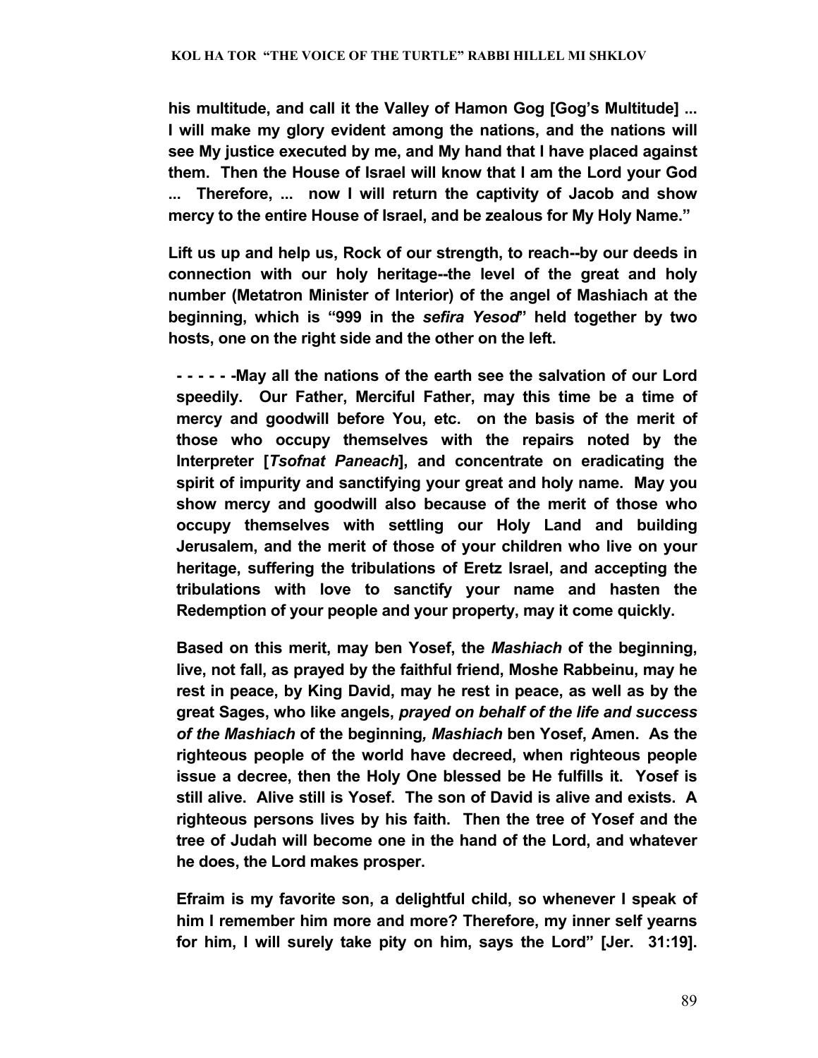**his multitude, and call it the Valley of Hamon Gog [Gog's Multitude] ... I will make my glory evident among the nations, and the nations will see My justice executed by me, and My hand that I have placed against them. Then the House of Israel will know that I am the Lord your God ... Therefore, ... now I will return the captivity of Jacob and show mercy to the entire House of Israel, and be zealous for My Holy Name."**

**Lift us up and help us, Rock of our strength, to reach--by our deeds in connection with our holy heritage--the level of the great and holy number (Metatron Minister of Interior) of the angel of Mashiach at the beginning, which is "999 in the *sefira Yesod*" held together by two hosts, one on the right side and the other on the left.**

**- - - - - -May all the nations of the earth see the salvation of our Lord speedily. Our Father, Merciful Father, may this time be a time of mercy and goodwill before You, etc. on the basis of the merit of those who occupy themselves with the repairs noted by the Interpreter [*Tsofnat Paneach*], and concentrate on eradicating the spirit of impurity and sanctifying your great and holy name. May you show mercy and goodwill also because of the merit of those who occupy themselves with settling our Holy Land and building Jerusalem, and the merit of those of your children who live on your heritage, suffering the tribulations of Eretz Israel, and accepting the tribulations with love to sanctify your name and hasten the Redemption of your people and your property, may it come quickly.**

**Based on this merit, may ben Yosef, the *Mashiach* of the beginning, live, not fall, as prayed by the faithful friend, Moshe Rabbeinu, may he rest in peace, by King David, may he rest in peace, as well as by the great Sages, who like angels, *prayed on behalf of the life and success of the Mashiach* of the beginning*, Mashiach* ben Yosef, Amen. As the righteous people of the world have decreed, when righteous people issue a decree, then the Holy One blessed be He fulfills it. Yosef is still alive. Alive still is Yosef. The son of David is alive and exists. A righteous persons lives by his faith. Then the tree of Yosef and the tree of Judah will become one in the hand of the Lord, and whatever he does, the Lord makes prosper.**

**Efraim is my favorite son, a delightful child, so whenever I speak of him I remember him more and more? Therefore, my inner self yearns for him, I will surely take pity on him, says the Lord" [Jer. 31:19].**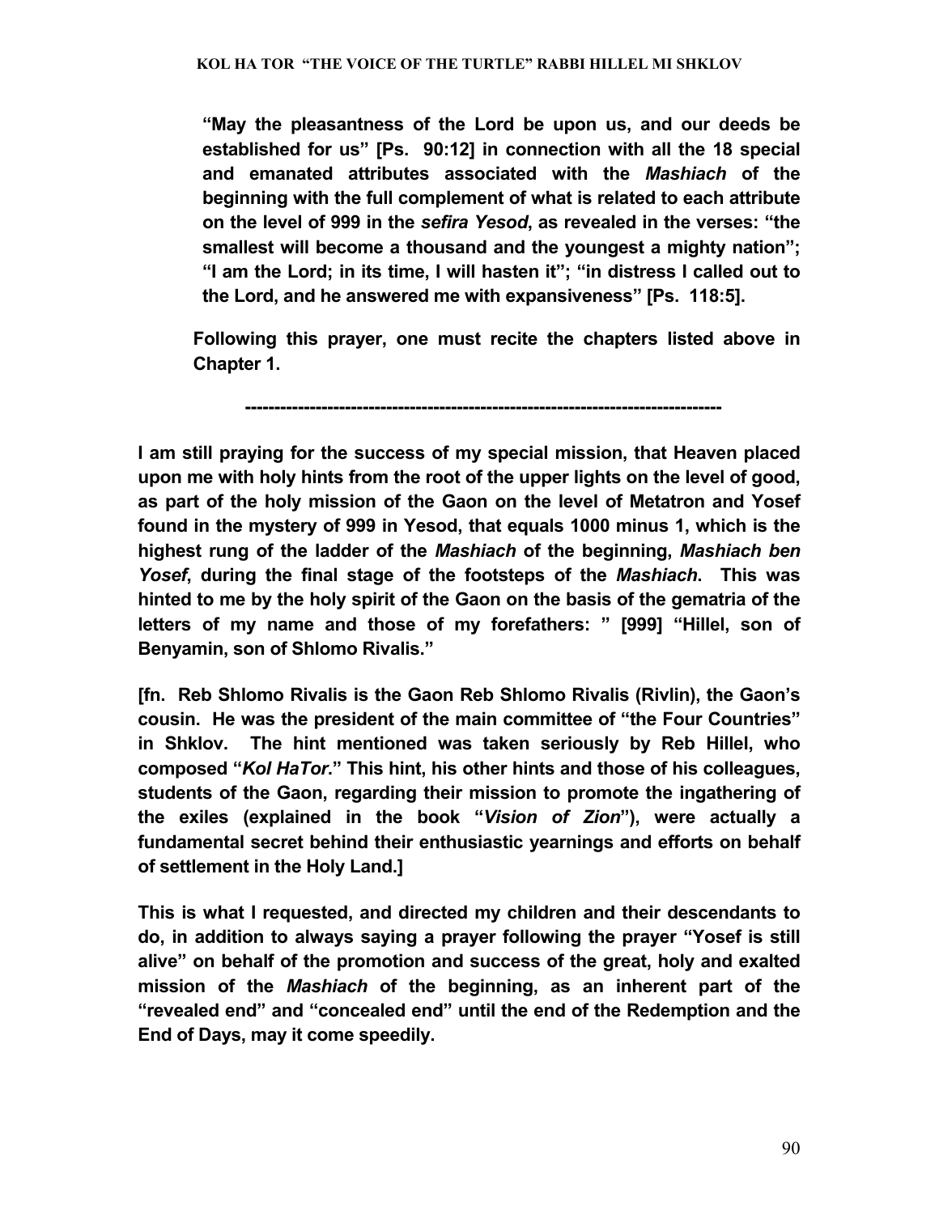**"May the pleasantness of the Lord be upon us, and our deeds be established for us" [Ps. 90:12] in connection with all the 18 special and emanated attributes associated with the *Mashiach* of the beginning with the full complement of what is related to each attribute on the level of 999 in the *sefira Yesod*, as revealed in the verses: "the smallest will become a thousand and the youngest a mighty nation"; "I am the Lord; in its time, I will hasten it"; "in distress I called out to the Lord, and he answered me with expansiveness" [Ps. 118:5].**

**Following this prayer, one must recite the chapters listed above in Chapter 1.**

**---------------------------------------------------------------------------**

**I am still praying for the success of my special mission, that Heaven placed upon me with holy hints from the root of the upper lights on the level of good, as part of the holy mission of the Gaon on the level of Metatron and Yosef found in the mystery of 999 in Yesod, that equals 1000 minus 1, which is the highest rung of the ladder of the *Mashiach* of the beginning, *Mashiach ben Yosef*, during the final stage of the footsteps of the *Mashiach*. This was hinted to me by the holy spirit of the Gaon on the basis of the gematria of the letters of my name and those of my forefathers: " [999] "Hillel, son of Benyamin, son of Shlomo Rivalis."**

**[fn. Reb Shlomo Rivalis is the Gaon Reb Shlomo Rivalis (Rivlin), the Gaon's cousin. He was the president of the main committee of "the Four Countries" in Shklov. The hint mentioned was taken seriously by Reb Hillel, who composed "*Kol HaTor*." This hint, his other hints and those of his colleagues, students of the Gaon, regarding their mission to promote the ingathering of the exiles (explained in the book "*Vision of Zion*"), were actually a fundamental secret behind their enthusiastic yearnings and efforts on behalf of settlement in the Holy Land.]**

**This is what I requested, and directed my children and their descendants to do, in addition to always saying a prayer following the prayer "Yosef is still alive" on behalf of the promotion and success of the great, holy and exalted mission of the *Mashiach* of the beginning, as an inherent part of the "revealed end" and "concealed end" until the end of the Redemption and the End of Days, may it come speedily.**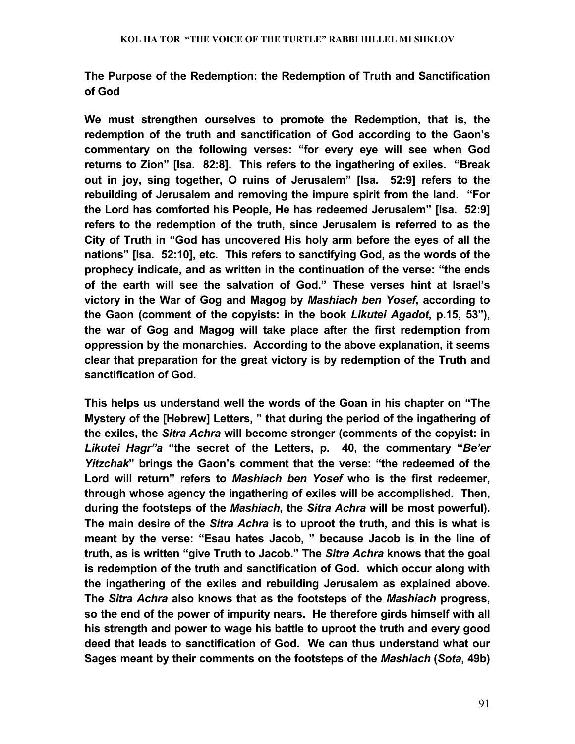**The Purpose of the Redemption: the Redemption of Truth and Sanctification of God**

**We must strengthen ourselves to promote the Redemption, that is, the redemption of the truth and sanctification of God according to the Gaon's commentary on the following verses: "for every eye will see when God returns to Zion" [Isa. 82:8]. This refers to the ingathering of exiles. "Break out in joy, sing together, O ruins of Jerusalem" [Isa. 52:9] refers to the rebuilding of Jerusalem and removing the impure spirit from the land. "For the Lord has comforted his People, He has redeemed Jerusalem" [Isa. 52:9] refers to the redemption of the truth, since Jerusalem is referred to as the City of Truth in "God has uncovered His holy arm before the eyes of all the nations" [Isa. 52:10], etc. This refers to sanctifying God, as the words of the prophecy indicate, and as written in the continuation of the verse: "the ends of the earth will see the salvation of God." These verses hint at Israel's victory in the War of Gog and Magog by *Mashiach ben Yosef*, according to the Gaon (comment of the copyists: in the book *Likutei Agadot*, p.15, 53"), the war of Gog and Magog will take place after the first redemption from oppression by the monarchies. According to the above explanation, it seems clear that preparation for the great victory is by redemption of the Truth and sanctification of God.**

**This helps us understand well the words of the Goan in his chapter on "The Mystery of the [Hebrew] Letters, " that during the period of the ingathering of the exiles, the *Sitra Achra* will become stronger (comments of the copyist: in *Likutei Hagr"a* "the secret of the Letters, p. 40, the commentary "*Be'er Yitzchak*" brings the Gaon's comment that the verse: "the redeemed of the Lord will return" refers to *Mashiach ben Yosef* who is the first redeemer, through whose agency the ingathering of exiles will be accomplished. Then, during the footsteps of the *Mashiach*, the *Sitra Achra* will be most powerful). The main desire of the *Sitra Achra* is to uproot the truth, and this is what is meant by the verse: "Esau hates Jacob, " because Jacob is in the line of truth, as is written "give Truth to Jacob." The *Sitra Achra* knows that the goal is redemption of the truth and sanctification of God. which occur along with the ingathering of the exiles and rebuilding Jerusalem as explained above. The *Sitra Achra* also knows that as the footsteps of the *Mashiach* progress, so the end of the power of impurity nears. He therefore girds himself with all his strength and power to wage his battle to uproot the truth and every good deed that leads to sanctification of God. We can thus understand what our Sages meant by their comments on the footsteps of the *Mashiach* (*Sota*, 49b)**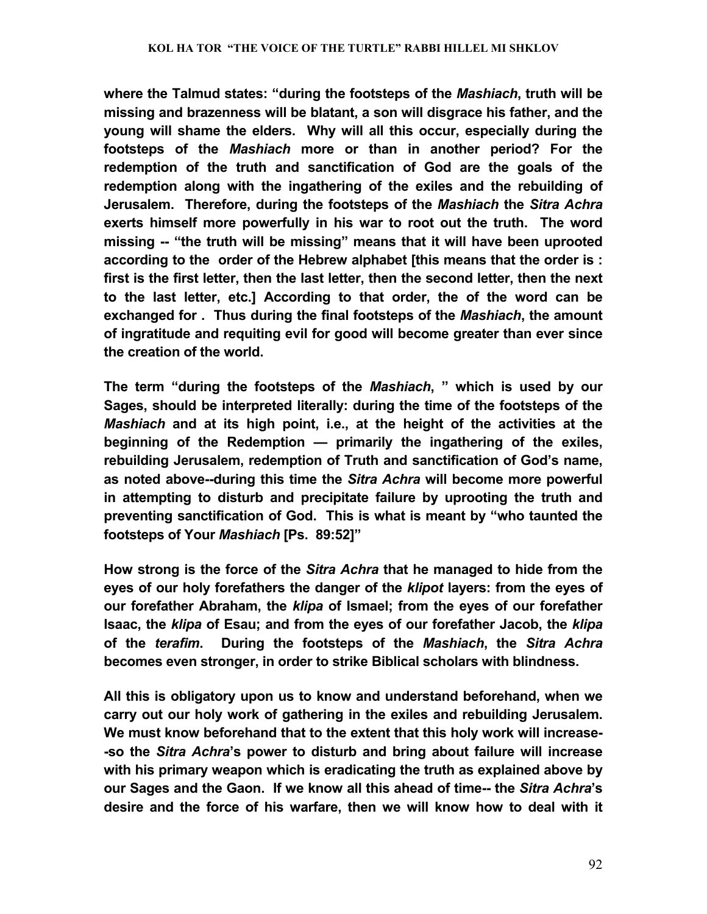**where the Talmud states: "during the footsteps of the *Mashiach*, truth will be missing and brazenness will be blatant, a son will disgrace his father, and the young will shame the elders. Why will all this occur, especially during the footsteps of the *Mashiach* more or than in another period? For the redemption of the truth and sanctification of God are the goals of the redemption along with the ingathering of the exiles and the rebuilding of Jerusalem. Therefore, during the footsteps of the *Mashiach* the *Sitra Achra* exerts himself more powerfully in his war to root out the truth. The word missing -- "the truth will be missing" means that it will have been uprooted according to the order of the Hebrew alphabet [this means that the order is : first is the first letter, then the last letter, then the second letter, then the next to the last letter, etc.] According to that order, the of the word can be exchanged for . Thus during the final footsteps of the *Mashiach*, the amount of ingratitude and requiting evil for good will become greater than ever since the creation of the world.**

**The term "during the footsteps of the *Mashiach*, " which is used by our Sages, should be interpreted literally: during the time of the footsteps of the *Mashiach* and at its high point, i.e., at the height of the activities at the beginning of the Redemption — primarily the ingathering of the exiles, rebuilding Jerusalem, redemption of Truth and sanctification of God's name, as noted above--during this time the *Sitra Achra* will become more powerful in attempting to disturb and precipitate failure by uprooting the truth and preventing sanctification of God. This is what is meant by "who taunted the footsteps of Your *Mashiach* [Ps. 89:52]"**

**How strong is the force of the *Sitra Achra* that he managed to hide from the eyes of our holy forefathers the danger of the *klipot* layers: from the eyes of our forefather Abraham, the *klipa* of Ismael; from the eyes of our forefather Isaac, the *klipa* of Esau; and from the eyes of our forefather Jacob, the *klipa* of the *terafim*. During the footsteps of the *Mashiach*, the *Sitra Achra* becomes even stronger, in order to strike Biblical scholars with blindness.**

**All this is obligatory upon us to know and understand beforehand, when we carry out our holy work of gathering in the exiles and rebuilding Jerusalem. We must know beforehand that to the extent that this holy work will increase--so the *Sitra Achra*'s power to disturb and bring about failure will increase with his primary weapon which is eradicating the truth as explained above by our Sages and the Gaon. If we know all this ahead of time-- the *Sitra Achra*'s desire and the force of his warfare, then we will know how to deal with it**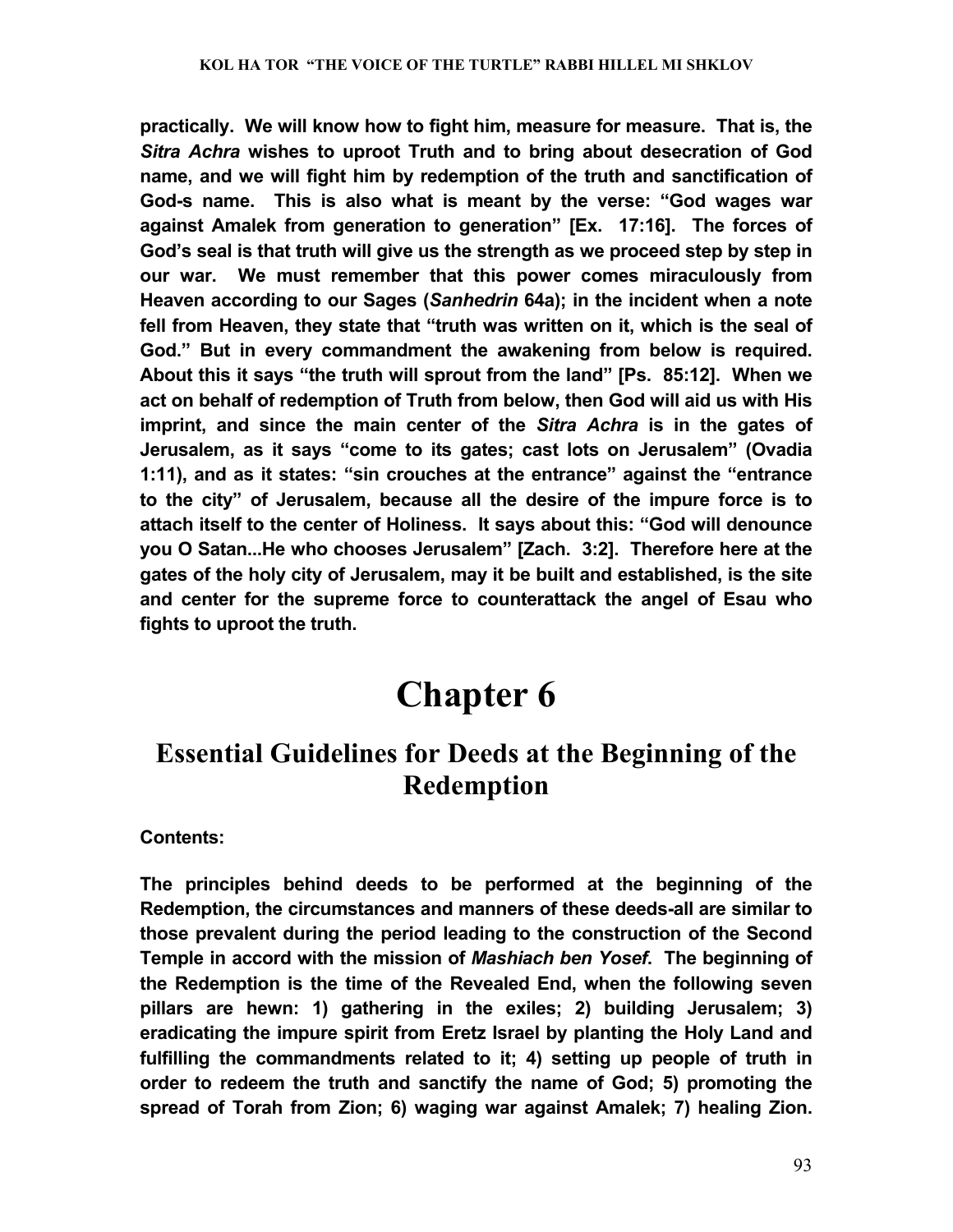**practically. We will know how to fight him, measure for measure. That is, the *Sitra Achra* wishes to uproot Truth and to bring about desecration of God name, and we will fight him by redemption of the truth and sanctification of God-s name. This is also what is meant by the verse: "God wages war against Amalek from generation to generation" [Ex. 17:16]. The forces of God's seal is that truth will give us the strength as we proceed step by step in our war. We must remember that this power comes miraculously from Heaven according to our Sages (*Sanhedrin* 64a); in the incident when a note fell from Heaven, they state that "truth was written on it, which is the seal of God." But in every commandment the awakening from below is required. About this it says "the truth will sprout from the land" [Ps. 85:12]. When we act on behalf of redemption of Truth from below, then God will aid us with His imprint, and since the main center of the *Sitra Achra* is in the gates of Jerusalem, as it says "come to its gates; cast lots on Jerusalem" (Ovadia 1:11), and as it states: "sin crouches at the entrance" against the "entrance to the city" of Jerusalem, because all the desire of the impure force is to attach itself to the center of Holiness. It says about this: "God will denounce you O Satan...He who chooses Jerusalem" [Zach. 3:2]. Therefore here at the gates of the holy city of Jerusalem, may it be built and established, is the site and center for the supreme force to counterattack the angel of Esau who fights to uproot the truth.**

# Chapter 6

## Essential Guidelines for Deeds at the Beginning of the Redemption

**Contents:**

**The principles behind deeds to be performed at the beginning of the Redemption, the circumstances and manners of these deeds-all are similar to those prevalent during the period leading to the construction of the Second Temple in accord with the mission of *Mashiach ben Yosef*. The beginning of the Redemption is the time of the Revealed End, when the following seven pillars are hewn: 1) gathering in the exiles; 2) building Jerusalem; 3) eradicating the impure spirit from Eretz Israel by planting the Holy Land and fulfilling the commandments related to it; 4) setting up people of truth in order to redeem the truth and sanctify the name of God; 5) promoting the spread of Torah from Zion; 6) waging war against Amalek; 7) healing Zion.**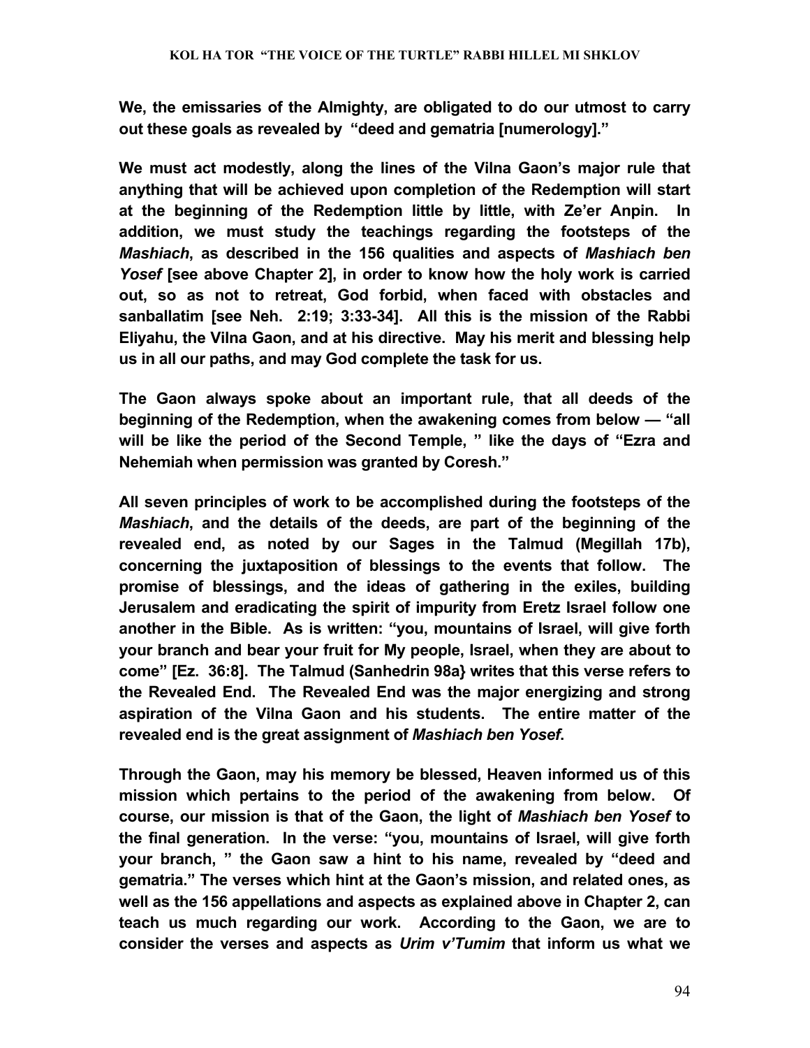**We, the emissaries of the Almighty, are obligated to do our utmost to carry out these goals as revealed by "deed and gematria [numerology]."**

**We must act modestly, along the lines of the Vilna Gaon's major rule that anything that will be achieved upon completion of the Redemption will start at the beginning of the Redemption little by little, with Ze'er Anpin. In addition, we must study the teachings regarding the footsteps of the *Mashiach*, as described in the 156 qualities and aspects of *Mashiach ben Yosef* [see above Chapter 2], in order to know how the holy work is carried out, so as not to retreat, God forbid, when faced with obstacles and sanballatim [see Neh. 2:19; 3:33-34]. All this is the mission of the Rabbi Eliyahu, the Vilna Gaon, and at his directive. May his merit and blessing help us in all our paths, and may God complete the task for us.**

**The Gaon always spoke about an important rule, that all deeds of the beginning of the Redemption, when the awakening comes from below — "all will be like the period of the Second Temple, " like the days of "Ezra and Nehemiah when permission was granted by Coresh."**

**All seven principles of work to be accomplished during the footsteps of the *Mashiach*, and the details of the deeds, are part of the beginning of the revealed end, as noted by our Sages in the Talmud (Megillah 17b), concerning the juxtaposition of blessings to the events that follow. The promise of blessings, and the ideas of gathering in the exiles, building Jerusalem and eradicating the spirit of impurity from Eretz Israel follow one another in the Bible. As is written: "you, mountains of Israel, will give forth your branch and bear your fruit for My people, Israel, when they are about to come" [Ez. 36:8]. The Talmud (Sanhedrin 98a} writes that this verse refers to the Revealed End. The Revealed End was the major energizing and strong aspiration of the Vilna Gaon and his students. The entire matter of the revealed end is the great assignment of *Mashiach ben Yosef*.**

**Through the Gaon, may his memory be blessed, Heaven informed us of this mission which pertains to the period of the awakening from below. Of course, our mission is that of the Gaon, the light of *Mashiach ben Yosef* to the final generation. In the verse: "you, mountains of Israel, will give forth your branch, " the Gaon saw a hint to his name, revealed by "deed and gematria." The verses which hint at the Gaon's mission, and related ones, as well as the 156 appellations and aspects as explained above in Chapter 2, can teach us much regarding our work. According to the Gaon, we are to consider the verses and aspects as *Urim v'Tumim* that inform us what we**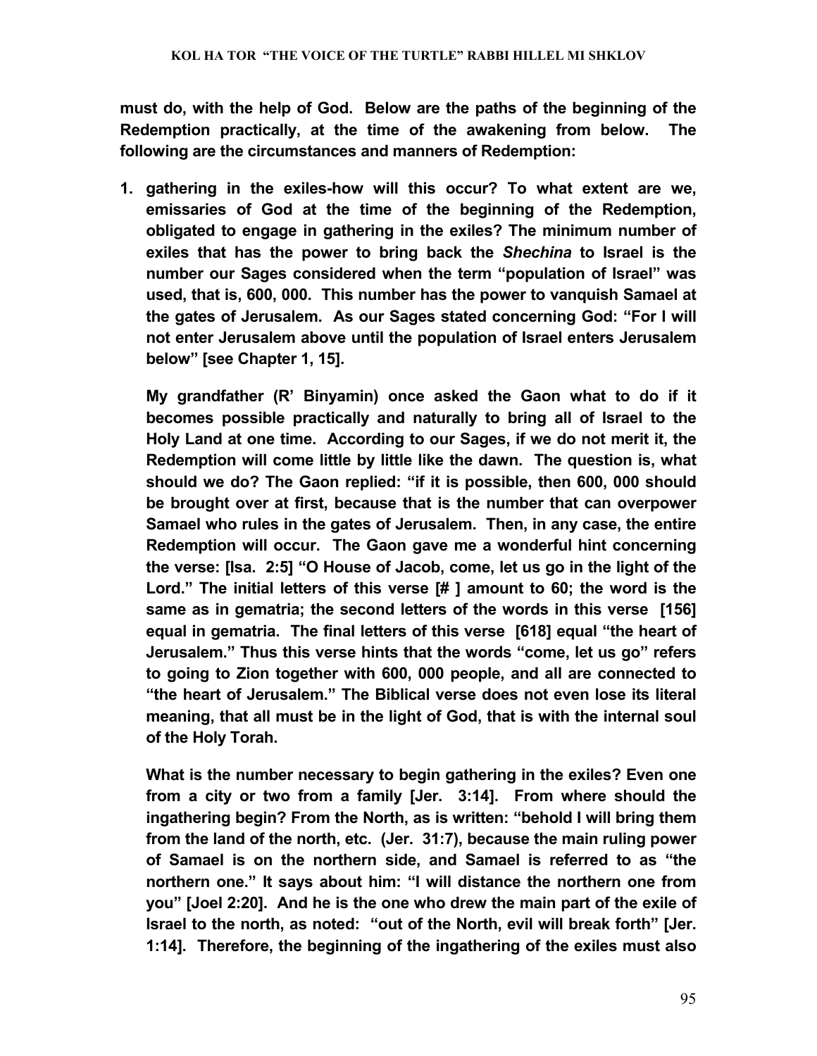**must do, with the help of God. Below are the paths of the beginning of the Redemption practically, at the time of the awakening from below. The following are the circumstances and manners of Redemption:**

1. **gathering in the exiles-how will this occur? To what extent are we, emissaries of God at the time of the beginning of the Redemption, obligated to engage in gathering in the exiles? The minimum number of exiles that has the power to bring back the *Shechina* to Israel is the number our Sages considered when the term "population of Israel" was used, that is, 600, 000. This number has the power to vanquish Samael at the gates of Jerusalem. As our Sages stated concerning God: "For I will not enter Jerusalem above until the population of Israel enters Jerusalem below" [see Chapter 1, 15].**

   **My grandfather (R' Binyamin) once asked the Gaon what to do if it becomes possible practically and naturally to bring all of Israel to the Holy Land at one time. According to our Sages, if we do not merit it, the Redemption will come little by little like the dawn. The question is, what should we do? The Gaon replied: "if it is possible, then 600, 000 should be brought over at first, because that is the number that can overpower Samael who rules in the gates of Jerusalem. Then, in any case, the entire Redemption will occur. The Gaon gave me a wonderful hint concerning the verse: [Isa. 2:5] "O House of Jacob, come, let us go in the light of the Lord." The initial letters of this verse [# ] amount to 60; the word is the same as in gematria; the second letters of the words in this verse [156] equal in gematria. The final letters of this verse [618] equal "the heart of Jerusalem." Thus this verse hints that the words "come, let us go" refers to going to Zion together with 600, 000 people, and all are connected to "the heart of Jerusalem." The Biblical verse does not even lose its literal meaning, that all must be in the light of God, that is with the internal soul of the Holy Torah.**

   **What is the number necessary to begin gathering in the exiles? Even one from a city or two from a family [Jer. 3:14]. From where should the ingathering begin? From the North, as is written: "behold I will bring them from the land of the north, etc. (Jer. 31:7), because the main ruling power of Samael is on the northern side, and Samael is referred to as "the northern one." It says about him: "I will distance the northern one from you" [Joel 2:20]. And he is the one who drew the main part of the exile of Israel to the north, as noted: "out of the North, evil will break forth" [Jer. 1:14]. Therefore, the beginning of the ingathering of the exiles must also**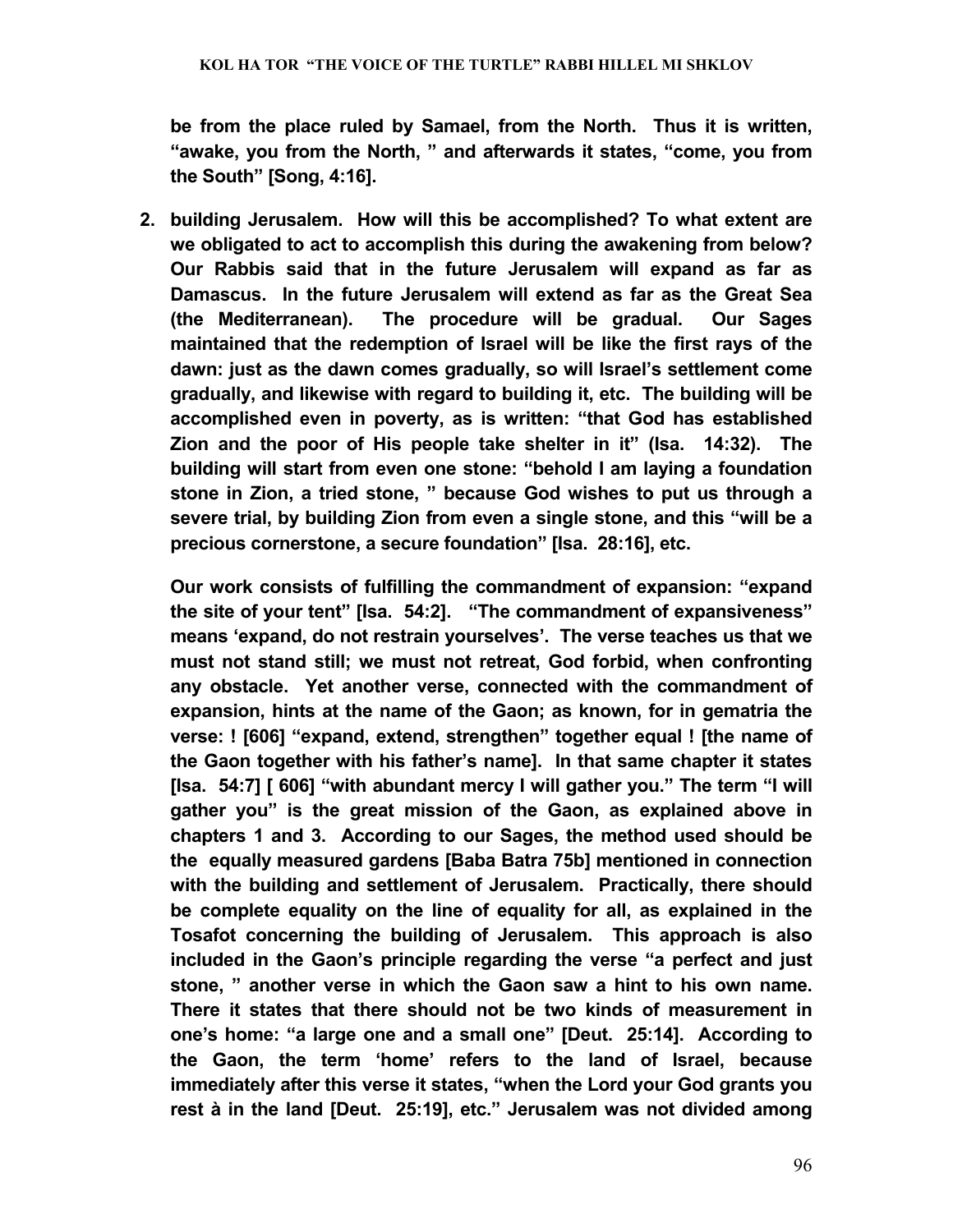**be from the place ruled by Samael, from the North. Thus it is written, "awake, you from the North, " and afterwards it states, "come, you from the South" [Song, 4:16].**

2. **building Jerusalem. How will this be accomplished? To what extent are we obligated to act to accomplish this during the awakening from below? Our Rabbis said that in the future Jerusalem will expand as far as Damascus. In the future Jerusalem will extend as far as the Great Sea (the Mediterranean). The procedure will be gradual. Our Sages maintained that the redemption of Israel will be like the first rays of the dawn: just as the dawn comes gradually, so will Israel's settlement come gradually, and likewise with regard to building it, etc. The building will be accomplished even in poverty, as is written: "that God has established Zion and the poor of His people take shelter in it" (Isa. 14:32). The building will start from even one stone: "behold I am laying a foundation stone in Zion, a tried stone, " because God wishes to put us through a severe trial, by building Zion from even a single stone, and this "will be a precious cornerstone, a secure foundation" [Isa. 28:16], etc.**

   **Our work consists of fulfilling the commandment of expansion: "expand the site of your tent" [Isa. 54:2]. "The commandment of expansiveness" means 'expand, do not restrain yourselves'. The verse teaches us that we must not stand still; we must not retreat, God forbid, when confronting any obstacle. Yet another verse, connected with the commandment of expansion, hints at the name of the Gaon; as known, for in gematria the verse: ! [606] "expand, extend, strengthen" together equal ! [the name of the Gaon together with his father's name]. In that same chapter it states [Isa. 54:7] [ 606] "with abundant mercy I will gather you." The term "I will gather you" is the great mission of the Gaon, as explained above in chapters 1 and 3. According to our Sages, the method used should be the equally measured gardens [Baba Batra 75b] mentioned in connection with the building and settlement of Jerusalem. Practically, there should be complete equality on the line of equality for all, as explained in the Tosafot concerning the building of Jerusalem. This approach is also included in the Gaon's principle regarding the verse "a perfect and just stone, " another verse in which the Gaon saw a hint to his own name. There it states that there should not be two kinds of measurement in one's home: "a large one and a small one" [Deut. 25:14]. According to the Gaon, the term 'home' refers to the land of Israel, because immediately after this verse it states, "when the Lord your God grants you rest à in the land [Deut. 25:19], etc." Jerusalem was not divided among**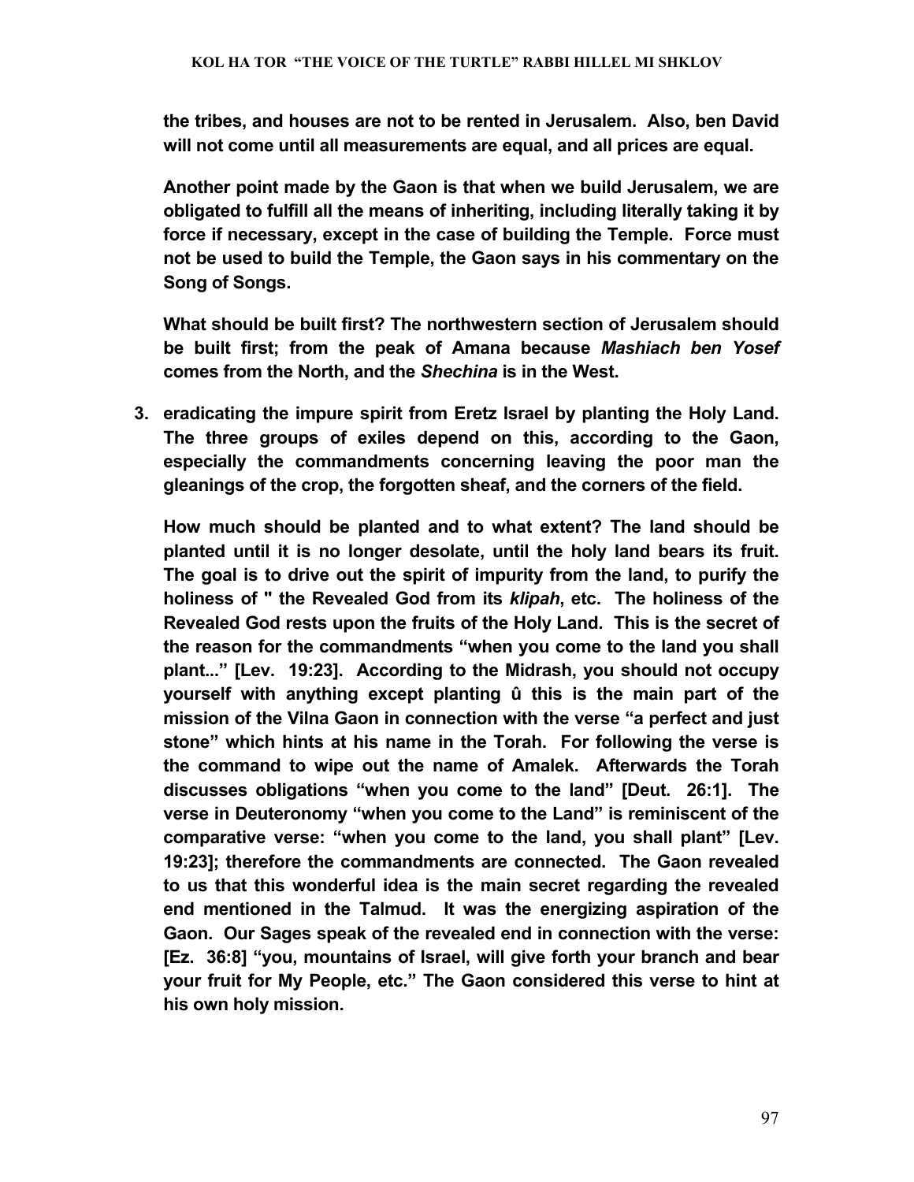**the tribes, and houses are not to be rented in Jerusalem. Also, ben David will not come until all measurements are equal, and all prices are equal.**

**Another point made by the Gaon is that when we build Jerusalem, we are obligated to fulfill all the means of inheriting, including literally taking it by force if necessary, except in the case of building the Temple. Force must not be used to build the Temple, the Gaon says in his commentary on the Song of Songs.**

**What should be built first? The northwestern section of Jerusalem should be built first; from the peak of Amana because *Mashiach ben Yosef* comes from the North, and the *Shechina* is in the West.**

3. **eradicating the impure spirit from Eretz Israel by planting the Holy Land. The three groups of exiles depend on this, according to the Gaon, especially the commandments concerning leaving the poor man the gleanings of the crop, the forgotten sheaf, and the corners of the field.**

   **How much should be planted and to what extent? The land should be planted until it is no longer desolate, until the holy land bears its fruit. The goal is to drive out the spirit of impurity from the land, to purify the holiness of " the Revealed God from its *klipah*, etc. The holiness of the Revealed God rests upon the fruits of the Holy Land. This is the secret of the reason for the commandments "when you come to the land you shall plant..." [Lev. 19:23]. According to the Midrash, you should not occupy yourself with anything except planting û this is the main part of the mission of the Vilna Gaon in connection with the verse "a perfect and just stone" which hints at his name in the Torah. For following the verse is the command to wipe out the name of Amalek. Afterwards the Torah discusses obligations "when you come to the land" [Deut. 26:1]. The verse in Deuteronomy "when you come to the Land" is reminiscent of the comparative verse: "when you come to the land, you shall plant" [Lev. 19:23]; therefore the commandments are connected. The Gaon revealed to us that this wonderful idea is the main secret regarding the revealed end mentioned in the Talmud. It was the energizing aspiration of the Gaon. Our Sages speak of the revealed end in connection with the verse: [Ez. 36:8] "you, mountains of Israel, will give forth your branch and bear your fruit for My People, etc." The Gaon considered this verse to hint at his own holy mission.**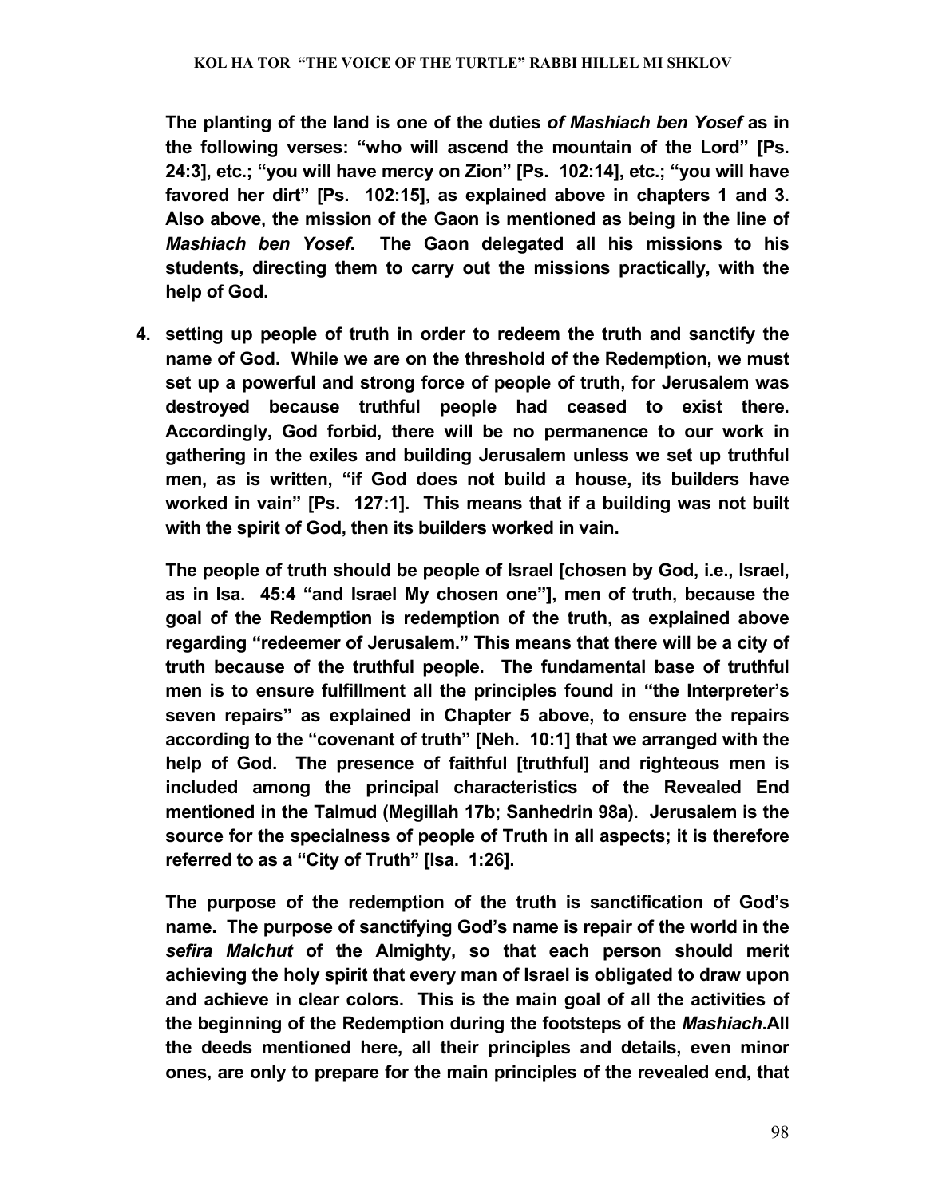**The planting of the land is one of the duties *of Mashiach ben Yosef* as in the following verses: "who will ascend the mountain of the Lord" [Ps. 24:3], etc.; "you will have mercy on Zion" [Ps. 102:14], etc.; "you will have favored her dirt" [Ps. 102:15], as explained above in chapters 1 and 3. Also above, the mission of the Gaon is mentioned as being in the line of *Mashiach ben Yosef*. The Gaon delegated all his missions to his students, directing them to carry out the missions practically, with the help of God.**

4. **setting up people of truth in order to redeem the truth and sanctify the name of God. While we are on the threshold of the Redemption, we must set up a powerful and strong force of people of truth, for Jerusalem was destroyed because truthful people had ceased to exist there. Accordingly, God forbid, there will be no permanence to our work in gathering in the exiles and building Jerusalem unless we set up truthful men, as is written, "if God does not build a house, its builders have worked in vain" [Ps. 127:1]. This means that if a building was not built with the spirit of God, then its builders worked in vain.**

   **The people of truth should be people of Israel [chosen by God, i.e., Israel, as in Isa. 45:4 "and Israel My chosen one"], men of truth, because the goal of the Redemption is redemption of the truth, as explained above regarding "redeemer of Jerusalem." This means that there will be a city of truth because of the truthful people. The fundamental base of truthful men is to ensure fulfillment all the principles found in "the Interpreter's seven repairs" as explained in Chapter 5 above, to ensure the repairs according to the "covenant of truth" [Neh. 10:1] that we arranged with the help of God. The presence of faithful [truthful] and righteous men is included among the principal characteristics of the Revealed End mentioned in the Talmud (Megillah 17b; Sanhedrin 98a). Jerusalem is the source for the specialness of people of Truth in all aspects; it is therefore referred to as a "City of Truth" [Isa. 1:26].**

   **The purpose of the redemption of the truth is sanctification of God's name. The purpose of sanctifying God's name is repair of the world in the *sefira Malchut* of the Almighty, so that each person should merit achieving the holy spirit that every man of Israel is obligated to draw upon and achieve in clear colors. This is the main goal of all the activities of the beginning of the Redemption during the footsteps of the *Mashiach*.All the deeds mentioned here, all their principles and details, even minor ones, are only to prepare for the main principles of the revealed end, that**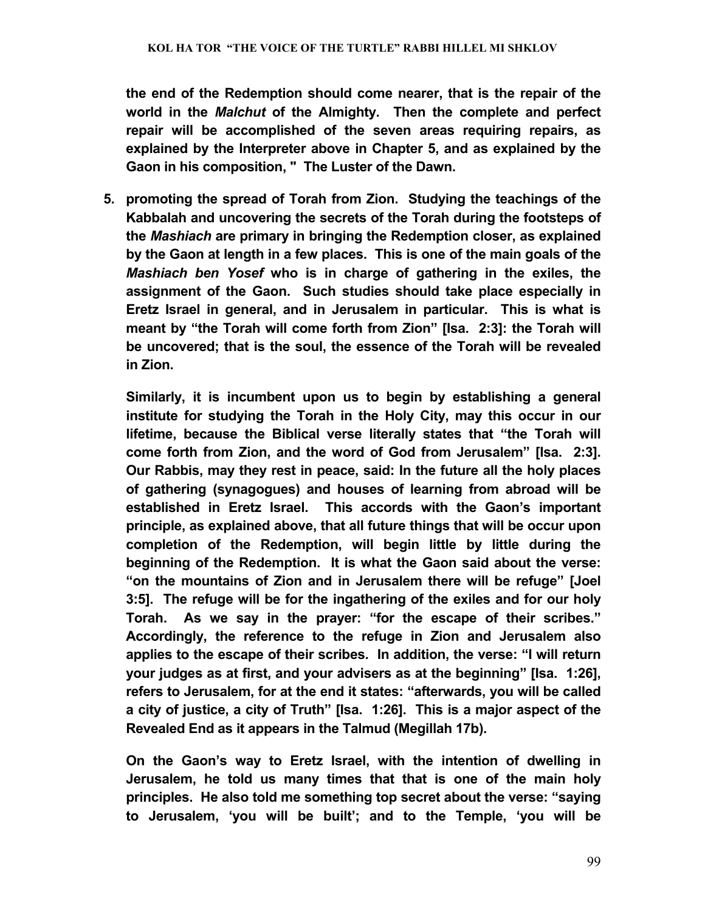**the end of the Redemption should come nearer, that is the repair of the world in the *Malchut* of the Almighty. Then the complete and perfect repair will be accomplished of the seven areas requiring repairs, as explained by the Interpreter above in Chapter 5, and as explained by the Gaon in his composition, " The Luster of the Dawn.**

5. **promoting the spread of Torah from Zion. Studying the teachings of the Kabbalah and uncovering the secrets of the Torah during the footsteps of the *Mashiach* are primary in bringing the Redemption closer, as explained by the Gaon at length in a few places. This is one of the main goals of the *Mashiach ben Yosef* who is in charge of gathering in the exiles, the assignment of the Gaon. Such studies should take place especially in Eretz Israel in general, and in Jerusalem in particular. This is what is meant by "the Torah will come forth from Zion" [Isa. 2:3]: the Torah will be uncovered; that is the soul, the essence of the Torah will be revealed in Zion.**

   **Similarly, it is incumbent upon us to begin by establishing a general institute for studying the Torah in the Holy City, may this occur in our lifetime, because the Biblical verse literally states that "the Torah will come forth from Zion, and the word of God from Jerusalem" [Isa. 2:3]. Our Rabbis, may they rest in peace, said: In the future all the holy places of gathering (synagogues) and houses of learning from abroad will be established in Eretz Israel. This accords with the Gaon's important principle, as explained above, that all future things that will be occur upon completion of the Redemption, will begin little by little during the beginning of the Redemption. It is what the Gaon said about the verse: "on the mountains of Zion and in Jerusalem there will be refuge" [Joel 3:5]. The refuge will be for the ingathering of the exiles and for our holy Torah. As we say in the prayer: "for the escape of their scribes." Accordingly, the reference to the refuge in Zion and Jerusalem also applies to the escape of their scribes. In addition, the verse: "I will return your judges as at first, and your advisers as at the beginning" [Isa. 1:26], refers to Jerusalem, for at the end it states: "afterwards, you will be called a city of justice, a city of Truth" [Isa. 1:26]. This is a major aspect of the Revealed End as it appears in the Talmud (Megillah 17b).**

   **On the Gaon's way to Eretz Israel, with the intention of dwelling in Jerusalem, he told us many times that that is one of the main holy principles. He also told me something top secret about the verse: "saying to Jerusalem, 'you will be built'; and to the Temple, 'you will be**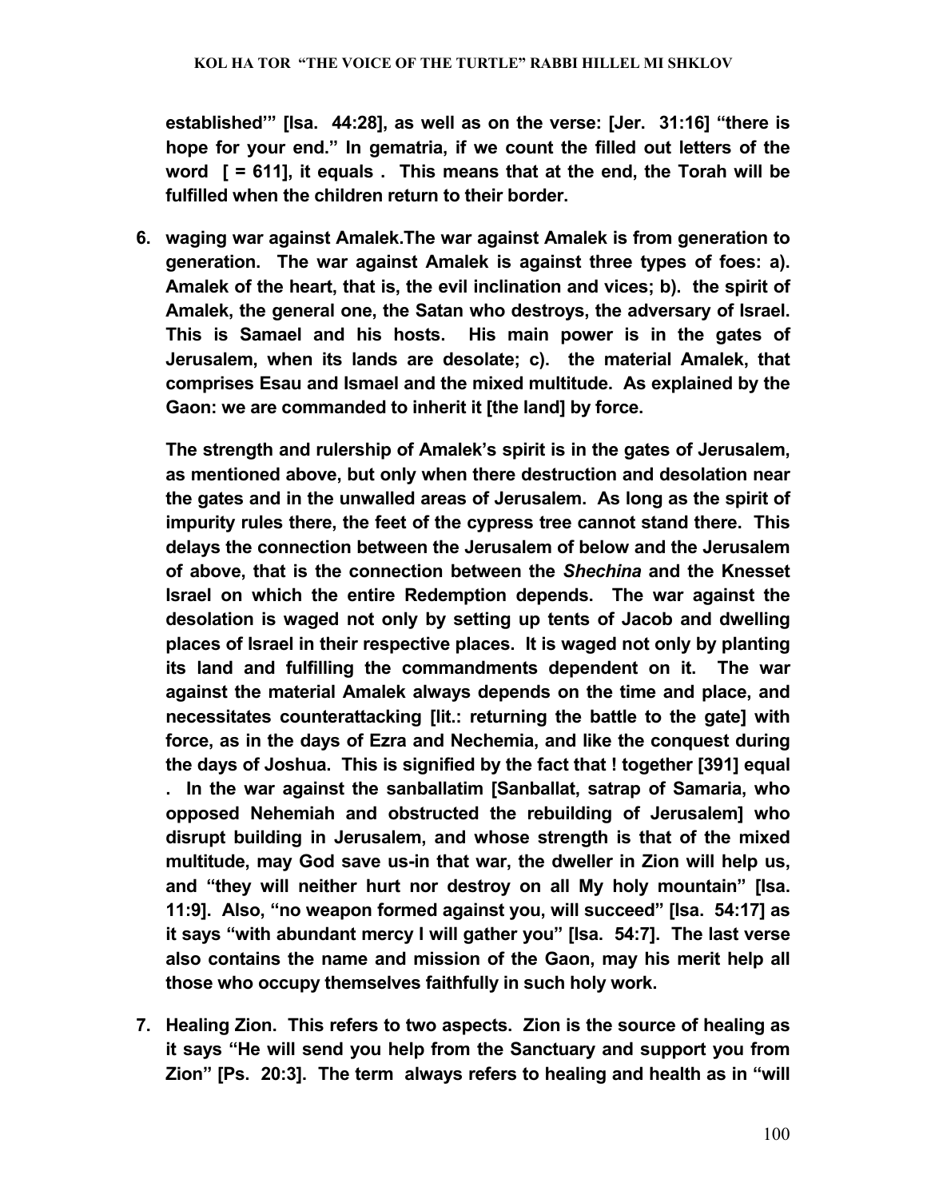**established'" [Isa. 44:28], as well as on the verse: [Jer. 31:16] "there is hope for your end." In gematria, if we count the filled out letters of the word [ = 611], it equals . This means that at the end, the Torah will be fulfilled when the children return to their border.**

6. **waging war against Amalek.The war against Amalek is from generation to generation. The war against Amalek is against three types of foes: a). Amalek of the heart, that is, the evil inclination and vices; b). the spirit of Amalek, the general one, the Satan who destroys, the adversary of Israel. This is Samael and his hosts. His main power is in the gates of Jerusalem, when its lands are desolate; c). the material Amalek, that comprises Esau and Ismael and the mixed multitude. As explained by the Gaon: we are commanded to inherit it [the land] by force.**

   **The strength and rulership of Amalek's spirit is in the gates of Jerusalem, as mentioned above, but only when there destruction and desolation near the gates and in the unwalled areas of Jerusalem. As long as the spirit of impurity rules there, the feet of the cypress tree cannot stand there. This delays the connection between the Jerusalem of below and the Jerusalem of above, that is the connection between the *Shechina* and the Knesset Israel on which the entire Redemption depends. The war against the desolation is waged not only by setting up tents of Jacob and dwelling places of Israel in their respective places. It is waged not only by planting its land and fulfilling the commandments dependent on it. The war against the material Amalek always depends on the time and place, and necessitates counterattacking [lit.: returning the battle to the gate] with force, as in the days of Ezra and Nechemia, and like the conquest during the days of Joshua. This is signified by the fact that ! together [391] equal . In the war against the sanballatim [Sanballat, satrap of Samaria, who opposed Nehemiah and obstructed the rebuilding of Jerusalem] who disrupt building in Jerusalem, and whose strength is that of the mixed multitude, may God save us-in that war, the dweller in Zion will help us, and "they will neither hurt nor destroy on all My holy mountain" [Isa. 11:9]. Also, "no weapon formed against you, will succeed" [Isa. 54:17] as it says "with abundant mercy I will gather you" [Isa. 54:7]. The last verse also contains the name and mission of the Gaon, may his merit help all those who occupy themselves faithfully in such holy work.**

7. **Healing Zion. This refers to two aspects. Zion is the source of healing as it says "He will send you help from the Sanctuary and support you from Zion" [Ps. 20:3]. The term always refers to healing and health as in "will**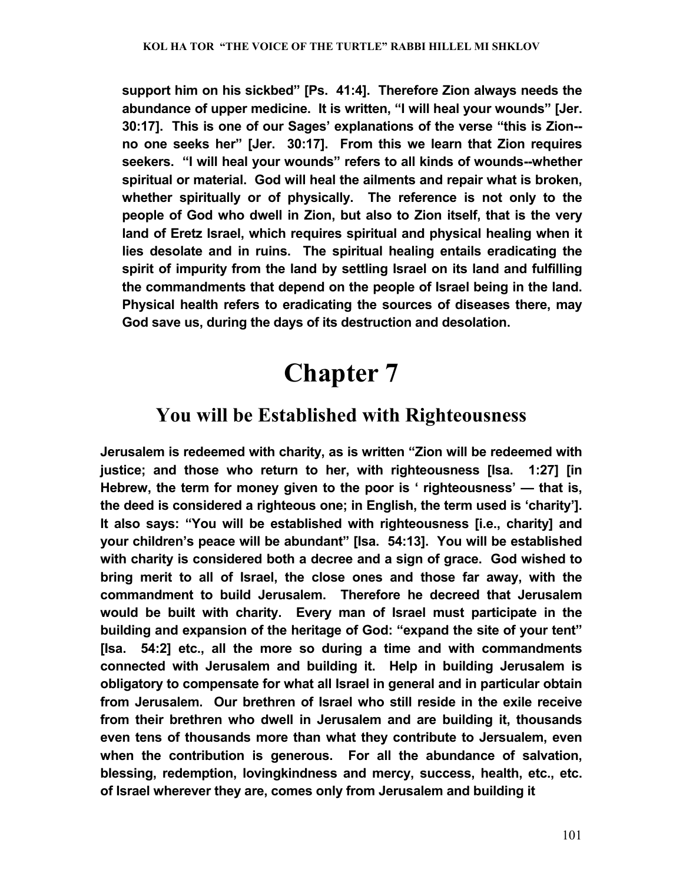**support him on his sickbed" [Ps. 41:4]. Therefore Zion always needs the abundance of upper medicine. It is written, "I will heal your wounds" [Jer. 30:17]. This is one of our Sages' explanations of the verse "this is Zion--no one seeks her" [Jer. 30:17]. From this we learn that Zion requires seekers. "I will heal your wounds" refers to all kinds of wounds--whether spiritual or material. God will heal the ailments and repair what is broken, whether spiritually or of physically. The reference is not only to the people of God who dwell in Zion, but also to Zion itself, that is the very land of Eretz Israel, which requires spiritual and physical healing when it lies desolate and in ruins. The spiritual healing entails eradicating the spirit of impurity from the land by settling Israel on its land and fulfilling the commandments that depend on the people of Israel being in the land. Physical health refers to eradicating the sources of diseases there, may God save us, during the days of its destruction and desolation.**

# Chapter 7

## You will be Established with Righteousness

**Jerusalem is redeemed with charity, as is written "Zion will be redeemed with justice; and those who return to her, with righteousness [Isa. 1:27] [in Hebrew, the term for money given to the poor is ' righteousness' — that is, the deed is considered a righteous one; in English, the term used is 'charity']. It also says: "You will be established with righteousness [i.e., charity] and your children's peace will be abundant" [Isa. 54:13]. You will be established with charity is considered both a decree and a sign of grace. God wished to bring merit to all of Israel, the close ones and those far away, with the commandment to build Jerusalem. Therefore he decreed that Jerusalem would be built with charity. Every man of Israel must participate in the building and expansion of the heritage of God: "expand the site of your tent" [Isa. 54:2] etc., all the more so during a time and with commandments connected with Jerusalem and building it. Help in building Jerusalem is obligatory to compensate for what all Israel in general and in particular obtain from Jerusalem. Our brethren of Israel who still reside in the exile receive from their brethren who dwell in Jerusalem and are building it, thousands even tens of thousands more than what they contribute to Jersualem, even when the contribution is generous. For all the abundance of salvation, blessing, redemption, lovingkindness and mercy, success, health, etc., etc. of Israel wherever they are, comes only from Jerusalem and building it**